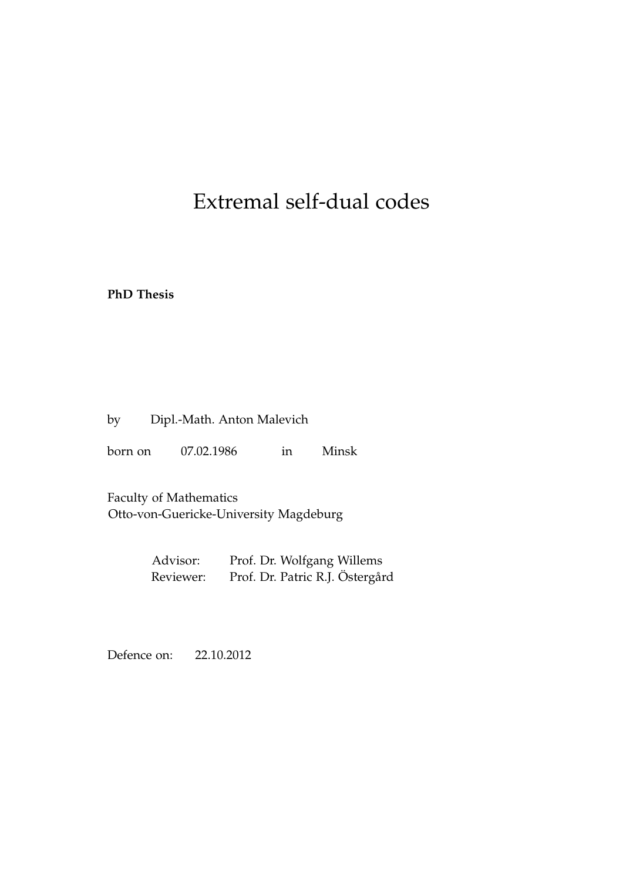# Extremal self-dual codes

**PhD Thesis**

by Dipl.-Math. Anton Malevich

born on 07.02.1986 in Minsk

Faculty of Mathematics
Otto-von-Guericke-University Magdeburg

Advisor: Prof. Dr. Wolfgang Willems
Reviewer: Prof. Dr. Patric R.J. Östergård

Defence on: 22.10.2012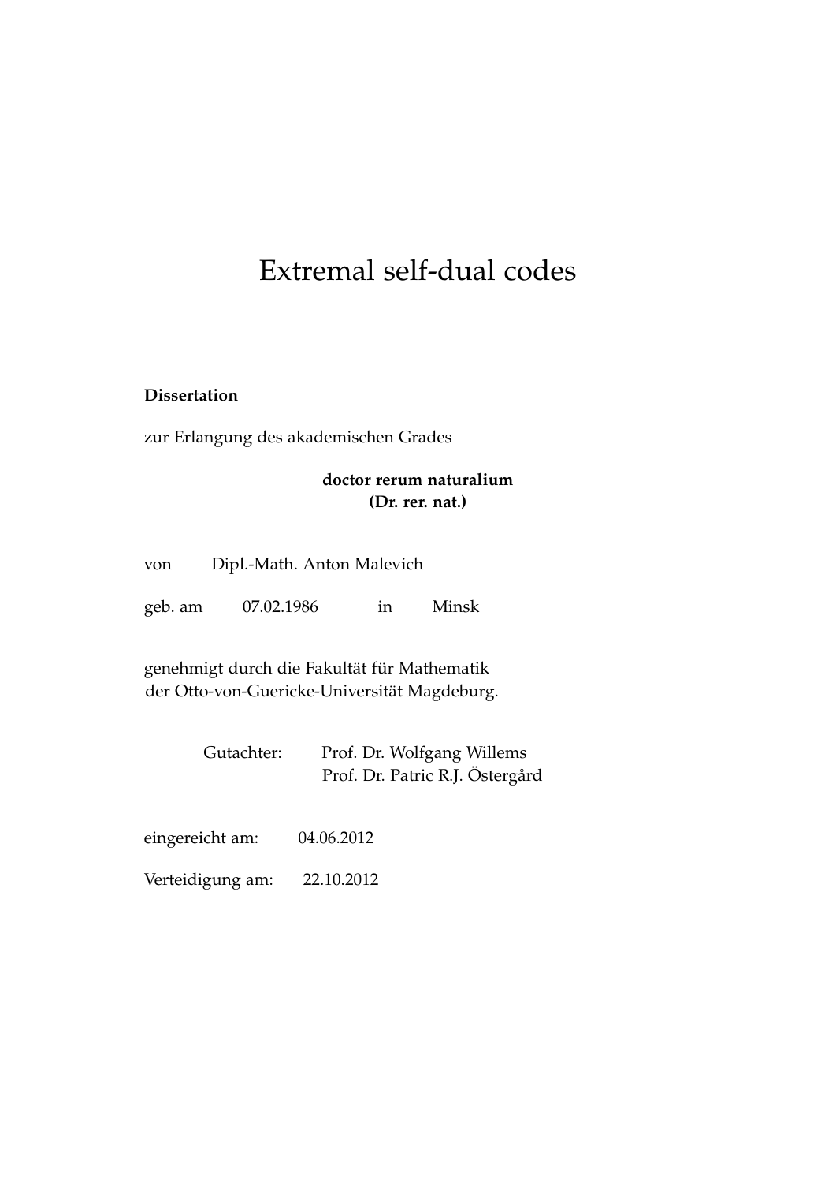# Extremal self-dual codes

**Dissertation**

zur Erlangung des akademischen Grades

**doctor rerum naturalium**
**(Dr. rer. nat.)**

von Dipl.-Math. Anton Malevich

geb. am 07.02.1986 in Minsk

genehmigt durch die Fakultät für Mathematik
der Otto-von-Guericke-Universität Magdeburg.

Gutachter: Prof. Dr. Wolfgang Willems
Prof. Dr. Patric R.J. Östergård

eingereicht am: 04.06.2012

Verteidigung am: 22.10.2012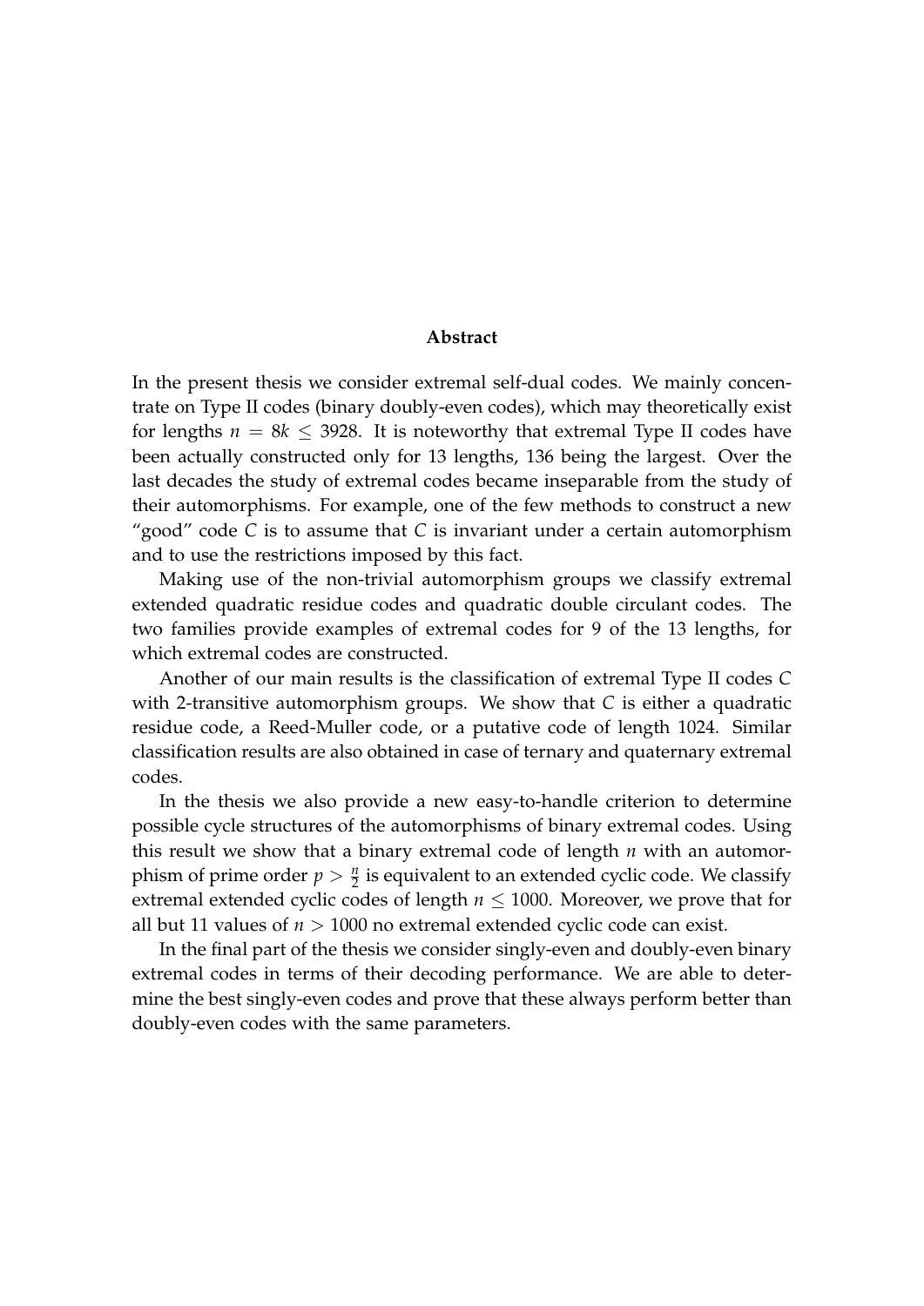## Abstract

In the present thesis we consider extremal self-dual codes. We mainly concentrate on Type II codes (binary doubly-even codes), which may theoretically exist for lengths $n = 8k \leq 3928$. It is noteworthy that extremal Type II codes have been actually constructed only for 13 lengths, 136 being the largest. Over the last decades the study of extremal codes became inseparable from the study of their automorphisms. For example, one of the few methods to construct a new "good" code $C$ is to assume that $C$ is invariant under a certain automorphism and to use the restrictions imposed by this fact.

Making use of the non-trivial automorphism groups we classify extremal extended quadratic residue codes and quadratic double circulant codes. The two families provide examples of extremal codes for 9 of the 13 lengths, for which extremal codes are constructed.

Another of our main results is the classification of extremal Type II codes $C$ with 2-transitive automorphism groups. We show that $C$ is either a quadratic residue code, a Reed-Muller code, or a putative code of length 1024. Similar classification results are also obtained in case of ternary and quaternary extremal codes.

In the thesis we also provide a new easy-to-handle criterion to determine possible cycle structures of the automorphisms of binary extremal codes. Using this result we show that a binary extremal code of length $n$ with an automorphism of prime order $p > \frac{n}{2}$ is equivalent to an extended cyclic code. We classify extremal extended cyclic codes of length $n \leq 1000$. Moreover, we prove that for all but 11 values of $n > 1000$ no extremal extended cyclic code can exist.

In the final part of the thesis we consider singly-even and doubly-even binary extremal codes in terms of their decoding performance. We are able to determine the best singly-even codes and prove that these always perform better than doubly-even codes with the same parameters.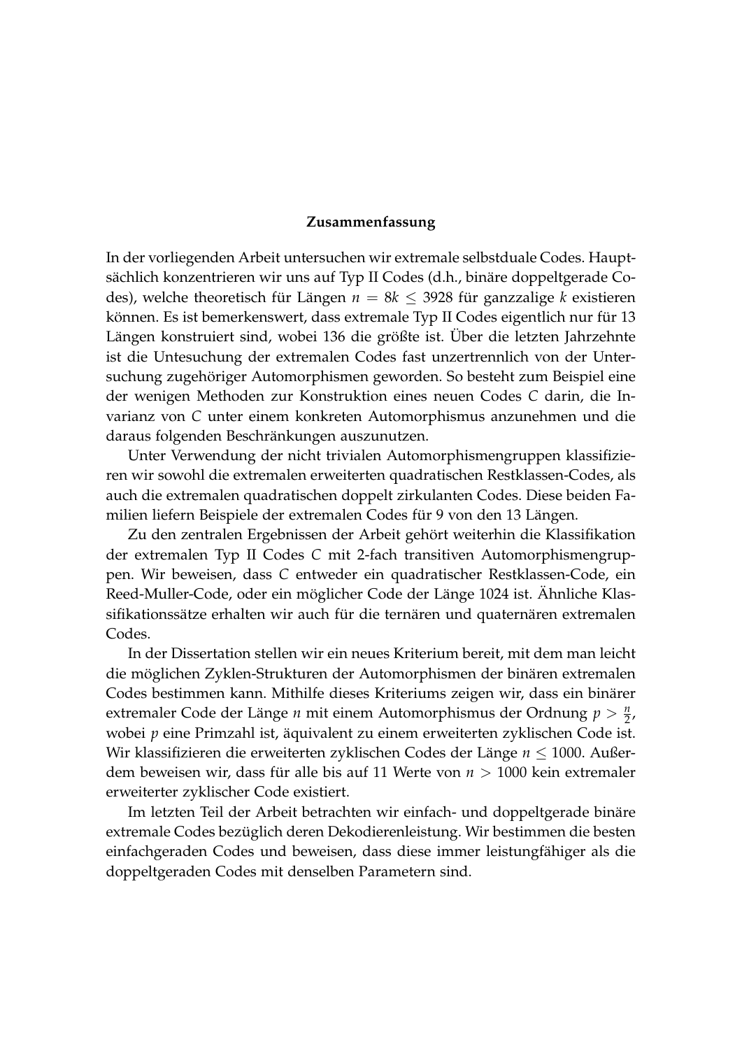## Zusammenfassung

In der vorliegenden Arbeit untersuchen wir extremale selbstduale Codes. Hauptsächlich konzentrieren wir uns auf Typ II Codes (d.h., binäre doppeltgerade Codes), welche theoretisch für Längen $n = 8k \leq 3928$ für ganzzalige $k$ existieren können. Es ist bemerkenswert, dass extremale Typ II Codes eigentlich nur für 13 Längen konstruiert sind, wobei 136 die größte ist. Über die letzten Jahrzehnte ist die Untesuchung der extremalen Codes fast unzertrennlich von der Untersuchung zugehöriger Automorphismen geworden. So besteht zum Beispiel eine der wenigen Methoden zur Konstruktion eines neuen Codes $C$ darin, die Invarianz von $C$ unter einem konkreten Automorphismus anzunehmen und die daraus folgenden Beschränkungen auszunutzen.

Unter Verwendung der nicht trivialen Automorphismengruppen klassifizieren wir sowohl die extremalen erweiterten quadratischen Restklassen-Codes, als auch die extremalen quadratischen doppelt zirkulanten Codes. Diese beiden Familien liefern Beispiele der extremalen Codes für 9 von den 13 Längen.

Zu den zentralen Ergebnissen der Arbeit gehört weiterhin die Klassifikation der extremalen Typ II Codes $C$ mit 2-fach transitiven Automorphismengruppen. Wir beweisen, dass $C$ entweder ein quadratischer Restklassen-Code, ein Reed-Muller-Code, oder ein möglicher Code der Länge 1024 ist. Ähnliche Klassifikationssätze erhalten wir auch für die ternären und quaternären extremalen Codes.

In der Dissertation stellen wir ein neues Kriterium bereit, mit dem man leicht die möglichen Zyklen-Strukturen der Automorphismen der binären extremalen Codes bestimmen kann. Mithilfe dieses Kriteriums zeigen wir, dass ein binärer extremaler Code der Länge $n$ mit einem Automorphismus der Ordnung $p > \frac{n}{2}$, wobei $p$ eine Primzahl ist, äquivalent zu einem erweiterten zyklischen Code ist. Wir klassifizieren die erweiterten zyklischen Codes der Länge $n \leq 1000$. Außerdem beweisen wir, dass für alle bis auf 11 Werte von $n > 1000$ kein extremaler erweiterter zyklischer Code existiert.

Im letzten Teil der Arbeit betrachten wir einfach- und doppeltgerade binäre extremale Codes bezüglich deren Dekodierenleistung. Wir bestimmen die besten einfachgeraden Codes und beweisen, dass diese immer leistungfähiger als die doppeltgeraden Codes mit denselben Parametern sind.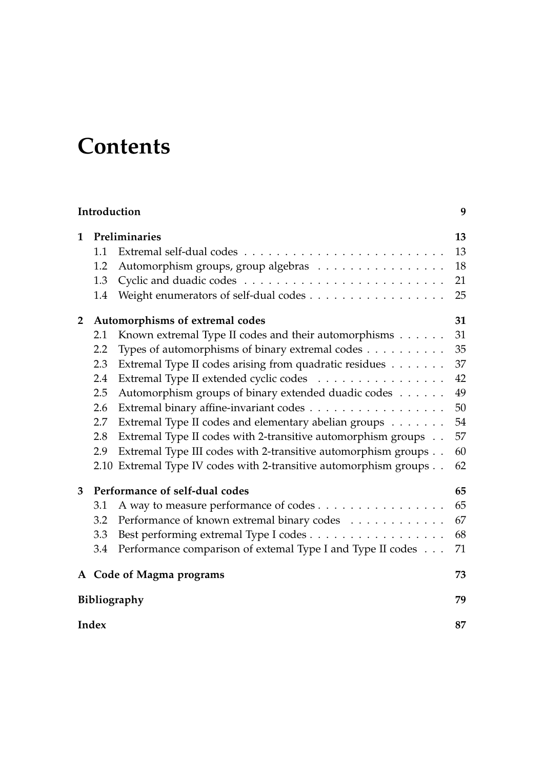# Contents

| | | |
|---|---|---|
| **Introduction** | | **9** |
| **1** | **Preliminaries** | **13** |
| 1.1 | Extremal self-dual codes | 13 |
| 1.2 | Automorphism groups, group algebras | 18 |
| 1.3 | Cyclic and duadic codes | 21 |
| 1.4 | Weight enumerators of self-dual codes | 25 |
| **2** | **Automorphisms of extremal codes** | **31** |
| 2.1 | Known extremal Type II codes and their automorphisms | 31 |
| 2.2 | Types of automorphisms of binary extremal codes | 35 |
| 2.3 | Extremal Type II codes arising from quadratic residues | 37 |
| 2.4 | Extremal Type II extended cyclic codes | 42 |
| 2.5 | Automorphism groups of binary extended duadic codes | 49 |
| 2.6 | Extremal binary affine-invariant codes | 50 |
| 2.7 | Extremal Type II codes and elementary abelian groups | 54 |
| 2.8 | Extremal Type II codes with 2-transitive automorphism groups | 57 |
| 2.9 | Extremal Type III codes with 2-transitive automorphism groups | 60 |
| 2.10 | Extremal Type IV codes with 2-transitive automorphism groups | 62 |
| **3** | **Performance of self-dual codes** | **65** |
| 3.1 | A way to measure performance of codes | 65 |
| 3.2 | Performance of known extremal binary codes | 67 |
| 3.3 | Best performing extremal Type I codes | 68 |
| 3.4 | Performance comparison of extemal Type I and Type II codes | 71 |
| **A** | **Code of Magma programs** | **73** |
| **Bibliography** | | **79** |
| **Index** | | **87** |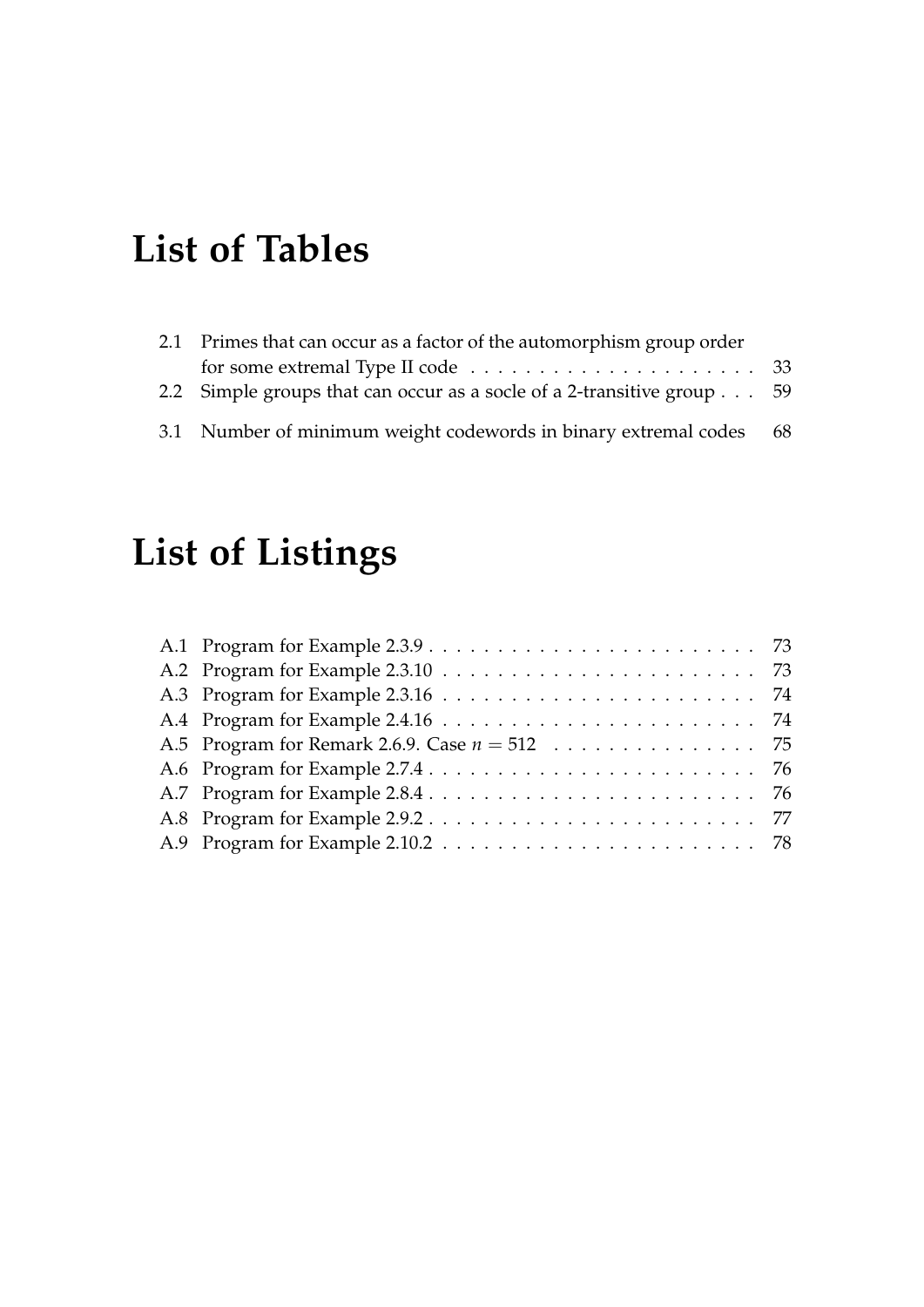# List of Tables

2.1 Primes that can occur as a factor of the automorphism group order for some extremal Type II code . . . . . . . . . . . . . . . . . . . . 33
2.2 Simple groups that can occur as a socle of a 2-transitive group . . . 59

3.1 Number of minimum weight codewords in binary extremal codes 68

# List of Listings

A.1 Program for Example 2.3.9 . . . . . . . . . . . . . . . . . . . . . . . . 73
A.2 Program for Example 2.3.10 . . . . . . . . . . . . . . . . . . . . . . . 73
A.3 Program for Example 2.3.16 . . . . . . . . . . . . . . . . . . . . . . . 74
A.4 Program for Example 2.4.16 . . . . . . . . . . . . . . . . . . . . . . . 74
A.5 Program for Remark 2.6.9. Case $n = 512$ . . . . . . . . . . . . . . . 75
A.6 Program for Example 2.7.4 . . . . . . . . . . . . . . . . . . . . . . . . 76
A.7 Program for Example 2.8.4 . . . . . . . . . . . . . . . . . . . . . . . . 76
A.8 Program for Example 2.9.2 . . . . . . . . . . . . . . . . . . . . . . . . 77
A.9 Program for Example 2.10.2 . . . . . . . . . . . . . . . . . . . . . . . 78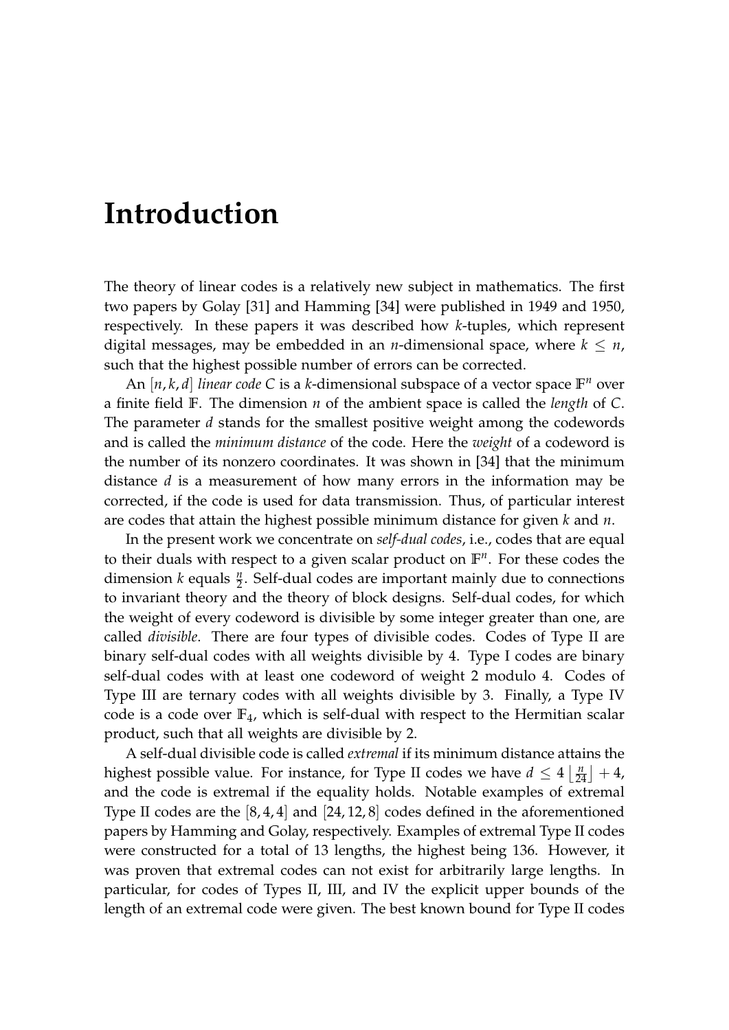# Introduction

The theory of linear codes is a relatively new subject in mathematics. The first two papers by Golay [31] and Hamming [34] were published in 1949 and 1950, respectively. In these papers it was described how $k$-tuples, which represent digital messages, may be embedded in an $n$-dimensional space, where $k \leq n$, such that the highest possible number of errors can be corrected.

An $[n, k, d]$ *linear code* $C$ is a $k$-dimensional subspace of a vector space $\mathbb{F}^n$ over a finite field $\mathbb{F}$. The dimension $n$ of the ambient space is called the *length* of $C$. The parameter $d$ stands for the smallest positive weight among the codewords and is called the *minimum distance* of the code. Here the *weight* of a codeword is the number of its nonzero coordinates. It was shown in [34] that the minimum distance $d$ is a measurement of how many errors in the information may be corrected, if the code is used for data transmission. Thus, of particular interest are codes that attain the highest possible minimum distance for given $k$ and $n$.

In the present work we concentrate on *self-dual codes*, i.e., codes that are equal to their duals with respect to a given scalar product on $\mathbb{F}^n$. For these codes the dimension $k$ equals $\frac{n}{2}$. Self-dual codes are important mainly due to connections to invariant theory and the theory of block designs. Self-dual codes, for which the weight of every codeword is divisible by some integer greater than one, are called *divisible*. There are four types of divisible codes. Codes of Type II are binary self-dual codes with all weights divisible by 4. Type I codes are binary self-dual codes with at least one codeword of weight 2 modulo 4. Codes of Type III are ternary codes with all weights divisible by 3. Finally, a Type IV code is a code over $\mathbb{F}_4$, which is self-dual with respect to the Hermitian scalar product, such that all weights are divisible by 2.

A self-dual divisible code is called *extremal* if its minimum distance attains the highest possible value. For instance, for Type II codes we have $d \leq 4\left\lfloor \frac{n}{24} \right\rfloor + 4$, and the code is extremal if the equality holds. Notable examples of extremal Type II codes are the $[8, 4, 4]$ and $[24, 12, 8]$ codes defined in the aforementioned papers by Hamming and Golay, respectively. Examples of extremal Type II codes were constructed for a total of 13 lengths, the highest being 136. However, it was proven that extremal codes can not exist for arbitrarily large lengths. In particular, for codes of Types II, III, and IV the explicit upper bounds of the length of an extremal code were given. The best known bound for Type II codes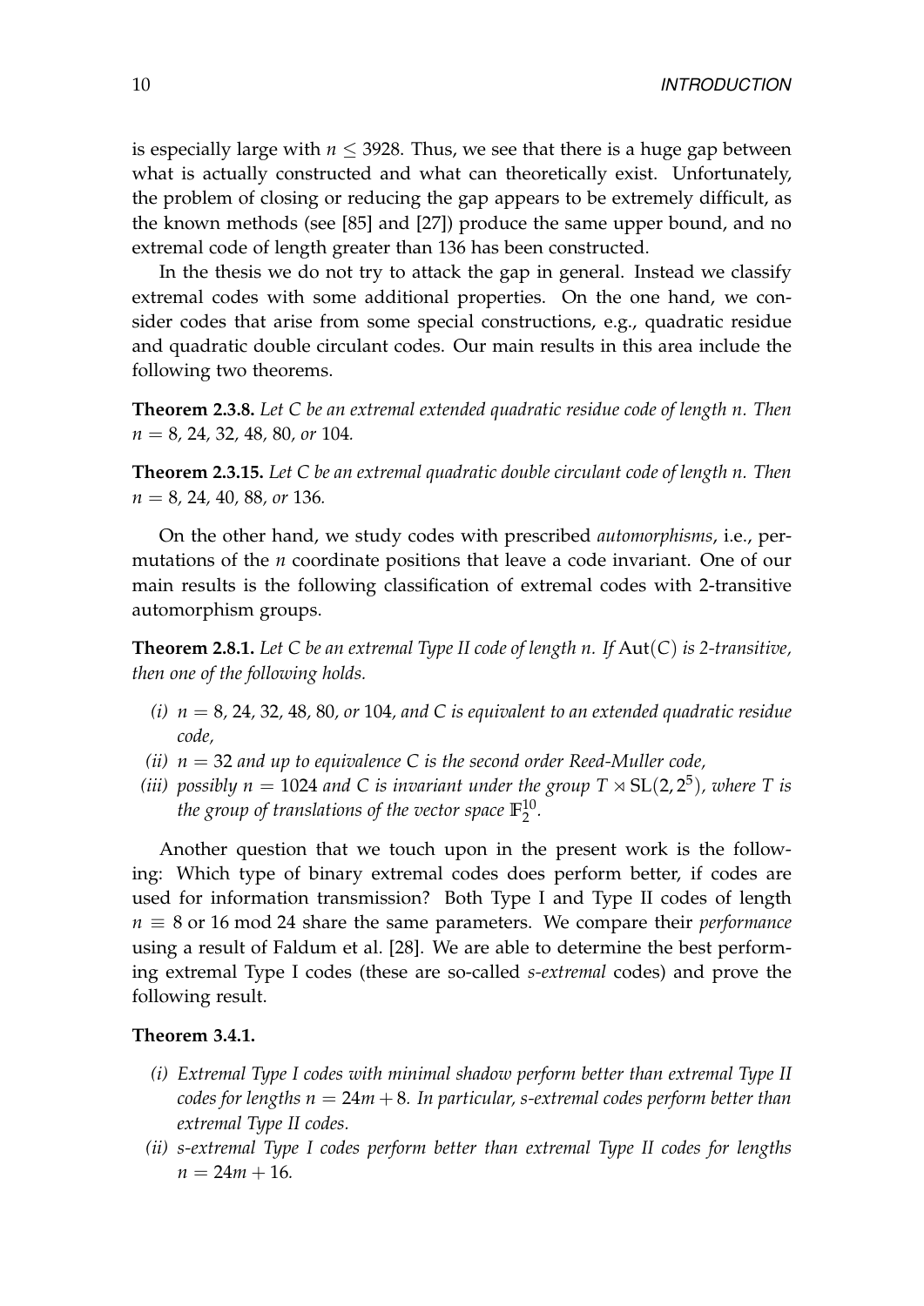is especially large with $n \leq 3928$. Thus, we see that there is a huge gap between what is actually constructed and what can theoretically exist. Unfortunately, the problem of closing or reducing the gap appears to be extremely difficult, as the known methods (see [85] and [27]) produce the same upper bound, and no extremal code of length greater than 136 has been constructed.

In the thesis we do not try to attack the gap in general. Instead we classify extremal codes with some additional properties. On the one hand, we consider codes that arise from some special constructions, e.g., quadratic residue and quadratic double circulant codes. Our main results in this area include the following two theorems.

**Theorem 2.3.8.** *Let $C$ be an extremal extended quadratic residue code of length $n$. Then $n = 8, 24, 32, 48, 80,$ or $104$.*

**Theorem 2.3.15.** *Let $C$ be an extremal quadratic double circulant code of length $n$. Then $n = 8, 24, 40, 88,$ or $136$.*

On the other hand, we study codes with prescribed *automorphisms*, i.e., permutations of the $n$ coordinate positions that leave a code invariant. One of our main results is the following classification of extremal codes with 2-transitive automorphism groups.

**Theorem 2.8.1.** *Let $C$ be an extremal Type II code of length $n$. If $\mathrm{Aut}(C)$ is 2-transitive, then one of the following holds.*

- *(i) $n = 8, 24, 32, 48, 80,$ or $104$, and $C$ is equivalent to an extended quadratic residue code,*
- *(ii) $n = 32$ and up to equivalence $C$ is the second order Reed-Muller code,*
- *(iii) possibly $n = 1024$ and $C$ is invariant under the group $T \rtimes \mathrm{SL}(2, 2^5)$, where $T$ is the group of translations of the vector space $\mathbb{F}_2^{10}$.*

Another question that we touch upon in the present work is the following: Which type of binary extremal codes does perform better, if codes are used for information transmission? Both Type I and Type II codes of length $n \equiv 8$ or $16 \bmod 24$ share the same parameters. We compare their *performance* using a result of Faldum et al. [28]. We are able to determine the best performing extremal Type I codes (these are so-called *s-extremal* codes) and prove the following result.

**Theorem 3.4.1.**

- *(i) Extremal Type I codes with minimal shadow perform better than extremal Type II codes for lengths $n = 24m + 8$. In particular, s-extremal codes perform better than extremal Type II codes.*
- *(ii) s-extremal Type I codes perform better than extremal Type II codes for lengths $n = 24m + 16$.*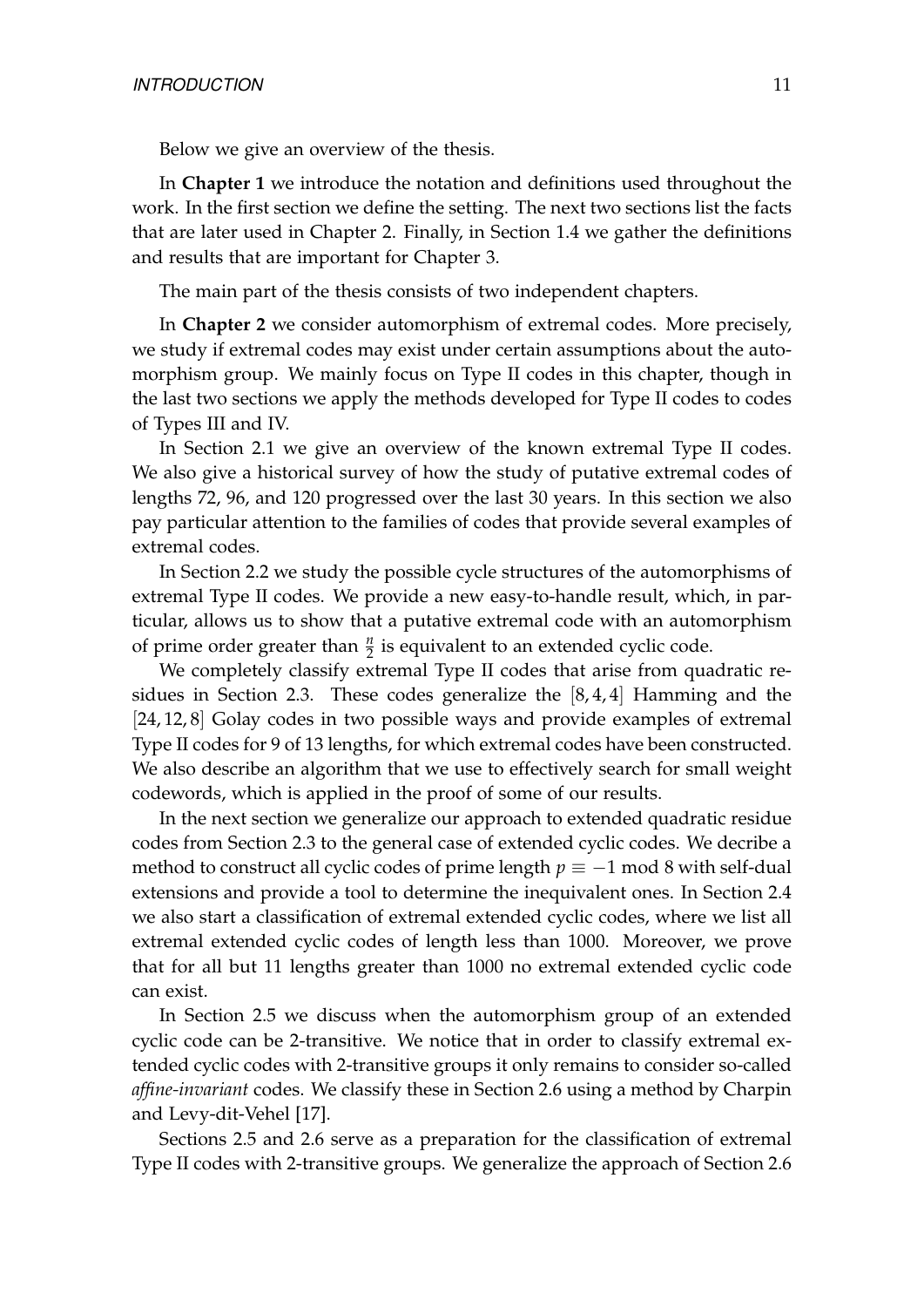Below we give an overview of the thesis.

In **Chapter 1** we introduce the notation and definitions used throughout the work. In the first section we define the setting. The next two sections list the facts that are later used in Chapter 2. Finally, in Section 1.4 we gather the definitions and results that are important for Chapter 3.

The main part of the thesis consists of two independent chapters.

In **Chapter 2** we consider automorphism of extremal codes. More precisely, we study if extremal codes may exist under certain assumptions about the automorphism group. We mainly focus on Type II codes in this chapter, though in the last two sections we apply the methods developed for Type II codes to codes of Types III and IV.

In Section 2.1 we give an overview of the known extremal Type II codes. We also give a historical survey of how the study of putative extremal codes of lengths 72, 96, and 120 progressed over the last 30 years. In this section we also pay particular attention to the families of codes that provide several examples of extremal codes.

In Section 2.2 we study the possible cycle structures of the automorphisms of extremal Type II codes. We provide a new easy-to-handle result, which, in particular, allows us to show that a putative extremal code with an automorphism of prime order greater than $\frac{n}{2}$ is equivalent to an extended cyclic code.

We completely classify extremal Type II codes that arise from quadratic residues in Section 2.3. These codes generalize the $[8, 4, 4]$ Hamming and the $[24, 12, 8]$ Golay codes in two possible ways and provide examples of extremal Type II codes for 9 of 13 lengths, for which extremal codes have been constructed. We also describe an algorithm that we use to effectively search for small weight codewords, which is applied in the proof of some of our results.

In the next section we generalize our approach to extended quadratic residue codes from Section 2.3 to the general case of extended cyclic codes. We decribe a method to construct all cyclic codes of prime length $p \equiv -1 \bmod 8$ with self-dual extensions and provide a tool to determine the inequivalent ones. In Section 2.4 we also start a classification of extremal extended cyclic codes, where we list all extremal extended cyclic codes of length less than 1000. Moreover, we prove that for all but 11 lengths greater than 1000 no extremal extended cyclic code can exist.

In Section 2.5 we discuss when the automorphism group of an extended cyclic code can be 2-transitive. We notice that in order to classify extremal extended cyclic codes with 2-transitive groups it only remains to consider so-called *affine-invariant* codes. We classify these in Section 2.6 using a method by Charpin and Levy-dit-Vehel [17].

Sections 2.5 and 2.6 serve as a preparation for the classification of extremal Type II codes with 2-transitive groups. We generalize the approach of Section 2.6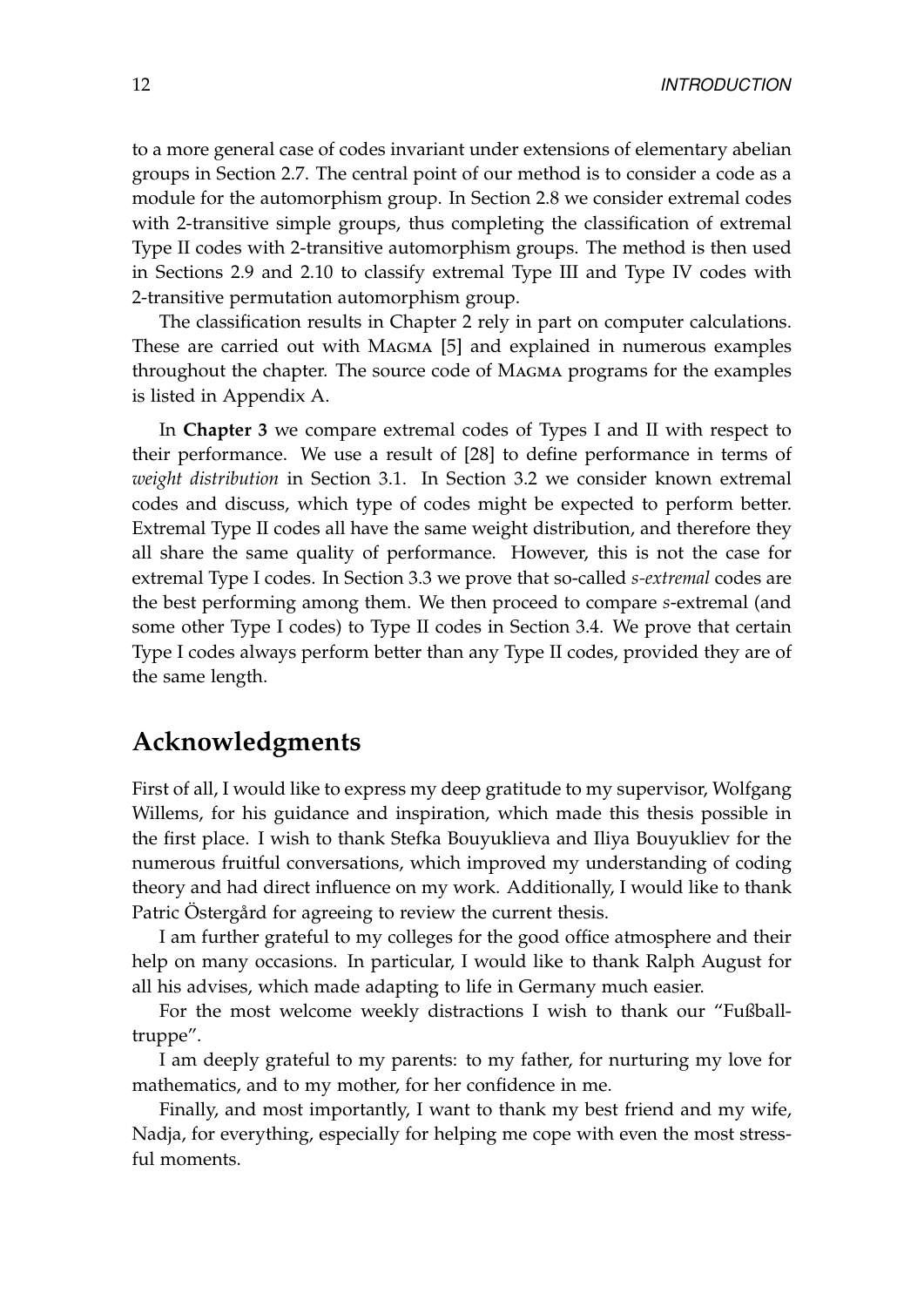to a more general case of codes invariant under extensions of elementary abelian groups in Section 2.7. The central point of our method is to consider a code as a module for the automorphism group. In Section 2.8 we consider extremal codes with 2-transitive simple groups, thus completing the classification of extremal Type II codes with 2-transitive automorphism groups. The method is then used in Sections 2.9 and 2.10 to classify extremal Type III and Type IV codes with 2-transitive permutation automorphism group.

The classification results in Chapter 2 rely in part on computer calculations. These are carried out with MAGMA [5] and explained in numerous examples throughout the chapter. The source code of MAGMA programs for the examples is listed in Appendix A.

In **Chapter 3** we compare extremal codes of Types I and II with respect to their performance. We use a result of [28] to define performance in terms of *weight distribution* in Section 3.1. In Section 3.2 we consider known extremal codes and discuss, which type of codes might be expected to perform better. Extremal Type II codes all have the same weight distribution, and therefore they all share the same quality of performance. However, this is not the case for extremal Type I codes. In Section 3.3 we prove that so-called *s-extremal* codes are the best performing among them. We then proceed to compare *s*-extremal (and some other Type I codes) to Type II codes in Section 3.4. We prove that certain Type I codes always perform better than any Type II codes, provided they are of the same length.

## Acknowledgments

First of all, I would like to express my deep gratitude to my supervisor, Wolfgang Willems, for his guidance and inspiration, which made this thesis possible in the first place. I wish to thank Stefka Bouyuklieva and Iliya Bouyukliev for the numerous fruitful conversations, which improved my understanding of coding theory and had direct influence on my work. Additionally, I would like to thank Patric Östergård for agreeing to review the current thesis.

I am further grateful to my colleges for the good office atmosphere and their help on many occasions. In particular, I would like to thank Ralph August for all his advises, which made adapting to life in Germany much easier.

For the most welcome weekly distractions I wish to thank our "Fußballtruppe".

I am deeply grateful to my parents: to my father, for nurturing my love for mathematics, and to my mother, for her confidence in me.

Finally, and most importantly, I want to thank my best friend and my wife, Nadja, for everything, especially for helping me cope with even the most stressful moments.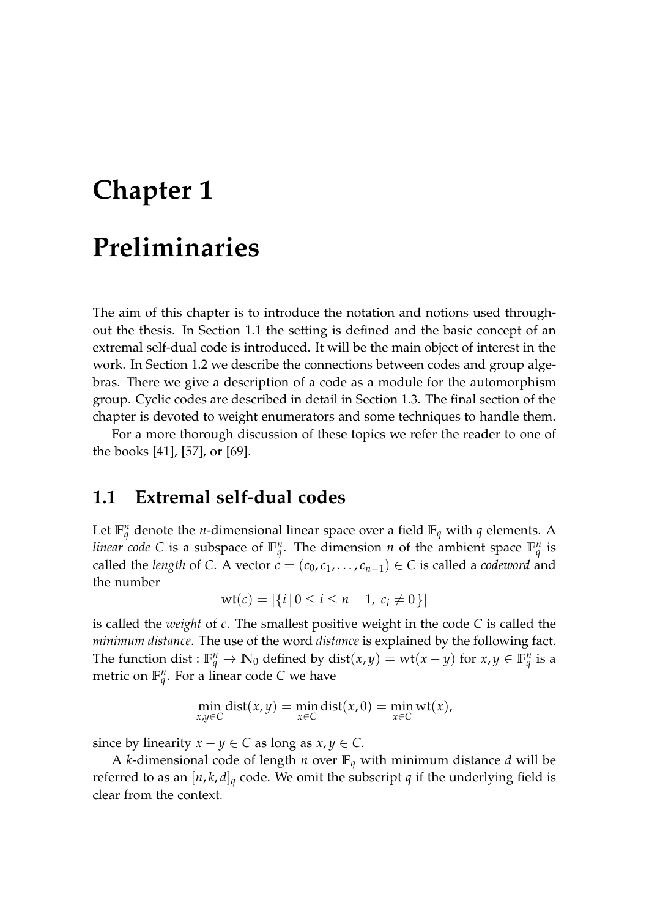# Chapter 1

# Preliminaries

The aim of this chapter is to introduce the notation and notions used throughout the thesis. In Section 1.1 the setting is defined and the basic concept of an extremal self-dual code is introduced. It will be the main object of interest in the work. In Section 1.2 we describe the connections between codes and group algebras. There we give a description of a code as a module for the automorphism group. Cyclic codes are described in detail in Section 1.3. The final section of the chapter is devoted to weight enumerators and some techniques to handle them.

For a more thorough discussion of these topics we refer the reader to one of the books [41], [57], or [69].

## 1.1 Extremal self-dual codes

Let $\mathbb{F}_q^n$ denote the $n$-dimensional linear space over a field $\mathbb{F}_q$ with $q$ elements. A *linear code* $C$ is a subspace of $\mathbb{F}_q^n$. The dimension $n$ of the ambient space $\mathbb{F}_q^n$ is called the *length* of $C$. A vector $c = (c_0, c_1, \ldots, c_{n-1}) \in C$ is called a *codeword* and the number

$$\mathrm{wt}(c) = |\{i \,|\, 0 \leq i \leq n-1,\ c_i \neq 0\}|$$

is called the *weight* of $c$. The smallest positive weight in the code $C$ is called the *minimum distance*. The use of the word *distance* is explained by the following fact. The function $\mathrm{dist} : \mathbb{F}_q^n \to \mathbb{N}_0$ defined by $\mathrm{dist}(x, y) = \mathrm{wt}(x - y)$ for $x, y \in \mathbb{F}_q^n$ is a metric on $\mathbb{F}_q^n$. For a linear code $C$ we have

$$\min_{x,y \in C} \mathrm{dist}(x, y) = \min_{x \in C} \mathrm{dist}(x, 0) = \min_{x \in C} \mathrm{wt}(x),$$

since by linearity $x - y \in C$ as long as $x, y \in C$.

A $k$-dimensional code of length $n$ over $\mathbb{F}_q$ with minimum distance $d$ will be referred to as an $[n, k, d]_q$ code. We omit the subscript $q$ if the underlying field is clear from the context.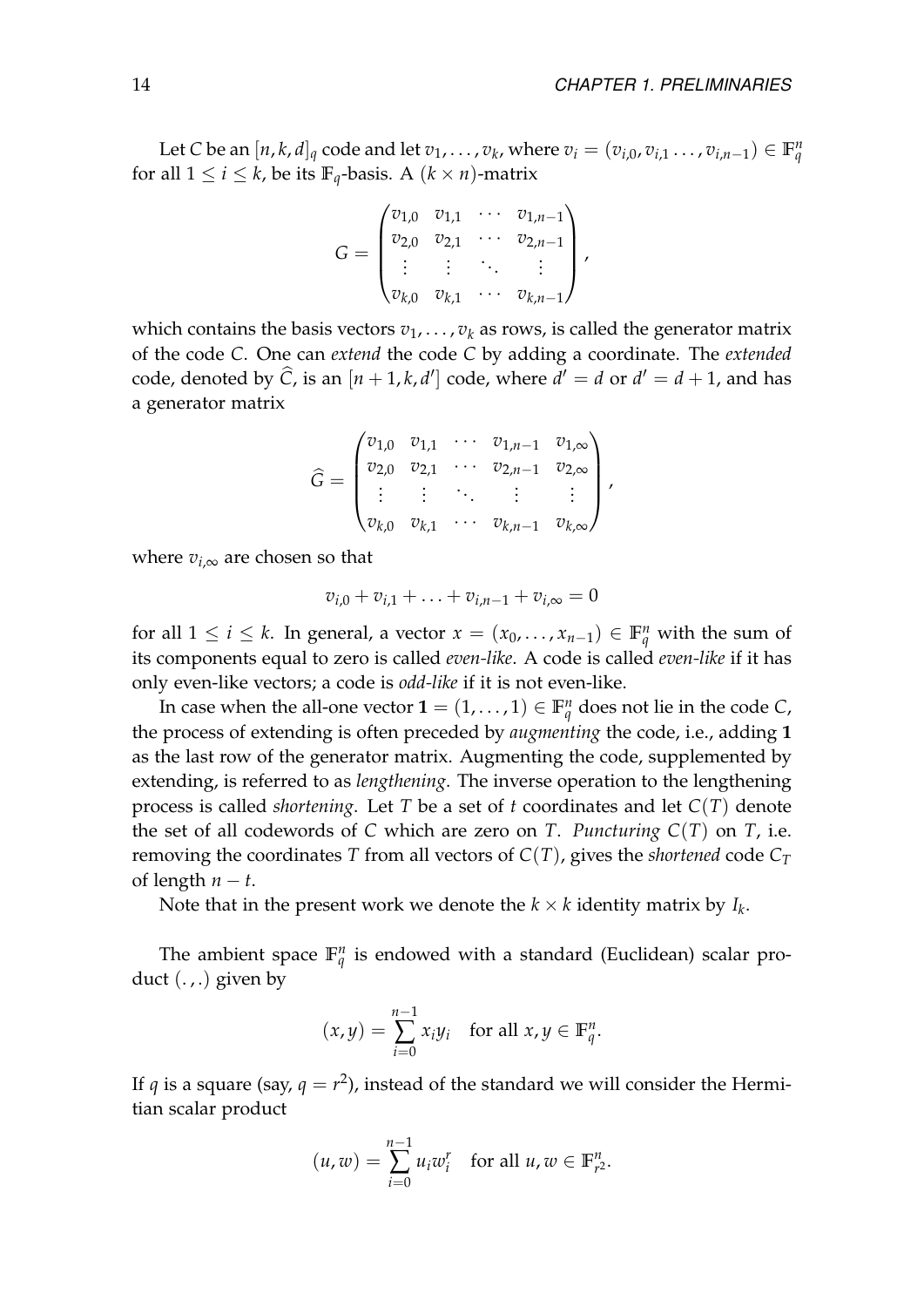Let $C$ be an $[n, k, d]_q$ code and let $v_1, \ldots, v_k$, where $v_i = (v_{i,0}, v_{i,1} \ldots, v_{i,n-1}) \in \mathbb{F}_q^n$ for all $1 \le i \le k$, be its $\mathbb{F}_q$-basis. A $(k \times n)$-matrix

$$G = \begin{pmatrix} v_{1,0} & v_{1,1} & \cdots & v_{1,n-1} \\ v_{2,0} & v_{2,1} & \cdots & v_{2,n-1} \\ \vdots & \vdots & \ddots & \vdots \\ v_{k,0} & v_{k,1} & \cdots & v_{k,n-1} \end{pmatrix},$$

which contains the basis vectors $v_1, \ldots, v_k$ as rows, is called the generator matrix of the code $C$. One can *extend* the code $C$ by adding a coordinate. The *extended* code, denoted by $\widehat{C}$, is an $[n+1, k, d']$ code, where $d' = d$ or $d' = d+1$, and has a generator matrix

$$\widehat{G} = \begin{pmatrix} v_{1,0} & v_{1,1} & \cdots & v_{1,n-1} & v_{1,\infty} \\ v_{2,0} & v_{2,1} & \cdots & v_{2,n-1} & v_{2,\infty} \\ \vdots & \vdots & \ddots & \vdots & \vdots \\ v_{k,0} & v_{k,1} & \cdots & v_{k,n-1} & v_{k,\infty} \end{pmatrix},$$

where $v_{i,\infty}$ are chosen so that

$$v_{i,0} + v_{i,1} + \ldots + v_{i,n-1} + v_{i,\infty} = 0$$

for all $1 \le i \le k$. In general, a vector $x = (x_0, \ldots, x_{n-1}) \in \mathbb{F}_q^n$ with the sum of its components equal to zero is called *even-like*. A code is called *even-like* if it has only even-like vectors; a code is *odd-like* if it is not even-like.

In case when the all-one vector $\mathbf{1} = (1, \ldots, 1) \in \mathbb{F}_q^n$ does not lie in the code $C$, the process of extending is often preceded by *augmenting* the code, i.e., adding $\mathbf{1}$ as the last row of the generator matrix. Augmenting the code, supplemented by extending, is referred to as *lengthening*. The inverse operation to the lengthening process is called *shortening*. Let $T$ be a set of $t$ coordinates and let $C(T)$ denote the set of all codewords of $C$ which are zero on $T$. *Puncturing* $C(T)$ on $T$, i.e. removing the coordinates $T$ from all vectors of $C(T)$, gives the *shortened* code $C_T$ of length $n - t$.

Note that in the present work we denote the $k \times k$ identity matrix by $I_k$.

The ambient space $\mathbb{F}_q^n$ is endowed with a standard (Euclidean) scalar product $(.,.)$ given by

$$(x, y) = \sum_{i=0}^{n-1} x_i y_i \quad \text{for all } x, y \in \mathbb{F}_q^n.$$

If $q$ is a square (say, $q = r^2$), instead of the standard we will consider the Hermitian scalar product

$$(u, w) = \sum_{i=0}^{n-1} u_i w_i^r \quad \text{for all } u, w \in \mathbb{F}_{r^2}^n.$$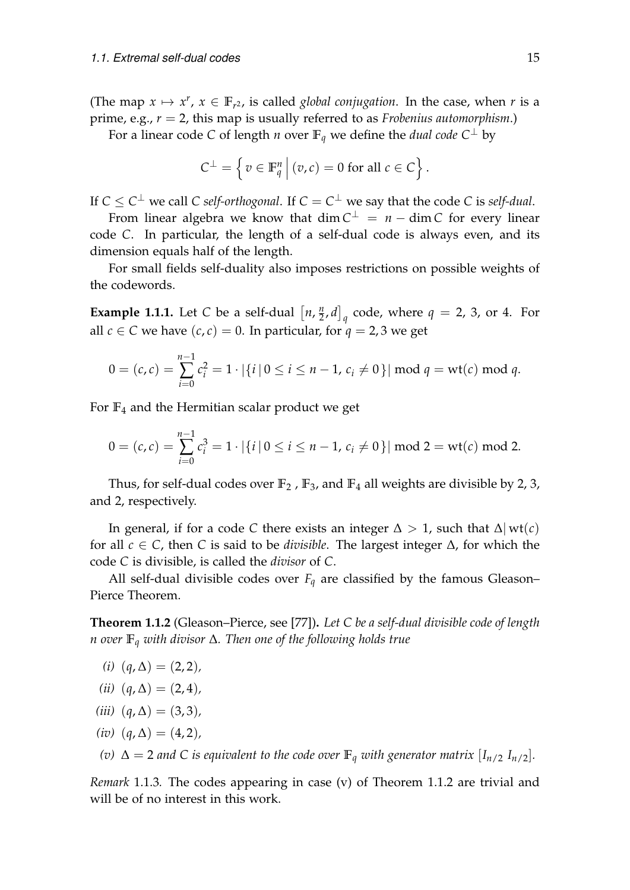(The map $x \mapsto x^r$, $x \in \mathbb{F}_{r^2}$, is called *global conjugation*. In the case, when $r$ is a prime, e.g., $r = 2$, this map is usually referred to as *Frobenius automorphism*.)

For a linear code $C$ of length $n$ over $\mathbb{F}_q$ we define the *dual code* $C^\perp$ by

$$C^\perp = \left\{ v \in \mathbb{F}_q^n \,\middle|\, (v, c) = 0 \text{ for all } c \in C \right\}.$$

If $C \leq C^\perp$ we call $C$ *self-orthogonal*. If $C = C^\perp$ we say that the code $C$ is *self-dual*.

From linear algebra we know that $\dim C^\perp = n - \dim C$ for every linear code $C$. In particular, the length of a self-dual code is always even, and its dimension equals half of the length.

For small fields self-duality also imposes restrictions on possible weights of the codewords.

**Example 1.1.1.** Let $C$ be a self-dual $\left[n, \frac{n}{2}, d\right]_q$ code, where $q = 2$, 3, or 4. For all $c \in C$ we have $(c, c) = 0$. In particular, for $q = 2, 3$ we get

$$0 = (c, c) = \sum_{i=0}^{n-1} c_i^2 = 1 \cdot |\{i \,|\, 0 \leq i \leq n-1,\, c_i \neq 0\}| \bmod q = \mathrm{wt}(c) \bmod q.$$

For $\mathbb{F}_4$ and the Hermitian scalar product we get

$$0 = (c, c) = \sum_{i=0}^{n-1} c_i^3 = 1 \cdot |\{i \,|\, 0 \leq i \leq n-1,\, c_i \neq 0\}| \bmod 2 = \mathrm{wt}(c) \bmod 2.$$

Thus, for self-dual codes over $\mathbb{F}_2$ , $\mathbb{F}_3$, and $\mathbb{F}_4$ all weights are divisible by 2, 3, and 2, respectively.

In general, if for a code $C$ there exists an integer $\Delta > 1$, such that $\Delta |\, \mathrm{wt}(c)$ for all $c \in C$, then $C$ is said to be *divisible*. The largest integer $\Delta$, for which the code $C$ is divisible, is called the *divisor* of $C$.

All self-dual divisible codes over $F_q$ are classified by the famous Gleason–Pierce Theorem.

**Theorem 1.1.2** (Gleason–Pierce, see [77])**.** *Let $C$ be a self-dual divisible code of length $n$ over $\mathbb{F}_q$ with divisor $\Delta$. Then one of the following holds true*

*(i)* $(q, \Delta) = (2, 2)$,

*(ii)* $(q, \Delta) = (2, 4)$,

*(iii)* $(q, \Delta) = (3, 3)$,

*(iv)* $(q, \Delta) = (4, 2)$,

*(v)* *$\Delta = 2$ and $C$ is equivalent to the code over $\mathbb{F}_q$ with generator matrix $[I_{n/2}\ I_{n/2}]$.*

*Remark* 1.1.3. The codes appearing in case (v) of Theorem 1.1.2 are trivial and will be of no interest in this work.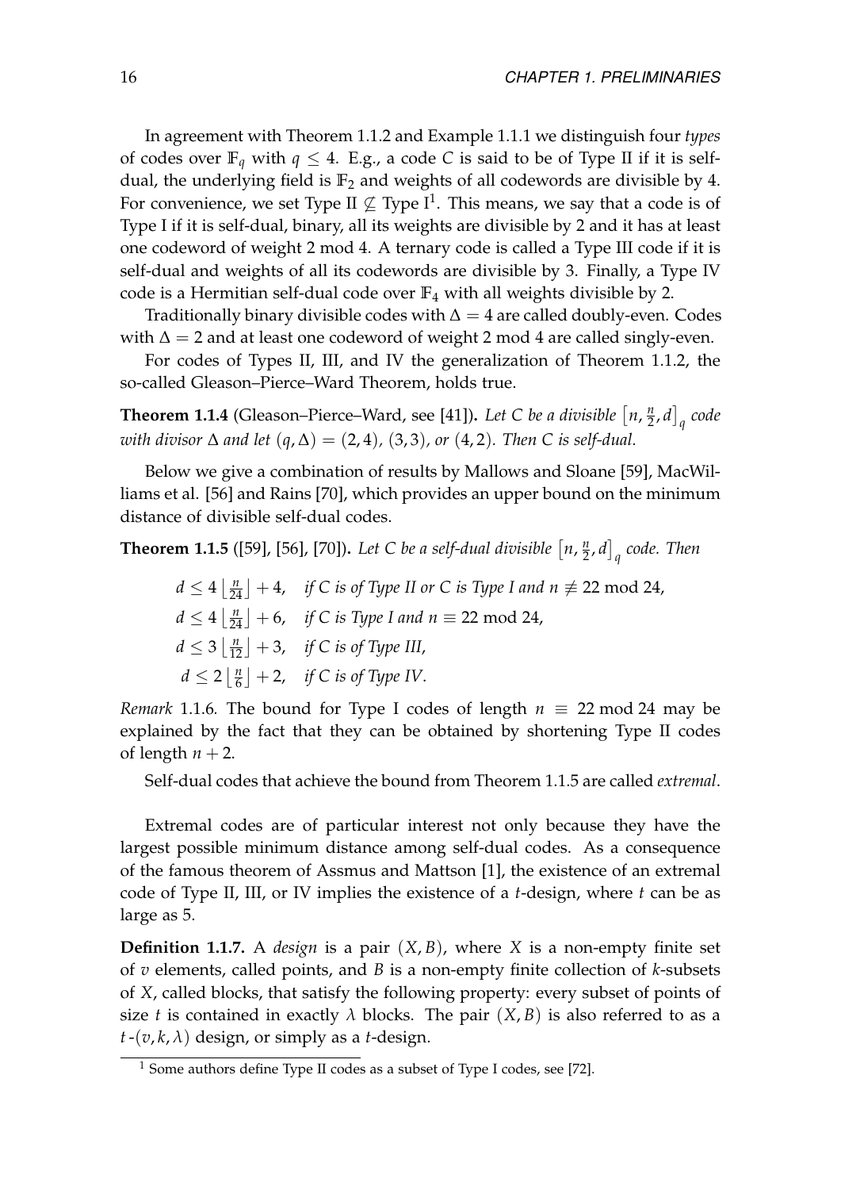In agreement with Theorem 1.1.2 and Example 1.1.1 we distinguish four *types* of codes over $\mathbb{F}_q$ with $q \leq 4$. E.g., a code $C$ is said to be of Type II if it is self-dual, the underlying field is $\mathbb{F}_2$ and weights of all codewords are divisible by 4. For convenience, we set Type II $\not\subseteq$ Type I[1]. This means, we say that a code is of Type I if it is self-dual, binary, all its weights are divisible by 2 and it has at least one codeword of weight 2 mod 4. A ternary code is called a Type III code if it is self-dual and weights of all its codewords are divisible by 3. Finally, a Type IV code is a Hermitian self-dual code over $\mathbb{F}_4$ with all weights divisible by 2.

Traditionally binary divisible codes with $\Delta = 4$ are called doubly-even. Codes with $\Delta = 2$ and at least one codeword of weight 2 mod 4 are called singly-even.

For codes of Types II, III, and IV the generalization of Theorem 1.1.2, the so-called Gleason–Pierce–Ward Theorem, holds true.

**Theorem 1.1.4** (Gleason–Pierce–Ward, see [41])**.** *Let $C$ be a divisible $\left[n, \frac{n}{2}, d\right]_q$ code with divisor $\Delta$ and let $(q, \Delta) = (2, 4)$, $(3, 3)$, or $(4, 2)$. Then $C$ is self-dual.*

Below we give a combination of results by Mallows and Sloane [59], MacWilliams et al. [56] and Rains [70], which provides an upper bound on the minimum distance of divisible self-dual codes.

**Theorem 1.1.5** ([59], [56], [70])**.** *Let $C$ be a self-dual divisible $\left[n, \frac{n}{2}, d\right]_q$ code. Then*

$$
\begin{aligned}
d &\leq 4\left\lfloor \tfrac{n}{24} \right\rfloor + 4, \quad \text{if } C \text{ is of Type II or } C \text{ is Type I and } n \not\equiv 22 \bmod 24,\\
d &\leq 4\left\lfloor \tfrac{n}{24} \right\rfloor + 6, \quad \text{if } C \text{ is Type I and } n \equiv 22 \bmod 24,\\
d &\leq 3\left\lfloor \tfrac{n}{12} \right\rfloor + 3, \quad \text{if } C \text{ is of Type III},\\
d &\leq 2\left\lfloor \tfrac{n}{6} \right\rfloor + 2, \quad \text{if } C \text{ is of Type IV}.
\end{aligned}
$$

*Remark* 1.1.6. The bound for Type I codes of length $n \equiv 22 \bmod 24$ may be explained by the fact that they can be obtained by shortening Type II codes of length $n + 2$.

Self-dual codes that achieve the bound from Theorem 1.1.5 are called *extremal*.

Extremal codes are of particular interest not only because they have the largest possible minimum distance among self-dual codes. As a consequence of the famous theorem of Assmus and Mattson [1], the existence of an extremal code of Type II, III, or IV implies the existence of a $t$-design, where $t$ can be as large as 5.

**Definition 1.1.7.** A *design* is a pair $(X, B)$, where $X$ is a non-empty finite set of $v$ elements, called points, and $B$ is a non-empty finite collection of $k$-subsets of $X$, called blocks, that satisfy the following property: every subset of points of size $t$ is contained in exactly $\lambda$ blocks. The pair $(X, B)$ is also referred to as a $t$-$(v, k, \lambda)$ design, or simply as a $t$-design.

[1] Some authors define Type II codes as a subset of Type I codes, see [72].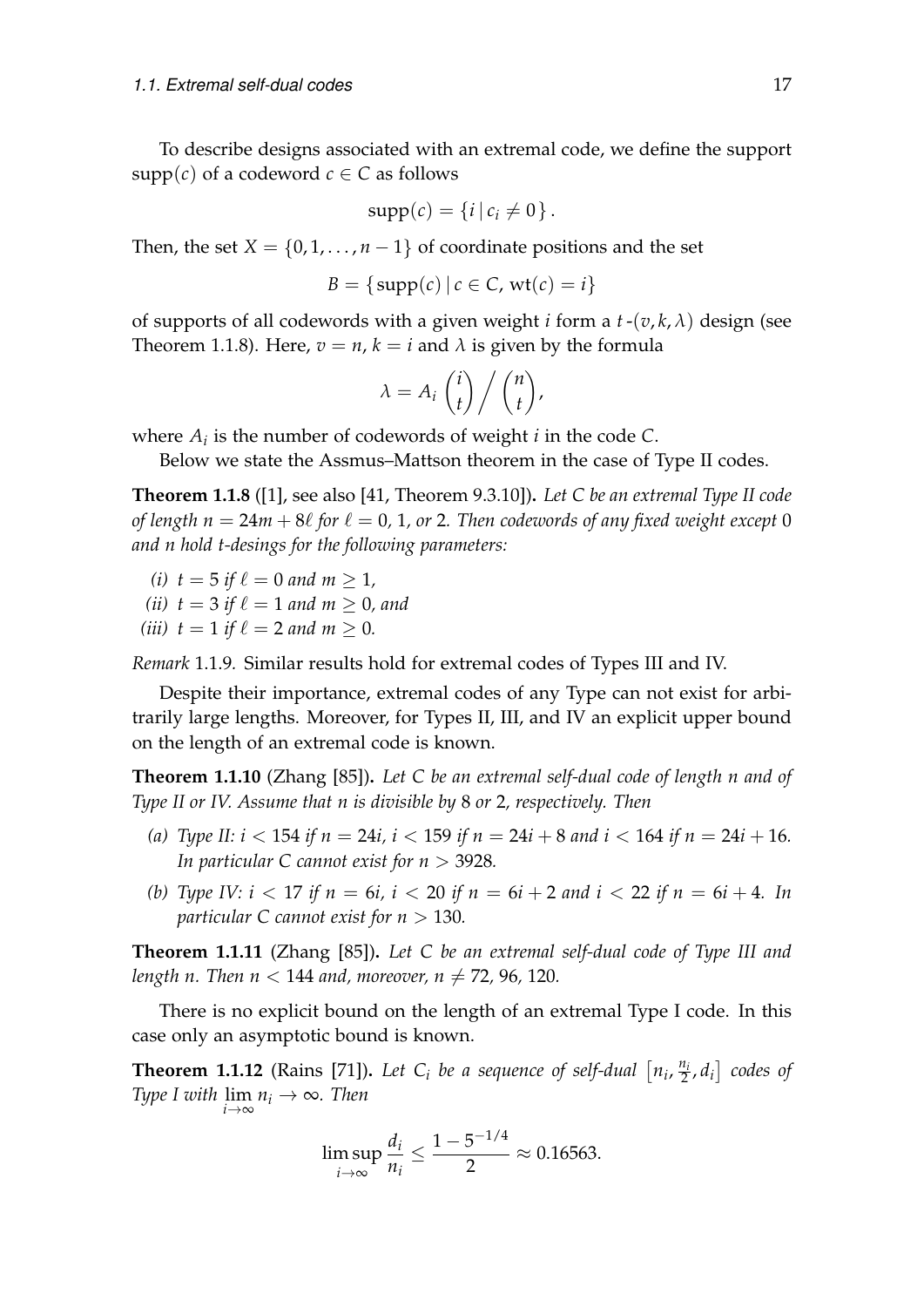To describe designs associated with an extremal code, we define the support $\mathrm{supp}(c)$ of a codeword $c \in C$ as follows

$$\mathrm{supp}(c) = \{ i \mid c_i \neq 0 \}.$$

Then, the set $X = \{0, 1, \ldots, n-1\}$ of coordinate positions and the set

$$B = \{ \mathrm{supp}(c) \mid c \in C, \mathrm{wt}(c) = i \}$$

of supports of all codewords with a given weight $i$ form a $t$-$(v, k, \lambda)$ design (see Theorem 1.1.8). Here, $v = n$, $k = i$ and $\lambda$ is given by the formula

$$\lambda = A_i \binom{i}{t} \Big/ \binom{n}{t},$$

where $A_i$ is the number of codewords of weight $i$ in the code $C$.

Below we state the Assmus–Mattson theorem in the case of Type II codes.

**Theorem 1.1.8** ([1], see also [41, Theorem 9.3.10])**.** *Let $C$ be an extremal Type II code of length $n = 24m + 8\ell$ for $\ell = 0$, 1, or 2. Then codewords of any fixed weight except 0 and $n$ hold $t$-desings for the following parameters:*

*(i) $t = 5$ if $\ell = 0$ and $m \geq 1$,*
*(ii) $t = 3$ if $\ell = 1$ and $m \geq 0$, and*
*(iii) $t = 1$ if $\ell = 2$ and $m \geq 0$.*

*Remark* 1.1.9. Similar results hold for extremal codes of Types III and IV.

Despite their importance, extremal codes of any Type can not exist for arbitrarily large lengths. Moreover, for Types II, III, and IV an explicit upper bound on the length of an extremal code is known.

**Theorem 1.1.10** (Zhang [85])**.** *Let $C$ be an extremal self-dual code of length $n$ and of Type II or IV. Assume that $n$ is divisible by 8 or 2, respectively. Then*

*(a) Type II: $i < 154$ if $n = 24i$, $i < 159$ if $n = 24i + 8$ and $i < 164$ if $n = 24i + 16$. In particular $C$ cannot exist for $n > 3928$.*

*(b) Type IV: $i < 17$ if $n = 6i$, $i < 20$ if $n = 6i + 2$ and $i < 22$ if $n = 6i + 4$. In particular $C$ cannot exist for $n > 130$.*

**Theorem 1.1.11** (Zhang [85])**.** *Let $C$ be an extremal self-dual code of Type III and length $n$. Then $n < 144$ and, moreover, $n \neq 72, 96, 120$.*

There is no explicit bound on the length of an extremal Type I code. In this case only an asymptotic bound is known.

**Theorem 1.1.12** (Rains [71])**.** *Let $C_i$ be a sequence of self-dual $\left[n_i, \frac{n_i}{2}, d_i\right]$ codes of Type I with $\lim\limits_{i\to\infty} n_i \to \infty$. Then*

$$\limsup_{i\to\infty} \frac{d_i}{n_i} \leq \frac{1 - 5^{-1/4}}{2} \approx 0.16563.$$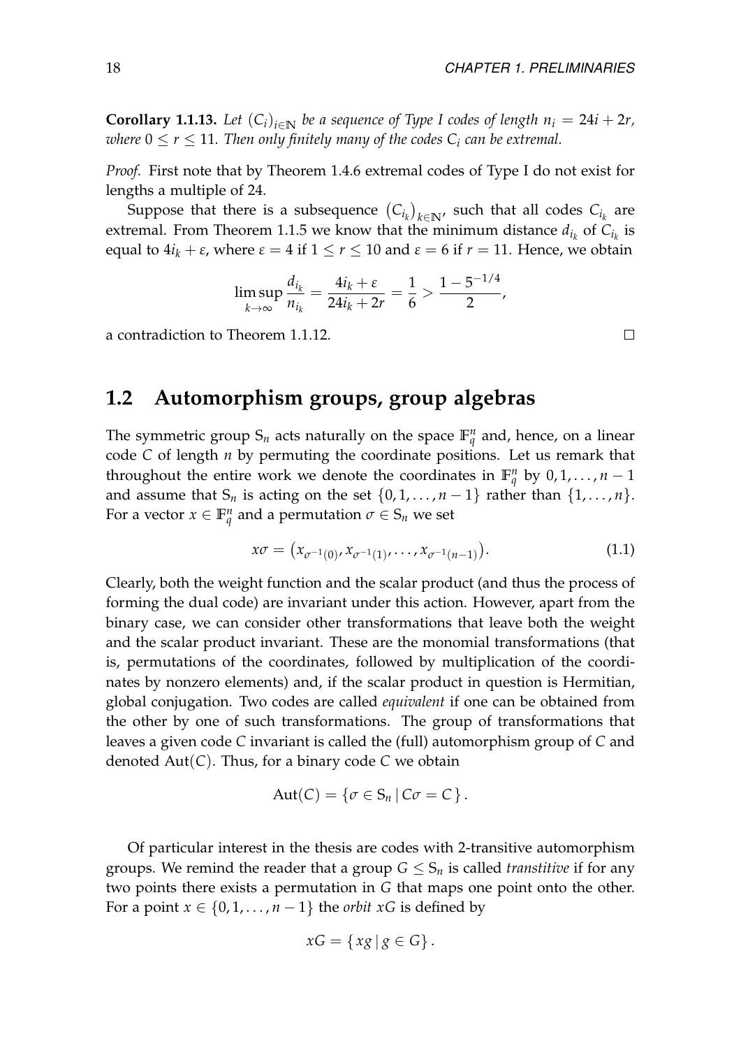**Corollary 1.1.13.** *Let $(C_i)_{i\in\mathbb{N}}$ be a sequence of Type I codes of length $n_i = 24i + 2r$, where $0 \le r \le 11$. Then only finitely many of the codes $C_i$ can be extremal.*

*Proof.* First note that by Theorem 1.4.6 extremal codes of Type I do not exist for lengths a multiple of 24.

Suppose that there is a subsequence $\left(C_{i_k}\right)_{k\in\mathbb{N}}$, such that all codes $C_{i_k}$ are extremal. From Theorem 1.1.5 we know that the minimum distance $d_{i_k}$ of $C_{i_k}$ is equal to $4i_k + \varepsilon$, where $\varepsilon = 4$ if $1 \le r \le 10$ and $\varepsilon = 6$ if $r = 11$. Hence, we obtain

$$\limsup_{k\to\infty} \frac{d_{i_k}}{n_{i_k}} = \frac{4i_k + \varepsilon}{24i_k + 2r} = \frac{1}{6} > \frac{1 - 5^{-1/4}}{2},$$

a contradiction to Theorem 1.1.12. □

## 1.2 Automorphism groups, group algebras

The symmetric group $S_n$ acts naturally on the space $\mathbb{F}_q^n$ and, hence, on a linear code $C$ of length $n$ by permuting the coordinate positions. Let us remark that throughout the entire work we denote the coordinates in $\mathbb{F}_q^n$ by $0, 1, \ldots, n-1$ and assume that $S_n$ is acting on the set $\{0, 1, \ldots, n-1\}$ rather than $\{1, \ldots, n\}$. For a vector $x \in \mathbb{F}_q^n$ and a permutation $\sigma \in S_n$ we set

$$x\sigma = \left(x_{\sigma^{-1}(0)}, x_{\sigma^{-1}(1)}, \ldots, x_{\sigma^{-1}(n-1)}\right). \tag{1.1}$$

Clearly, both the weight function and the scalar product (and thus the process of forming the dual code) are invariant under this action. However, apart from the binary case, we can consider other transformations that leave both the weight and the scalar product invariant. These are the monomial transformations (that is, permutations of the coordinates, followed by multiplication of the coordinates by nonzero elements) and, if the scalar product in question is Hermitian, global conjugation. Two codes are called *equivalent* if one can be obtained from the other by one of such transformations. The group of transformations that leaves a given code $C$ invariant is called the (full) automorphism group of $C$ and denoted $\mathrm{Aut}(C)$. Thus, for a binary code $C$ we obtain

$$\mathrm{Aut}(C) = \{\sigma \in S_n \mid C\sigma = C\}.$$

Of particular interest in the thesis are codes with 2-transitive automorphism groups. We remind the reader that a group $G \le S_n$ is called *transtitive* if for any two points there exists a permutation in $G$ that maps one point onto the other. For a point $x \in \{0, 1, \ldots, n-1\}$ the *orbit* $xG$ is defined by

$$xG = \{xg \mid g \in G\}.$$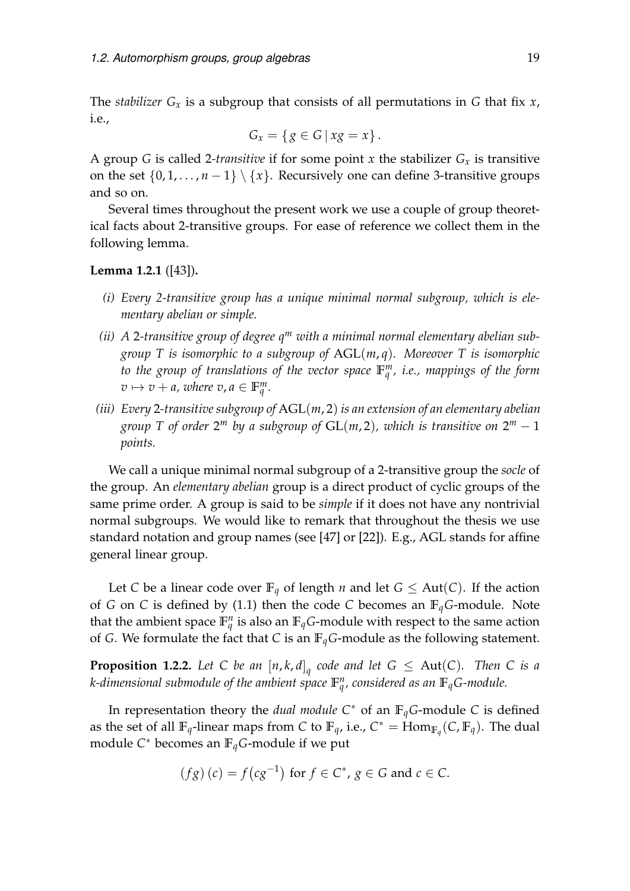The *stabilizer* $G_x$ is a subgroup that consists of all permutations in $G$ that fix $x$, i.e.,

$$G_x = \{ g \in G \mid xg = x \} .$$

A group $G$ is called 2-*transitive* if for some point $x$ the stabilizer $G_x$ is transitive on the set $\{0, 1, \ldots, n-1\} \setminus \{x\}$. Recursively one can define 3-transitive groups and so on.

Several times throughout the present work we use a couple of group theoretical facts about 2-transitive groups. For ease of reference we collect them in the following lemma.

**Lemma 1.2.1** ([43])**.**

*(i) Every 2-transitive group has a unique minimal normal subgroup, which is elementary abelian or simple.*

*(ii) A 2-transitive group of degree $q^m$ with a minimal normal elementary abelian subgroup $T$ is isomorphic to a subgroup of $\mathrm{AGL}(m, q)$. Moreover $T$ is isomorphic to the group of translations of the vector space $\mathbb{F}_q^m$, i.e., mappings of the form $v \mapsto v + a$, where $v, a \in \mathbb{F}_q^m$.*

*(iii) Every 2-transitive subgroup of $\mathrm{AGL}(m, 2)$ is an extension of an elementary abelian group $T$ of order $2^m$ by a subgroup of $\mathrm{GL}(m, 2)$, which is transitive on $2^m - 1$ points.*

We call a unique minimal normal subgroup of a 2-transitive group the *socle* of the group. An *elementary abelian* group is a direct product of cyclic groups of the same prime order. A group is said to be *simple* if it does not have any nontrivial normal subgroups. We would like to remark that throughout the thesis we use standard notation and group names (see [47] or [22]). E.g., AGL stands for affine general linear group.

Let $C$ be a linear code over $\mathbb{F}_q$ of length $n$ and let $G \leq \mathrm{Aut}(C)$. If the action of $G$ on $C$ is defined by (1.1) then the code $C$ becomes an $\mathbb{F}_q G$-module. Note that the ambient space $\mathbb{F}_q^n$ is also an $\mathbb{F}_q G$-module with respect to the same action of $G$. We formulate the fact that $C$ is an $\mathbb{F}_q G$-module as the following statement.

**Proposition 1.2.2.** *Let $C$ be an $[n, k, d]_q$ code and let $G \leq \mathrm{Aut}(C)$. Then $C$ is a $k$-dimensional submodule of the ambient space $\mathbb{F}_q^n$, considered as an $\mathbb{F}_q G$-module.*

In representation theory the *dual module* $C^*$ of an $\mathbb{F}_q G$-module $C$ is defined as the set of all $\mathbb{F}_q$-linear maps from $C$ to $\mathbb{F}_q$, i.e., $C^* = \mathrm{Hom}_{\mathbb{F}_q}(C, \mathbb{F}_q)$. The dual module $C^*$ becomes an $\mathbb{F}_q G$-module if we put

$$(fg)(c) = f\left(cg^{-1}\right) \text{ for } f \in C^*,\ g \in G \text{ and } c \in C.$$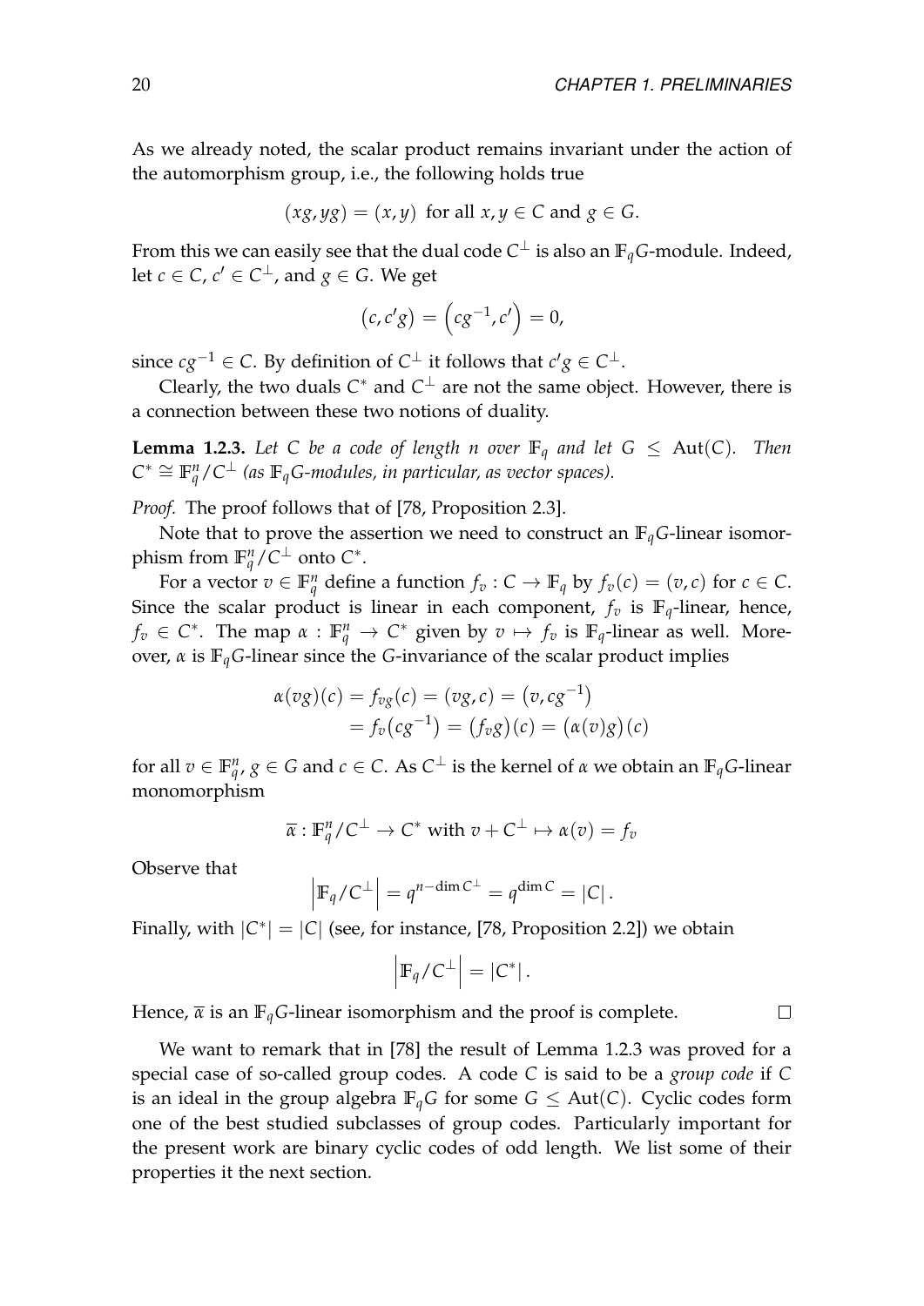As we already noted, the scalar product remains invariant under the action of the automorphism group, i.e., the following holds true

$$(xg, yg) = (x, y) \text{ for all } x, y \in C \text{ and } g \in G.$$

From this we can easily see that the dual code $C^{\perp}$ is also an $\mathbb{F}_q G$-module. Indeed, let $c \in C$, $c' \in C^{\perp}$, and $g \in G$. We get

$$(c, c'g) = \left(cg^{-1}, c'\right) = 0,$$

since $cg^{-1} \in C$. By definition of $C^{\perp}$ it follows that $c'g \in C^{\perp}$.

Clearly, the two duals $C^*$ and $C^{\perp}$ are not the same object. However, there is a connection between these two notions of duality.

**Lemma 1.2.3.** *Let $C$ be a code of length $n$ over $\mathbb{F}_q$ and let $G \leq \mathrm{Aut}(C)$. Then $C^* \cong \mathbb{F}_q^n / C^{\perp}$ (as $\mathbb{F}_q G$-modules, in particular, as vector spaces).*

*Proof.* The proof follows that of [78, Proposition 2.3].

Note that to prove the assertion we need to construct an $\mathbb{F}_q G$-linear isomorphism from $\mathbb{F}_q^n / C^{\perp}$ onto $C^*$.

For a vector $v \in \mathbb{F}_q^n$ define a function $f_v : C \to \mathbb{F}_q$ by $f_v(c) = (v, c)$ for $c \in C$. Since the scalar product is linear in each component, $f_v$ is $\mathbb{F}_q$-linear, hence, $f_v \in C^*$. The map $\alpha : \mathbb{F}_q^n \to C^*$ given by $v \mapsto f_v$ is $\mathbb{F}_q$-linear as well. Moreover, $\alpha$ is $\mathbb{F}_q G$-linear since the $G$-invariance of the scalar product implies

$$\begin{aligned} \alpha(vg)(c) &= f_{vg}(c) = (vg, c) = \left(v, cg^{-1}\right) \\ &= f_v\left(cg^{-1}\right) = \left(f_v g\right)(c) = \left(\alpha(v)g\right)(c) \end{aligned}$$

for all $v \in \mathbb{F}_q^n$, $g \in G$ and $c \in C$. As $C^{\perp}$ is the kernel of $\alpha$ we obtain an $\mathbb{F}_q G$-linear monomorphism

$$\overline{\alpha} : \mathbb{F}_q^n / C^{\perp} \to C^* \text{ with } v + C^{\perp} \mapsto \alpha(v) = f_v$$

Observe that

$$\left|\mathbb{F}_q / C^{\perp}\right| = q^{n - \dim C^{\perp}} = q^{\dim C} = |C|.$$

Finally, with $|C^*| = |C|$ (see, for instance, [78, Proposition 2.2]) we obtain

$$\left|\mathbb{F}_q / C^{\perp}\right| = |C^*|.$$

Hence, $\overline{\alpha}$ is an $\mathbb{F}_q G$-linear isomorphism and the proof is complete. $\square$

We want to remark that in [78] the result of Lemma 1.2.3 was proved for a special case of so-called group codes. A code $C$ is said to be a *group code* if $C$ is an ideal in the group algebra $\mathbb{F}_q G$ for some $G \leq \mathrm{Aut}(C)$. Cyclic codes form one of the best studied subclasses of group codes. Particularly important for the present work are binary cyclic codes of odd length. We list some of their properties it the next section.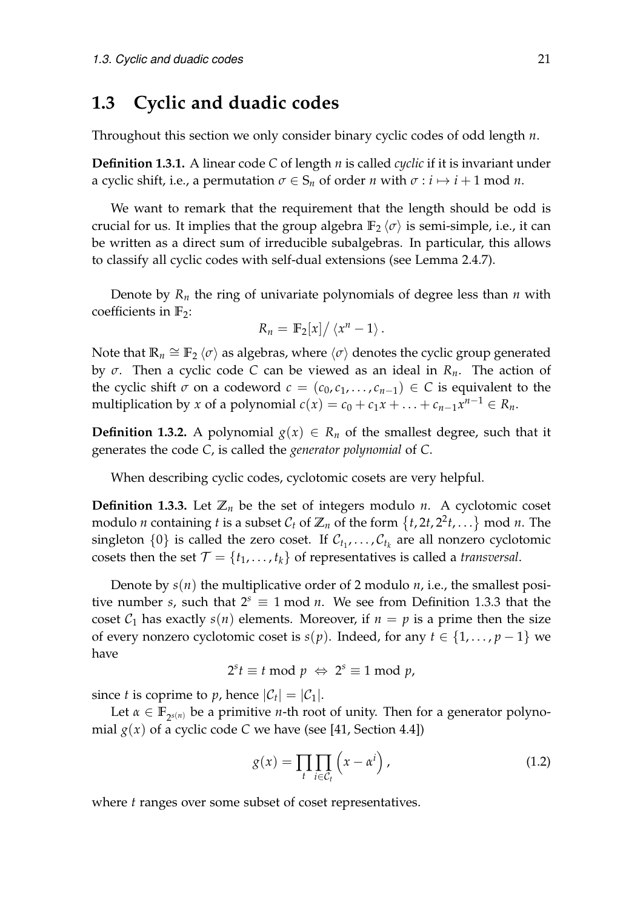## 1.3 Cyclic and duadic codes

Throughout this section we only consider binary cyclic codes of odd length $n$.

**Definition 1.3.1.** A linear code $C$ of length $n$ is called *cyclic* if it is invariant under a cyclic shift, i.e., a permutation $\sigma \in S_n$ of order $n$ with $\sigma : i \mapsto i + 1 \bmod n$.

We want to remark that the requirement that the length should be odd is crucial for us. It implies that the group algebra $\mathbb{F}_2 \langle \sigma \rangle$ is semi-simple, i.e., it can be written as a direct sum of irreducible subalgebras. In particular, this allows to classify all cyclic codes with self-dual extensions (see Lemma 2.4.7).

Denote by $R_n$ the ring of univariate polynomials of degree less than $n$ with coefficients in $\mathbb{F}_2$:

$$R_n = \mathbb{F}_2[x] / \langle x^n - 1 \rangle .$$

Note that $\mathbb{R}_n \cong \mathbb{F}_2 \langle \sigma \rangle$ as algebras, where $\langle \sigma \rangle$ denotes the cyclic group generated by $\sigma$. Then a cyclic code $C$ can be viewed as an ideal in $R_n$. The action of the cyclic shift $\sigma$ on a codeword $c = (c_0, c_1, \ldots, c_{n-1}) \in C$ is equivalent to the multiplication by $x$ of a polynomial $c(x) = c_0 + c_1 x + \ldots + c_{n-1} x^{n-1} \in R_n$.

**Definition 1.3.2.** A polynomial $g(x) \in R_n$ of the smallest degree, such that it generates the code $C$, is called the *generator polynomial* of $C$.

When describing cyclic codes, cyclotomic cosets are very helpful.

**Definition 1.3.3.** Let $\mathbb{Z}_n$ be the set of integers modulo $n$. A cyclotomic coset modulo $n$ containing $t$ is a subset $\mathcal{C}_t$ of $\mathbb{Z}_n$ of the form $\{t, 2t, 2^2 t, \ldots\} \bmod n$. The singleton $\{0\}$ is called the zero coset. If $\mathcal{C}_{t_1}, \ldots, \mathcal{C}_{t_k}$ are all nonzero cyclotomic cosets then the set $\mathcal{T} = \{t_1, \ldots, t_k\}$ of representatives is called a *transversal*.

Denote by $s(n)$ the multiplicative order of 2 modulo $n$, i.e., the smallest positive number $s$, such that $2^s \equiv 1 \bmod n$. We see from Definition 1.3.3 that the coset $\mathcal{C}_1$ has exactly $s(n)$ elements. Moreover, if $n = p$ is a prime then the size of every nonzero cyclotomic coset is $s(p)$. Indeed, for any $t \in \{1, \ldots, p-1\}$ we have

$$2^s t \equiv t \bmod p \iff 2^s \equiv 1 \bmod p,$$

since $t$ is coprime to $p$, hence $|\mathcal{C}_t| = |\mathcal{C}_1|$.

Let $\alpha \in \mathbb{F}_{2^{s(n)}}$ be a primitive $n$-th root of unity. Then for a generator polynomial $g(x)$ of a cyclic code $C$ we have (see [41, Section 4.4])

$$g(x) = \prod_t \prod_{i \in \mathcal{C}_t} \left( x - \alpha^i \right), \tag{1.2}$$

where $t$ ranges over some subset of coset representatives.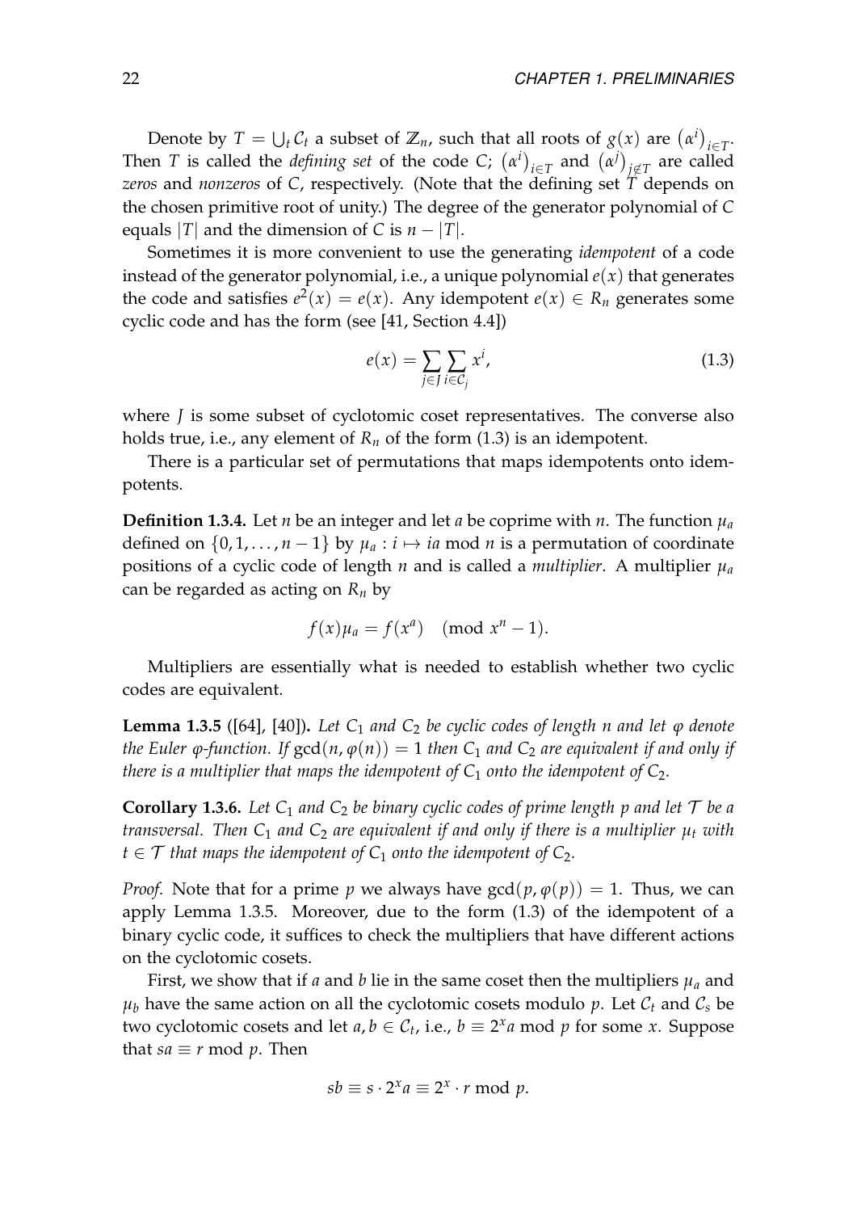Denote by $T = \bigcup_t \mathcal{C}_t$ a subset of $\mathbb{Z}_n$, such that all roots of $g(x)$ are $\left(\alpha^i\right)_{i \in T}$. Then $T$ is called the *defining set* of the code $C$; $\left(\alpha^i\right)_{i \in T}$ and $\left(\alpha^j\right)_{j \notin T}$ are called *zeros* and *nonzeros* of $C$, respectively. (Note that the defining set $T$ depends on the chosen primitive root of unity.) The degree of the generator polynomial of $C$ equals $|T|$ and the dimension of $C$ is $n - |T|$.

Sometimes it is more convenient to use the generating *idempotent* of a code instead of the generator polynomial, i.e., a unique polynomial $e(x)$ that generates the code and satisfies $e^2(x) = e(x)$. Any idempotent $e(x) \in R_n$ generates some cyclic code and has the form (see [41, Section 4.4])

$$e(x) = \sum_{j \in J} \sum_{i \in \mathcal{C}_j} x^i, \tag{1.3}$$

where $J$ is some subset of cyclotomic coset representatives. The converse also holds true, i.e., any element of $R_n$ of the form (1.3) is an idempotent.

There is a particular set of permutations that maps idempotents onto idempotents.

**Definition 1.3.4.** Let $n$ be an integer and let $a$ be coprime with $n$. The function $\mu_a$ defined on $\{0, 1, \ldots, n-1\}$ by $\mu_a : i \mapsto ia \bmod n$ is a permutation of coordinate positions of a cyclic code of length $n$ and is called a *multiplier*. A multiplier $\mu_a$ can be regarded as acting on $R_n$ by

$$f(x)\mu_a = f(x^a) \pmod{x^n - 1}.$$

Multipliers are essentially what is needed to establish whether two cyclic codes are equivalent.

**Lemma 1.3.5** ([64], [40]). *Let $C_1$ and $C_2$ be cyclic codes of length $n$ and let $\varphi$ denote the Euler $\varphi$-function. If $\gcd(n, \varphi(n)) = 1$ then $C_1$ and $C_2$ are equivalent if and only if there is a multiplier that maps the idempotent of $C_1$ onto the idempotent of $C_2$.*

**Corollary 1.3.6.** *Let $C_1$ and $C_2$ be binary cyclic codes of prime length $p$ and let $\mathcal{T}$ be a transversal. Then $C_1$ and $C_2$ are equivalent if and only if there is a multiplier $\mu_t$ with $t \in \mathcal{T}$ that maps the idempotent of $C_1$ onto the idempotent of $C_2$.*

*Proof.* Note that for a prime $p$ we always have $\gcd(p, \varphi(p)) = 1$. Thus, we can apply Lemma 1.3.5. Moreover, due to the form (1.3) of the idempotent of a binary cyclic code, it suffices to check the multipliers that have different actions on the cyclotomic cosets.

First, we show that if $a$ and $b$ lie in the same coset then the multipliers $\mu_a$ and $\mu_b$ have the same action on all the cyclotomic cosets modulo $p$. Let $\mathcal{C}_t$ and $\mathcal{C}_s$ be two cyclotomic cosets and let $a, b \in \mathcal{C}_t$, i.e., $b \equiv 2^x a \bmod p$ for some $x$. Suppose that $sa \equiv r \bmod p$. Then

$$sb \equiv s \cdot 2^x a \equiv 2^x \cdot r \bmod p.$$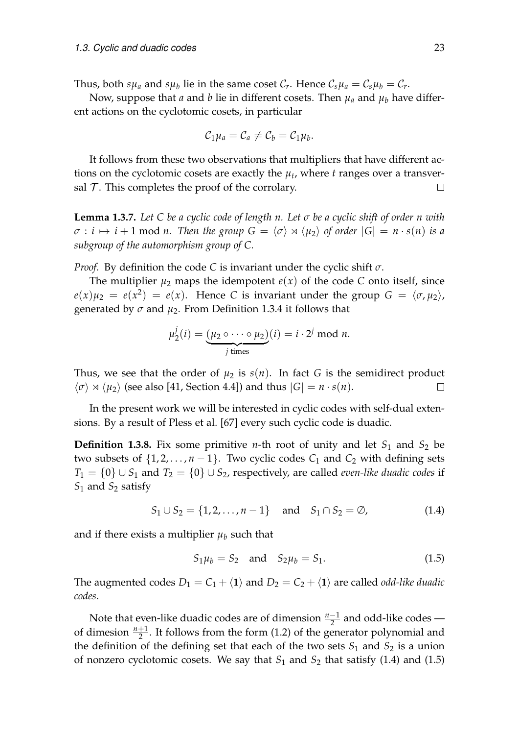Thus, both $s\mu_a$ and $s\mu_b$ lie in the same coset $\mathcal{C}_r$. Hence $\mathcal{C}_s\mu_a = \mathcal{C}_s\mu_b = \mathcal{C}_r$.

Now, suppose that $a$ and $b$ lie in different cosets. Then $\mu_a$ and $\mu_b$ have different actions on the cyclotomic cosets, in particular

$$\mathcal{C}_1\mu_a = \mathcal{C}_a \neq \mathcal{C}_b = \mathcal{C}_1\mu_b.$$

It follows from these two observations that multipliers that have different actions on the cyclotomic cosets are exactly the $\mu_t$, where $t$ ranges over a transversal $\mathcal{T}$. This completes the proof of the corrolary. □

**Lemma 1.3.7.** *Let $C$ be a cyclic code of length $n$. Let $\sigma$ be a cyclic shift of order $n$ with $\sigma : i \mapsto i+1 \bmod n$. Then the group $G = \langle\sigma\rangle \rtimes \langle\mu_2\rangle$ of order $|G| = n \cdot s(n)$ is a subgroup of the automorphism group of $C$.*

*Proof.* By definition the code $C$ is invariant under the cyclic shift $\sigma$.

The multiplier $\mu_2$ maps the idempotent $e(x)$ of the code $C$ onto itself, since $e(x)\mu_2 = e(x^2) = e(x)$. Hence $C$ is invariant under the group $G = \langle\sigma, \mu_2\rangle$, generated by $\sigma$ and $\mu_2$. From Definition 1.3.4 it follows that

$$\mu_2^j(i) = \underbrace{(\mu_2 \circ \cdots \circ \mu_2)}_{j \text{ times}}(i) = i \cdot 2^j \bmod n.$$

Thus, we see that the order of $\mu_2$ is $s(n)$. In fact $G$ is the semidirect product $\langle\sigma\rangle \rtimes \langle\mu_2\rangle$ (see also [41, Section 4.4]) and thus $|G| = n \cdot s(n)$. □

In the present work we will be interested in cyclic codes with self-dual extensions. By a result of Pless et al. [67] every such cyclic code is duadic.

**Definition 1.3.8.** Fix some primitive $n$-th root of unity and let $S_1$ and $S_2$ be two subsets of $\{1, 2, \ldots, n-1\}$. Two cyclic codes $C_1$ and $C_2$ with defining sets $T_1 = \{0\} \cup S_1$ and $T_2 = \{0\} \cup S_2$, respectively, are called *even-like duadic codes* if $S_1$ and $S_2$ satisfy

$$S_1 \cup S_2 = \{1, 2, \ldots, n-1\} \quad \text{and} \quad S_1 \cap S_2 = \emptyset, \tag{1.4}$$

and if there exists a multiplier $\mu_b$ such that

$$S_1\mu_b = S_2 \quad \text{and} \quad S_2\mu_b = S_1. \tag{1.5}$$

The augmented codes $D_1 = C_1 + \langle\mathbf{1}\rangle$ and $D_2 = C_2 + \langle\mathbf{1}\rangle$ are called *odd-like duadic codes*.

Note that even-like duadic codes are of dimension $\frac{n-1}{2}$ and odd-like codes — of dimesion $\frac{n+1}{2}$. It follows from the form (1.2) of the generator polynomial and the definition of the defining set that each of the two sets $S_1$ and $S_2$ is a union of nonzero cyclotomic cosets. We say that $S_1$ and $S_2$ that satisfy (1.4) and (1.5)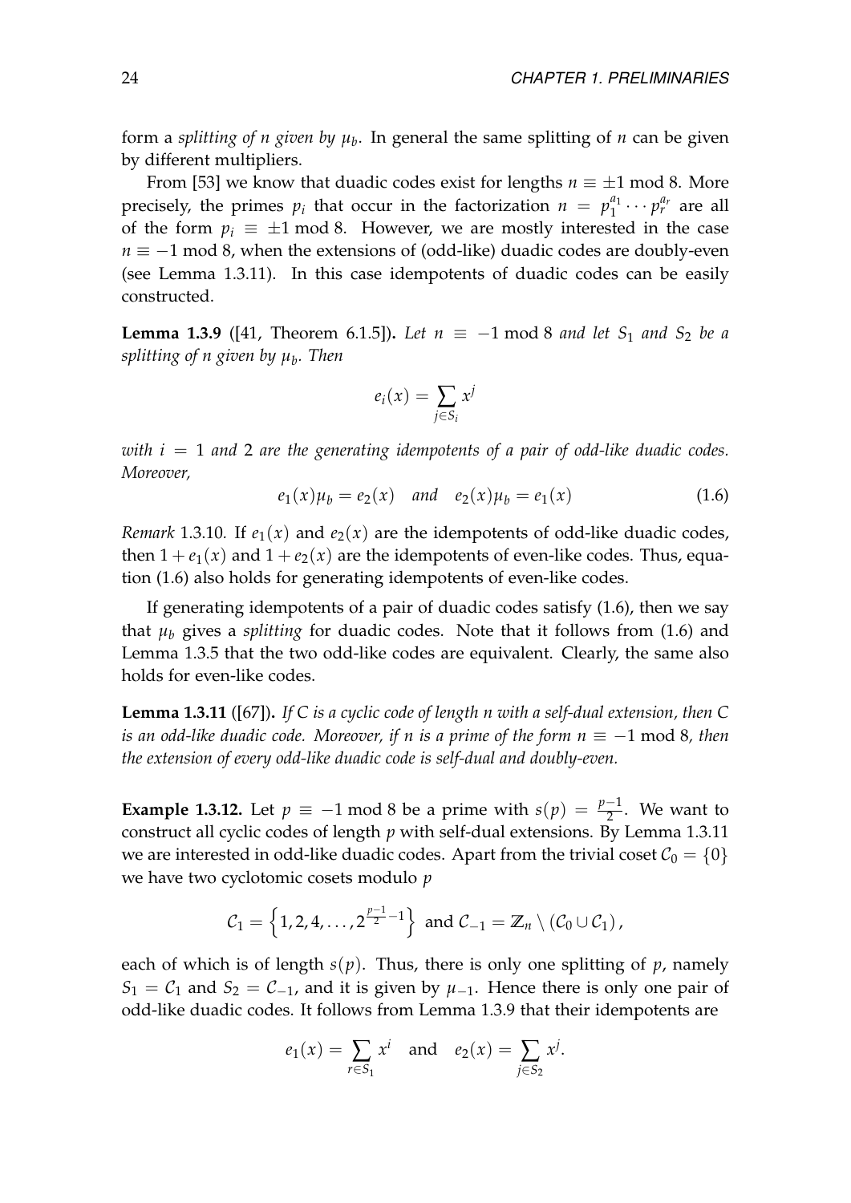form a *splitting of $n$ given by $\mu_b$*. In general the same splitting of $n$ can be given by different multipliers.

From [53] we know that duadic codes exist for lengths $n \equiv \pm 1 \bmod 8$. More precisely, the primes $p_i$ that occur in the factorization $n = p_1^{a_1} \cdots p_r^{a_r}$ are all of the form $p_i \equiv \pm 1 \bmod 8$. However, we are mostly interested in the case $n \equiv -1 \bmod 8$, when the extensions of (odd-like) duadic codes are doubly-even (see Lemma 1.3.11). In this case idempotents of duadic codes can be easily constructed.

**Lemma 1.3.9** ([41, Theorem 6.1.5])**.** *Let $n \equiv -1 \bmod 8$ and let $S_1$ and $S_2$ be a splitting of $n$ given by $\mu_b$. Then*

$$e_i(x) = \sum_{j \in S_i} x^j$$

*with $i = 1$ and $2$ are the generating idempotents of a pair of odd-like duadic codes. Moreover,*

$$e_1(x)\mu_b = e_2(x) \quad \text{and} \quad e_2(x)\mu_b = e_1(x) \tag{1.6}$$

*Remark* 1.3.10. If $e_1(x)$ and $e_2(x)$ are the idempotents of odd-like duadic codes, then $1 + e_1(x)$ and $1 + e_2(x)$ are the idempotents of even-like codes. Thus, equation (1.6) also holds for generating idempotents of even-like codes.

If generating idempotents of a pair of duadic codes satisfy (1.6), then we say that $\mu_b$ gives a *splitting* for duadic codes. Note that it follows from (1.6) and Lemma 1.3.5 that the two odd-like codes are equivalent. Clearly, the same also holds for even-like codes.

**Lemma 1.3.11** ([67])**.** *If $C$ is a cyclic code of length $n$ with a self-dual extension, then $C$ is an odd-like duadic code. Moreover, if $n$ is a prime of the form $n \equiv -1 \bmod 8$, then the extension of every odd-like duadic code is self-dual and doubly-even.*

**Example 1.3.12.** Let $p \equiv -1 \bmod 8$ be a prime with $s(p) = \frac{p-1}{2}$. We want to construct all cyclic codes of length $p$ with self-dual extensions. By Lemma 1.3.11 we are interested in odd-like duadic codes. Apart from the trivial coset $\mathcal{C}_0 = \{0\}$ we have two cyclotomic cosets modulo $p$

$$\mathcal{C}_1 = \left\{1, 2, 4, \ldots, 2^{\frac{p-1}{2}-1}\right\} \text{ and } \mathcal{C}_{-1} = \mathbb{Z}_n \setminus (\mathcal{C}_0 \cup \mathcal{C}_1),$$

each of which is of length $s(p)$. Thus, there is only one splitting of $p$, namely $S_1 = \mathcal{C}_1$ and $S_2 = \mathcal{C}_{-1}$, and it is given by $\mu_{-1}$. Hence there is only one pair of odd-like duadic codes. It follows from Lemma 1.3.9 that their idempotents are

$$e_1(x) = \sum_{r \in S_1} x^i \quad \text{and} \quad e_2(x) = \sum_{j \in S_2} x^j.$$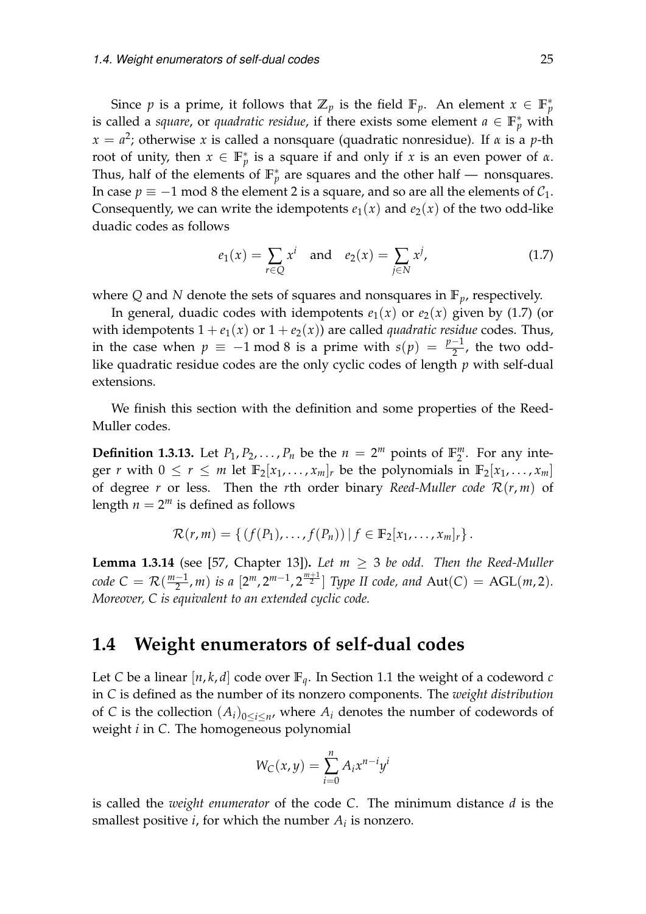Since $p$ is a prime, it follows that $\mathbb{Z}_p$ is the field $\mathbb{F}_p$. An element $x \in \mathbb{F}_p^*$ is called a *square*, or *quadratic residue*, if there exists some element $a \in \mathbb{F}_p^*$ with $x = a^2$; otherwise $x$ is called a nonsquare (quadratic nonresidue). If $\alpha$ is a $p$-th root of unity, then $x \in \mathbb{F}_p^*$ is a square if and only if $x$ is an even power of $\alpha$. Thus, half of the elements of $\mathbb{F}_p^*$ are squares and the other half — nonsquares. In case $p \equiv -1 \bmod 8$ the element 2 is a square, and so are all the elements of $\mathcal{C}_1$. Consequently, we can write the idempotents $e_1(x)$ and $e_2(x)$ of the two odd-like duadic codes as follows

$$e_1(x) = \sum_{r \in Q} x^i \quad \text{and} \quad e_2(x) = \sum_{j \in N} x^j, \tag{1.7}$$

where $Q$ and $N$ denote the sets of squares and nonsquares in $\mathbb{F}_p$, respectively.

In general, duadic codes with idempotents $e_1(x)$ or $e_2(x)$ given by (1.7) (or with idempotents $1 + e_1(x)$ or $1 + e_2(x)$) are called *quadratic residue* codes. Thus, in the case when $p \equiv -1 \bmod 8$ is a prime with $s(p) = \frac{p-1}{2}$, the two odd-like quadratic residue codes are the only cyclic codes of length $p$ with self-dual extensions.

We finish this section with the definition and some properties of the Reed-Muller codes.

**Definition 1.3.13.** Let $P_1, P_2, \ldots, P_n$ be the $n = 2^m$ points of $\mathbb{F}_2^m$. For any integer $r$ with $0 \le r \le m$ let $\mathbb{F}_2[x_1, \ldots, x_m]_r$ be the polynomials in $\mathbb{F}_2[x_1, \ldots, x_m]$ of degree $r$ or less. Then the $r$th order binary *Reed-Muller code* $\mathcal{R}(r, m)$ of length $n = 2^m$ is defined as follows

$$\mathcal{R}(r, m) = \{ (f(P_1), \ldots, f(P_n)) \mid f \in \mathbb{F}_2[x_1, \ldots, x_m]_r \}.$$

**Lemma 1.3.14** (see [57, Chapter 13])**.** *Let $m \ge 3$ be odd. Then the Reed-Muller code $C = \mathcal{R}(\frac{m-1}{2}, m)$ is a $[2^m, 2^{m-1}, 2^{\frac{m+1}{2}}]$ Type II code, and $\mathrm{Aut}(C) = \mathrm{AGL}(m, 2)$. Moreover, $C$ is equivalent to an extended cyclic code.*

## 1.4 Weight enumerators of self-dual codes

Let $C$ be a linear $[n, k, d]$ code over $\mathbb{F}_q$. In Section 1.1 the weight of a codeword $c$ in $C$ is defined as the number of its nonzero components. The *weight distribution* of $C$ is the collection $(A_i)_{0 \le i \le n}$, where $A_i$ denotes the number of codewords of weight $i$ in $C$. The homogeneous polynomial

$$W_C(x, y) = \sum_{i=0}^{n} A_i x^{n-i} y^i$$

is called the *weight enumerator* of the code $C$. The minimum distance $d$ is the smallest positive $i$, for which the number $A_i$ is nonzero.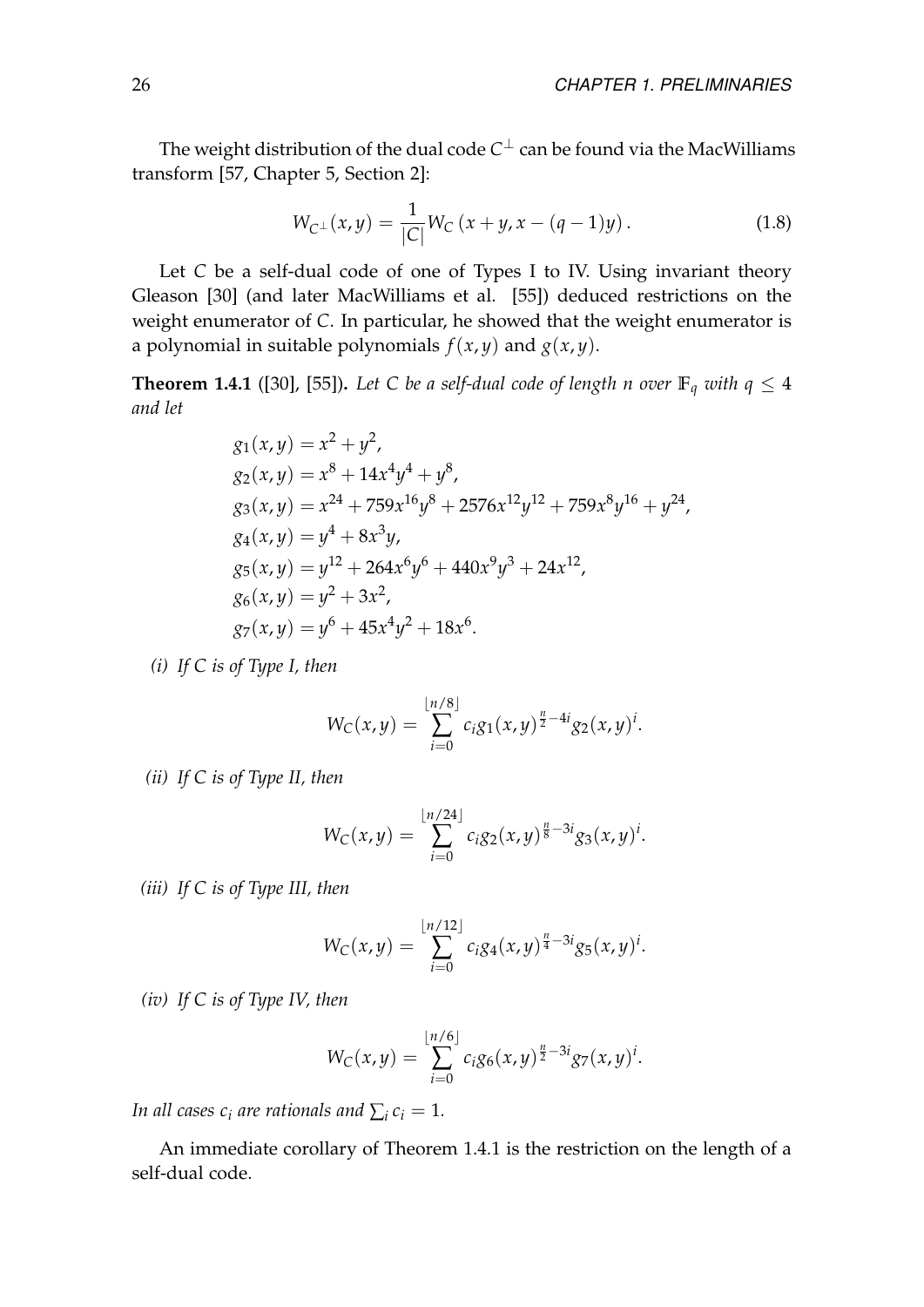The weight distribution of the dual code $C^\perp$ can be found via the MacWilliams transform [57, Chapter 5, Section 2]:

$$W_{C^\perp}(x,y) = \frac{1}{|C|} W_C\left(x+y, x-(q-1)y\right). \tag{1.8}$$

Let $C$ be a self-dual code of one of Types I to IV. Using invariant theory Gleason [30] (and later MacWilliams et al. [55]) deduced restrictions on the weight enumerator of $C$. In particular, he showed that the weight enumerator is a polynomial in suitable polynomials $f(x,y)$ and $g(x,y)$.

**Theorem 1.4.1** ([30], [55]). *Let $C$ be a self-dual code of length $n$ over $\mathbb{F}_q$ with $q \leq 4$ and let*

$$\begin{aligned}
g_1(x,y) &= x^2 + y^2, \\
g_2(x,y) &= x^8 + 14x^4y^4 + y^8, \\
g_3(x,y) &= x^{24} + 759x^{16}y^8 + 2576x^{12}y^{12} + 759x^8y^{16} + y^{24}, \\
g_4(x,y) &= y^4 + 8x^3y, \\
g_5(x,y) &= y^{12} + 264x^6y^6 + 440x^9y^3 + 24x^{12}, \\
g_6(x,y) &= y^2 + 3x^2, \\
g_7(x,y) &= y^6 + 45x^4y^2 + 18x^6.
\end{aligned}$$

*(i) If $C$ is of Type I, then*

$$W_C(x,y) = \sum_{i=0}^{\lfloor n/8 \rfloor} c_i g_1(x,y)^{\frac{n}{2}-4i} g_2(x,y)^i.$$

*(ii) If $C$ is of Type II, then*

$$W_C(x,y) = \sum_{i=0}^{\lfloor n/24 \rfloor} c_i g_2(x,y)^{\frac{n}{8}-3i} g_3(x,y)^i.$$

*(iii) If $C$ is of Type III, then*

$$W_C(x,y) = \sum_{i=0}^{\lfloor n/12 \rfloor} c_i g_4(x,y)^{\frac{n}{4}-3i} g_5(x,y)^i.$$

*(iv) If $C$ is of Type IV, then*

$$W_C(x,y) = \sum_{i=0}^{\lfloor n/6 \rfloor} c_i g_6(x,y)^{\frac{n}{2}-3i} g_7(x,y)^i.$$

*In all cases $c_i$ are rationals and $\sum_i c_i = 1$.*

An immediate corollary of Theorem 1.4.1 is the restriction on the length of a self-dual code.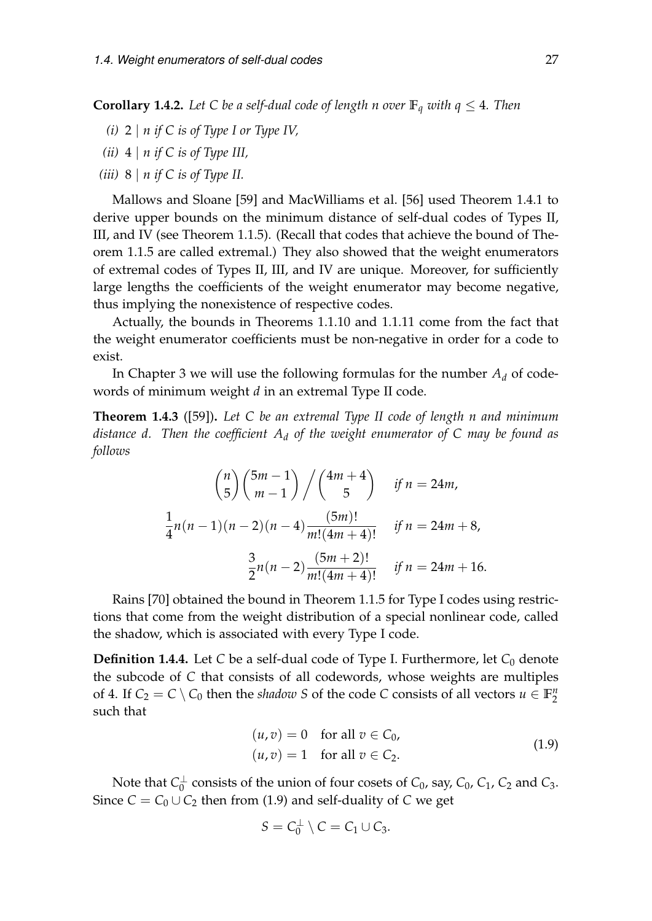**Corollary 1.4.2.** *Let $C$ be a self-dual code of length $n$ over $\mathbb{F}_q$ with $q \leq 4$. Then*

*(i)* $2 \mid n$ *if $C$ is of Type I or Type IV,*

*(ii)* $4 \mid n$ *if $C$ is of Type III,*

*(iii)* $8 \mid n$ *if $C$ is of Type II.*

Mallows and Sloane [59] and MacWilliams et al. [56] used Theorem 1.4.1 to derive upper bounds on the minimum distance of self-dual codes of Types II, III, and IV (see Theorem 1.1.5). (Recall that codes that achieve the bound of Theorem 1.1.5 are called extremal.) They also showed that the weight enumerators of extremal codes of Types II, III, and IV are unique. Moreover, for sufficiently large lengths the coefficients of the weight enumerator may become negative, thus implying the nonexistence of respective codes.

Actually, the bounds in Theorems 1.1.10 and 1.1.11 come from the fact that the weight enumerator coefficients must be non-negative in order for a code to exist.

In Chapter 3 we will use the following formulas for the number $A_d$ of codewords of minimum weight $d$ in an extremal Type II code.

**Theorem 1.4.3** ([59])**.** *Let $C$ be an extremal Type II code of length $n$ and minimum distance $d$. Then the coefficient $A_d$ of the weight enumerator of $C$ may be found as follows*

$$\binom{n}{5}\binom{5m-1}{m-1} \Big/ \binom{4m+4}{5} \quad \text{if } n = 24m,$$

$$\frac{1}{4}n(n-1)(n-2)(n-4)\frac{(5m)!}{m!(4m+4)!} \quad \text{if } n = 24m+8,$$

$$\frac{3}{2}n(n-2)\frac{(5m+2)!}{m!(4m+4)!} \quad \text{if } n = 24m+16.$$

Rains [70] obtained the bound in Theorem 1.1.5 for Type I codes using restrictions that come from the weight distribution of a special nonlinear code, called the shadow, which is associated with every Type I code.

**Definition 1.4.4.** Let $C$ be a self-dual code of Type I. Furthermore, let $C_0$ denote the subcode of $C$ that consists of all codewords, whose weights are multiples of 4. If $C_2 = C \setminus C_0$ then the *shadow* $S$ of the code $C$ consists of all vectors $u \in \mathbb{F}_2^n$ such that

$$\begin{aligned} (u, v) &= 0 \quad \text{for all } v \in C_0, \\ (u, v) &= 1 \quad \text{for all } v \in C_2. \end{aligned} \tag{1.9}$$

Note that $C_0^{\perp}$ consists of the union of four cosets of $C_0$, say, $C_0$, $C_1$, $C_2$ and $C_3$. Since $C = C_0 \cup C_2$ then from (1.9) and self-duality of $C$ we get

$$S = C_0^{\perp} \setminus C = C_1 \cup C_3.$$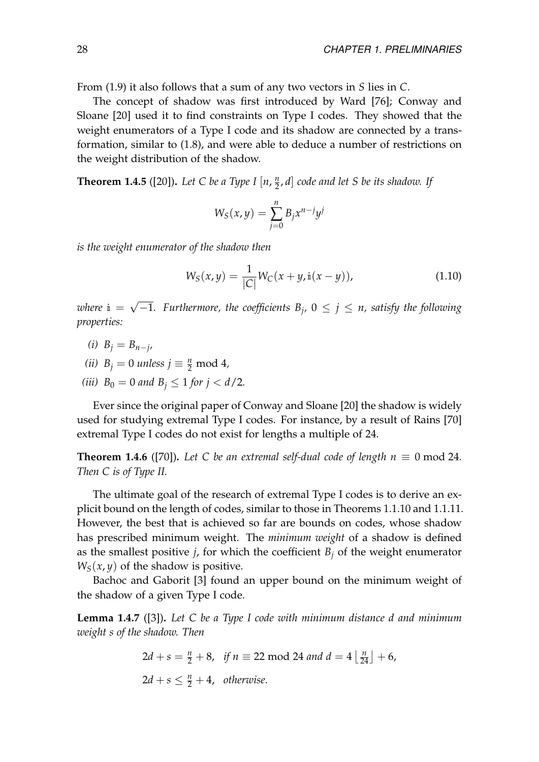From (1.9) it also follows that a sum of any two vectors in $S$ lies in $C$.

The concept of shadow was first introduced by Ward [76]; Conway and Sloane [20] used it to find constraints on Type I codes. They showed that the weight enumerators of a Type I code and its shadow are connected by a transformation, similar to (1.8), and were able to deduce a number of restrictions on the weight distribution of the shadow.

**Theorem 1.4.5** ([20])**.** *Let $C$ be a Type I $[n, \frac{n}{2}, d]$ code and let $S$ be its shadow. If*

$$W_S(x, y) = \sum_{j=0}^{n} B_j x^{n-j} y^j$$

*is the weight enumerator of the shadow then*

$$W_S(x, y) = \frac{1}{|C|} W_C(x + y, \mathbb{i}(x - y)), \tag{1.10}$$

*where $\mathbb{i} = \sqrt{-1}$. Furthermore, the coefficients $B_j$, $0 \leq j \leq n$, satisfy the following properties:*

*(i)* $B_j = B_{n-j}$,

*(ii)* $B_j = 0$ *unless* $j \equiv \frac{n}{2} \bmod 4$,

*(iii)* $B_0 = 0$ *and* $B_j \leq 1$ *for* $j < d/2$.

Ever since the original paper of Conway and Sloane [20] the shadow is widely used for studying extremal Type I codes. For instance, by a result of Rains [70] extremal Type I codes do not exist for lengths a multiple of 24.

**Theorem 1.4.6** ([70])**.** *Let $C$ be an extremal self-dual code of length $n \equiv 0 \bmod 24$. Then $C$ is of Type II.*

The ultimate goal of the research of extremal Type I codes is to derive an explicit bound on the length of codes, similar to those in Theorems 1.1.10 and 1.1.11. However, the best that is achieved so far are bounds on codes, whose shadow has prescribed minimum weight. The *minimum weight* of a shadow is defined as the smallest positive $j$, for which the coefficient $B_j$ of the weight enumerator $W_S(x, y)$ of the shadow is positive.

Bachoc and Gaborit [3] found an upper bound on the minimum weight of the shadow of a given Type I code.

**Lemma 1.4.7** ([3])**.** *Let $C$ be a Type I code with minimum distance $d$ and minimum weight $s$ of the shadow. Then*

$$2d + s = \tfrac{n}{2} + 8, \quad \textit{if } n \equiv 22 \bmod 24 \textit{ and } d = 4\left\lfloor \tfrac{n}{24} \right\rfloor + 6,$$

$$2d + s \leq \tfrac{n}{2} + 4, \quad \textit{otherwise}.$$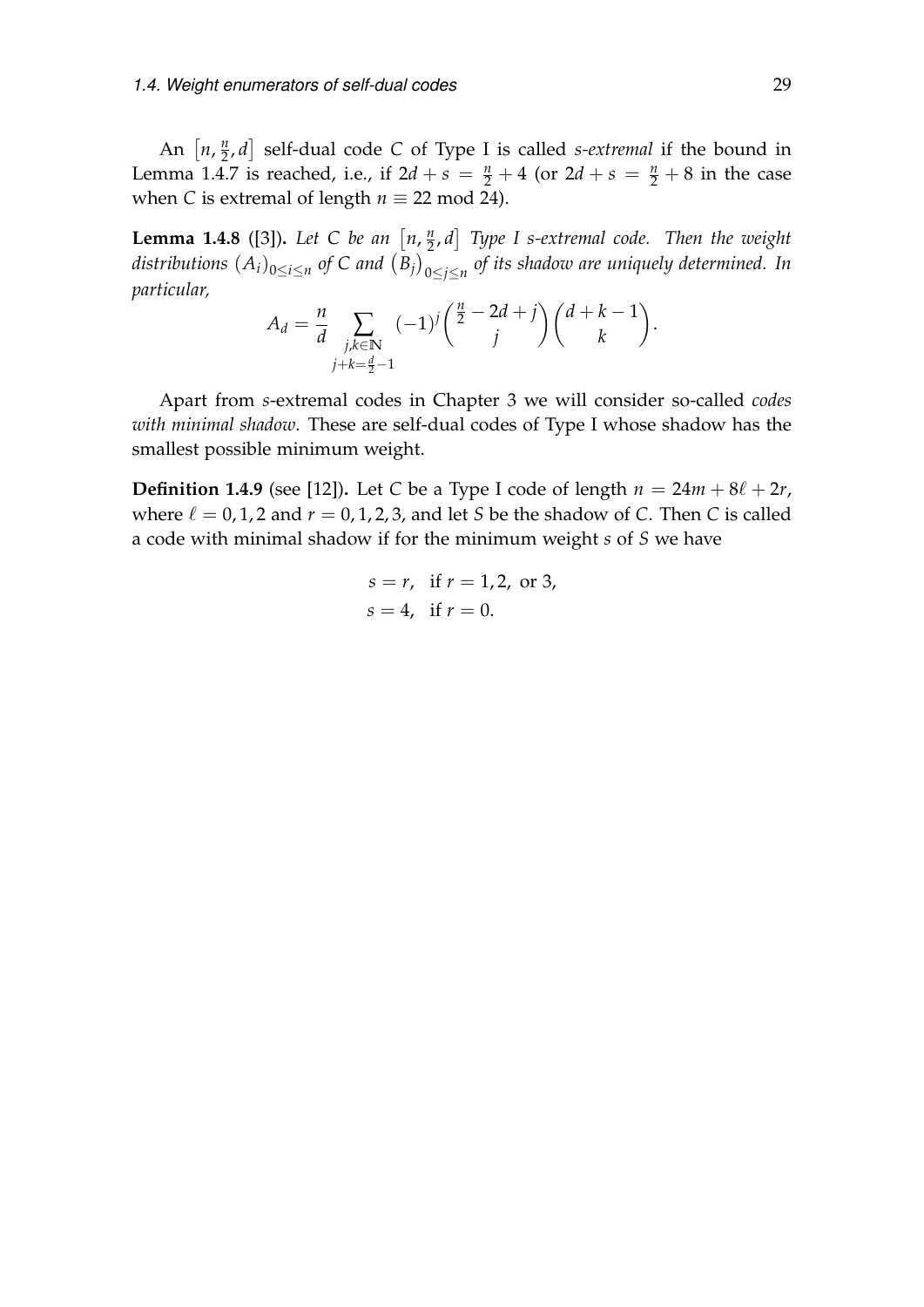An $\left[n, \frac{n}{2}, d\right]$ self-dual code $C$ of Type I is called *s-extremal* if the bound in Lemma 1.4.7 is reached, i.e., if $2d + s = \frac{n}{2} + 4$ (or $2d + s = \frac{n}{2} + 8$ in the case when $C$ is extremal of length $n \equiv 22 \bmod 24$).

**Lemma 1.4.8** ([3]). *Let $C$ be an $\left[n, \frac{n}{2}, d\right]$ Type I s-extremal code. Then the weight distributions $(A_i)_{0 \leq i \leq n}$ of $C$ and $\left(B_j\right)_{0 \leq j \leq n}$ of its shadow are uniquely determined. In particular,*

$$A_d = \frac{n}{d} \sum_{\substack{j,k \in \mathbb{N} \\ j+k=\frac{d}{2}-1}} (-1)^j \binom{\frac{n}{2} - 2d + j}{j} \binom{d+k-1}{k}.$$

Apart from $s$-extremal codes in Chapter 3 we will consider so-called *codes with minimal shadow*. These are self-dual codes of Type I whose shadow has the smallest possible minimum weight.

**Definition 1.4.9** (see [12]). Let $C$ be a Type I code of length $n = 24m + 8\ell + 2r$, where $\ell = 0, 1, 2$ and $r = 0, 1, 2, 3$, and let $S$ be the shadow of $C$. Then $C$ is called a code with minimal shadow if for the minimum weight $s$ of $S$ we have

$$\begin{aligned} s &= r, \quad \text{if } r = 1, 2, \text{ or } 3, \\ s &= 4, \quad \text{if } r = 0. \end{aligned}$$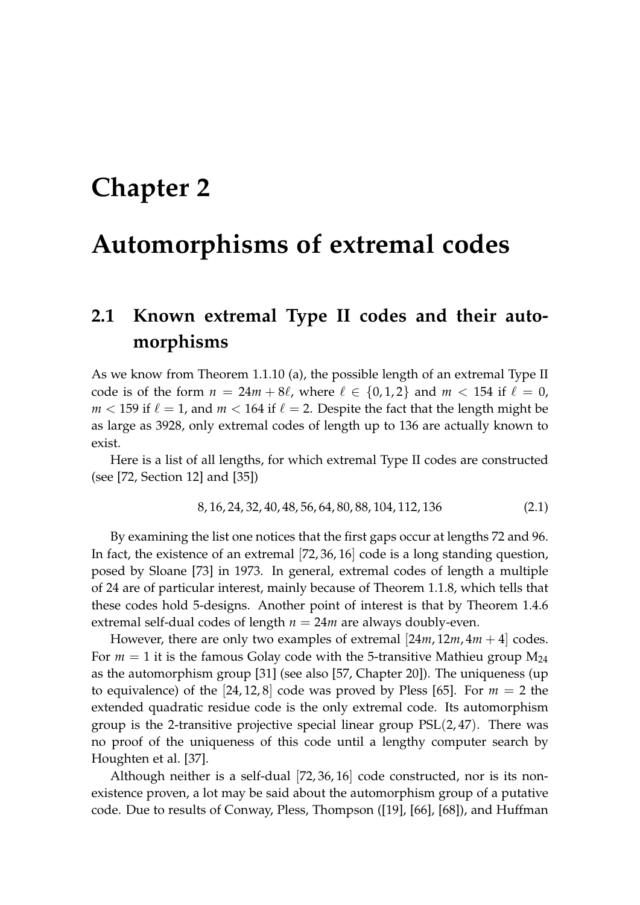# Chapter 2

# Automorphisms of extremal codes

## 2.1 Known extremal Type II codes and their automorphisms

As we know from Theorem 1.1.10 (a), the possible length of an extremal Type II code is of the form $n = 24m + 8\ell$, where $\ell \in \{0, 1, 2\}$ and $m < 154$ if $\ell = 0$, $m < 159$ if $\ell = 1$, and $m < 164$ if $\ell = 2$. Despite the fact that the length might be as large as 3928, only extremal codes of length up to 136 are actually known to exist.

Here is a list of all lengths, for which extremal Type II codes are constructed (see [72, Section 12] and [35])

$$8, 16, 24, 32, 40, 48, 56, 64, 80, 88, 104, 112, 136 \tag{2.1}$$

By examining the list one notices that the first gaps occur at lengths 72 and 96. In fact, the existence of an extremal $[72, 36, 16]$ code is a long standing question, posed by Sloane [73] in 1973. In general, extremal codes of length a multiple of 24 are of particular interest, mainly because of Theorem 1.1.8, which tells that these codes hold 5-designs. Another point of interest is that by Theorem 1.4.6 extremal self-dual codes of length $n = 24m$ are always doubly-even.

However, there are only two examples of extremal $[24m, 12m, 4m + 4]$ codes. For $m = 1$ it is the famous Golay code with the 5-transitive Mathieu group $M_{24}$ as the automorphism group [31] (see also [57, Chapter 20]). The uniqueness (up to equivalence) of the $[24, 12, 8]$ code was proved by Pless [65]. For $m = 2$ the extended quadratic residue code is the only extremal code. Its automorphism group is the 2-transitive projective special linear group $\mathrm{PSL}(2, 47)$. There was no proof of the uniqueness of this code until a lengthy computer search by Houghten et al. [37].

Although neither is a self-dual $[72, 36, 16]$ code constructed, nor is its non-existence proven, a lot may be said about the automorphism group of a putative code. Due to results of Conway, Pless, Thompson ([19], [66], [68]), and Huffman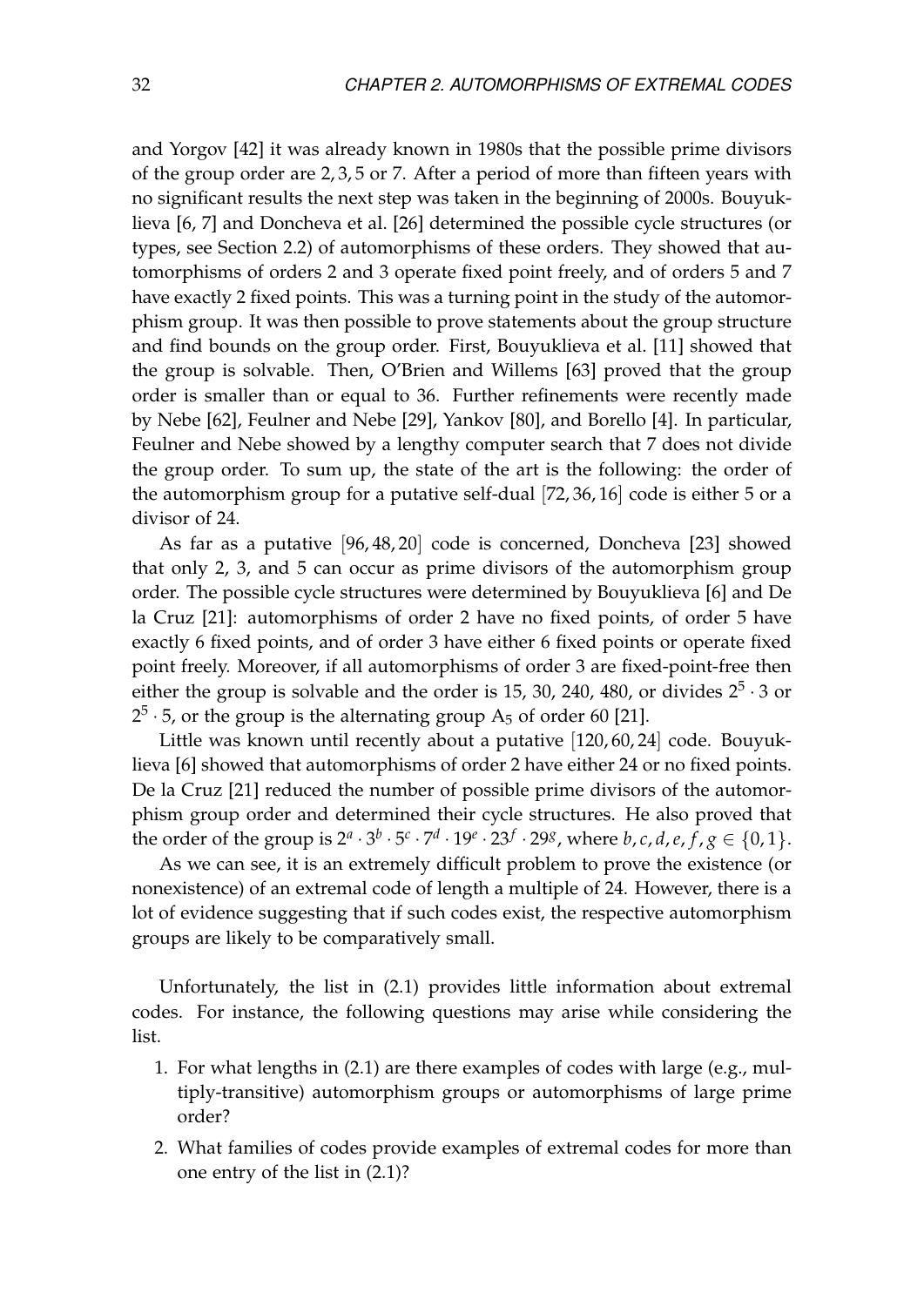and Yorgov [42] it was already known in 1980s that the possible prime divisors of the group order are $2, 3, 5$ or $7$. After a period of more than fifteen years with no significant results the next step was taken in the beginning of 2000s. Bouyuklieva [6, 7] and Doncheva et al. [26] determined the possible cycle structures (or types, see Section 2.2) of automorphisms of these orders. They showed that automorphisms of orders 2 and 3 operate fixed point freely, and of orders 5 and 7 have exactly 2 fixed points. This was a turning point in the study of the automorphism group. It was then possible to prove statements about the group structure and find bounds on the group order. First, Bouyuklieva et al. [11] showed that the group is solvable. Then, O'Brien and Willems [63] proved that the group order is smaller than or equal to 36. Further refinements were recently made by Nebe [62], Feulner and Nebe [29], Yankov [80], and Borello [4]. In particular, Feulner and Nebe showed by a lengthy computer search that 7 does not divide the group order. To sum up, the state of the art is the following: the order of the automorphism group for a putative self-dual $[72, 36, 16]$ code is either 5 or a divisor of 24.

As far as a putative $[96, 48, 20]$ code is concerned, Doncheva [23] showed that only 2, 3, and 5 can occur as prime divisors of the automorphism group order. The possible cycle structures were determined by Bouyuklieva [6] and De la Cruz [21]: automorphisms of order 2 have no fixed points, of order 5 have exactly 6 fixed points, and of order 3 have either 6 fixed points or operate fixed point freely. Moreover, if all automorphisms of order 3 are fixed-point-free then either the group is solvable and the order is 15, 30, 240, 480, or divides $2^5 \cdot 3$ or $2^5 \cdot 5$, or the group is the alternating group $A_5$ of order 60 [21].

Little was known until recently about a putative $[120, 60, 24]$ code. Bouyuklieva [6] showed that automorphisms of order 2 have either 24 or no fixed points. De la Cruz [21] reduced the number of possible prime divisors of the automorphism group order and determined their cycle structures. He also proved that the order of the group is $2^a \cdot 3^b \cdot 5^c \cdot 7^d \cdot 19^e \cdot 23^f \cdot 29^g$, where $b, c, d, e, f, g \in \{0, 1\}$.

As we can see, it is an extremely difficult problem to prove the existence (or nonexistence) of an extremal code of length a multiple of 24. However, there is a lot of evidence suggesting that if such codes exist, the respective automorphism groups are likely to be comparatively small.

Unfortunately, the list in (2.1) provides little information about extremal codes. For instance, the following questions may arise while considering the list.

1. For what lengths in (2.1) are there examples of codes with large (e.g., multiply-transitive) automorphism groups or automorphisms of large prime order?
2. What families of codes provide examples of extremal codes for more than one entry of the list in (2.1)?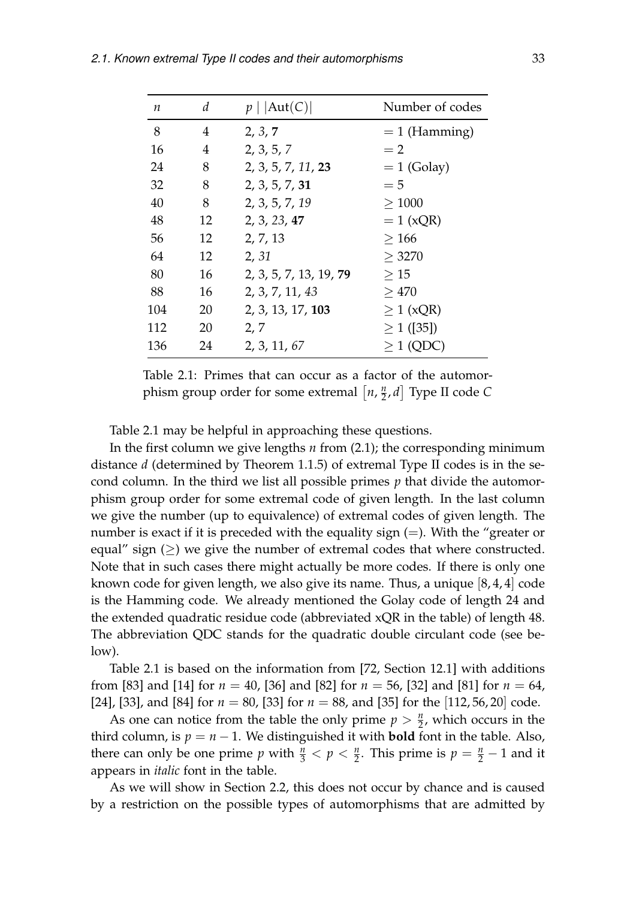| $n$ | $d$ | $p \mid \lvert\mathrm{Aut}(C)\rvert$ | Number of codes |
|---|---|---|---|
| 8 | 4 | 2, *3*, **7** | $= 1$ (Hamming) |
| 16 | 4 | 2, 3, 5, *7* | $= 2$ |
| 24 | 8 | 2, 3, 5, 7, *11*, **23** | $= 1$ (Golay) |
| 32 | 8 | 2, 3, 5, 7, **31** | $= 5$ |
| 40 | 8 | 2, 3, 5, 7, *19* | $\geq 1000$ |
| 48 | 12 | 2, 3, *23*, **47** | $= 1$ (xQR) |
| 56 | 12 | 2, 7, 13 | $\geq 166$ |
| 64 | 12 | 2, *31* | $\geq 3270$ |
| 80 | 16 | 2, 3, 5, 7, 13, 19, **79** | $\geq 15$ |
| 88 | 16 | 2, 3, 7, 11, *43* | $\geq 470$ |
| 104 | 20 | 2, 3, 13, 17, **103** | $\geq 1$ (xQR) |
| 112 | 20 | 2, 7 | $\geq 1$ ([35]) |
| 136 | 24 | 2, 3, 11, *67* | $\geq 1$ (QDC) |

Table 2.1: Primes that can occur as a factor of the automorphism group order for some extremal $\left[n, \frac{n}{2}, d\right]$ Type II code $C$

Table 2.1 may be helpful in approaching these questions.

In the first column we give lengths $n$ from (2.1); the corresponding minimum distance $d$ (determined by Theorem 1.1.5) of extremal Type II codes is in the second column. In the third we list all possible primes $p$ that divide the automorphism group order for some extremal code of given length. In the last column we give the number (up to equivalence) of extremal codes of given length. The number is exact if it is preceded with the equality sign ($=$). With the "greater or equal" sign ($\geq$) we give the number of extremal codes that where constructed. Note that in such cases there might actually be more codes. If there is only one known code for given length, we also give its name. Thus, a unique $[8, 4, 4]$ code is the Hamming code. We already mentioned the Golay code of length 24 and the extended quadratic residue code (abbreviated xQR in the table) of length 48. The abbreviation QDC stands for the quadratic double circulant code (see below).

Table 2.1 is based on the information from [72, Section 12.1] with additions from [83] and [14] for $n = 40$, [36] and [82] for $n = 56$, [32] and [81] for $n = 64$, [24], [33], and [84] for $n = 80$, [33] for $n = 88$, and [35] for the $[112, 56, 20]$ code.

As one can notice from the table the only prime $p > \frac{n}{2}$, which occurs in the third column, is $p = n - 1$. We distinguished it with **bold** font in the table. Also, there can only be one prime $p$ with $\frac{n}{3} < p < \frac{n}{2}$. This prime is $p = \frac{n}{2} - 1$ and it appears in *italic* font in the table.

As we will show in Section 2.2, this does not occur by chance and is caused by a restriction on the possible types of automorphisms that are admitted by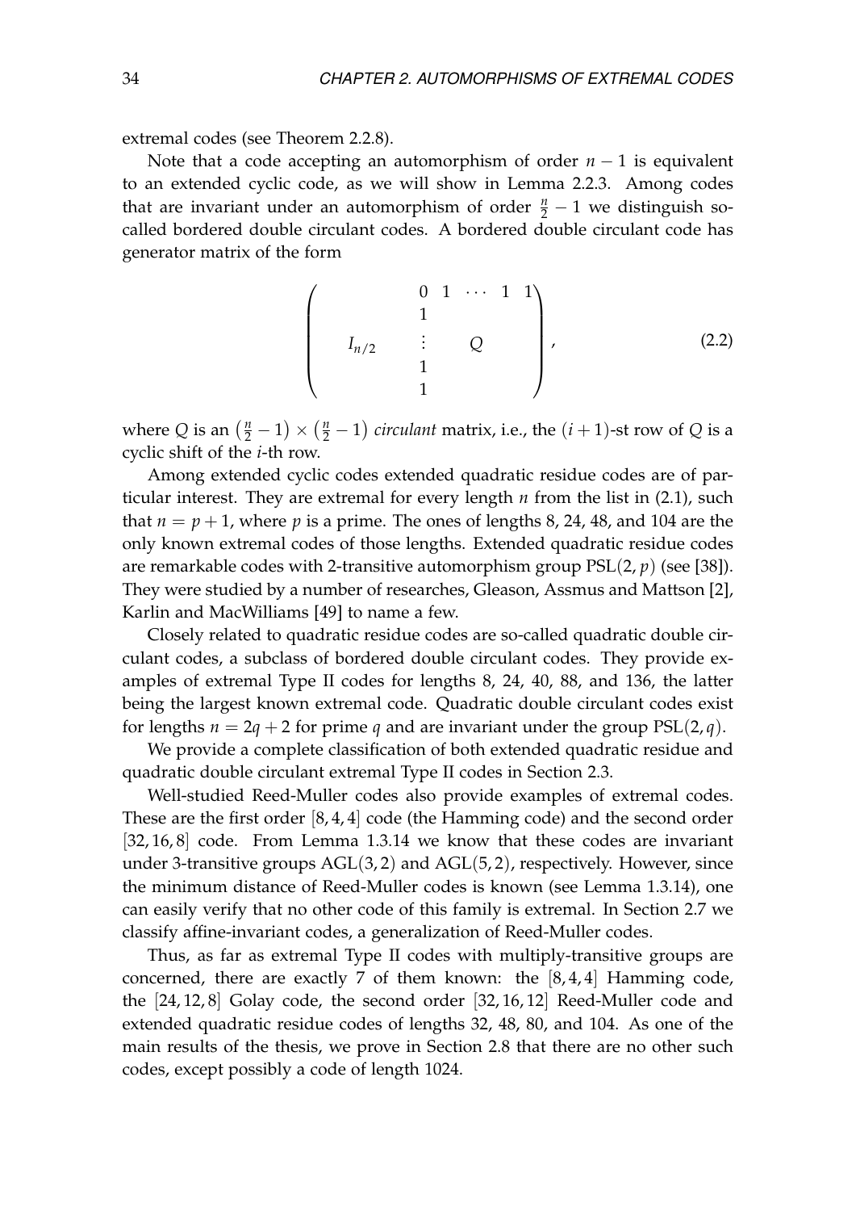extremal codes (see Theorem 2.2.8).

Note that a code accepting an automorphism of order $n-1$ is equivalent to an extended cyclic code, as we will show in Lemma 2.2.3. Among codes that are invariant under an automorphism of order $\frac{n}{2}-1$ we distinguish so-called bordered double circulant codes. A bordered double circulant code has generator matrix of the form

$$\left( \begin{array}{c|c} & \begin{matrix} 0 & 1 & \cdots & 1 & 1 \end{matrix} \\ I_{n/2} & \begin{matrix} 1 & & & & \\ \vdots & & Q & & \\ 1 & & & & \\ 1 & & & & \end{matrix} \end{array} \right), \tag{2.2}$$

where $Q$ is an $\left(\frac{n}{2}-1\right) \times \left(\frac{n}{2}-1\right)$ *circulant* matrix, i.e., the $(i+1)$-st row of $Q$ is a cyclic shift of the $i$-th row.

Among extended cyclic codes extended quadratic residue codes are of particular interest. They are extremal for every length $n$ from the list in (2.1), such that $n = p + 1$, where $p$ is a prime. The ones of lengths 8, 24, 48, and 104 are the only known extremal codes of those lengths. Extended quadratic residue codes are remarkable codes with 2-transitive automorphism group $\mathrm{PSL}(2, p)$ (see [38]). They were studied by a number of researches, Gleason, Assmus and Mattson [2], Karlin and MacWilliams [49] to name a few.

Closely related to quadratic residue codes are so-called quadratic double circulant codes, a subclass of bordered double circulant codes. They provide examples of extremal Type II codes for lengths 8, 24, 40, 88, and 136, the latter being the largest known extremal code. Quadratic double circulant codes exist for lengths $n = 2q + 2$ for prime $q$ and are invariant under the group $\mathrm{PSL}(2, q)$.

We provide a complete classification of both extended quadratic residue and quadratic double circulant extremal Type II codes in Section 2.3.

Well-studied Reed-Muller codes also provide examples of extremal codes. These are the first order $[8, 4, 4]$ code (the Hamming code) and the second order $[32, 16, 8]$ code. From Lemma 1.3.14 we know that these codes are invariant under 3-transitive groups $\mathrm{AGL}(3, 2)$ and $\mathrm{AGL}(5, 2)$, respectively. However, since the minimum distance of Reed-Muller codes is known (see Lemma 1.3.14), one can easily verify that no other code of this family is extremal. In Section 2.7 we classify affine-invariant codes, a generalization of Reed-Muller codes.

Thus, as far as extremal Type II codes with multiply-transitive groups are concerned, there are exactly 7 of them known: the $[8, 4, 4]$ Hamming code, the $[24, 12, 8]$ Golay code, the second order $[32, 16, 12]$ Reed-Muller code and extended quadratic residue codes of lengths 32, 48, 80, and 104. As one of the main results of the thesis, we prove in Section 2.8 that there are no other such codes, except possibly a code of length 1024.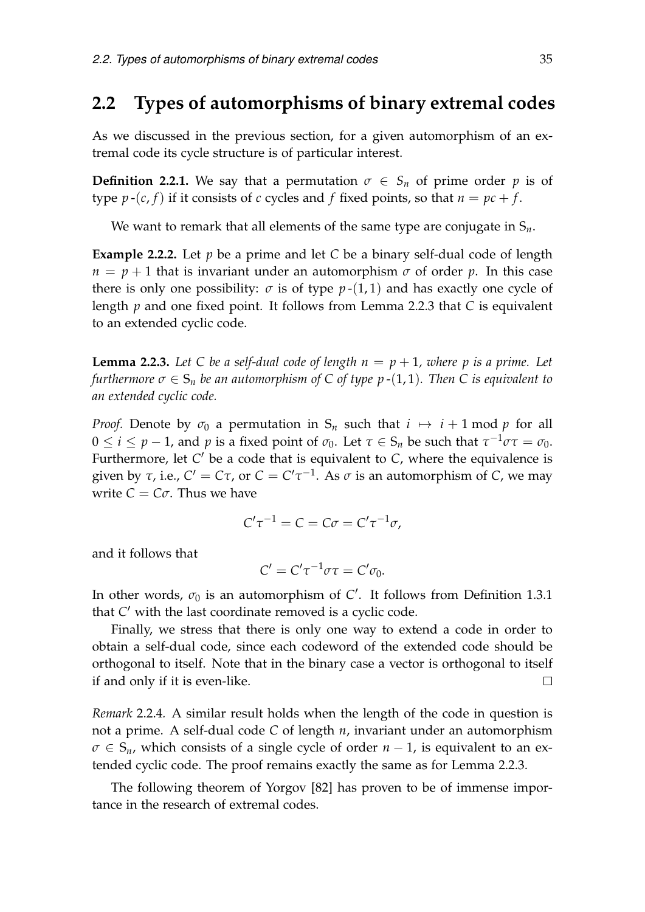## 2.2 Types of automorphisms of binary extremal codes

As we discussed in the previous section, for a given automorphism of an extremal code its cycle structure is of particular interest.

**Definition 2.2.1.** We say that a permutation $\sigma \in S_n$ of prime order $p$ is of type $p$-$(c, f)$ if it consists of $c$ cycles and $f$ fixed points, so that $n = pc + f$.

We want to remark that all elements of the same type are conjugate in $\mathrm{S}_n$.

**Example 2.2.2.** Let $p$ be a prime and let $C$ be a binary self-dual code of length $n = p + 1$ that is invariant under an automorphism $\sigma$ of order $p$. In this case there is only one possibility: $\sigma$ is of type $p$-$(1, 1)$ and has exactly one cycle of length $p$ and one fixed point. It follows from Lemma 2.2.3 that $C$ is equivalent to an extended cyclic code.

**Lemma 2.2.3.** *Let $C$ be a self-dual code of length $n = p + 1$, where $p$ is a prime. Let furthermore $\sigma \in \mathrm{S}_n$ be an automorphism of $C$ of type $p$-$(1, 1)$. Then $C$ is equivalent to an extended cyclic code.*

*Proof.* Denote by $\sigma_0$ a permutation in $\mathrm{S}_n$ such that $i \mapsto i + 1 \bmod p$ for all $0 \leq i \leq p - 1$, and $p$ is a fixed point of $\sigma_0$. Let $\tau \in \mathrm{S}_n$ be such that $\tau^{-1}\sigma\tau = \sigma_0$. Furthermore, let $C'$ be a code that is equivalent to $C$, where the equivalence is given by $\tau$, i.e., $C' = C\tau$, or $C = C'\tau^{-1}$. As $\sigma$ is an automorphism of $C$, we may write $C = C\sigma$. Thus we have

$$C'\tau^{-1} = C = C\sigma = C'\tau^{-1}\sigma,$$

and it follows that

$$C' = C'\tau^{-1}\sigma\tau = C'\sigma_0.$$

In other words, $\sigma_0$ is an automorphism of $C'$. It follows from Definition 1.3.1 that $C'$ with the last coordinate removed is a cyclic code.

Finally, we stress that there is only one way to extend a code in order to obtain a self-dual code, since each codeword of the extended code should be orthogonal to itself. Note that in the binary case a vector is orthogonal to itself if and only if it is even-like. $\square$

*Remark* 2.2.4. A similar result holds when the length of the code in question is not a prime. A self-dual code $C$ of length $n$, invariant under an automorphism $\sigma \in \mathrm{S}_n$, which consists of a single cycle of order $n - 1$, is equivalent to an extended cyclic code. The proof remains exactly the same as for Lemma 2.2.3.

The following theorem of Yorgov [82] has proven to be of immense importance in the research of extremal codes.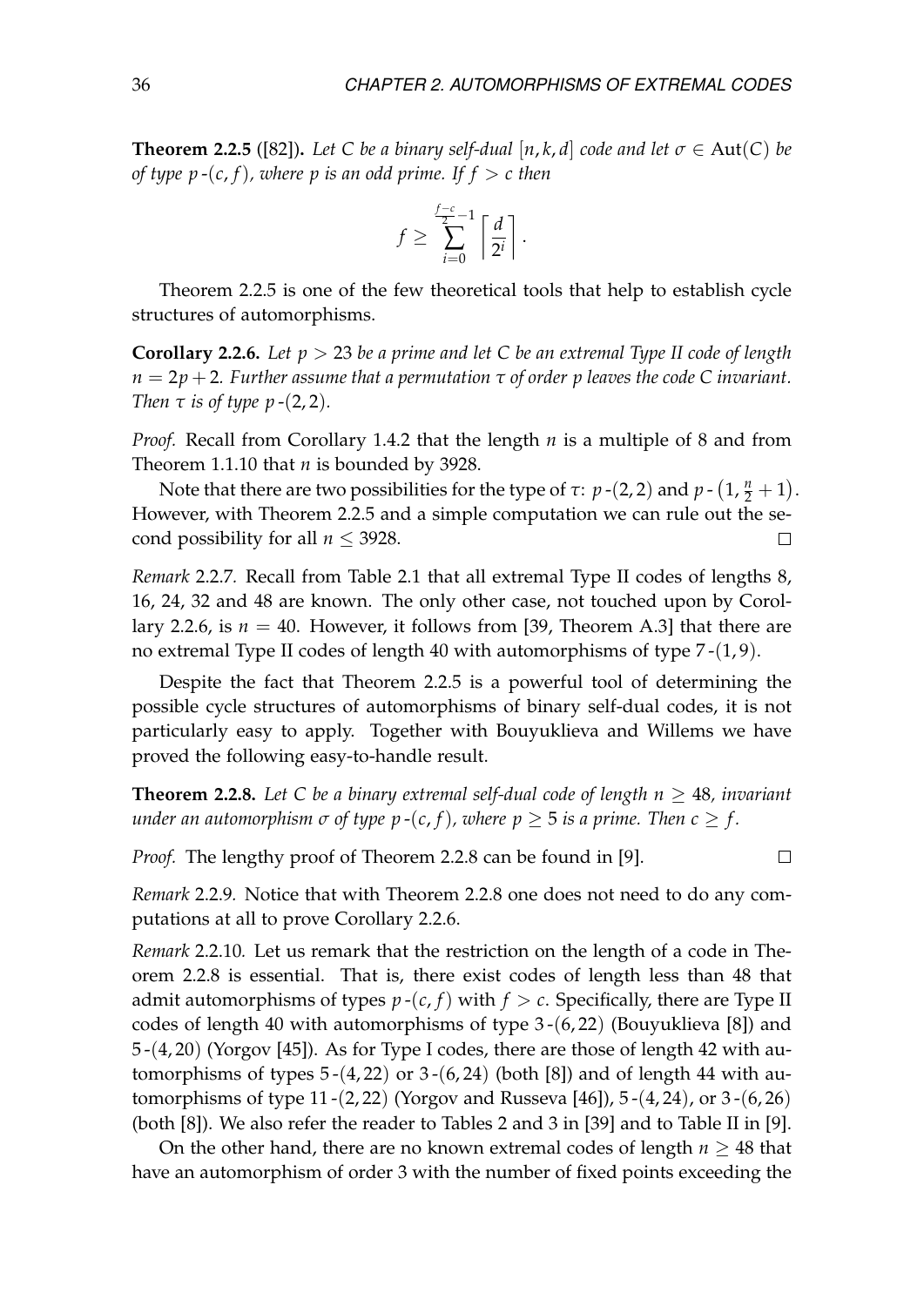**Theorem 2.2.5** ([82]). *Let $C$ be a binary self-dual $[n, k, d]$ code and let $\sigma \in \mathrm{Aut}(C)$ be of type $p$-$(c, f)$, where $p$ is an odd prime. If $f > c$ then*

$$f \geq \sum_{i=0}^{\frac{f-c}{2}-1} \left\lceil \frac{d}{2^i} \right\rceil.$$

Theorem 2.2.5 is one of the few theoretical tools that help to establish cycle structures of automorphisms.

**Corollary 2.2.6.** *Let $p > 23$ be a prime and let $C$ be an extremal Type II code of length $n = 2p + 2$. Further assume that a permutation $\tau$ of order $p$ leaves the code $C$ invariant. Then $\tau$ is of type $p$-$(2, 2)$.*

*Proof.* Recall from Corollary 1.4.2 that the length $n$ is a multiple of 8 and from Theorem 1.1.10 that $n$ is bounded by 3928.

Note that there are two possibilities for the type of $\tau$: $p$-$(2, 2)$ and $p$-$\left(1, \frac{n}{2} + 1\right)$. However, with Theorem 2.2.5 and a simple computation we can rule out the second possibility for all $n \leq 3928$. $\square$

*Remark* 2.2.7. Recall from Table 2.1 that all extremal Type II codes of lengths 8, 16, 24, 32 and 48 are known. The only other case, not touched upon by Corollary 2.2.6, is $n = 40$. However, it follows from [39, Theorem A.3] that there are no extremal Type II codes of length 40 with automorphisms of type $7$-$(1, 9)$.

Despite the fact that Theorem 2.2.5 is a powerful tool of determining the possible cycle structures of automorphisms of binary self-dual codes, it is not particularly easy to apply. Together with Bouyuklieva and Willems we have proved the following easy-to-handle result.

**Theorem 2.2.8.** *Let $C$ be a binary extremal self-dual code of length $n \geq 48$, invariant under an automorphism $\sigma$ of type $p$-$(c, f)$, where $p \geq 5$ is a prime. Then $c \geq f$.*

*Proof.* The lengthy proof of Theorem 2.2.8 can be found in [9]. $\square$

*Remark* 2.2.9. Notice that with Theorem 2.2.8 one does not need to do any computations at all to prove Corollary 2.2.6.

*Remark* 2.2.10. Let us remark that the restriction on the length of a code in Theorem 2.2.8 is essential. That is, there exist codes of length less than 48 that admit automorphisms of types $p$-$(c, f)$ with $f > c$. Specifically, there are Type II codes of length 40 with automorphisms of type $3$-$(6, 22)$ (Bouyuklieva [8]) and $5$-$(4, 20)$ (Yorgov [45]). As for Type I codes, there are those of length 42 with automorphisms of types $5$-$(4, 22)$ or $3$-$(6, 24)$ (both [8]) and of length 44 with automorphisms of type $11$-$(2, 22)$ (Yorgov and Russeva [46]), $5$-$(4, 24)$, or $3$-$(6, 26)$ (both [8]). We also refer the reader to Tables 2 and 3 in [39] and to Table II in [9].

On the other hand, there are no known extremal codes of length $n \geq 48$ that have an automorphism of order 3 with the number of fixed points exceeding the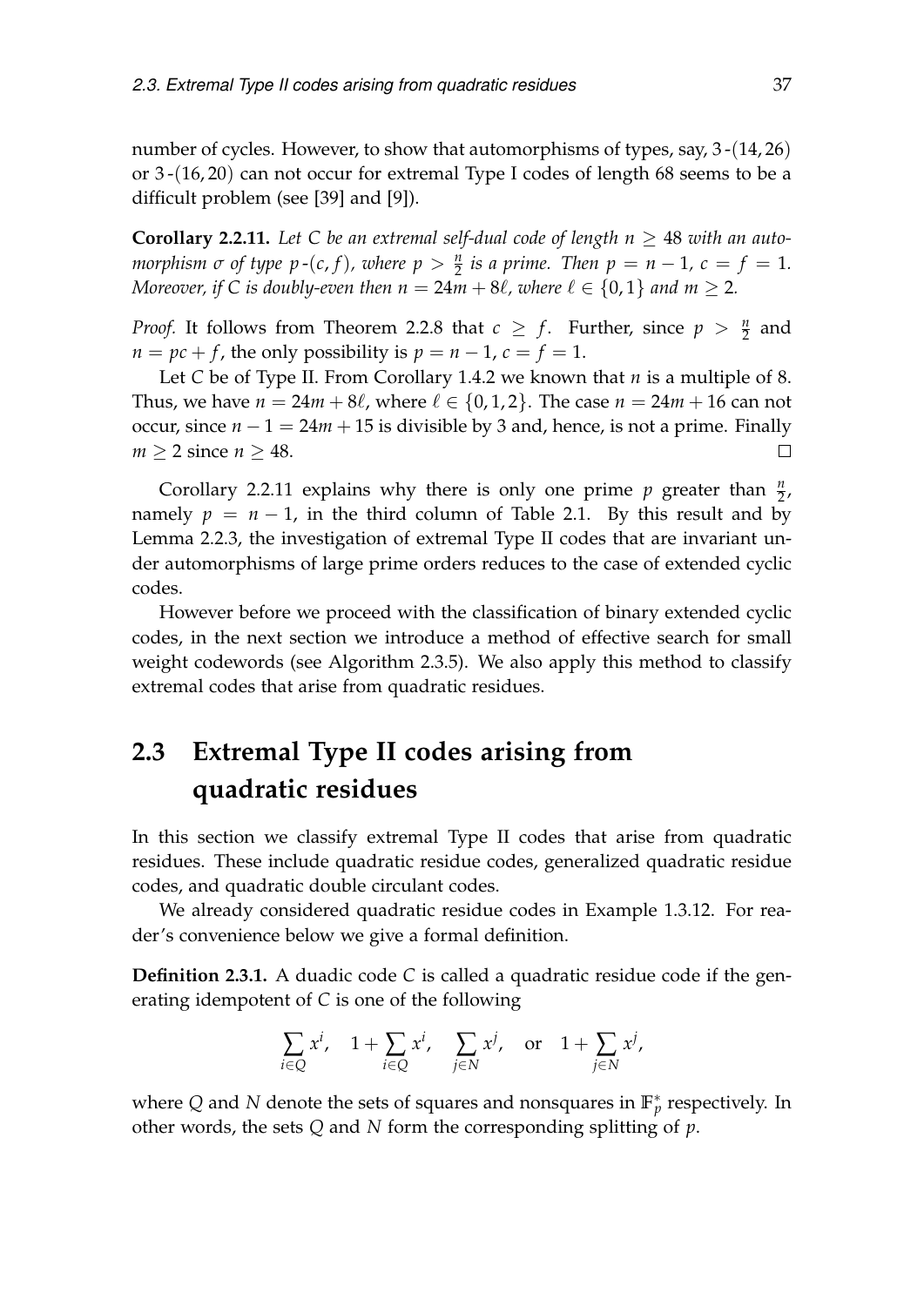number of cycles. However, to show that automorphisms of types, say, $3\text{-}(14, 26)$ or $3\text{-}(16, 20)$ can not occur for extremal Type I codes of length 68 seems to be a difficult problem (see [39] and [9]).

**Corollary 2.2.11.** *Let $C$ be an extremal self-dual code of length $n \geq 48$ with an automorphism $\sigma$ of type $p\text{-}(c, f)$, where $p > \frac{n}{2}$ is a prime. Then $p = n - 1$, $c = f = 1$. Moreover, if $C$ is doubly-even then $n = 24m + 8\ell$, where $\ell \in \{0, 1\}$ and $m \geq 2$.*

*Proof.* It follows from Theorem 2.2.8 that $c \geq f$. Further, since $p > \frac{n}{2}$ and $n = pc + f$, the only possibility is $p = n - 1$, $c = f = 1$.

Let $C$ be of Type II. From Corollary 1.4.2 we known that $n$ is a multiple of 8. Thus, we have $n = 24m + 8\ell$, where $\ell \in \{0, 1, 2\}$. The case $n = 24m + 16$ can not occur, since $n - 1 = 24m + 15$ is divisible by 3 and, hence, is not a prime. Finally $m \geq 2$ since $n \geq 48$. □

Corollary 2.2.11 explains why there is only one prime $p$ greater than $\frac{n}{2}$, namely $p = n - 1$, in the third column of Table 2.1. By this result and by Lemma 2.2.3, the investigation of extremal Type II codes that are invariant under automorphisms of large prime orders reduces to the case of extended cyclic codes.

However before we proceed with the classification of binary extended cyclic codes, in the next section we introduce a method of effective search for small weight codewords (see Algorithm 2.3.5). We also apply this method to classify extremal codes that arise from quadratic residues.

## 2.3 Extremal Type II codes arising from quadratic residues

In this section we classify extremal Type II codes that arise from quadratic residues. These include quadratic residue codes, generalized quadratic residue codes, and quadratic double circulant codes.

We already considered quadratic residue codes in Example 1.3.12. For reader's convenience below we give a formal definition.

**Definition 2.3.1.** A duadic code $C$ is called a quadratic residue code if the generating idempotent of $C$ is one of the following

$$\sum_{i \in Q} x^i, \quad 1 + \sum_{i \in Q} x^i, \quad \sum_{j \in N} x^j, \quad \text{or} \quad 1 + \sum_{j \in N} x^j,$$

where $Q$ and $N$ denote the sets of squares and nonsquares in $\mathbb{F}_p^*$ respectively. In other words, the sets $Q$ and $N$ form the corresponding splitting of $p$.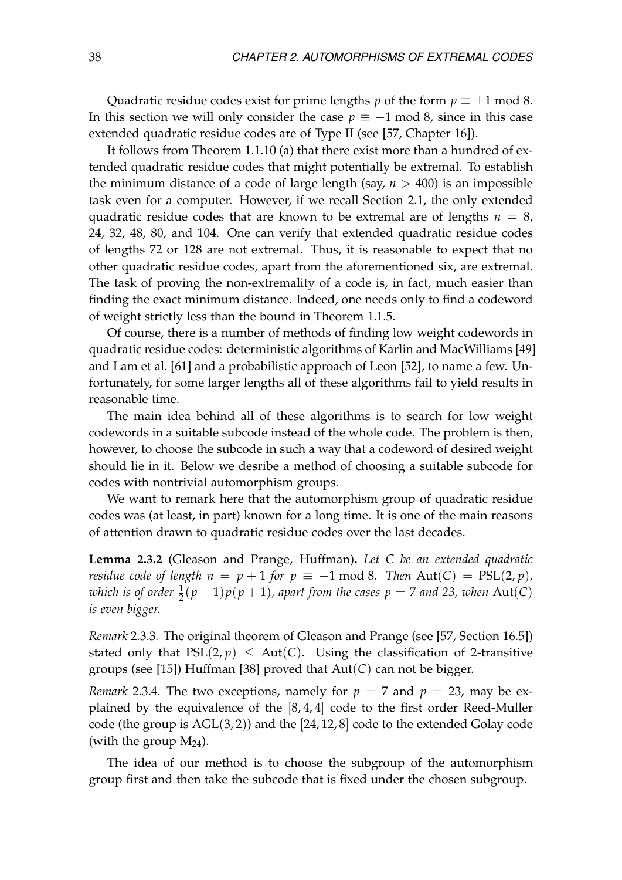Quadratic residue codes exist for prime lengths $p$ of the form $p \equiv \pm 1 \bmod 8$. In this section we will only consider the case $p \equiv -1 \bmod 8$, since in this case extended quadratic residue codes are of Type II (see [57, Chapter 16]).

It follows from Theorem 1.1.10 (a) that there exist more than a hundred of extended quadratic residue codes that might potentially be extremal. To establish the minimum distance of a code of large length (say, $n > 400$) is an impossible task even for a computer. However, if we recall Section 2.1, the only extended quadratic residue codes that are known to be extremal are of lengths $n = 8$, 24, 32, 48, 80, and 104. One can verify that extended quadratic residue codes of lengths 72 or 128 are not extremal. Thus, it is reasonable to expect that no other quadratic residue codes, apart from the aforementioned six, are extremal. The task of proving the non-extremality of a code is, in fact, much easier than finding the exact minimum distance. Indeed, one needs only to find a codeword of weight strictly less than the bound in Theorem 1.1.5.

Of course, there is a number of methods of finding low weight codewords in quadratic residue codes: deterministic algorithms of Karlin and MacWilliams [49] and Lam et al. [61] and a probabilistic approach of Leon [52], to name a few. Unfortunately, for some larger lengths all of these algorithms fail to yield results in reasonable time.

The main idea behind all of these algorithms is to search for low weight codewords in a suitable subcode instead of the whole code. The problem is then, however, to choose the subcode in such a way that a codeword of desired weight should lie in it. Below we desribe a method of choosing a suitable subcode for codes with nontrivial automorphism groups.

We want to remark here that the automorphism group of quadratic residue codes was (at least, in part) known for a long time. It is one of the main reasons of attention drawn to quadratic residue codes over the last decades.

**Lemma 2.3.2** (Gleason and Prange, Huffman)**.** *Let $C$ be an extended quadratic residue code of length $n = p + 1$ for $p \equiv -1 \bmod 8$. Then $\mathrm{Aut}(C) = \mathrm{PSL}(2, p)$, which is of order $\frac{1}{2}(p-1)p(p+1)$, apart from the cases $p = 7$ and 23, when $\mathrm{Aut}(C)$ is even bigger.*

*Remark* 2.3.3*.* The original theorem of Gleason and Prange (see [57, Section 16.5]) stated only that $\mathrm{PSL}(2, p) \leq \mathrm{Aut}(C)$. Using the classification of 2-transitive groups (see [15]) Huffman [38] proved that $\mathrm{Aut}(C)$ can not be bigger.

*Remark* 2.3.4*.* The two exceptions, namely for $p = 7$ and $p = 23$, may be explained by the equivalence of the $[8, 4, 4]$ code to the first order Reed-Muller code (the group is $\mathrm{AGL}(3, 2)$) and the $[24, 12, 8]$ code to the extended Golay code (with the group $\mathrm{M}_{24}$).

The idea of our method is to choose the subgroup of the automorphism group first and then take the subcode that is fixed under the chosen subgroup.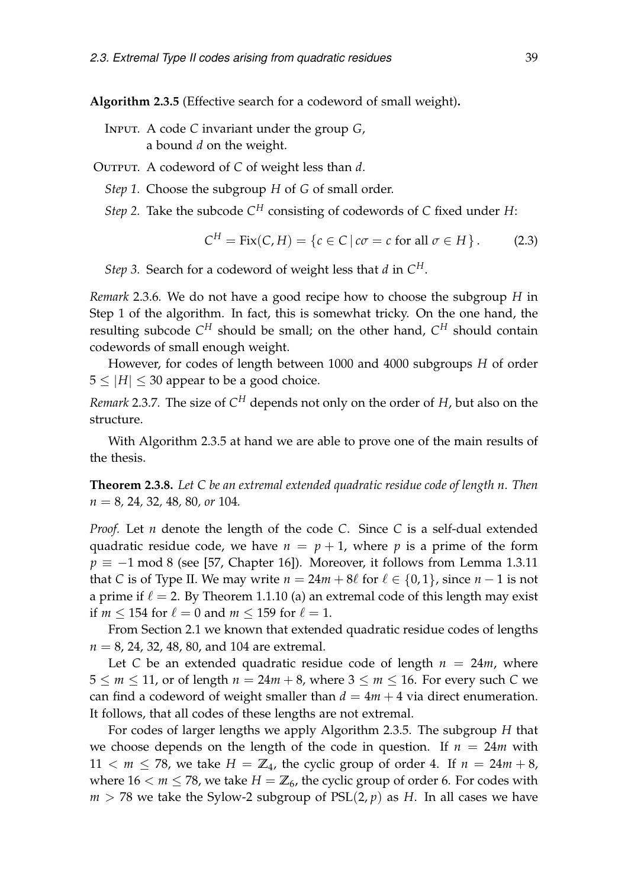**Algorithm 2.3.5** (Effective search for a codeword of small weight)**.**

INPUT. A code $C$ invariant under the group $G$,
a bound $d$ on the weight.

OUTPUT. A codeword of $C$ of weight less than $d$.

*Step 1.* Choose the subgroup $H$ of $G$ of small order.

*Step 2.* Take the subcode $C^H$ consisting of codewords of $C$ fixed under $H$:

$$C^H = \mathrm{Fix}(C, H) = \{c \in C \mid c\sigma = c \text{ for all } \sigma \in H\}. \tag{2.3}$$

*Step 3.* Search for a codeword of weight less that $d$ in $C^H$.

*Remark* 2.3.6*.* We do not have a good recipe how to choose the subgroup $H$ in Step 1 of the algorithm. In fact, this is somewhat tricky. On the one hand, the resulting subcode $C^H$ should be small; on the other hand, $C^H$ should contain codewords of small enough weight.

However, for codes of length between 1000 and 4000 subgroups $H$ of order $5 \leq |H| \leq 30$ appear to be a good choice.

*Remark* 2.3.7*.* The size of $C^H$ depends not only on the order of $H$, but also on the structure.

With Algorithm 2.3.5 at hand we are able to prove one of the main results of the thesis.

**Theorem 2.3.8.** *Let $C$ be an extremal extended quadratic residue code of length $n$. Then $n = 8$, $24$, $32$, $48$, $80$, or $104$.*

*Proof.* Let $n$ denote the length of the code $C$. Since $C$ is a self-dual extended quadratic residue code, we have $n = p + 1$, where $p$ is a prime of the form $p \equiv -1 \bmod 8$ (see [57, Chapter 16]). Moreover, it follows from Lemma 1.3.11 that $C$ is of Type II. We may write $n = 24m + 8\ell$ for $\ell \in \{0, 1\}$, since $n - 1$ is not a prime if $\ell = 2$. By Theorem 1.1.10 (a) an extremal code of this length may exist if $m \leq 154$ for $\ell = 0$ and $m \leq 159$ for $\ell = 1$.

From Section 2.1 we known that extended quadratic residue codes of lengths $n = 8$, 24, 32, 48, 80, and 104 are extremal.

Let $C$ be an extended quadratic residue code of length $n = 24m$, where $5 \leq m \leq 11$, or of length $n = 24m + 8$, where $3 \leq m \leq 16$. For every such $C$ we can find a codeword of weight smaller than $d = 4m + 4$ via direct enumeration. It follows, that all codes of these lengths are not extremal.

For codes of larger lengths we apply Algorithm 2.3.5. The subgroup $H$ that we choose depends on the length of the code in question. If $n = 24m$ with $11 < m \leq 78$, we take $H = \mathbb{Z}_4$, the cyclic group of order 4. If $n = 24m + 8$, where $16 < m \leq 78$, we take $H = \mathbb{Z}_6$, the cyclic group of order 6. For codes with $m > 78$ we take the Sylow-2 subgroup of $\mathrm{PSL}(2, p)$ as $H$. In all cases we have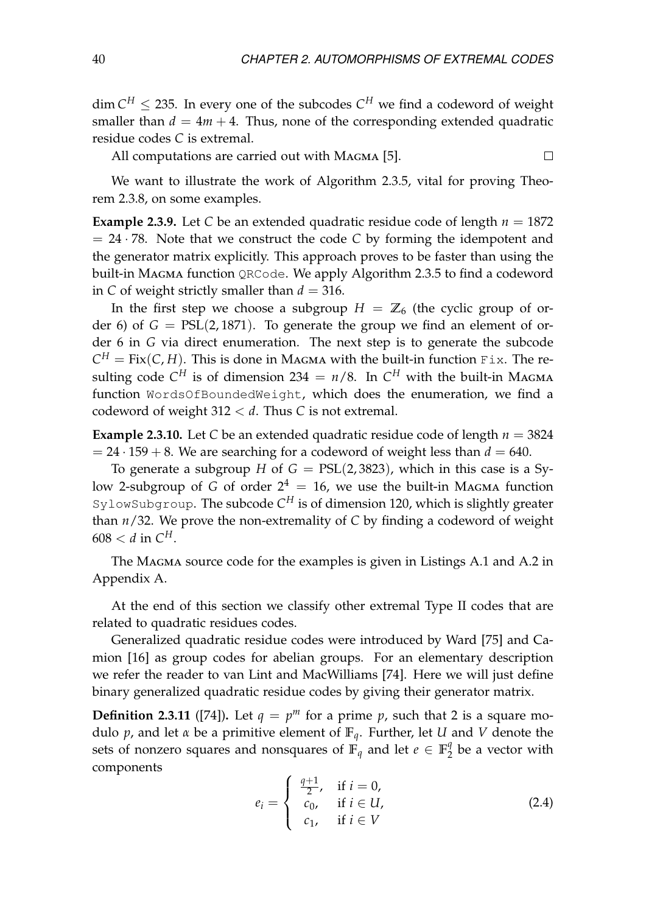$\dim C^H \leq 235$. In every one of the subcodes $C^H$ we find a codeword of weight smaller than $d = 4m + 4$. Thus, none of the corresponding extended quadratic residue codes $C$ is extremal.

All computations are carried out with Magma [5]. □

We want to illustrate the work of Algorithm 2.3.5, vital for proving Theorem 2.3.8, on some examples.

**Example 2.3.9.** Let $C$ be an extended quadratic residue code of length $n = 1872 = 24 \cdot 78$. Note that we construct the code $C$ by forming the idempotent and the generator matrix explicitly. This approach proves to be faster than using the built-in Magma function `QRCode`. We apply Algorithm 2.3.5 to find a codeword in $C$ of weight strictly smaller than $d = 316$.

In the first step we choose a subgroup $H = \mathbb{Z}_6$ (the cyclic group of order 6) of $G = \mathrm{PSL}(2, 1871)$. To generate the group we find an element of order 6 in $G$ via direct enumeration. The next step is to generate the subcode $C^H = \mathrm{Fix}(C, H)$. This is done in Magma with the built-in function `Fix`. The resulting code $C^H$ is of dimension $234 = n/8$. In $C^H$ with the built-in Magma function `WordsOfBoundedWeight`, which does the enumeration, we find a codeword of weight $312 < d$. Thus $C$ is not extremal.

**Example 2.3.10.** Let $C$ be an extended quadratic residue code of length $n = 3824 = 24 \cdot 159 + 8$. We are searching for a codeword of weight less than $d = 640$.

To generate a subgroup $H$ of $G = \mathrm{PSL}(2, 3823)$, which in this case is a Sylow 2-subgroup of $G$ of order $2^4 = 16$, we use the built-in Magma function `SylowSubgroup`. The subcode $C^H$ is of dimension 120, which is slightly greater than $n/32$. We prove the non-extremality of $C$ by finding a codeword of weight $608 < d$ in $C^H$.

The Magma source code for the examples is given in Listings A.1 and A.2 in Appendix A.

At the end of this section we classify other extremal Type II codes that are related to quadratic residues codes.

Generalized quadratic residue codes were introduced by Ward [75] and Camion [16] as group codes for abelian groups. For an elementary description we refer the reader to van Lint and MacWilliams [74]. Here we will just define binary generalized quadratic residue codes by giving their generator matrix.

**Definition 2.3.11** ([74])**.** Let $q = p^m$ for a prime $p$, such that 2 is a square modulo $p$, and let $\alpha$ be a primitive element of $\mathbb{F}_q$. Further, let $U$ and $V$ denote the sets of nonzero squares and nonsquares of $\mathbb{F}_q$ and let $e \in \mathbb{F}_2^q$ be a vector with components

$$e_i = \begin{cases} \frac{q+1}{2}, & \text{if } i = 0, \\ c_0, & \text{if } i \in U, \\ c_1, & \text{if } i \in V \end{cases} \tag{2.4}$$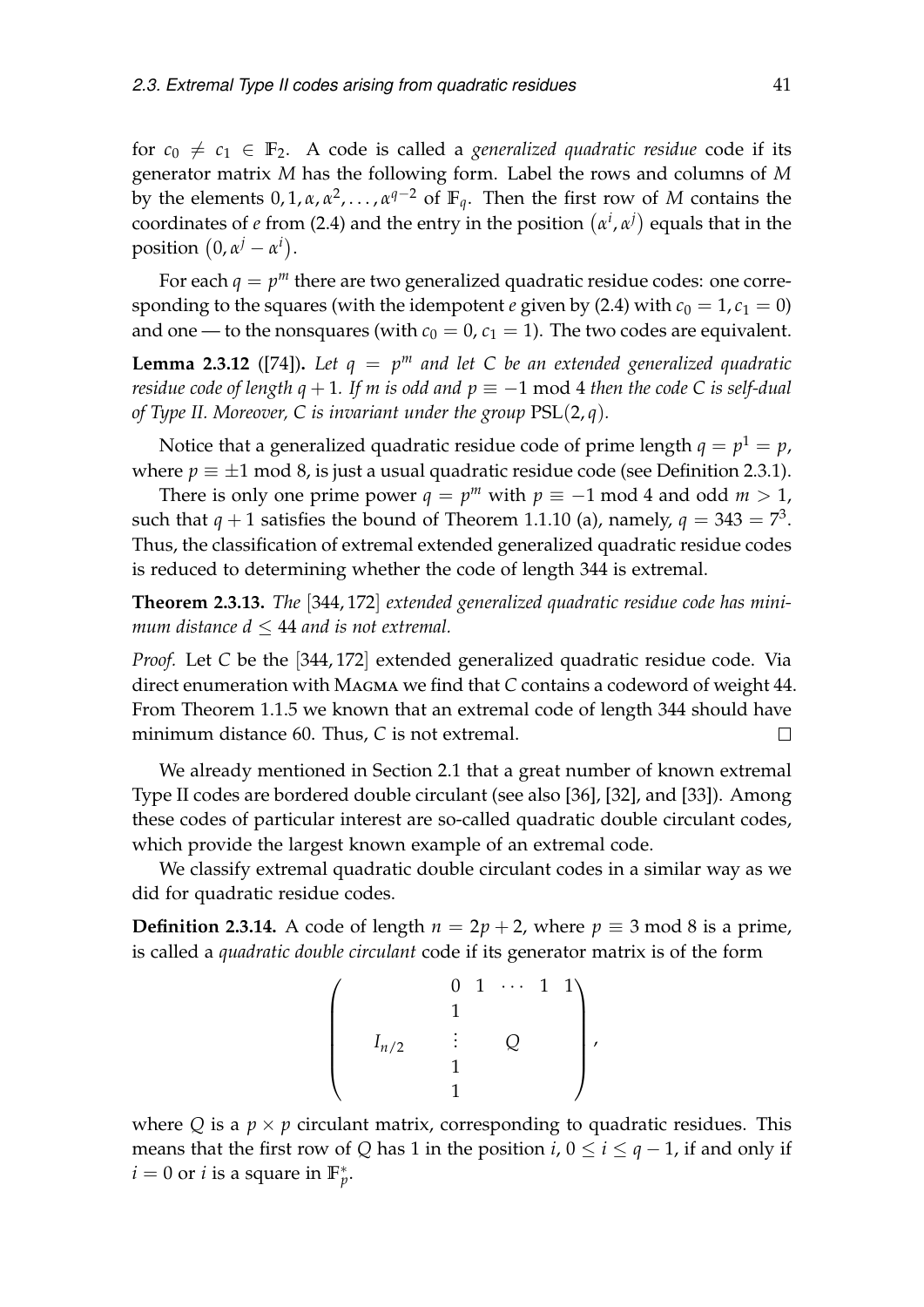for $c_0 \neq c_1 \in \mathbb{F}_2$. A code is called a *generalized quadratic residue* code if its generator matrix $M$ has the following form. Label the rows and columns of $M$ by the elements $0, 1, \alpha, \alpha^2, \ldots, \alpha^{q-2}$ of $\mathbb{F}_q$. Then the first row of $M$ contains the coordinates of $e$ from (2.4) and the entry in the position $(\alpha^i, \alpha^j)$ equals that in the position $(0, \alpha^j - \alpha^i)$.

For each $q = p^m$ there are two generalized quadratic residue codes: one corresponding to the squares (with the idempotent $e$ given by (2.4) with $c_0 = 1, c_1 = 0$) and one — to the nonsquares (with $c_0 = 0$, $c_1 = 1$). The two codes are equivalent.

**Lemma 2.3.12** ([74])**.** *Let $q = p^m$ and let $C$ be an extended generalized quadratic residue code of length $q+1$. If $m$ is odd and $p \equiv -1 \bmod 4$ then the code $C$ is self-dual of Type II. Moreover, $C$ is invariant under the group $\mathrm{PSL}(2, q)$.*

Notice that a generalized quadratic residue code of prime length $q = p^1 = p$, where $p \equiv \pm 1 \bmod 8$, is just a usual quadratic residue code (see Definition 2.3.1).

There is only one prime power $q = p^m$ with $p \equiv -1 \bmod 4$ and odd $m > 1$, such that $q + 1$ satisfies the bound of Theorem 1.1.10 (a), namely, $q = 343 = 7^3$. Thus, the classification of extremal extended generalized quadratic residue codes is reduced to determining whether the code of length 344 is extremal.

**Theorem 2.3.13.** *The $[344, 172]$ extended generalized quadratic residue code has minimum distance $d \leq 44$ and is not extremal.*

*Proof.* Let $C$ be the $[344, 172]$ extended generalized quadratic residue code. Via direct enumeration with Magma we find that $C$ contains a codeword of weight 44. From Theorem 1.1.5 we known that an extremal code of length 344 should have minimum distance 60. Thus, $C$ is not extremal. □

We already mentioned in Section 2.1 that a great number of known extremal Type II codes are bordered double circulant (see also [36], [32], and [33]). Among these codes of particular interest are so-called quadratic double circulant codes, which provide the largest known example of an extremal code.

We classify extremal quadratic double circulant codes in a similar way as we did for quadratic residue codes.

**Definition 2.3.14.** A code of length $n = 2p + 2$, where $p \equiv 3 \bmod 8$ is a prime, is called a *quadratic double circulant* code if its generator matrix is of the form

$$\left( \begin{array}{cc} & \begin{array}{ccccc} 0 & 1 & \cdots & 1 & 1 \end{array} \\ & 1 \\ I_{n/2} & \vdots \qquad Q \\ & 1 \\ & 1 \end{array} \right),$$

where $Q$ is a $p \times p$ circulant matrix, corresponding to quadratic residues. This means that the first row of $Q$ has 1 in the position $i$, $0 \leq i \leq q-1$, if and only if $i = 0$ or $i$ is a square in $\mathbb{F}_p^*$.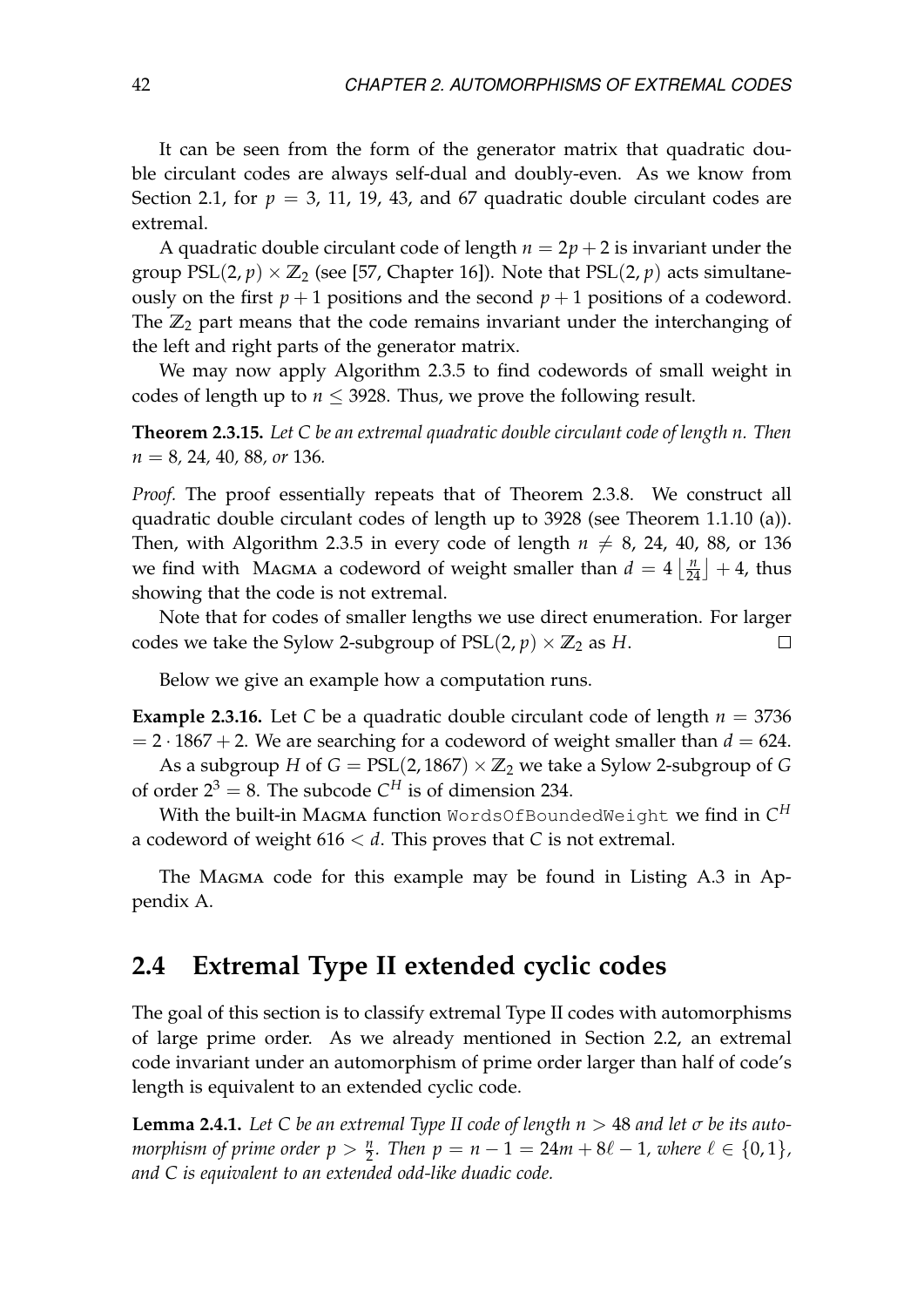It can be seen from the form of the generator matrix that quadratic double circulant codes are always self-dual and doubly-even. As we know from Section 2.1, for $p = 3$, 11, 19, 43, and 67 quadratic double circulant codes are extremal.

A quadratic double circulant code of length $n = 2p + 2$ is invariant under the group $\mathrm{PSL}(2, p) \times \mathbb{Z}_2$ (see [57, Chapter 16]). Note that $\mathrm{PSL}(2, p)$ acts simultaneously on the first $p + 1$ positions and the second $p + 1$ positions of a codeword. The $\mathbb{Z}_2$ part means that the code remains invariant under the interchanging of the left and right parts of the generator matrix.

We may now apply Algorithm 2.3.5 to find codewords of small weight in codes of length up to $n \leq 3928$. Thus, we prove the following result.

**Theorem 2.3.15.** *Let $C$ be an extremal quadratic double circulant code of length $n$. Then $n = 8$, 24, 40, 88, or 136.*

*Proof.* The proof essentially repeats that of Theorem 2.3.8. We construct all quadratic double circulant codes of length up to 3928 (see Theorem 1.1.10 (a)). Then, with Algorithm 2.3.5 in every code of length $n \neq 8$, 24, 40, 88, or 136 we find with MAGMA a codeword of weight smaller than $d = 4 \left\lfloor \frac{n}{24} \right\rfloor + 4$, thus showing that the code is not extremal.

Note that for codes of smaller lengths we use direct enumeration. For larger codes we take the Sylow 2-subgroup of $\mathrm{PSL}(2, p) \times \mathbb{Z}_2$ as $H$. □

Below we give an example how a computation runs.

**Example 2.3.16.** Let $C$ be a quadratic double circulant code of length $n = 3736$ $= 2 \cdot 1867 + 2$. We are searching for a codeword of weight smaller than $d = 624$.

As a subgroup $H$ of $G = \mathrm{PSL}(2, 1867) \times \mathbb{Z}_2$ we take a Sylow 2-subgroup of $G$ of order $2^3 = 8$. The subcode $C^H$ is of dimension 234.

With the built-in MAGMA function `WordsOfBoundedWeight` we find in $C^H$ a codeword of weight $616 < d$. This proves that $C$ is not extremal.

The MAGMA code for this example may be found in Listing A.3 in Appendix A.

## 2.4 Extremal Type II extended cyclic codes

The goal of this section is to classify extremal Type II codes with automorphisms of large prime order. As we already mentioned in Section 2.2, an extremal code invariant under an automorphism of prime order larger than half of code's length is equivalent to an extended cyclic code.

**Lemma 2.4.1.** *Let $C$ be an extremal Type II code of length $n > 48$ and let $\sigma$ be its automorphism of prime order $p > \frac{n}{2}$. Then $p = n - 1 = 24m + 8\ell - 1$, where $\ell \in \{0, 1\}$, and $C$ is equivalent to an extended odd-like duadic code.*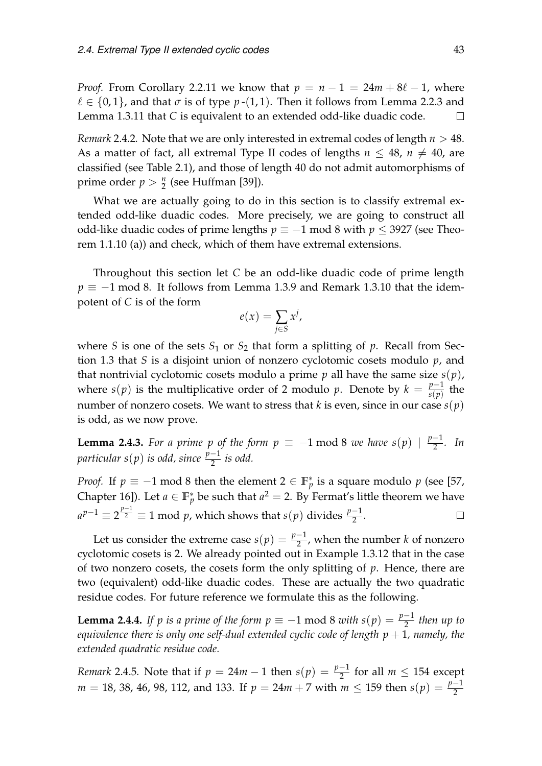*Proof.* From Corollary 2.2.11 we know that $p = n - 1 = 24m + 8\ell - 1$, where $\ell \in \{0, 1\}$, and that $\sigma$ is of type $p$-$(1, 1)$. Then it follows from Lemma 2.2.3 and Lemma 1.3.11 that $C$ is equivalent to an extended odd-like duadic code. $\square$

*Remark* 2.4.2. Note that we are only interested in extremal codes of length $n > 48$. As a matter of fact, all extremal Type II codes of lengths $n \leq 48$, $n \neq 40$, are classified (see Table 2.1), and those of length 40 do not admit automorphisms of prime order $p > \frac{n}{2}$ (see Huffman [39]).

What we are actually going to do in this section is to classify extremal extended odd-like duadic codes. More precisely, we are going to construct all odd-like duadic codes of prime lengths $p \equiv -1 \bmod 8$ with $p \leq 3927$ (see Theorem 1.1.10 (a)) and check, which of them have extremal extensions.

Throughout this section let $C$ be an odd-like duadic code of prime length $p \equiv -1 \bmod 8$. It follows from Lemma 1.3.9 and Remark 1.3.10 that the idempotent of $C$ is of the form

$$e(x) = \sum_{j \in S} x^j,$$

where $S$ is one of the sets $S_1$ or $S_2$ that form a splitting of $p$. Recall from Section 1.3 that $S$ is a disjoint union of nonzero cyclotomic cosets modulo $p$, and that nontrivial cyclotomic cosets modulo a prime $p$ all have the same size $s(p)$, where $s(p)$ is the multiplicative order of 2 modulo $p$. Denote by $k = \frac{p-1}{s(p)}$ the number of nonzero cosets. We want to stress that $k$ is even, since in our case $s(p)$ is odd, as we now prove.

**Lemma 2.4.3.** *For a prime $p$ of the form $p \equiv -1 \bmod 8$ we have $s(p) \mid \frac{p-1}{2}$. In particular $s(p)$ is odd, since $\frac{p-1}{2}$ is odd.*

*Proof.* If $p \equiv -1 \bmod 8$ then the element $2 \in \mathbb{F}_p^*$ is a square modulo $p$ (see [57, Chapter 16]). Let $a \in \mathbb{F}_p^*$ be such that $a^2 = 2$. By Fermat's little theorem we have $a^{p-1} \equiv 2^{\frac{p-1}{2}} \equiv 1 \bmod p$, which shows that $s(p)$ divides $\frac{p-1}{2}$. $\square$

Let us consider the extreme case $s(p) = \frac{p-1}{2}$, when the number $k$ of nonzero cyclotomic cosets is 2. We already pointed out in Example 1.3.12 that in the case of two nonzero cosets, the cosets form the only splitting of $p$. Hence, there are two (equivalent) odd-like duadic codes. These are actually the two quadratic residue codes. For future reference we formulate this as the following.

**Lemma 2.4.4.** *If $p$ is a prime of the form $p \equiv -1 \bmod 8$ with $s(p) = \frac{p-1}{2}$ then up to equivalence there is only one self-dual extended cyclic code of length $p + 1$, namely, the extended quadratic residue code.*

*Remark* 2.4.5. Note that if $p = 24m - 1$ then $s(p) = \frac{p-1}{2}$ for all $m \leq 154$ except $m = 18$, 38, 46, 98, 112, and 133. If $p = 24m + 7$ with $m \leq 159$ then $s(p) = \frac{p-1}{2}$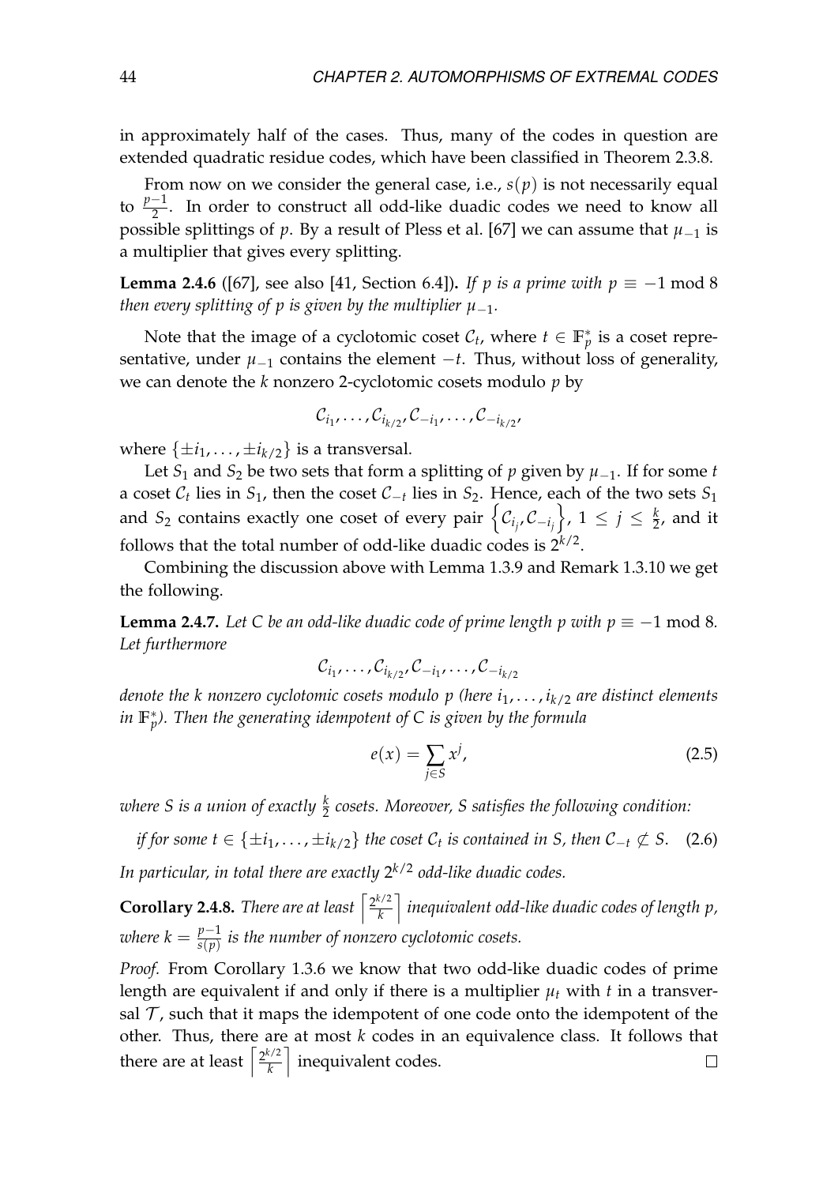in approximately half of the cases. Thus, many of the codes in question are extended quadratic residue codes, which have been classified in Theorem 2.3.8.

From now on we consider the general case, i.e., $s(p)$ is not necessarily equal to $\frac{p-1}{2}$. In order to construct all odd-like duadic codes we need to know all possible splittings of $p$. By a result of Pless et al. [67] we can assume that $\mu_{-1}$ is a multiplier that gives every splitting.

**Lemma 2.4.6** ([67], see also [41, Section 6.4])**.** *If $p$ is a prime with $p \equiv -1 \bmod 8$ then every splitting of $p$ is given by the multiplier $\mu_{-1}$.*

Note that the image of a cyclotomic coset $\mathcal{C}_t$, where $t \in \mathbb{F}_p^*$ is a coset representative, under $\mu_{-1}$ contains the element $-t$. Thus, without loss of generality, we can denote the $k$ nonzero 2-cyclotomic cosets modulo $p$ by

$$\mathcal{C}_{i_1}, \ldots, \mathcal{C}_{i_{k/2}}, \mathcal{C}_{-i_1}, \ldots, \mathcal{C}_{-i_{k/2}},$$

where $\{\pm i_1, \ldots, \pm i_{k/2}\}$ is a transversal.

Let $S_1$ and $S_2$ be two sets that form a splitting of $p$ given by $\mu_{-1}$. If for some $t$ a coset $\mathcal{C}_t$ lies in $S_1$, then the coset $\mathcal{C}_{-t}$ lies in $S_2$. Hence, each of the two sets $S_1$ and $S_2$ contains exactly one coset of every pair $\left\{\mathcal{C}_{i_j}, \mathcal{C}_{-i_j}\right\}$, $1 \leq j \leq \frac{k}{2}$, and it follows that the total number of odd-like duadic codes is $2^{k/2}$.

Combining the discussion above with Lemma 1.3.9 and Remark 1.3.10 we get the following.

**Lemma 2.4.7.** *Let $C$ be an odd-like duadic code of prime length $p$ with $p \equiv -1 \bmod 8$. Let furthermore*

$$\mathcal{C}_{i_1}, \ldots, \mathcal{C}_{i_{k/2}}, \mathcal{C}_{-i_1}, \ldots, \mathcal{C}_{-i_{k/2}}$$

*denote the $k$ nonzero cyclotomic cosets modulo $p$ (here $i_1, \ldots, i_{k/2}$ are distinct elements in $\mathbb{F}_p^*$). Then the generating idempotent of $C$ is given by the formula*

$$e(x) = \sum_{j \in S} x^j, \tag{2.5}$$

*where $S$ is a union of exactly $\frac{k}{2}$ cosets. Moreover, $S$ satisfies the following condition:*

$$\text{if for some } t \in \{\pm i_1, \ldots, \pm i_{k/2}\} \text{ the coset } \mathcal{C}_t \text{ is contained in } S, \text{ then } \mathcal{C}_{-t} \not\subset S. \tag{2.6}$$

*In particular, in total there are exactly $2^{k/2}$ odd-like duadic codes.*

**Corollary 2.4.8.** *There are at least $\left\lceil \frac{2^{k/2}}{k} \right\rceil$ inequivalent odd-like duadic codes of length $p$, where $k = \frac{p-1}{s(p)}$ is the number of nonzero cyclotomic cosets.*

*Proof.* From Corollary 1.3.6 we know that two odd-like duadic codes of prime length are equivalent if and only if there is a multiplier $\mu_t$ with $t$ in a transversal $\mathcal{T}$, such that it maps the idempotent of one code onto the idempotent of the other. Thus, there are at most $k$ codes in an equivalence class. It follows that there are at least $\left\lceil \frac{2^{k/2}}{k} \right\rceil$ inequivalent codes. □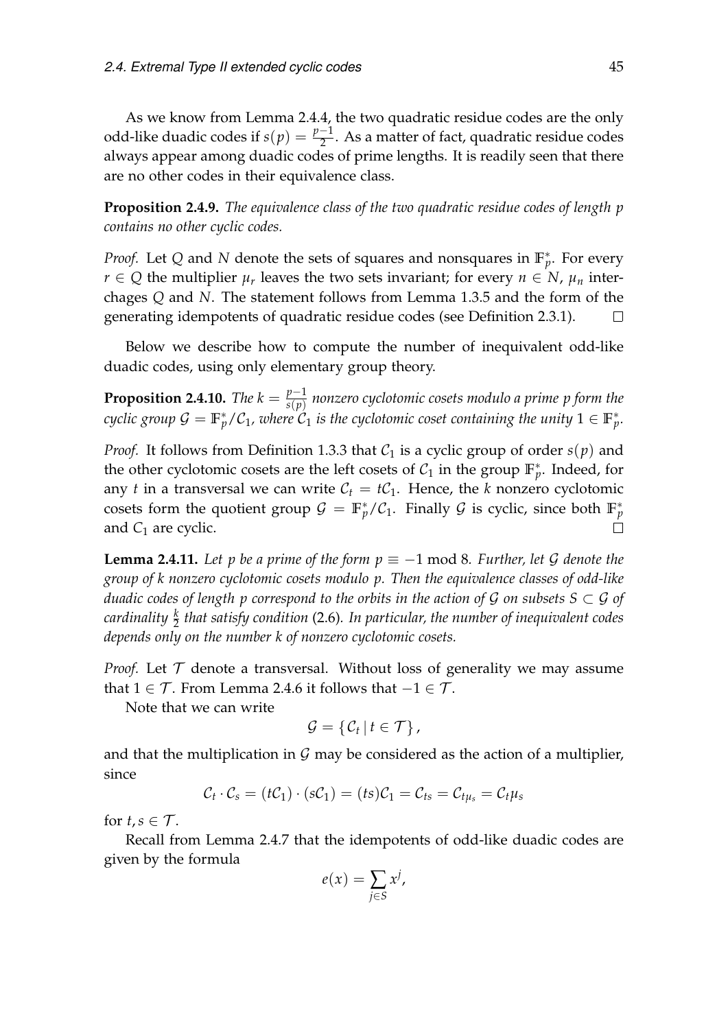As we know from Lemma 2.4.4, the two quadratic residue codes are the only odd-like duadic codes if $s(p) = \frac{p-1}{2}$. As a matter of fact, quadratic residue codes always appear among duadic codes of prime lengths. It is readily seen that there are no other codes in their equivalence class.

**Proposition 2.4.9.** *The equivalence class of the two quadratic residue codes of length $p$ contains no other cyclic codes.*

*Proof.* Let $Q$ and $N$ denote the sets of squares and nonsquares in $\mathbb{F}_p^*$. For every $r \in Q$ the multiplier $\mu_r$ leaves the two sets invariant; for every $n \in N$, $\mu_n$ interchages $Q$ and $N$. The statement follows from Lemma 1.3.5 and the form of the generating idempotents of quadratic residue codes (see Definition 2.3.1). $\square$

Below we describe how to compute the number of inequivalent odd-like duadic codes, using only elementary group theory.

**Proposition 2.4.10.** *The $k = \frac{p-1}{s(p)}$ nonzero cyclotomic cosets modulo a prime $p$ form the cyclic group $\mathcal{G} = \mathbb{F}_p^*/\mathcal{C}_1$, where $\mathcal{C}_1$ is the cyclotomic coset containing the unity $1 \in \mathbb{F}_p^*$.*

*Proof.* It follows from Definition 1.3.3 that $\mathcal{C}_1$ is a cyclic group of order $s(p)$ and the other cyclotomic cosets are the left cosets of $\mathcal{C}_1$ in the group $\mathbb{F}_p^*$. Indeed, for any $t$ in a transversal we can write $\mathcal{C}_t = t\mathcal{C}_1$. Hence, the $k$ nonzero cyclotomic cosets form the quotient group $\mathcal{G} = \mathbb{F}_p^*/\mathcal{C}_1$. Finally $\mathcal{G}$ is cyclic, since both $\mathbb{F}_p^*$ and $C_1$ are cyclic. $\square$

**Lemma 2.4.11.** *Let $p$ be a prime of the form $p \equiv -1 \bmod 8$. Further, let $\mathcal{G}$ denote the group of $k$ nonzero cyclotomic cosets modulo $p$. Then the equivalence classes of odd-like duadic codes of length $p$ correspond to the orbits in the action of $\mathcal{G}$ on subsets $S \subset \mathcal{G}$ of cardinality $\frac{k}{2}$ that satisfy condition* (2.6)*. In particular, the number of inequivalent codes depends only on the number $k$ of nonzero cyclotomic cosets.*

*Proof.* Let $\mathcal{T}$ denote a transversal. Without loss of generality we may assume that $1 \in \mathcal{T}$. From Lemma 2.4.6 it follows that $-1 \in \mathcal{T}$.

Note that we can write

$$\mathcal{G} = \{\mathcal{C}_t \mid t \in \mathcal{T}\},$$

and that the multiplication in $\mathcal{G}$ may be considered as the action of a multiplier, since

$$\mathcal{C}_t \cdot \mathcal{C}_s = (t\mathcal{C}_1) \cdot (s\mathcal{C}_1) = (ts)\mathcal{C}_1 = \mathcal{C}_{ts} = \mathcal{C}_{t\mu_s} = \mathcal{C}_t\mu_s$$

for $t, s \in \mathcal{T}$.

Recall from Lemma 2.4.7 that the idempotents of odd-like duadic codes are given by the formula

$$e(x) = \sum_{j \in S} x^j,$$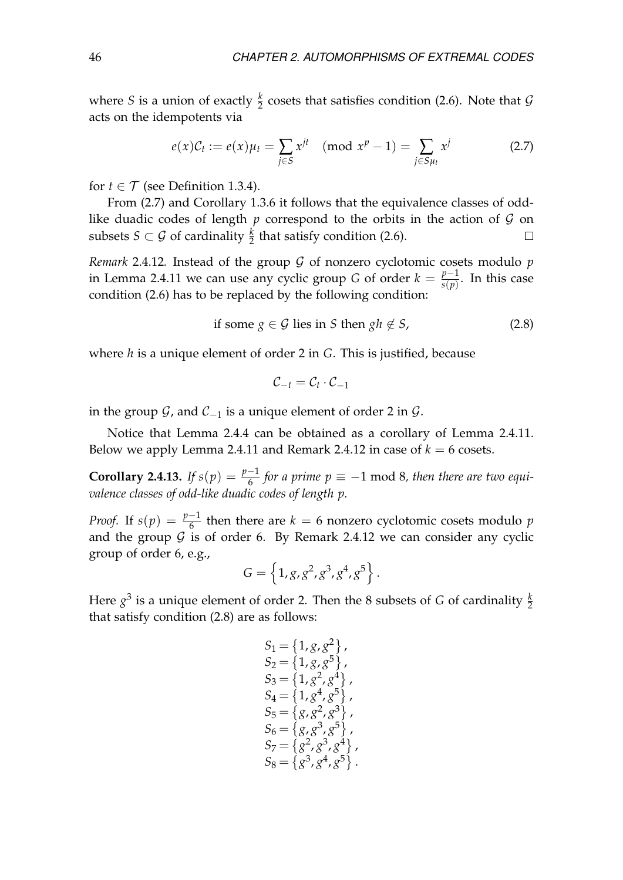where $S$ is a union of exactly $\frac{k}{2}$ cosets that satisfies condition (2.6). Note that $\mathcal{G}$ acts on the idempotents via

$$e(x)\mathcal{C}_t := e(x)\mu_t = \sum_{j\in S} x^{jt} \pmod{x^p - 1} = \sum_{j\in S\mu_t} x^j \tag{2.7}$$

for $t \in \mathcal{T}$ (see Definition 1.3.4).

From (2.7) and Corollary 1.3.6 it follows that the equivalence classes of odd-like duadic codes of length $p$ correspond to the orbits in the action of $\mathcal{G}$ on subsets $S \subset \mathcal{G}$ of cardinality $\frac{k}{2}$ that satisfy condition (2.6). $\square$

*Remark* 2.4.12. Instead of the group $\mathcal{G}$ of nonzero cyclotomic cosets modulo $p$ in Lemma 2.4.11 we can use any cyclic group $G$ of order $k = \frac{p-1}{s(p)}$. In this case condition (2.6) has to be replaced by the following condition:

$$\text{if some } g \in \mathcal{G} \text{ lies in } S \text{ then } gh \notin S, \tag{2.8}$$

where $h$ is a unique element of order 2 in $G$. This is justified, because

$$\mathcal{C}_{-t} = \mathcal{C}_t \cdot \mathcal{C}_{-1}$$

in the group $\mathcal{G}$, and $\mathcal{C}_{-1}$ is a unique element of order 2 in $\mathcal{G}$.

Notice that Lemma 2.4.4 can be obtained as a corollary of Lemma 2.4.11. Below we apply Lemma 2.4.11 and Remark 2.4.12 in case of $k = 6$ cosets.

**Corollary 2.4.13.** *If $s(p) = \frac{p-1}{6}$ for a prime $p \equiv -1 \bmod 8$, then there are two equivalence classes of odd-like duadic codes of length $p$.*

*Proof.* If $s(p) = \frac{p-1}{6}$ then there are $k = 6$ nonzero cyclotomic cosets modulo $p$ and the group $\mathcal{G}$ is of order 6. By Remark 2.4.12 we can consider any cyclic group of order 6, e.g.,

$$G = \left\{1, g, g^2, g^3, g^4, g^5\right\}.$$

Here $g^3$ is a unique element of order 2. Then the 8 subsets of $G$ of cardinality $\frac{k}{2}$ that satisfy condition (2.8) are as follows:

$$\begin{aligned}
S_1 &= \{1, g, g^2\}, \\
S_2 &= \{1, g, g^5\}, \\
S_3 &= \{1, g^2, g^4\}, \\
S_4 &= \{1, g^4, g^5\}, \\
S_5 &= \{g, g^2, g^3\}, \\
S_6 &= \{g, g^3, g^5\}, \\
S_7 &= \{g^2, g^3, g^4\}, \\
S_8 &= \{g^3, g^4, g^5\}.
\end{aligned}$$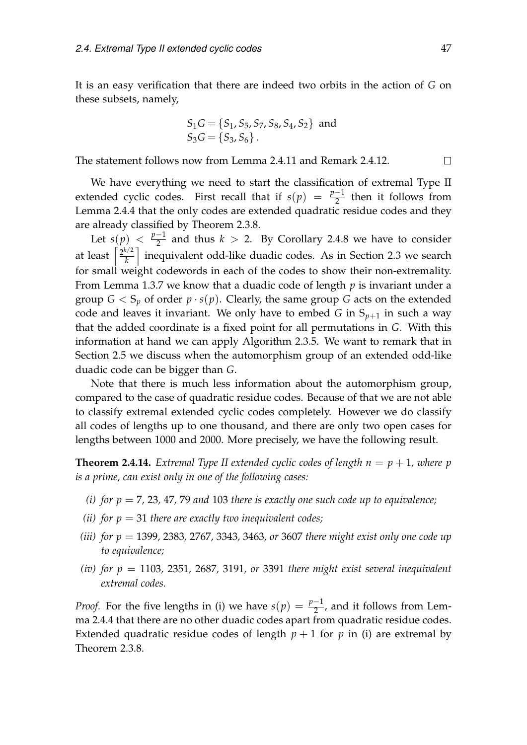It is an easy verification that there are indeed two orbits in the action of $G$ on these subsets, namely,

$$S_1 G = \{S_1, S_5, S_7, S_8, S_4, S_2\} \text{ and}$$
$$S_3 G = \{S_3, S_6\}.$$

The statement follows now from Lemma 2.4.11 and Remark 2.4.12. □

We have everything we need to start the classification of extremal Type II extended cyclic codes. First recall that if $s(p) = \frac{p-1}{2}$ then it follows from Lemma 2.4.4 that the only codes are extended quadratic residue codes and they are already classified by Theorem 2.3.8.

Let $s(p) < \frac{p-1}{2}$ and thus $k > 2$. By Corollary 2.4.8 we have to consider at least $\left\lceil \frac{2^{k/2}}{k} \right\rceil$ inequivalent odd-like duadic codes. As in Section 2.3 we search for small weight codewords in each of the codes to show their non-extremality. From Lemma 1.3.7 we know that a duadic code of length $p$ is invariant under a group $G < S_p$ of order $p \cdot s(p)$. Clearly, the same group $G$ acts on the extended code and leaves it invariant. We only have to embed $G$ in $S_{p+1}$ in such a way that the added coordinate is a fixed point for all permutations in $G$. With this information at hand we can apply Algorithm 2.3.5. We want to remark that in Section 2.5 we discuss when the automorphism group of an extended odd-like duadic code can be bigger than $G$.

Note that there is much less information about the automorphism group, compared to the case of quadratic residue codes. Because of that we are not able to classify extremal extended cyclic codes completely. However we do classify all codes of lengths up to one thousand, and there are only two open cases for lengths between 1000 and 2000. More precisely, we have the following result.

**Theorem 2.4.14.** *Extremal Type II extended cyclic codes of length $n = p + 1$, where $p$ is a prime, can exist only in one of the following cases:*

*(i) for $p = 7, 23, 47, 79$ and $103$ there is exactly one such code up to equivalence;*

*(ii) for $p = 31$ there are exactly two inequivalent codes;*

*(iii) for $p = 1399, 2383, 2767, 3343, 3463,$ or $3607$ there might exist only one code up to equivalence;*

*(iv) for $p = 1103, 2351, 2687, 3191,$ or $3391$ there might exist several inequivalent extremal codes.*

*Proof.* For the five lengths in (i) we have $s(p) = \frac{p-1}{2}$, and it follows from Lemma 2.4.4 that there are no other duadic codes apart from quadratic residue codes. Extended quadratic residue codes of length $p + 1$ for $p$ in (i) are extremal by Theorem 2.3.8.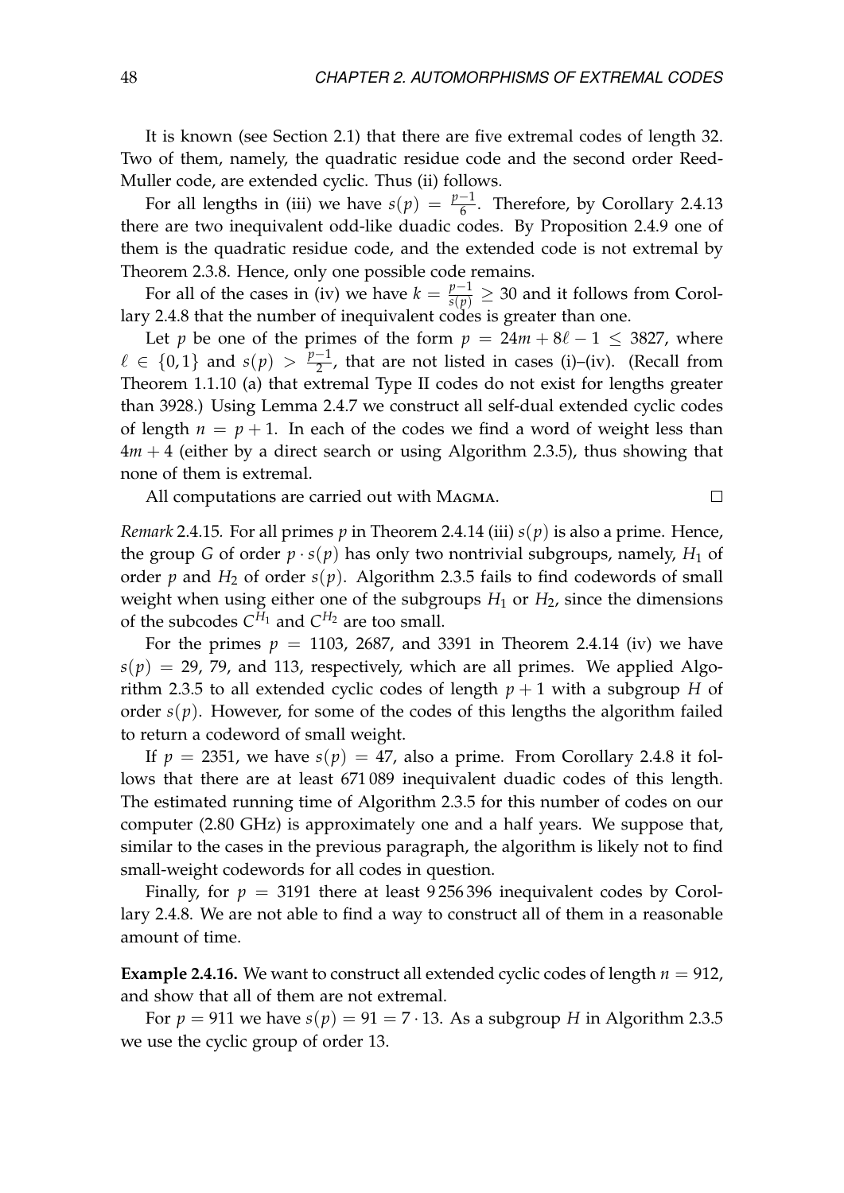It is known (see Section 2.1) that there are five extremal codes of length 32. Two of them, namely, the quadratic residue code and the second order Reed-Muller code, are extended cyclic. Thus (ii) follows.

For all lengths in (iii) we have $s(p) = \frac{p-1}{6}$. Therefore, by Corollary 2.4.13 there are two inequivalent odd-like duadic codes. By Proposition 2.4.9 one of them is the quadratic residue code, and the extended code is not extremal by Theorem 2.3.8. Hence, only one possible code remains.

For all of the cases in (iv) we have $k = \frac{p-1}{s(p)} \geq 30$ and it follows from Corollary 2.4.8 that the number of inequivalent codes is greater than one.

Let $p$ be one of the primes of the form $p = 24m + 8\ell - 1 \leq 3827$, where $\ell \in \{0, 1\}$ and $s(p) > \frac{p-1}{2}$, that are not listed in cases (i)–(iv). (Recall from Theorem 1.1.10 (a) that extremal Type II codes do not exist for lengths greater than 3928.) Using Lemma 2.4.7 we construct all self-dual extended cyclic codes of length $n = p + 1$. In each of the codes we find a word of weight less than $4m + 4$ (either by a direct search or using Algorithm 2.3.5), thus showing that none of them is extremal.

All computations are carried out with Magma. $\square$

*Remark* 2.4.15. For all primes $p$ in Theorem 2.4.14 (iii) $s(p)$ is also a prime. Hence, the group $G$ of order $p \cdot s(p)$ has only two nontrivial subgroups, namely, $H_1$ of order $p$ and $H_2$ of order $s(p)$. Algorithm 2.3.5 fails to find codewords of small weight when using either one of the subgroups $H_1$ or $H_2$, since the dimensions of the subcodes $C^{H_1}$ and $C^{H_2}$ are too small.

For the primes $p = 1103$, $2687$, and $3391$ in Theorem 2.4.14 (iv) we have $s(p) = 29$, $79$, and $113$, respectively, which are all primes. We applied Algorithm 2.3.5 to all extended cyclic codes of length $p + 1$ with a subgroup $H$ of order $s(p)$. However, for some of the codes of this lengths the algorithm failed to return a codeword of small weight.

If $p = 2351$, we have $s(p) = 47$, also a prime. From Corollary 2.4.8 it follows that there are at least 671 089 inequivalent duadic codes of this length. The estimated running time of Algorithm 2.3.5 for this number of codes on our computer (2.80 GHz) is approximately one and a half years. We suppose that, similar to the cases in the previous paragraph, the algorithm is likely not to find small-weight codewords for all codes in question.

Finally, for $p = 3191$ there at least 9 256 396 inequivalent codes by Corollary 2.4.8. We are not able to find a way to construct all of them in a reasonable amount of time.

**Example 2.4.16.** We want to construct all extended cyclic codes of length $n = 912$, and show that all of them are not extremal.

For $p = 911$ we have $s(p) = 91 = 7 \cdot 13$. As a subgroup $H$ in Algorithm 2.3.5 we use the cyclic group of order 13.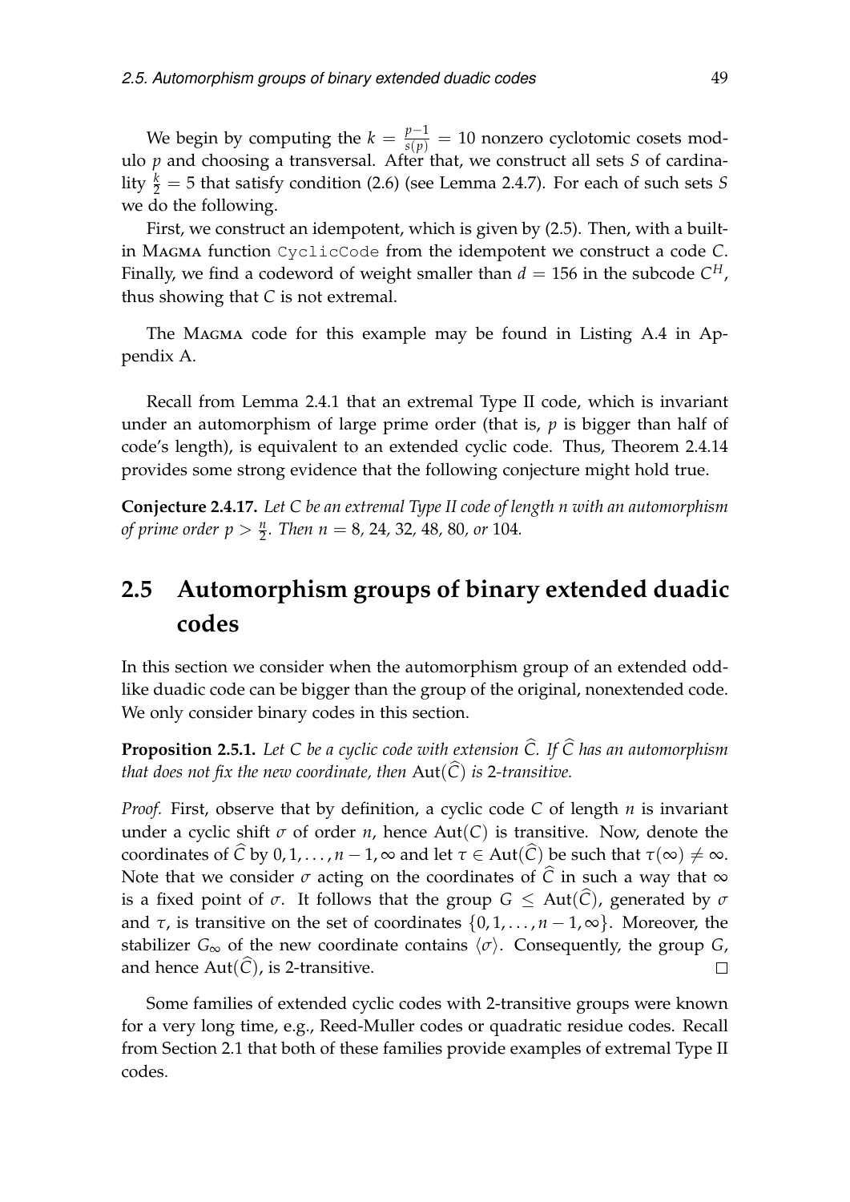We begin by computing the $k = \frac{p-1}{s(p)} = 10$ nonzero cyclotomic cosets modulo $p$ and choosing a transversal. After that, we construct all sets $S$ of cardinality $\frac{k}{2} = 5$ that satisfy condition (2.6) (see Lemma 2.4.7). For each of such sets $S$ we do the following.

First, we construct an idempotent, which is given by (2.5). Then, with a built-in MAGMA function `CyclicCode` from the idempotent we construct a code $C$. Finally, we find a codeword of weight smaller than $d = 156$ in the subcode $C^H$, thus showing that $C$ is not extremal.

The MAGMA code for this example may be found in Listing A.4 in Appendix A.

Recall from Lemma 2.4.1 that an extremal Type II code, which is invariant under an automorphism of large prime order (that is, $p$ is bigger than half of code's length), is equivalent to an extended cyclic code. Thus, Theorem 2.4.14 provides some strong evidence that the following conjecture might hold true.

**Conjecture 2.4.17.** *Let $C$ be an extremal Type II code of length $n$ with an automorphism of prime order $p > \frac{n}{2}$. Then $n = 8$, 24, 32, 48, 80, or 104.*

## 2.5 Automorphism groups of binary extended duadic codes

In this section we consider when the automorphism group of an extended odd-like duadic code can be bigger than the group of the original, nonextended code. We only consider binary codes in this section.

**Proposition 2.5.1.** *Let $C$ be a cyclic code with extension $\widehat{C}$. If $\widehat{C}$ has an automorphism that does not fix the new coordinate, then $\mathrm{Aut}(\widehat{C})$ is 2-transitive.*

*Proof.* First, observe that by definition, a cyclic code $C$ of length $n$ is invariant under a cyclic shift $\sigma$ of order $n$, hence $\mathrm{Aut}(C)$ is transitive. Now, denote the coordinates of $\widehat{C}$ by $0, 1, \ldots, n-1, \infty$ and let $\tau \in \mathrm{Aut}(\widehat{C})$ be such that $\tau(\infty) \neq \infty$. Note that we consider $\sigma$ acting on the coordinates of $\widehat{C}$ in such a way that $\infty$ is a fixed point of $\sigma$. It follows that the group $G \leq \mathrm{Aut}(\widehat{C})$, generated by $\sigma$ and $\tau$, is transitive on the set of coordinates $\{0, 1, \ldots, n-1, \infty\}$. Moreover, the stabilizer $G_\infty$ of the new coordinate contains $\langle \sigma \rangle$. Consequently, the group $G$, and hence $\mathrm{Aut}(\widehat{C})$, is 2-transitive. $\square$

Some families of extended cyclic codes with 2-transitive groups were known for a very long time, e.g., Reed-Muller codes or quadratic residue codes. Recall from Section 2.1 that both of these families provide examples of extremal Type II codes.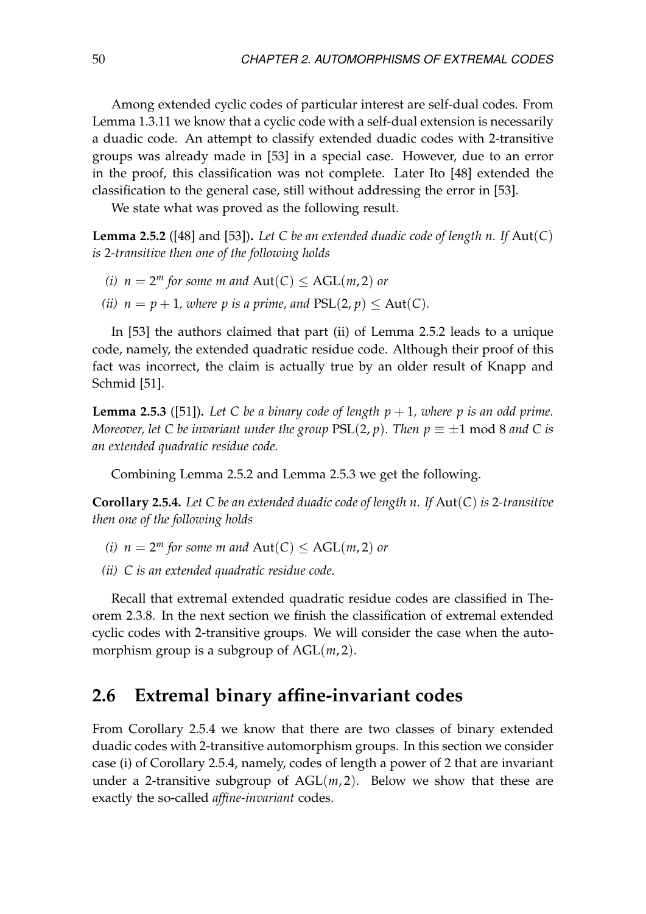Among extended cyclic codes of particular interest are self-dual codes. From Lemma 1.3.11 we know that a cyclic code with a self-dual extension is necessarily a duadic code. An attempt to classify extended duadic codes with 2-transitive groups was already made in [53] in a special case. However, due to an error in the proof, this classification was not complete. Later Ito [48] extended the classification to the general case, still without addressing the error in [53].

We state what was proved as the following result.

**Lemma 2.5.2** ([48] and [53])**.** *Let $C$ be an extended duadic code of length $n$. If $\mathrm{Aut}(C)$ is 2-transitive then one of the following holds*

*(i) $n = 2^m$ for some $m$ and $\mathrm{Aut}(C) \leq \mathrm{AGL}(m, 2)$ or*

*(ii) $n = p + 1$, where $p$ is a prime, and $\mathrm{PSL}(2, p) \leq \mathrm{Aut}(C)$.*

In [53] the authors claimed that part (ii) of Lemma 2.5.2 leads to a unique code, namely, the extended quadratic residue code. Although their proof of this fact was incorrect, the claim is actually true by an older result of Knapp and Schmid [51].

**Lemma 2.5.3** ([51])**.** *Let $C$ be a binary code of length $p + 1$, where $p$ is an odd prime. Moreover, let $C$ be invariant under the group $\mathrm{PSL}(2, p)$. Then $p \equiv \pm 1 \bmod 8$ and $C$ is an extended quadratic residue code.*

Combining Lemma 2.5.2 and Lemma 2.5.3 we get the following.

**Corollary 2.5.4.** *Let $C$ be an extended duadic code of length $n$. If $\mathrm{Aut}(C)$ is 2-transitive then one of the following holds*

*(i) $n = 2^m$ for some $m$ and $\mathrm{Aut}(C) \leq \mathrm{AGL}(m, 2)$ or*

*(ii) $C$ is an extended quadratic residue code.*

Recall that extremal extended quadratic residue codes are classified in Theorem 2.3.8. In the next section we finish the classification of extremal extended cyclic codes with 2-transitive groups. We will consider the case when the automorphism group is a subgroup of $\mathrm{AGL}(m, 2)$.

## 2.6 Extremal binary affine-invariant codes

From Corollary 2.5.4 we know that there are two classes of binary extended duadic codes with 2-transitive automorphism groups. In this section we consider case (i) of Corollary 2.5.4, namely, codes of length a power of 2 that are invariant under a 2-transitive subgroup of $\mathrm{AGL}(m, 2)$. Below we show that these are exactly the so-called *affine-invariant* codes.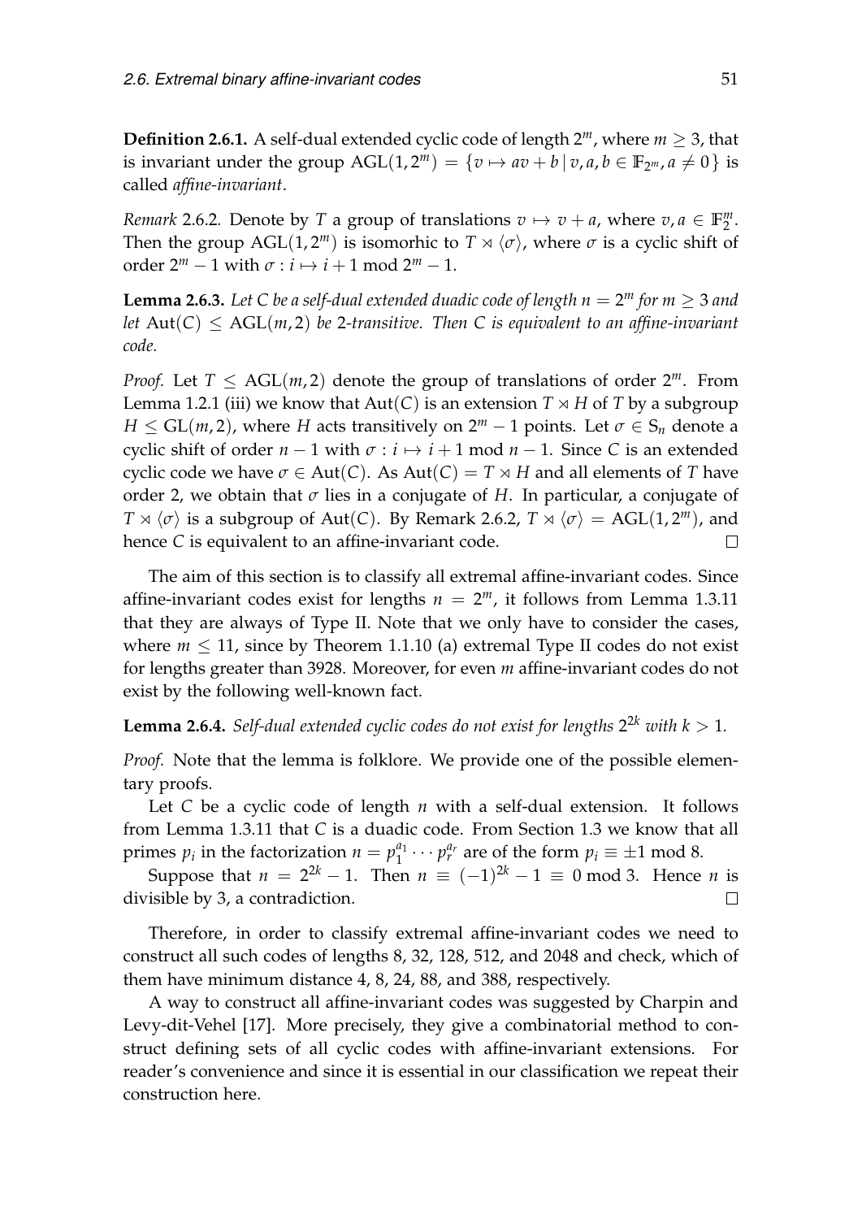**Definition 2.6.1.** A self-dual extended cyclic code of length $2^m$, where $m \geq 3$, that is invariant under the group $\mathrm{AGL}(1, 2^m) = \{v \mapsto av + b \mid v, a, b \in \mathbb{F}_{2^m}, a \neq 0\}$ is called *affine-invariant*.

*Remark* 2.6.2. Denote by $T$ a group of translations $v \mapsto v + a$, where $v, a \in \mathbb{F}_2^m$. Then the group $\mathrm{AGL}(1, 2^m)$ is isomorhic to $T \rtimes \langle \sigma \rangle$, where $\sigma$ is a cyclic shift of order $2^m - 1$ with $\sigma : i \mapsto i + 1 \bmod 2^m - 1$.

**Lemma 2.6.3.** *Let $C$ be a self-dual extended duadic code of length $n = 2^m$ for $m \geq 3$ and let $\mathrm{Aut}(C) \leq \mathrm{AGL}(m, 2)$ be 2-transitive. Then $C$ is equivalent to an affine-invariant code.*

*Proof.* Let $T \leq \mathrm{AGL}(m, 2)$ denote the group of translations of order $2^m$. From Lemma 1.2.1 (iii) we know that $\mathrm{Aut}(C)$ is an extension $T \rtimes H$ of $T$ by a subgroup $H \leq \mathrm{GL}(m, 2)$, where $H$ acts transitively on $2^m - 1$ points. Let $\sigma \in S_n$ denote a cyclic shift of order $n - 1$ with $\sigma : i \mapsto i + 1 \bmod n - 1$. Since $C$ is an extended cyclic code we have $\sigma \in \mathrm{Aut}(C)$. As $\mathrm{Aut}(C) = T \rtimes H$ and all elements of $T$ have order 2, we obtain that $\sigma$ lies in a conjugate of $H$. In particular, a conjugate of $T \rtimes \langle \sigma \rangle$ is a subgroup of $\mathrm{Aut}(C)$. By Remark 2.6.2, $T \rtimes \langle \sigma \rangle = \mathrm{AGL}(1, 2^m)$, and hence $C$ is equivalent to an affine-invariant code. $\square$

The aim of this section is to classify all extremal affine-invariant codes. Since affine-invariant codes exist for lengths $n = 2^m$, it follows from Lemma 1.3.11 that they are always of Type II. Note that we only have to consider the cases, where $m \leq 11$, since by Theorem 1.1.10 (a) extremal Type II codes do not exist for lengths greater than 3928. Moreover, for even $m$ affine-invariant codes do not exist by the following well-known fact.

**Lemma 2.6.4.** *Self-dual extended cyclic codes do not exist for lengths $2^{2k}$ with $k > 1$.*

*Proof.* Note that the lemma is folklore. We provide one of the possible elementary proofs.

Let $C$ be a cyclic code of length $n$ with a self-dual extension. It follows from Lemma 1.3.11 that $C$ is a duadic code. From Section 1.3 we know that all primes $p_i$ in the factorization $n = p_1^{a_1} \cdots p_r^{a_r}$ are of the form $p_i \equiv \pm 1 \bmod 8$.

Suppose that $n = 2^{2k} - 1$. Then $n \equiv (-1)^{2k} - 1 \equiv 0 \bmod 3$. Hence $n$ is divisible by 3, a contradiction. $\square$

Therefore, in order to classify extremal affine-invariant codes we need to construct all such codes of lengths 8, 32, 128, 512, and 2048 and check, which of them have minimum distance 4, 8, 24, 88, and 388, respectively.

A way to construct all affine-invariant codes was suggested by Charpin and Levy-dit-Vehel [17]. More precisely, they give a combinatorial method to construct defining sets of all cyclic codes with affine-invariant extensions. For reader's convenience and since it is essential in our classification we repeat their construction here.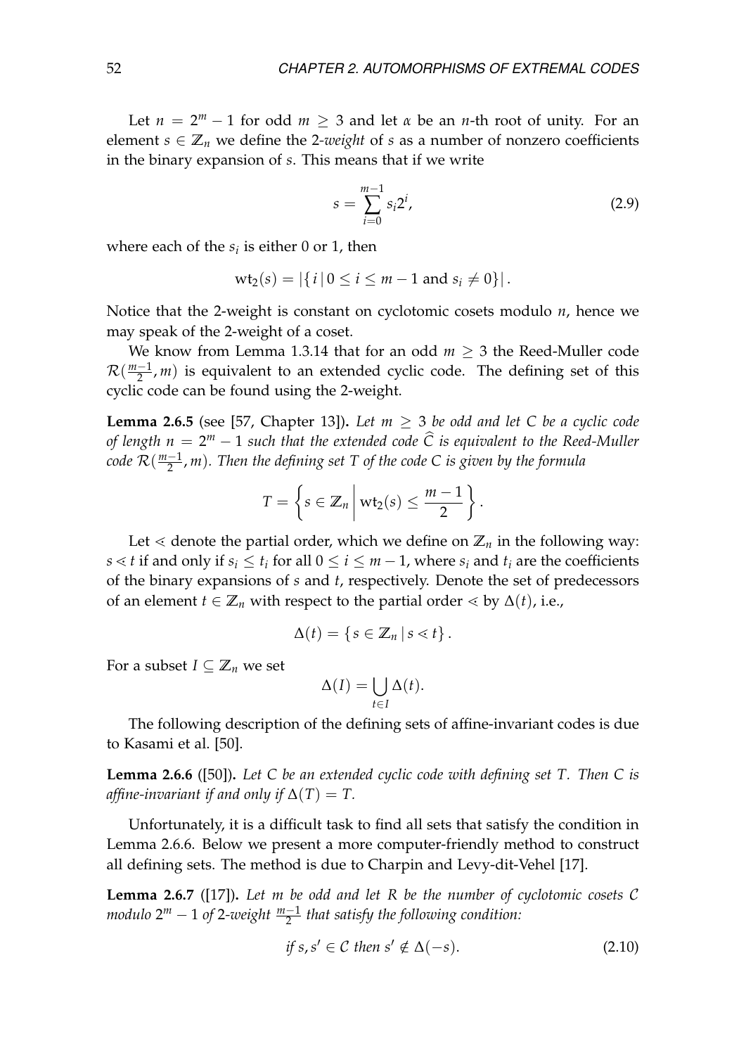Let $n = 2^m - 1$ for odd $m \geq 3$ and let $\alpha$ be an $n$-th root of unity. For an element $s \in \mathbb{Z}_n$ we define the 2-*weight* of $s$ as a number of nonzero coefficients in the binary expansion of $s$. This means that if we write

$$s = \sum_{i=0}^{m-1} s_i 2^i, \tag{2.9}$$

where each of the $s_i$ is either 0 or 1, then

$$\mathrm{wt}_2(s) = |\{ i \,|\, 0 \leq i \leq m-1 \text{ and } s_i \neq 0\}|.$$

Notice that the 2-weight is constant on cyclotomic cosets modulo $n$, hence we may speak of the 2-weight of a coset.

We know from Lemma 1.3.14 that for an odd $m \geq 3$ the Reed-Muller code $\mathcal{R}(\frac{m-1}{2}, m)$ is equivalent to an extended cyclic code. The defining set of this cyclic code can be found using the 2-weight.

**Lemma 2.6.5** (see [57, Chapter 13])**.** *Let $m \geq 3$ be odd and let $C$ be a cyclic code of length $n = 2^m - 1$ such that the extended code $\widehat{C}$ is equivalent to the Reed-Muller code $\mathcal{R}(\frac{m-1}{2}, m)$. Then the defining set $T$ of the code $C$ is given by the formula*

$$T = \left\{ s \in \mathbb{Z}_n \;\middle|\; \mathrm{wt}_2(s) \leq \frac{m-1}{2} \right\}.$$

Let $\lessdot$ denote the partial order, which we define on $\mathbb{Z}_n$ in the following way: $s \lessdot t$ if and only if $s_i \leq t_i$ for all $0 \leq i \leq m-1$, where $s_i$ and $t_i$ are the coefficients of the binary expansions of $s$ and $t$, respectively. Denote the set of predecessors of an element $t \in \mathbb{Z}_n$ with respect to the partial order $\lessdot$ by $\Delta(t)$, i.e.,

$$\Delta(t) = \{ s \in \mathbb{Z}_n \,|\, s \lessdot t \}.$$

For a subset $I \subseteq \mathbb{Z}_n$ we set

$$\Delta(I) = \bigcup_{t \in I} \Delta(t).$$

The following description of the defining sets of affine-invariant codes is due to Kasami et al. [50].

**Lemma 2.6.6** ([50])**.** *Let $C$ be an extended cyclic code with defining set $T$. Then $C$ is affine-invariant if and only if $\Delta(T) = T$.*

Unfortunately, it is a difficult task to find all sets that satisfy the condition in Lemma 2.6.6. Below we present a more computer-friendly method to construct all defining sets. The method is due to Charpin and Levy-dit-Vehel [17].

**Lemma 2.6.7** ([17])**.** *Let $m$ be odd and let $R$ be the number of cyclotomic cosets $\mathcal{C}$ modulo $2^m - 1$ of 2-weight $\frac{m-1}{2}$ that satisfy the following condition:*

$$\textit{if } s, s' \in \mathcal{C} \textit{ then } s' \notin \Delta(-s). \tag{2.10}$$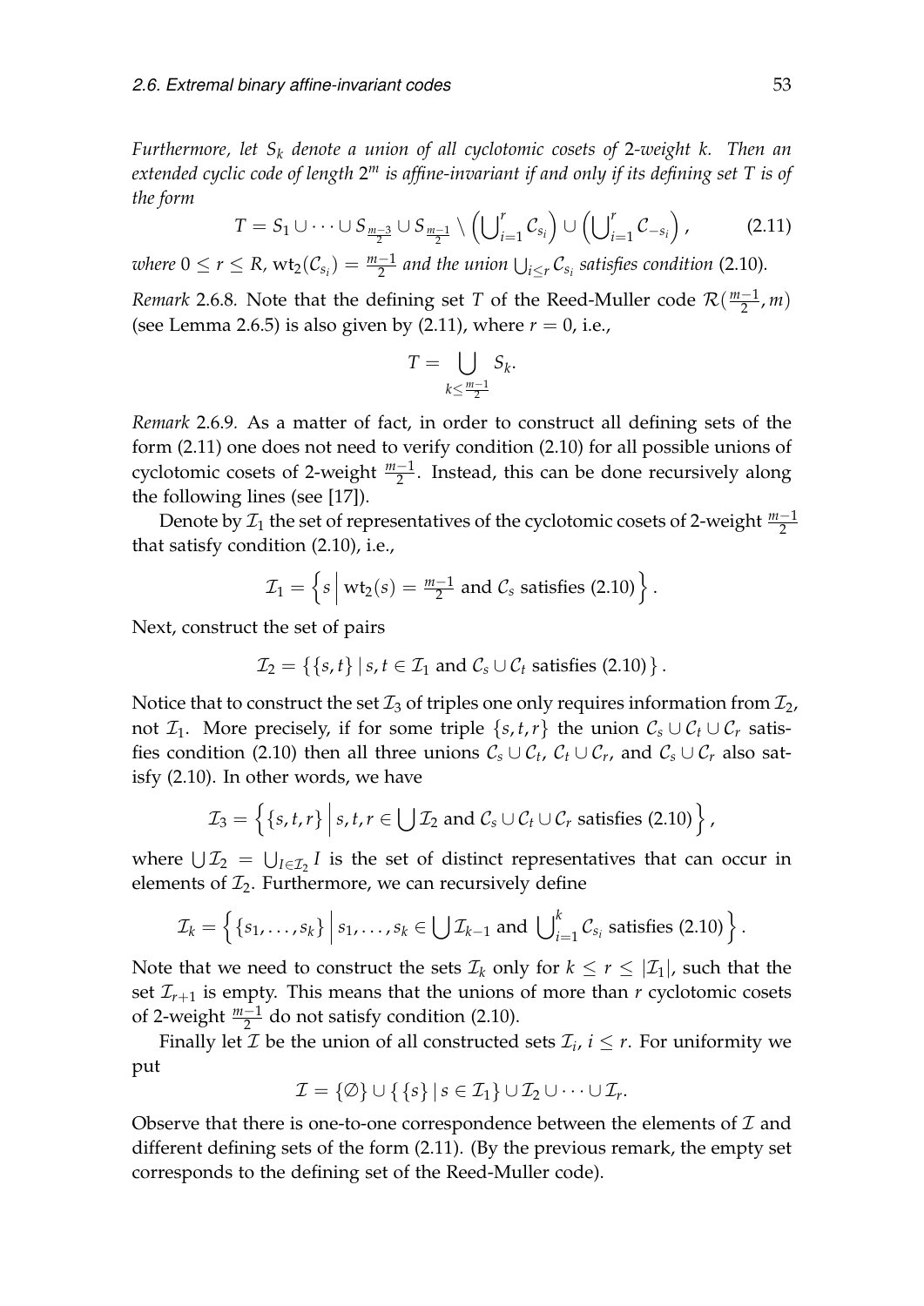*Furthermore, let $S_k$ denote a union of all cyclotomic cosets of 2-weight $k$. Then an extended cyclic code of length $2^m$ is affine-invariant if and only if its defining set $T$ is of the form*

$$T = S_1 \cup \cdots \cup S_{\frac{m-3}{2}} \cup S_{\frac{m-1}{2}} \setminus \left(\bigcup\nolimits_{i=1}^{r} \mathcal{C}_{s_i}\right) \cup \left(\bigcup\nolimits_{i=1}^{r} \mathcal{C}_{-s_i}\right), \tag{2.11}$$

*where $0 \leq r \leq R$, $\mathrm{wt}_2(\mathcal{C}_{s_i}) = \frac{m-1}{2}$ and the union $\bigcup_{i \leq r} \mathcal{C}_{s_i}$ satisfies condition* (2.10).

*Remark* 2.6.8. Note that the defining set $T$ of the Reed-Muller code $\mathcal{R}(\frac{m-1}{2}, m)$ (see Lemma 2.6.5) is also given by (2.11), where $r = 0$, i.e.,

$$T = \bigcup_{k \leq \frac{m-1}{2}} S_k.$$

*Remark* 2.6.9. As a matter of fact, in order to construct all defining sets of the form (2.11) one does not need to verify condition (2.10) for all possible unions of cyclotomic cosets of 2-weight $\frac{m-1}{2}$. Instead, this can be done recursively along the following lines (see [17]).

Denote by $\mathcal{I}_1$ the set of representatives of the cyclotomic cosets of 2-weight $\frac{m-1}{2}$ that satisfy condition (2.10), i.e.,

$$\mathcal{I}_1 = \left\{ s \,\middle|\, \mathrm{wt}_2(s) = \tfrac{m-1}{2} \text{ and } \mathcal{C}_s \text{ satisfies (2.10)} \right\}.$$

Next, construct the set of pairs

$$\mathcal{I}_2 = \{ \{s, t\} \mid s, t \in \mathcal{I}_1 \text{ and } \mathcal{C}_s \cup \mathcal{C}_t \text{ satisfies (2.10)} \}.$$

Notice that to construct the set $\mathcal{I}_3$ of triples one only requires information from $\mathcal{I}_2$, not $\mathcal{I}_1$. More precisely, if for some triple $\{s, t, r\}$ the union $\mathcal{C}_s \cup \mathcal{C}_t \cup \mathcal{C}_r$ satisfies condition (2.10) then all three unions $\mathcal{C}_s \cup \mathcal{C}_t$, $\mathcal{C}_t \cup \mathcal{C}_r$, and $\mathcal{C}_s \cup \mathcal{C}_r$ also satisfy (2.10). In other words, we have

$$\mathcal{I}_3 = \left\{ \{s, t, r\} \,\middle|\, s, t, r \in \bigcup \mathcal{I}_2 \text{ and } \mathcal{C}_s \cup \mathcal{C}_t \cup \mathcal{C}_r \text{ satisfies (2.10)} \right\},$$

where $\bigcup \mathcal{I}_2 = \bigcup_{I \in \mathcal{I}_2} I$ is the set of distinct representatives that can occur in elements of $\mathcal{I}_2$. Furthermore, we can recursively define

$$\mathcal{I}_k = \left\{ \{s_1, \ldots, s_k\} \,\middle|\, s_1, \ldots, s_k \in \bigcup \mathcal{I}_{k-1} \text{ and } \bigcup\nolimits_{i=1}^{k} \mathcal{C}_{s_i} \text{ satisfies (2.10)} \right\}.$$

Note that we need to construct the sets $\mathcal{I}_k$ only for $k \leq r \leq |\mathcal{I}_1|$, such that the set $\mathcal{I}_{r+1}$ is empty. This means that the unions of more than $r$ cyclotomic cosets of 2-weight $\frac{m-1}{2}$ do not satisfy condition (2.10).

Finally let $\mathcal{I}$ be the union of all constructed sets $\mathcal{I}_i$, $i \leq r$. For uniformity we put

$$\mathcal{I} = \{\varnothing\} \cup \{ \{s\} \mid s \in \mathcal{I}_1 \} \cup \mathcal{I}_2 \cup \cdots \cup \mathcal{I}_r.$$

Observe that there is one-to-one correspondence between the elements of $\mathcal{I}$ and different defining sets of the form (2.11). (By the previous remark, the empty set corresponds to the defining set of the Reed-Muller code).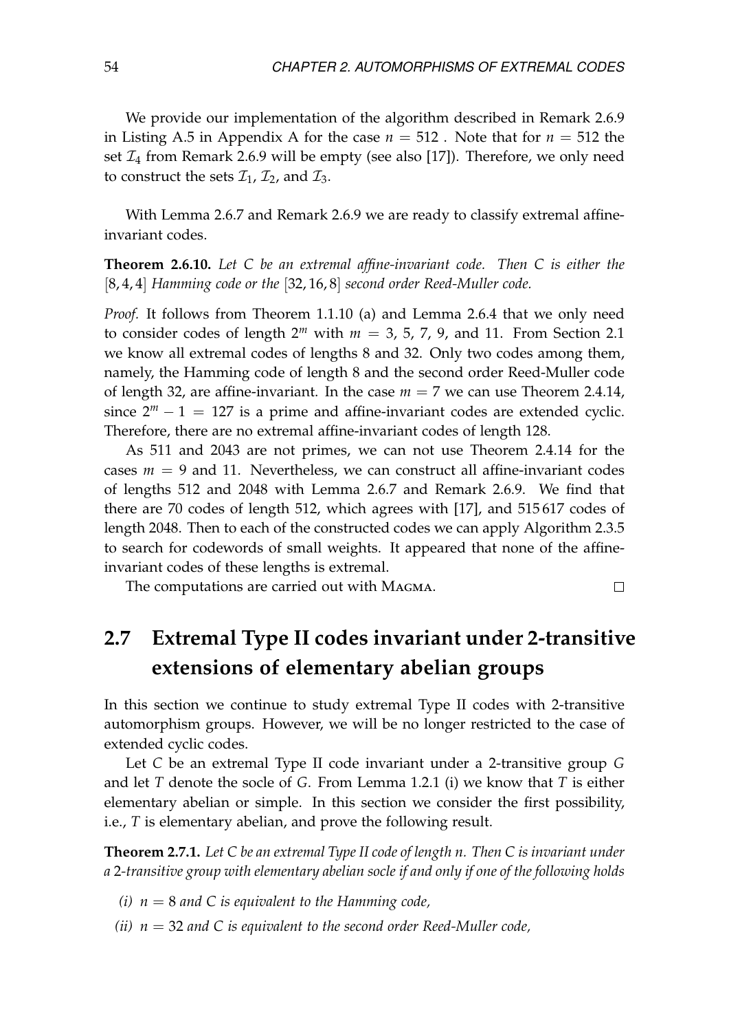We provide our implementation of the algorithm described in Remark 2.6.9 in Listing A.5 in Appendix A for the case $n = 512$ . Note that for $n = 512$ the set $\mathcal{I}_4$ from Remark 2.6.9 will be empty (see also [17]). Therefore, we only need to construct the sets $\mathcal{I}_1$, $\mathcal{I}_2$, and $\mathcal{I}_3$.

With Lemma 2.6.7 and Remark 2.6.9 we are ready to classify extremal affine-invariant codes.

**Theorem 2.6.10.** *Let $C$ be an extremal affine-invariant code. Then $C$ is either the $[8, 4, 4]$ Hamming code or the $[32, 16, 8]$ second order Reed-Muller code.*

*Proof.* It follows from Theorem 1.1.10 (a) and Lemma 2.6.4 that we only need to consider codes of length $2^m$ with $m = 3, 5, 7, 9$, and $11$. From Section 2.1 we know all extremal codes of lengths 8 and 32. Only two codes among them, namely, the Hamming code of length 8 and the second order Reed-Muller code of length 32, are affine-invariant. In the case $m = 7$ we can use Theorem 2.4.14, since $2^m - 1 = 127$ is a prime and affine-invariant codes are extended cyclic. Therefore, there are no extremal affine-invariant codes of length 128.

As 511 and 2043 are not primes, we can not use Theorem 2.4.14 for the cases $m = 9$ and $11$. Nevertheless, we can construct all affine-invariant codes of lengths 512 and 2048 with Lemma 2.6.7 and Remark 2.6.9. We find that there are 70 codes of length 512, which agrees with [17], and 515 617 codes of length 2048. Then to each of the constructed codes we can apply Algorithm 2.3.5 to search for codewords of small weights. It appeared that none of the affine-invariant codes of these lengths is extremal.

The computations are carried out with MAGMA. □

## 2.7 Extremal Type II codes invariant under 2-transitive extensions of elementary abelian groups

In this section we continue to study extremal Type II codes with 2-transitive automorphism groups. However, we will be no longer restricted to the case of extended cyclic codes.

Let $C$ be an extremal Type II code invariant under a 2-transitive group $G$ and let $T$ denote the socle of $G$. From Lemma 1.2.1 (i) we know that $T$ is either elementary abelian or simple. In this section we consider the first possibility, i.e., $T$ is elementary abelian, and prove the following result.

**Theorem 2.7.1.** *Let $C$ be an extremal Type II code of length $n$. Then $C$ is invariant under a 2-transitive group with elementary abelian socle if and only if one of the following holds*

*(i) $n = 8$ and $C$ is equivalent to the Hamming code,*

*(ii) $n = 32$ and $C$ is equivalent to the second order Reed-Muller code,*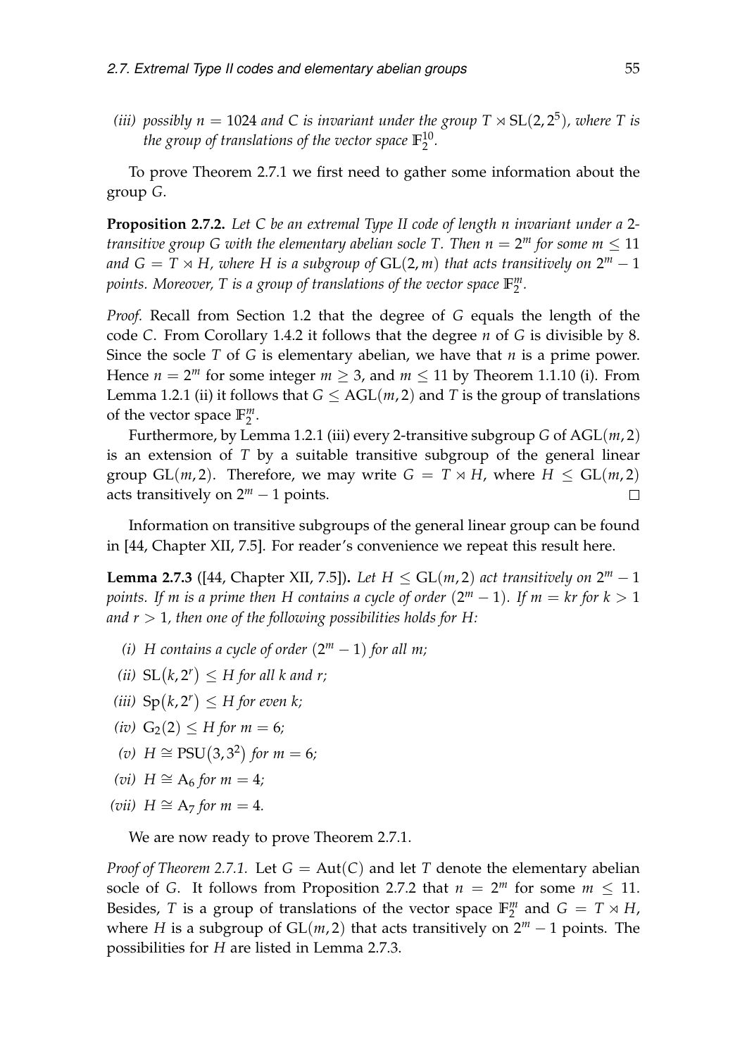*(iii) possibly $n = 1024$ and $C$ is invariant under the group $T \rtimes \mathrm{SL}(2, 2^5)$, where $T$ is the group of translations of the vector space $\mathbb{F}_2^{10}$.*

To prove Theorem 2.7.1 we first need to gather some information about the group $G$.

**Proposition 2.7.2.** *Let $C$ be an extremal Type II code of length $n$ invariant under a 2-transitive group $G$ with the elementary abelian socle $T$. Then $n = 2^m$ for some $m \leq 11$ and $G = T \rtimes H$, where $H$ is a subgroup of $\mathrm{GL}(2, m)$ that acts transitively on $2^m - 1$ points. Moreover, $T$ is a group of translations of the vector space $\mathbb{F}_2^m$.*

*Proof.* Recall from Section 1.2 that the degree of $G$ equals the length of the code $C$. From Corollary 1.4.2 it follows that the degree $n$ of $G$ is divisible by 8. Since the socle $T$ of $G$ is elementary abelian, we have that $n$ is a prime power. Hence $n = 2^m$ for some integer $m \geq 3$, and $m \leq 11$ by Theorem 1.1.10 (i). From Lemma 1.2.1 (ii) it follows that $G \leq \mathrm{AGL}(m, 2)$ and $T$ is the group of translations of the vector space $\mathbb{F}_2^m$.

Furthermore, by Lemma 1.2.1 (iii) every 2-transitive subgroup $G$ of $\mathrm{AGL}(m, 2)$ is an extension of $T$ by a suitable transitive subgroup of the general linear group $\mathrm{GL}(m, 2)$. Therefore, we may write $G = T \rtimes H$, where $H \leq \mathrm{GL}(m, 2)$ acts transitively on $2^m - 1$ points. □

Information on transitive subgroups of the general linear group can be found in [44, Chapter XII, 7.5]. For reader's convenience we repeat this result here.

**Lemma 2.7.3** ([44, Chapter XII, 7.5])**.** *Let $H \leq \mathrm{GL}(m, 2)$ act transitively on $2^m - 1$ points. If $m$ is a prime then $H$ contains a cycle of order $(2^m - 1)$. If $m = kr$ for $k > 1$ and $r > 1$, then one of the following possibilities holds for $H$:*

- *(i) $H$ contains a cycle of order $(2^m - 1)$ for all $m$;*
- *(ii) $\mathrm{SL}(k, 2^r) \leq H$ for all $k$ and $r$;*
- *(iii) $\mathrm{Sp}(k, 2^r) \leq H$ for even $k$;*
- *(iv) $\mathrm{G}_2(2) \leq H$ for $m = 6$;*
- *(v) $H \cong \mathrm{PSU}(3, 3^2)$ for $m = 6$;*
- *(vi) $H \cong \mathrm{A}_6$ for $m = 4$;*
- *(vii) $H \cong \mathrm{A}_7$ for $m = 4$.*

We are now ready to prove Theorem 2.7.1.

*Proof of Theorem 2.7.1.* Let $G = \mathrm{Aut}(C)$ and let $T$ denote the elementary abelian socle of $G$. It follows from Proposition 2.7.2 that $n = 2^m$ for some $m \leq 11$. Besides, $T$ is a group of translations of the vector space $\mathbb{F}_2^m$ and $G = T \rtimes H$, where $H$ is a subgroup of $\mathrm{GL}(m, 2)$ that acts transitively on $2^m - 1$ points. The possibilities for $H$ are listed in Lemma 2.7.3.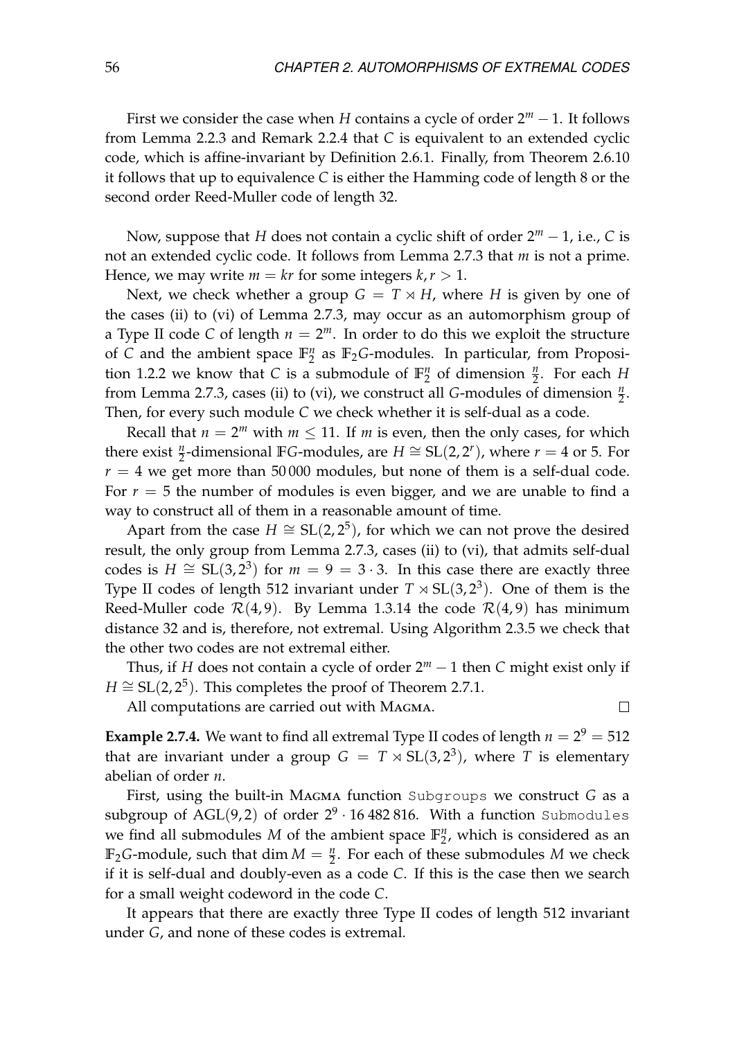First we consider the case when $H$ contains a cycle of order $2^m - 1$. It follows from Lemma 2.2.3 and Remark 2.2.4 that $C$ is equivalent to an extended cyclic code, which is affine-invariant by Definition 2.6.1. Finally, from Theorem 2.6.10 it follows that up to equivalence $C$ is either the Hamming code of length 8 or the second order Reed-Muller code of length 32.

Now, suppose that $H$ does not contain a cyclic shift of order $2^m - 1$, i.e., $C$ is not an extended cyclic code. It follows from Lemma 2.7.3 that $m$ is not a prime. Hence, we may write $m = kr$ for some integers $k, r > 1$.

Next, we check whether a group $G = T \rtimes H$, where $H$ is given by one of the cases (ii) to (vi) of Lemma 2.7.3, may occur as an automorphism group of a Type II code $C$ of length $n = 2^m$. In order to do this we exploit the structure of $C$ and the ambient space $\mathbb{F}_2^n$ as $\mathbb{F}_2G$-modules. In particular, from Proposition 1.2.2 we know that $C$ is a submodule of $\mathbb{F}_2^n$ of dimension $\frac{n}{2}$. For each $H$ from Lemma 2.7.3, cases (ii) to (vi), we construct all $G$-modules of dimension $\frac{n}{2}$. Then, for every such module $C$ we check whether it is self-dual as a code.

Recall that $n = 2^m$ with $m \leq 11$. If $m$ is even, then the only cases, for which there exist $\frac{n}{2}$-dimensional $\mathbb{F}G$-modules, are $H \cong \mathrm{SL}(2, 2^r)$, where $r = 4$ or 5. For $r = 4$ we get more than 50 000 modules, but none of them is a self-dual code. For $r = 5$ the number of modules is even bigger, and we are unable to find a way to construct all of them in a reasonable amount of time.

Apart from the case $H \cong \mathrm{SL}(2, 2^5)$, for which we can not prove the desired result, the only group from Lemma 2.7.3, cases (ii) to (vi), that admits self-dual codes is $H \cong \mathrm{SL}(3, 2^3)$ for $m = 9 = 3 \cdot 3$. In this case there are exactly three Type II codes of length 512 invariant under $T \rtimes \mathrm{SL}(3, 2^3)$. One of them is the Reed-Muller code $\mathcal{R}(4, 9)$. By Lemma 1.3.14 the code $\mathcal{R}(4, 9)$ has minimum distance 32 and is, therefore, not extremal. Using Algorithm 2.3.5 we check that the other two codes are not extremal either.

Thus, if $H$ does not contain a cycle of order $2^m - 1$ then $C$ might exist only if $H \cong \mathrm{SL}(2, 2^5)$. This completes the proof of Theorem 2.7.1.

All computations are carried out with Magma. □

**Example 2.7.4.** We want to find all extremal Type II codes of length $n = 2^9 = 512$ that are invariant under a group $G = T \rtimes \mathrm{SL}(3, 2^3)$, where $T$ is elementary abelian of order $n$.

First, using the built-in Magma function `Subgroups` we construct $G$ as a subgroup of $\mathrm{AGL}(9, 2)$ of order $2^9 \cdot 16\,482\,816$. With a function `Submodules` we find all submodules $M$ of the ambient space $\mathbb{F}_2^n$, which is considered as an $\mathbb{F}_2G$-module, such that $\dim M = \frac{n}{2}$. For each of these submodules $M$ we check if it is self-dual and doubly-even as a code $C$. If this is the case then we search for a small weight codeword in the code $C$.

It appears that there are exactly three Type II codes of length 512 invariant under $G$, and none of these codes is extremal.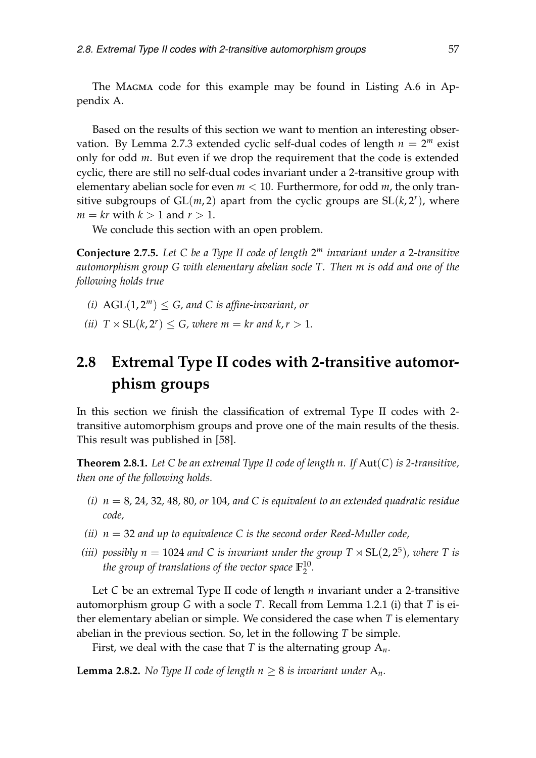The MAGMA code for this example may be found in Listing A.6 in Appendix A.

Based on the results of this section we want to mention an interesting observation. By Lemma 2.7.3 extended cyclic self-dual codes of length $n = 2^m$ exist only for odd $m$. But even if we drop the requirement that the code is extended cyclic, there are still no self-dual codes invariant under a 2-transitive group with elementary abelian socle for even $m < 10$. Furthermore, for odd $m$, the only transitive subgroups of $\mathrm{GL}(m, 2)$ apart from the cyclic groups are $\mathrm{SL}(k, 2^r)$, where $m = kr$ with $k > 1$ and $r > 1$.

We conclude this section with an open problem.

**Conjecture 2.7.5.** *Let $C$ be a Type II code of length $2^m$ invariant under a 2-transitive automorphism group $G$ with elementary abelian socle $T$. Then $m$ is odd and one of the following holds true*

*(i)* $\mathrm{AGL}(1, 2^m) \leq G$*, and $C$ is affine-invariant, or*

*(ii)* $T \rtimes \mathrm{SL}(k, 2^r) \leq G$*, where $m = kr$ and $k, r > 1$.*

## 2.8 Extremal Type II codes with 2-transitive automorphism groups

In this section we finish the classification of extremal Type II codes with 2-transitive automorphism groups and prove one of the main results of the thesis. This result was published in [58].

**Theorem 2.8.1.** *Let $C$ be an extremal Type II code of length $n$. If $\mathrm{Aut}(C)$ is 2-transitive, then one of the following holds.*

*(i)* $n = 8, 24, 32, 48, 80,$ *or* $104$*, and $C$ is equivalent to an extended quadratic residue code,*

*(ii)* $n = 32$ *and up to equivalence $C$ is the second order Reed-Muller code,*

*(iii) possibly* $n = 1024$ *and $C$ is invariant under the group* $T \rtimes \mathrm{SL}(2, 2^5)$*, where $T$ is the group of translations of the vector space* $\mathbb{F}_2^{10}$.

Let $C$ be an extremal Type II code of length $n$ invariant under a 2-transitive automorphism group $G$ with a socle $T$. Recall from Lemma 1.2.1 (i) that $T$ is either elementary abelian or simple. We considered the case when $T$ is elementary abelian in the previous section. So, let in the following $T$ be simple.

First, we deal with the case that $T$ is the alternating group $\mathrm{A}_n$.

**Lemma 2.8.2.** *No Type II code of length $n \geq 8$ is invariant under $\mathrm{A}_n$.*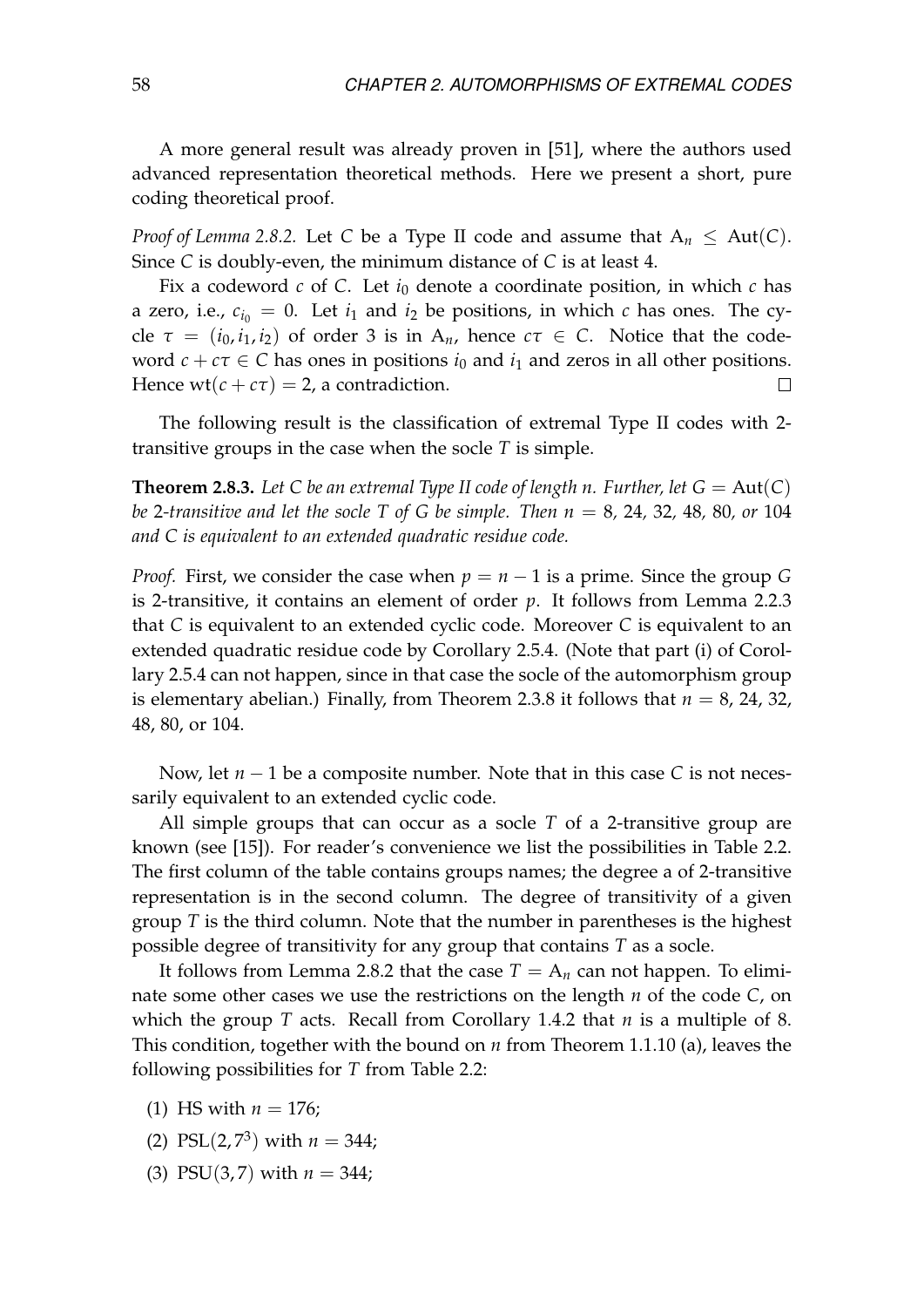A more general result was already proven in [51], where the authors used advanced representation theoretical methods. Here we present a short, pure coding theoretical proof.

*Proof of Lemma 2.8.2.* Let $C$ be a Type II code and assume that $A_n \leq \mathrm{Aut}(C)$. Since $C$ is doubly-even, the minimum distance of $C$ is at least 4.

Fix a codeword $c$ of $C$. Let $i_0$ denote a coordinate position, in which $c$ has a zero, i.e., $c_{i_0} = 0$. Let $i_1$ and $i_2$ be positions, in which $c$ has ones. The cycle $\tau = (i_0, i_1, i_2)$ of order 3 is in $A_n$, hence $c\tau \in C$. Notice that the codeword $c + c\tau \in C$ has ones in positions $i_0$ and $i_1$ and zeros in all other positions. Hence $\mathrm{wt}(c + c\tau) = 2$, a contradiction. □

The following result is the classification of extremal Type II codes with 2-transitive groups in the case when the socle $T$ is simple.

**Theorem 2.8.3.** *Let $C$ be an extremal Type II code of length $n$. Further, let $G = \mathrm{Aut}(C)$ be 2-transitive and let the socle $T$ of $G$ be simple. Then $n = 8$, 24, 32, 48, 80, or 104 and $C$ is equivalent to an extended quadratic residue code.*

*Proof.* First, we consider the case when $p = n - 1$ is a prime. Since the group $G$ is 2-transitive, it contains an element of order $p$. It follows from Lemma 2.2.3 that $C$ is equivalent to an extended cyclic code. Moreover $C$ is equivalent to an extended quadratic residue code by Corollary 2.5.4. (Note that part (i) of Corollary 2.5.4 can not happen, since in that case the socle of the automorphism group is elementary abelian.) Finally, from Theorem 2.3.8 it follows that $n = 8$, 24, 32, 48, 80, or 104.

Now, let $n - 1$ be a composite number. Note that in this case $C$ is not necessarily equivalent to an extended cyclic code.

All simple groups that can occur as a socle $T$ of a 2-transitive group are known (see [15]). For reader's convenience we list the possibilities in Table 2.2. The first column of the table contains groups names; the degree a of 2-transitive representation is in the second column. The degree of transitivity of a given group $T$ is the third column. Note that the number in parentheses is the highest possible degree of transitivity for any group that contains $T$ as a socle.

It follows from Lemma 2.8.2 that the case $T = A_n$ can not happen. To eliminate some other cases we use the restrictions on the length $n$ of the code $C$, on which the group $T$ acts. Recall from Corollary 1.4.2 that $n$ is a multiple of 8. This condition, together with the bound on $n$ from Theorem 1.1.10 (a), leaves the following possibilities for $T$ from Table 2.2:

(1) HS with $n = 176$;

(2) $\mathrm{PSL}(2, 7^3)$ with $n = 344$;

(3) $\mathrm{PSU}(3, 7)$ with $n = 344$;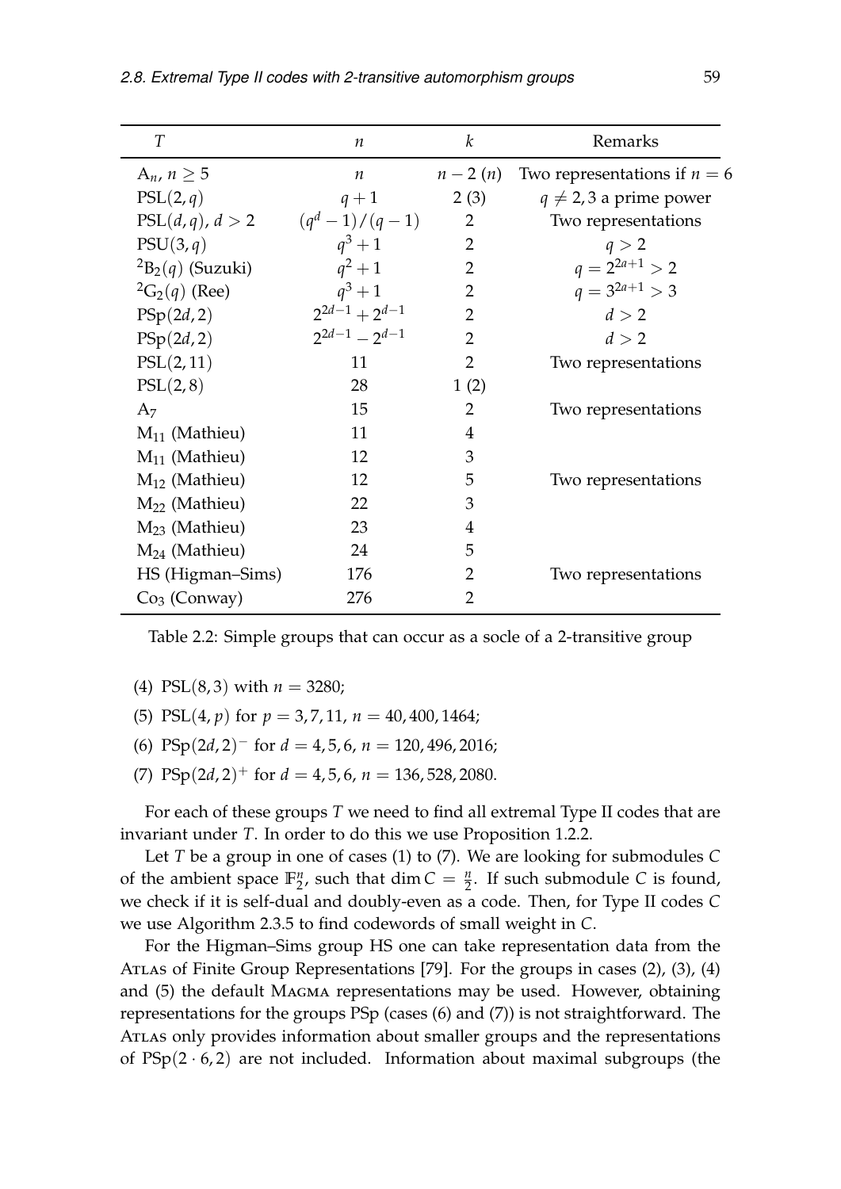| $T$ | $n$ | $k$ | Remarks |
|---|---|---|---|
| $A_n$, $n \geq 5$ | $n$ | $n-2$ $(n)$ | Two representations if $n=6$ |
| $\mathrm{PSL}(2,q)$ | $q+1$ | 2 (3) | $q \neq 2,3$ a prime power |
| $\mathrm{PSL}(d,q)$, $d>2$ | $(q^d-1)/(q-1)$ | 2 | Two representations |
| $\mathrm{PSU}(3,q)$ | $q^3+1$ | 2 | $q>2$ |
| ${}^2\mathrm{B}_2(q)$ (Suzuki) | $q^2+1$ | 2 | $q=2^{2a+1}>2$ |
| ${}^2\mathrm{G}_2(q)$ (Ree) | $q^3+1$ | 2 | $q=3^{2a+1}>3$ |
| $\mathrm{PSp}(2d,2)$ | $2^{2d-1}+2^{d-1}$ | 2 | $d>2$ |
| $\mathrm{PSp}(2d,2)$ | $2^{2d-1}-2^{d-1}$ | 2 | $d>2$ |
| $\mathrm{PSL}(2,11)$ | 11 | 2 | Two representations |
| $\mathrm{PSL}(2,8)$ | 28 | 1 (2) | |
| $A_7$ | 15 | 2 | Two representations |
| $M_{11}$ (Mathieu) | 11 | 4 | |
| $M_{11}$ (Mathieu) | 12 | 3 | |
| $M_{12}$ (Mathieu) | 12 | 5 | Two representations |
| $M_{22}$ (Mathieu) | 22 | 3 | |
| $M_{23}$ (Mathieu) | 23 | 4 | |
| $M_{24}$ (Mathieu) | 24 | 5 | |
| HS (Higman–Sims) | 176 | 2 | Two representations |
| $\mathrm{Co}_3$ (Conway) | 276 | 2 | |

Table 2.2: Simple groups that can occur as a socle of a 2-transitive group

(4) $\mathrm{PSL}(8,3)$ with $n=3280$;

(5) $\mathrm{PSL}(4,p)$ for $p=3,7,11$, $n=40,400,1464$;

(6) $\mathrm{PSp}(2d,2)^-$ for $d=4,5,6$, $n=120,496,2016$;

(7) $\mathrm{PSp}(2d,2)^+$ for $d=4,5,6$, $n=136,528,2080$.

For each of these groups $T$ we need to find all extremal Type II codes that are invariant under $T$. In order to do this we use Proposition 1.2.2.

Let $T$ be a group in one of cases (1) to (7). We are looking for submodules $C$ of the ambient space $\mathbb{F}_2^n$, such that $\dim C = \frac{n}{2}$. If such submodule $C$ is found, we check if it is self-dual and doubly-even as a code. Then, for Type II codes $C$ we use Algorithm 2.3.5 to find codewords of small weight in $C$.

For the Higman–Sims group HS one can take representation data from the Atlas of Finite Group Representations [79]. For the groups in cases (2), (3), (4) and (5) the default Magma representations may be used. However, obtaining representations for the groups PSp (cases (6) and (7)) is not straightforward. The Atlas only provides information about smaller groups and the representations of $\mathrm{PSp}(2\cdot 6,2)$ are not included. Information about maximal subgroups (the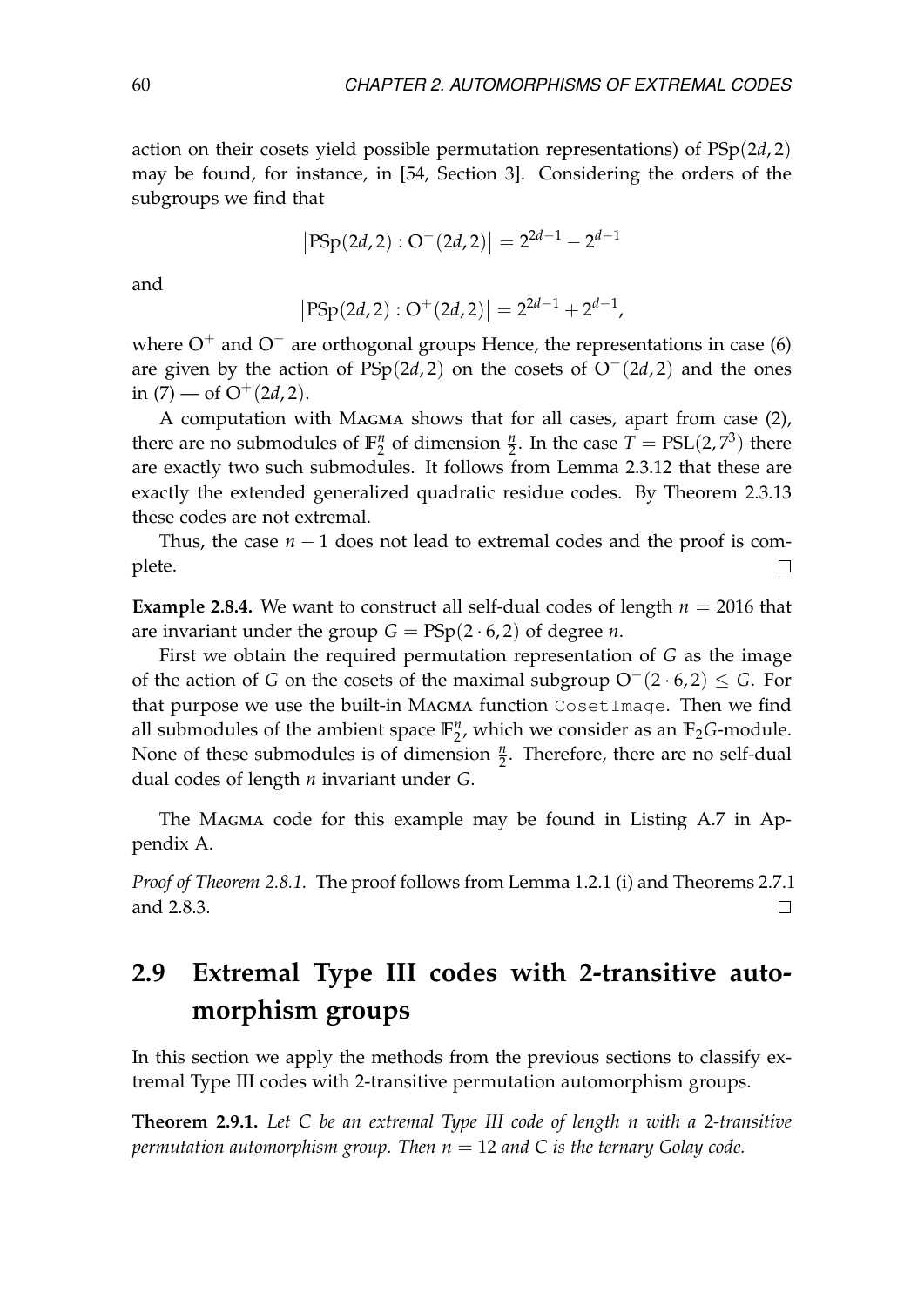action on their cosets yield possible permutation representations) of $\mathrm{PSp}(2d, 2)$ may be found, for instance, in [54, Section 3]. Considering the orders of the subgroups we find that

$$\left|\mathrm{PSp}(2d, 2) : \mathrm{O}^-(2d, 2)\right| = 2^{2d-1} - 2^{d-1}$$

and

$$\left|\mathrm{PSp}(2d, 2) : \mathrm{O}^+(2d, 2)\right| = 2^{2d-1} + 2^{d-1},$$

where $\mathrm{O}^+$ and $\mathrm{O}^-$ are orthogonal groups Hence, the representations in case (6) are given by the action of $\mathrm{PSp}(2d, 2)$ on the cosets of $\mathrm{O}^-(2d, 2)$ and the ones in (7) — of $\mathrm{O}^+(2d, 2)$.

A computation with Magma shows that for all cases, apart from case (2), there are no submodules of $\mathbb{F}_2^n$ of dimension $\frac{n}{2}$. In the case $T = \mathrm{PSL}(2, 7^3)$ there are exactly two such submodules. It follows from Lemma 2.3.12 that these are exactly the extended generalized quadratic residue codes. By Theorem 2.3.13 these codes are not extremal.

Thus, the case $n - 1$ does not lead to extremal codes and the proof is complete. □

**Example 2.8.4.** We want to construct all self-dual codes of length $n = 2016$ that are invariant under the group $G = \mathrm{PSp}(2 \cdot 6, 2)$ of degree $n$.

First we obtain the required permutation representation of $G$ as the image of the action of $G$ on the cosets of the maximal subgroup $\mathrm{O}^-(2 \cdot 6, 2) \leq G$. For that purpose we use the built-in Magma function `CosetImage`. Then we find all submodules of the ambient space $\mathbb{F}_2^n$, which we consider as an $\mathbb{F}_2G$-module. None of these submodules is of dimension $\frac{n}{2}$. Therefore, there are no self-dual dual codes of length $n$ invariant under $G$.

The Magma code for this example may be found in Listing A.7 in Appendix A.

*Proof of Theorem 2.8.1.* The proof follows from Lemma 1.2.1 (i) and Theorems 2.7.1 and 2.8.3. □

## 2.9 Extremal Type III codes with 2-transitive automorphism groups

In this section we apply the methods from the previous sections to classify extremal Type III codes with 2-transitive permutation automorphism groups.

**Theorem 2.9.1.** *Let $C$ be an extremal Type III code of length $n$ with a 2-transitive permutation automorphism group. Then $n = 12$ and $C$ is the ternary Golay code.*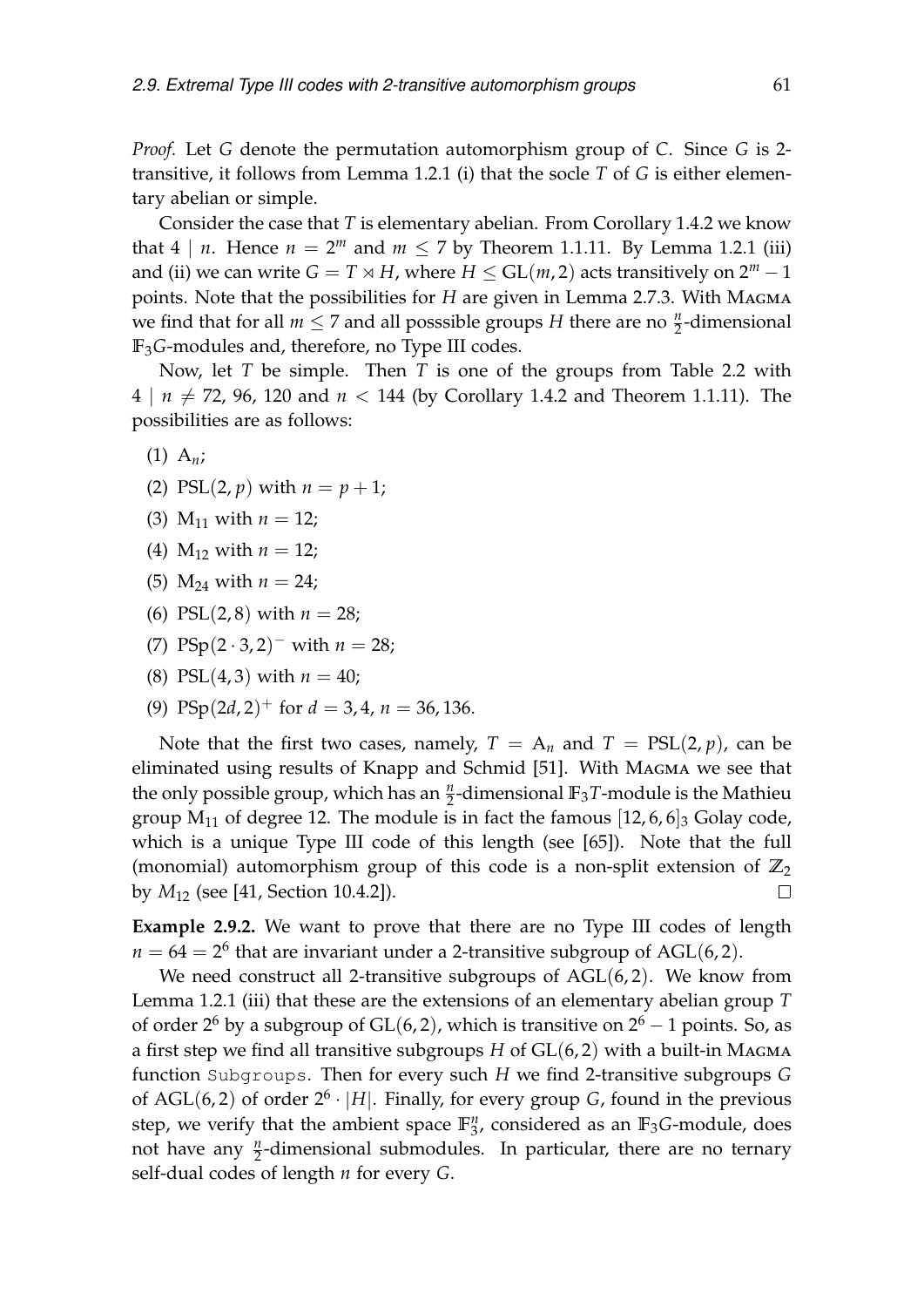*Proof.* Let $G$ denote the permutation automorphism group of $C$. Since $G$ is 2-transitive, it follows from Lemma 1.2.1 (i) that the socle $T$ of $G$ is either elementary abelian or simple.

Consider the case that $T$ is elementary abelian. From Corollary 1.4.2 we know that $4 \mid n$. Hence $n = 2^m$ and $m \leq 7$ by Theorem 1.1.11. By Lemma 1.2.1 (iii) and (ii) we can write $G = T \rtimes H$, where $H \leq \mathrm{GL}(m, 2)$ acts transitively on $2^m - 1$ points. Note that the possibilities for $H$ are given in Lemma 2.7.3. With Magma we find that for all $m \leq 7$ and all posssible groups $H$ there are no $\frac{n}{2}$-dimensional $\mathbb{F}_3G$-modules and, therefore, no Type III codes.

Now, let $T$ be simple. Then $T$ is one of the groups from Table 2.2 with $4 \mid n \neq 72, 96, 120$ and $n < 144$ (by Corollary 1.4.2 and Theorem 1.1.11). The possibilities are as follows:

(1) $\mathrm{A}_n$;

(2) $\mathrm{PSL}(2, p)$ with $n = p + 1$;

(3) $\mathrm{M}_{11}$ with $n = 12$;

(4) $\mathrm{M}_{12}$ with $n = 12$;

(5) $\mathrm{M}_{24}$ with $n = 24$;

(6) $\mathrm{PSL}(2, 8)$ with $n = 28$;

(7) $\mathrm{PSp}(2 \cdot 3, 2)^-$ with $n = 28$;

(8) $\mathrm{PSL}(4, 3)$ with $n = 40$;

(9) $\mathrm{PSp}(2d, 2)^+$ for $d = 3, 4$, $n = 36, 136$.

Note that the first two cases, namely, $T = \mathrm{A}_n$ and $T = \mathrm{PSL}(2, p)$, can be eliminated using results of Knapp and Schmid [51]. With Magma we see that the only possible group, which has an $\frac{n}{2}$-dimensional $\mathbb{F}_3T$-module is the Mathieu group $\mathrm{M}_{11}$ of degree 12. The module is in fact the famous $[12, 6, 6]_3$ Golay code, which is a unique Type III code of this length (see [65]). Note that the full (monomial) automorphism group of this code is a non-split extension of $\mathbb{Z}_2$ by $M_{12}$ (see [41, Section 10.4.2]). $\square$

**Example 2.9.2.** We want to prove that there are no Type III codes of length $n = 64 = 2^6$ that are invariant under a 2-transitive subgroup of $\mathrm{AGL}(6, 2)$.

We need construct all 2-transitive subgroups of $\mathrm{AGL}(6, 2)$. We know from Lemma 1.2.1 (iii) that these are the extensions of an elementary abelian group $T$ of order $2^6$ by a subgroup of $\mathrm{GL}(6, 2)$, which is transitive on $2^6 - 1$ points. So, as a first step we find all transitive subgroups $H$ of $\mathrm{GL}(6, 2)$ with a built-in Magma function `Subgroups`. Then for every such $H$ we find 2-transitive subgroups $G$ of $\mathrm{AGL}(6, 2)$ of order $2^6 \cdot |H|$. Finally, for every group $G$, found in the previous step, we verify that the ambient space $\mathbb{F}_3^n$, considered as an $\mathbb{F}_3G$-module, does not have any $\frac{n}{2}$-dimensional submodules. In particular, there are no ternary self-dual codes of length $n$ for every $G$.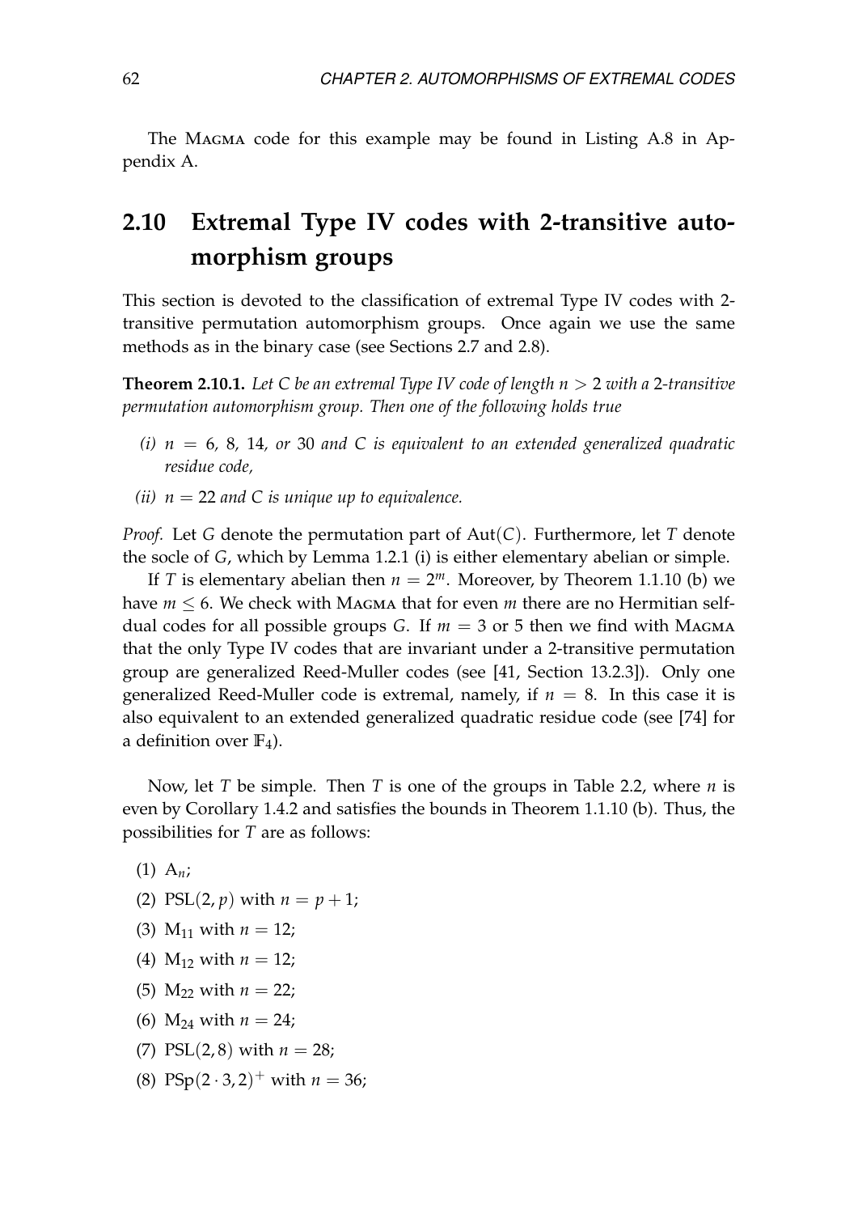The MAGMA code for this example may be found in Listing A.8 in Appendix A.

## 2.10 Extremal Type IV codes with 2-transitive automorphism groups

This section is devoted to the classification of extremal Type IV codes with 2-transitive permutation automorphism groups. Once again we use the same methods as in the binary case (see Sections 2.7 and 2.8).

**Theorem 2.10.1.** *Let $C$ be an extremal Type IV code of length $n > 2$ with a 2-transitive permutation automorphism group. Then one of the following holds true*

*(i) $n = 6, 8, 14,$ or $30$ and $C$ is equivalent to an extended generalized quadratic residue code,*

*(ii) $n = 22$ and $C$ is unique up to equivalence.*

*Proof.* Let $G$ denote the permutation part of $\mathrm{Aut}(C)$. Furthermore, let $T$ denote the socle of $G$, which by Lemma 1.2.1 (i) is either elementary abelian or simple.

If $T$ is elementary abelian then $n = 2^m$. Moreover, by Theorem 1.1.10 (b) we have $m \leq 6$. We check with MAGMA that for even $m$ there are no Hermitian self-dual codes for all possible groups $G$. If $m = 3$ or $5$ then we find with MAGMA that the only Type IV codes that are invariant under a 2-transitive permutation group are generalized Reed-Muller codes (see [41, Section 13.2.3]). Only one generalized Reed-Muller code is extremal, namely, if $n = 8$. In this case it is also equivalent to an extended generalized quadratic residue code (see [74] for a definition over $\mathbb{F}_4$).

Now, let $T$ be simple. Then $T$ is one of the groups in Table 2.2, where $n$ is even by Corollary 1.4.2 and satisfies the bounds in Theorem 1.1.10 (b). Thus, the possibilities for $T$ are as follows:

(1) $\mathrm{A}_n$;

(2) $\mathrm{PSL}(2, p)$ with $n = p + 1$;

(3) $\mathrm{M}_{11}$ with $n = 12$;

(4) $\mathrm{M}_{12}$ with $n = 12$;

(5) $\mathrm{M}_{22}$ with $n = 22$;

(6) $\mathrm{M}_{24}$ with $n = 24$;

(7) $\mathrm{PSL}(2, 8)$ with $n = 28$;

(8) $\mathrm{PSp}(2 \cdot 3, 2)^+$ with $n = 36$;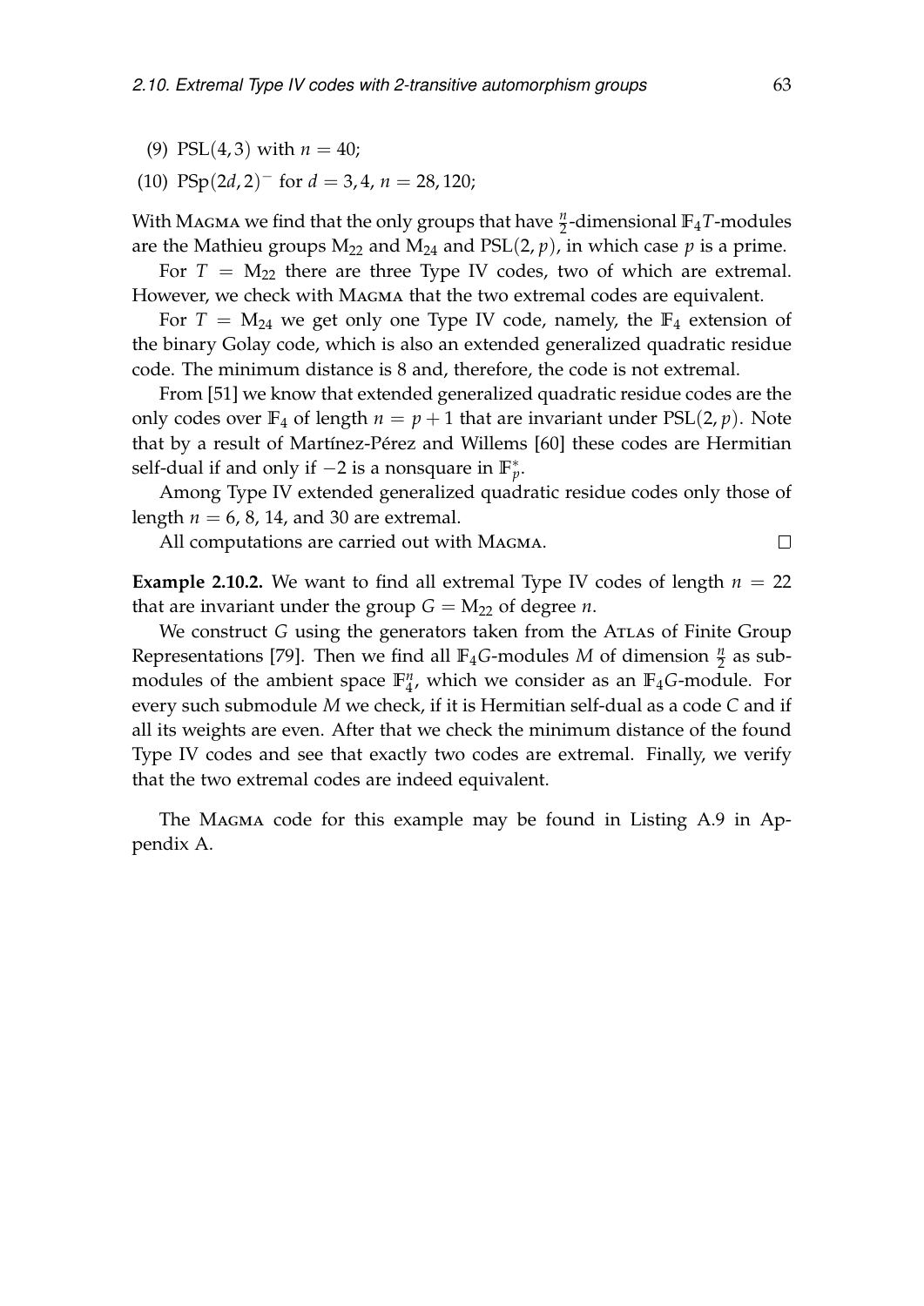(9) $\mathrm{PSL}(4,3)$ with $n = 40$;

(10) $\mathrm{PSp}(2d,2)^-$ for $d = 3,4$, $n = 28,120$;

With MAGMA we find that the only groups that have $\frac{n}{2}$-dimensional $\mathbb{F}_4T$-modules are the Mathieu groups $\mathrm{M}_{22}$ and $\mathrm{M}_{24}$ and $\mathrm{PSL}(2,p)$, in which case $p$ is a prime.

For $T = \mathrm{M}_{22}$ there are three Type IV codes, two of which are extremal. However, we check with MAGMA that the two extremal codes are equivalent.

For $T = \mathrm{M}_{24}$ we get only one Type IV code, namely, the $\mathbb{F}_4$ extension of the binary Golay code, which is also an extended generalized quadratic residue code. The minimum distance is 8 and, therefore, the code is not extremal.

From [51] we know that extended generalized quadratic residue codes are the only codes over $\mathbb{F}_4$ of length $n = p+1$ that are invariant under $\mathrm{PSL}(2,p)$. Note that by a result of Martínez-Pérez and Willems [60] these codes are Hermitian self-dual if and only if $-2$ is a nonsquare in $\mathbb{F}_p^*$.

Among Type IV extended generalized quadratic residue codes only those of length $n = 6$, 8, 14, and 30 are extremal.

All computations are carried out with MAGMA. □

**Example 2.10.2.** We want to find all extremal Type IV codes of length $n = 22$ that are invariant under the group $G = \mathrm{M}_{22}$ of degree $n$.

We construct $G$ using the generators taken from the ATLAS of Finite Group Representations [79]. Then we find all $\mathbb{F}_4G$-modules $M$ of dimension $\frac{n}{2}$ as submodules of the ambient space $\mathbb{F}_4^n$, which we consider as an $\mathbb{F}_4G$-module. For every such submodule $M$ we check, if it is Hermitian self-dual as a code $C$ and if all its weights are even. After that we check the minimum distance of the found Type IV codes and see that exactly two codes are extremal. Finally, we verify that the two extremal codes are indeed equivalent.

The MAGMA code for this example may be found in Listing A.9 in Appendix A.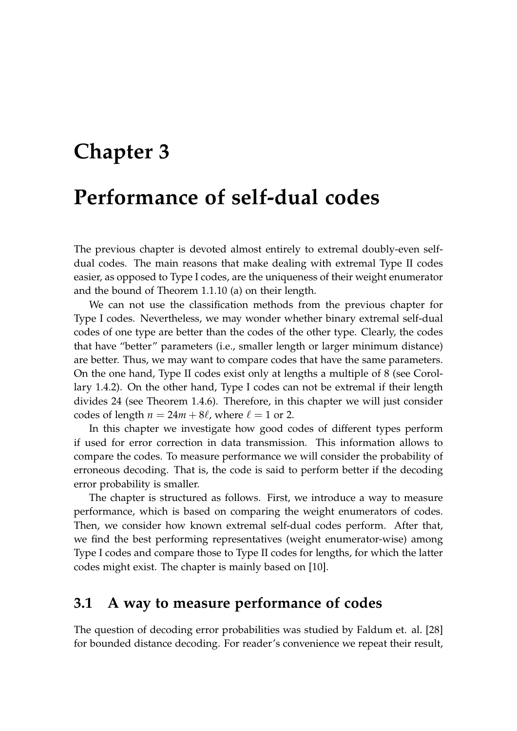# Chapter 3

# Performance of self-dual codes

The previous chapter is devoted almost entirely to extremal doubly-even self-dual codes. The main reasons that make dealing with extremal Type II codes easier, as opposed to Type I codes, are the uniqueness of their weight enumerator and the bound of Theorem 1.1.10 (a) on their length.

We can not use the classification methods from the previous chapter for Type I codes. Nevertheless, we may wonder whether binary extremal self-dual codes of one type are better than the codes of the other type. Clearly, the codes that have "better" parameters (i.e., smaller length or larger minimum distance) are better. Thus, we may want to compare codes that have the same parameters. On the one hand, Type II codes exist only at lengths a multiple of 8 (see Corollary 1.4.2). On the other hand, Type I codes can not be extremal if their length divides 24 (see Theorem 1.4.6). Therefore, in this chapter we will just consider codes of length $n = 24m + 8\ell$, where $\ell = 1$ or 2.

In this chapter we investigate how good codes of different types perform if used for error correction in data transmission. This information allows to compare the codes. To measure performance we will consider the probability of erroneous decoding. That is, the code is said to perform better if the decoding error probability is smaller.

The chapter is structured as follows. First, we introduce a way to measure performance, which is based on comparing the weight enumerators of codes. Then, we consider how known extremal self-dual codes perform. After that, we find the best performing representatives (weight enumerator-wise) among Type I codes and compare those to Type II codes for lengths, for which the latter codes might exist. The chapter is mainly based on [10].

## 3.1 A way to measure performance of codes

The question of decoding error probabilities was studied by Faldum et. al. [28] for bounded distance decoding. For reader's convenience we repeat their result,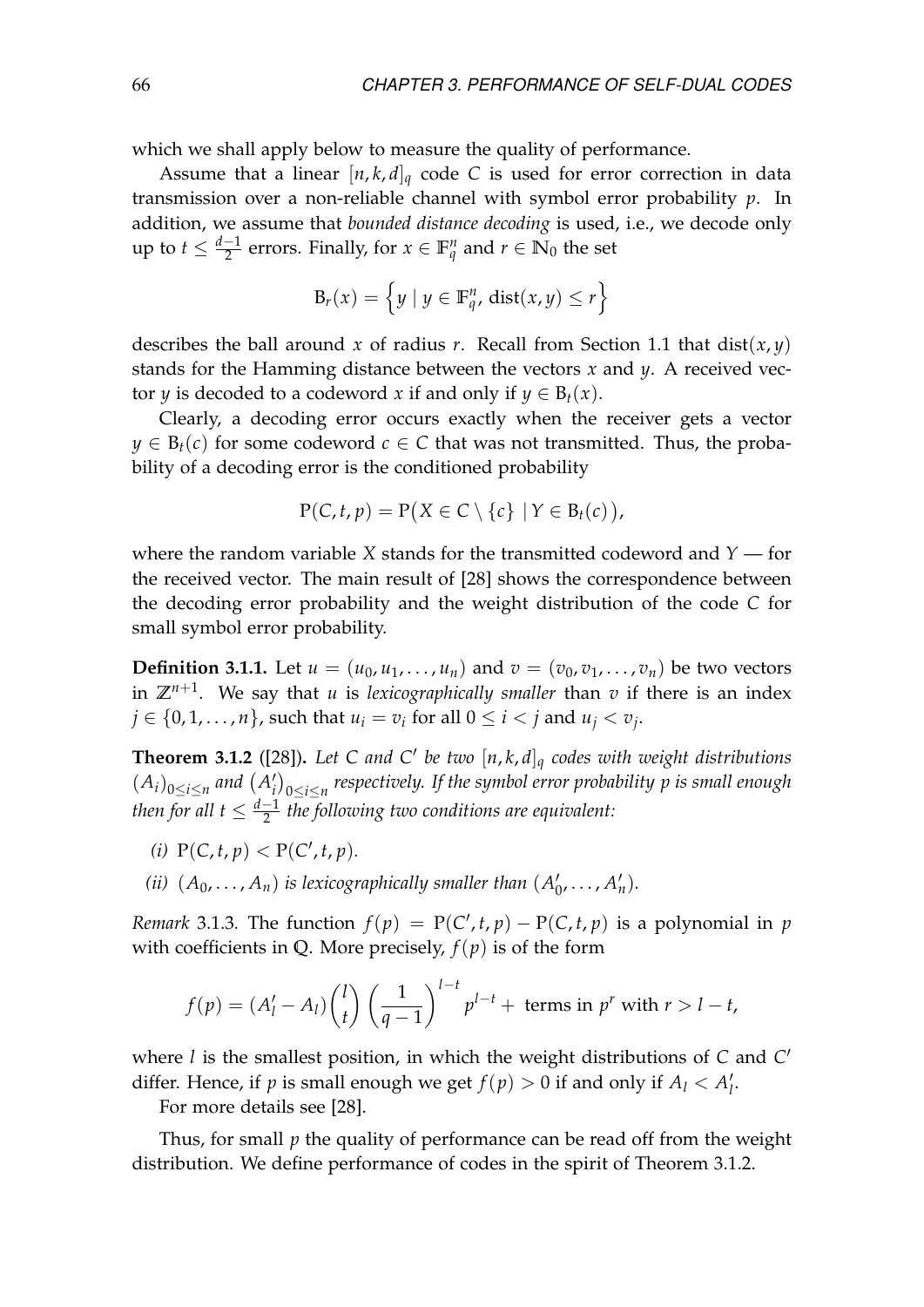which we shall apply below to measure the quality of performance.

Assume that a linear $[n, k, d]_q$ code $C$ is used for error correction in data transmission over a non-reliable channel with symbol error probability $p$. In addition, we assume that *bounded distance decoding* is used, i.e., we decode only up to $t \leq \frac{d-1}{2}$ errors. Finally, for $x \in \mathbb{F}_q^n$ and $r \in \mathbb{N}_0$ the set

$$\mathrm{B}_r(x) = \left\{ y \mid y \in \mathbb{F}_q^n,\, \mathrm{dist}(x, y) \leq r \right\}$$

describes the ball around $x$ of radius $r$. Recall from Section 1.1 that $\mathrm{dist}(x, y)$ stands for the Hamming distance between the vectors $x$ and $y$. A received vector $y$ is decoded to a codeword $x$ if and only if $y \in \mathrm{B}_t(x)$.

Clearly, a decoding error occurs exactly when the receiver gets a vector $y \in \mathrm{B}_t(c)$ for some codeword $c \in C$ that was not transmitted. Thus, the probability of a decoding error is the conditioned probability

$$\mathrm{P}(C, t, p) = \mathrm{P}\big(X \in C \setminus \{c\} \mid Y \in \mathrm{B}_t(c)\big),$$

where the random variable $X$ stands for the transmitted codeword and $Y$ — for the received vector. The main result of [28] shows the correspondence between the decoding error probability and the weight distribution of the code $C$ for small symbol error probability.

**Definition 3.1.1.** Let $u = (u_0, u_1, \ldots, u_n)$ and $v = (v_0, v_1, \ldots, v_n)$ be two vectors in $\mathbb{Z}^{n+1}$. We say that $u$ is *lexicographically smaller* than $v$ if there is an index $j \in \{0, 1, \ldots, n\}$, such that $u_i = v_i$ for all $0 \leq i < j$ and $u_j < v_j$.

**Theorem 3.1.2** ([28])**.** *Let $C$ and $C'$ be two $[n, k, d]_q$ codes with weight distributions $(A_i)_{0 \leq i \leq n}$ and $(A'_i)_{0 \leq i \leq n}$ respectively. If the symbol error probability $p$ is small enough then for all $t \leq \frac{d-1}{2}$ the following two conditions are equivalent:*

*(i)* $\mathrm{P}(C, t, p) < \mathrm{P}(C', t, p)$.

*(ii)* $(A_0, \ldots, A_n)$ *is lexicographically smaller than* $(A'_0, \ldots, A'_n)$.

*Remark* 3.1.3. The function $f(p) = \mathrm{P}(C', t, p) - \mathrm{P}(C, t, p)$ is a polynomial in $p$ with coefficients in $\mathbb{Q}$. More precisely, $f(p)$ is of the form

$$f(p) = (A'_l - A_l) \binom{l}{t} \left( \frac{1}{q-1} \right)^{l-t} p^{l-t} + \text{ terms in } p^r \text{ with } r > l - t,$$

where $l$ is the smallest position, in which the weight distributions of $C$ and $C'$ differ. Hence, if $p$ is small enough we get $f(p) > 0$ if and only if $A_l < A'_l$.

For more details see [28].

Thus, for small $p$ the quality of performance can be read off from the weight distribution. We define performance of codes in the spirit of Theorem 3.1.2.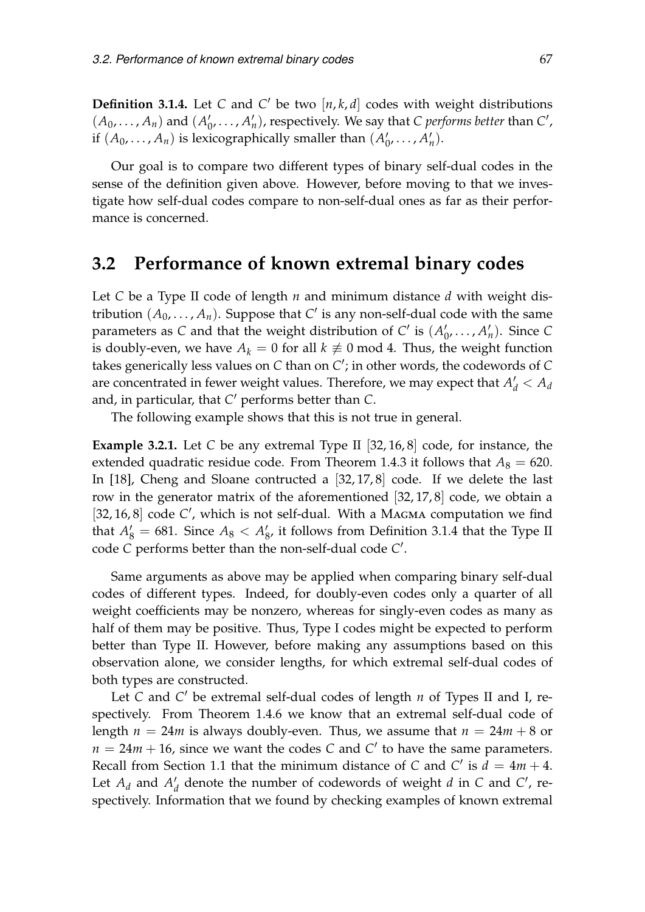**Definition 3.1.4.** Let $C$ and $C'$ be two $[n,k,d]$ codes with weight distributions $(A_0,\ldots,A_n)$ and $(A'_0,\ldots,A'_n)$, respectively. We say that $C$ *performs better* than $C'$, if $(A_0,\ldots,A_n)$ is lexicographically smaller than $(A'_0,\ldots,A'_n)$.

Our goal is to compare two different types of binary self-dual codes in the sense of the definition given above. However, before moving to that we investigate how self-dual codes compare to non-self-dual ones as far as their performance is concerned.

## 3.2 Performance of known extremal binary codes

Let $C$ be a Type II code of length $n$ and minimum distance $d$ with weight distribution $(A_0,\ldots,A_n)$. Suppose that $C'$ is any non-self-dual code with the same parameters as $C$ and that the weight distribution of $C'$ is $(A'_0,\ldots,A'_n)$. Since $C$ is doubly-even, we have $A_k = 0$ for all $k \not\equiv 0 \bmod 4$. Thus, the weight function takes generically less values on $C$ than on $C'$; in other words, the codewords of $C$ are concentrated in fewer weight values. Therefore, we may expect that $A'_d < A_d$ and, in particular, that $C'$ performs better than $C$.

The following example shows that this is not true in general.

**Example 3.2.1.** Let $C$ be any extremal Type II $[32,16,8]$ code, for instance, the extended quadratic residue code. From Theorem 1.4.3 it follows that $A_8 = 620$. In [18], Cheng and Sloane contructed a $[32,17,8]$ code. If we delete the last row in the generator matrix of the aforementioned $[32,17,8]$ code, we obtain a $[32,16,8]$ code $C'$, which is not self-dual. With a Magma computation we find that $A'_8 = 681$. Since $A_8 < A'_8$, it follows from Definition 3.1.4 that the Type II code $C$ performs better than the non-self-dual code $C'$.

Same arguments as above may be applied when comparing binary self-dual codes of different types. Indeed, for doubly-even codes only a quarter of all weight coefficients may be nonzero, whereas for singly-even codes as many as half of them may be positive. Thus, Type I codes might be expected to perform better than Type II. However, before making any assumptions based on this observation alone, we consider lengths, for which extremal self-dual codes of both types are constructed.

Let $C$ and $C'$ be extremal self-dual codes of length $n$ of Types II and I, respectively. From Theorem 1.4.6 we know that an extremal self-dual code of length $n = 24m$ is always doubly-even. Thus, we assume that $n = 24m + 8$ or $n = 24m + 16$, since we want the codes $C$ and $C'$ to have the same parameters. Recall from Section 1.1 that the minimum distance of $C$ and $C'$ is $d = 4m + 4$. Let $A_d$ and $A'_d$ denote the number of codewords of weight $d$ in $C$ and $C'$, respectively. Information that we found by checking examples of known extremal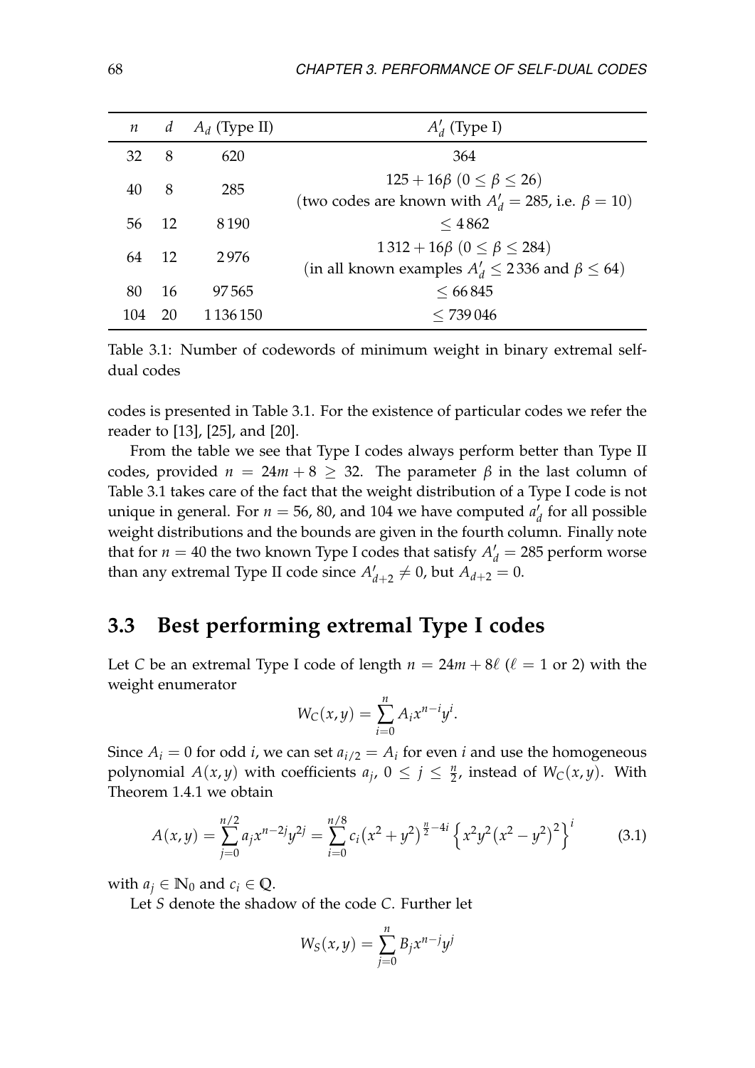| $n$ | $d$ | $A_d$ (Type II) | $A'_d$ (Type I) |
|---|---|---|---|
| 32 | 8 | 620 | 364 |
| 40 | 8 | 285 | $125 + 16\beta$ $(0 \leq \beta \leq 26)$ (two codes are known with $A'_d = 285$, i.e. $\beta = 10$) |
| 56 | 12 | 8 190 | $\leq 4\,862$ |
| 64 | 12 | 2 976 | $1\,312 + 16\beta$ $(0 \leq \beta \leq 284)$ (in all known examples $A'_d \leq 2\,336$ and $\beta \leq 64$) |
| 80 | 16 | 97 565 | $\leq 66\,845$ |
| 104 | 20 | 1 136 150 | $\leq 739\,046$ |

Table 3.1: Number of codewords of minimum weight in binary extremal self-dual codes

codes is presented in Table 3.1. For the existence of particular codes we refer the reader to [13], [25], and [20].

From the table we see that Type I codes always perform better than Type II codes, provided $n = 24m + 8 \geq 32$. The parameter $\beta$ in the last column of Table 3.1 takes care of the fact that the weight distribution of a Type I code is not unique in general. For $n = 56$, 80, and 104 we have computed $a'_d$ for all possible weight distributions and the bounds are given in the fourth column. Finally note that for $n = 40$ the two known Type I codes that satisfy $A'_d = 285$ perform worse than any extremal Type II code since $A'_{d+2} \neq 0$, but $A_{d+2} = 0$.

## 3.3 Best performing extremal Type I codes

Let $C$ be an extremal Type I code of length $n = 24m + 8\ell$ ($\ell = 1$ or 2) with the weight enumerator

$$W_C(x, y) = \sum_{i=0}^{n} A_i x^{n-i} y^i.$$

Since $A_i = 0$ for odd $i$, we can set $a_{i/2} = A_i$ for even $i$ and use the homogeneous polynomial $A(x, y)$ with coefficients $a_j$, $0 \leq j \leq \frac{n}{2}$, instead of $W_C(x, y)$. With Theorem 1.4.1 we obtain

$$A(x, y) = \sum_{j=0}^{n/2} a_j x^{n-2j} y^{2j} = \sum_{i=0}^{n/8} c_i \big(x^2 + y^2\big)^{\frac{n}{2} - 4i} \Big\{ x^2 y^2 \big(x^2 - y^2\big)^2 \Big\}^i \tag{3.1}$$

with $a_j \in \mathbb{N}_0$ and $c_i \in \mathbb{Q}$.

Let $S$ denote the shadow of the code $C$. Further let

$$W_S(x, y) = \sum_{j=0}^{n} B_j x^{n-j} y^j$$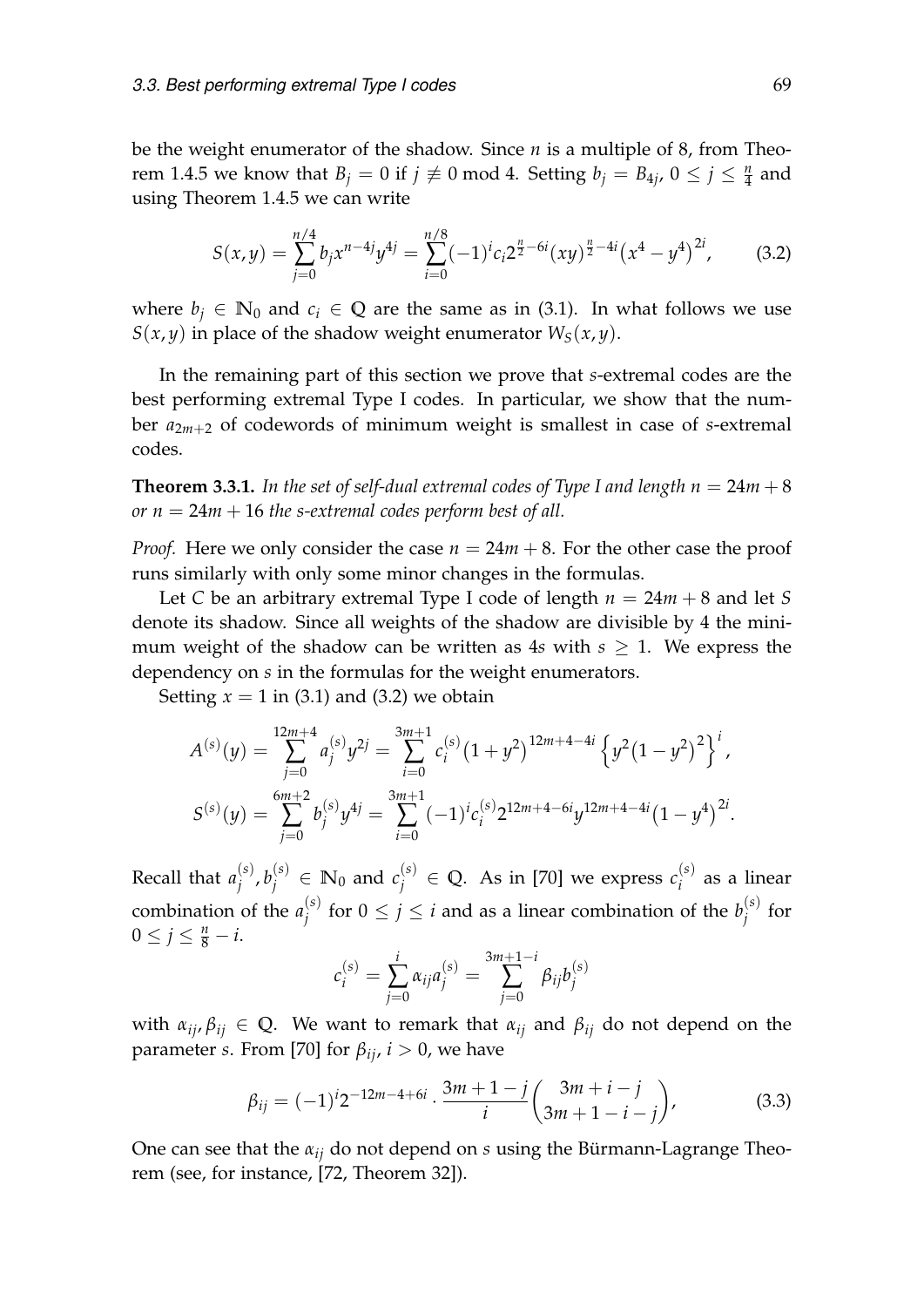be the weight enumerator of the shadow. Since $n$ is a multiple of 8, from Theorem 1.4.5 we know that $B_j = 0$ if $j \not\equiv 0 \bmod 4$. Setting $b_j = B_{4j}$, $0 \le j \le \frac{n}{4}$ and using Theorem 1.4.5 we can write

$$S(x,y) = \sum_{j=0}^{n/4} b_j x^{n-4j} y^{4j} = \sum_{i=0}^{n/8} (-1)^i c_i 2^{\frac{n}{2}-6i} (xy)^{\frac{n}{2}-4i} \big(x^4 - y^4\big)^{2i}, \tag{3.2}$$

where $b_j \in \mathbb{N}_0$ and $c_i \in \mathbb{Q}$ are the same as in (3.1). In what follows we use $S(x,y)$ in place of the shadow weight enumerator $W_S(x,y)$.

In the remaining part of this section we prove that $s$-extremal codes are the best performing extremal Type I codes. In particular, we show that the number $a_{2m+2}$ of codewords of minimum weight is smallest in case of $s$-extremal codes.

**Theorem 3.3.1.** *In the set of self-dual extremal codes of Type I and length $n = 24m + 8$ or $n = 24m + 16$ the s-extremal codes perform best of all.*

*Proof.* Here we only consider the case $n = 24m + 8$. For the other case the proof runs similarly with only some minor changes in the formulas.

Let $C$ be an arbitrary extremal Type I code of length $n = 24m + 8$ and let $S$ denote its shadow. Since all weights of the shadow are divisible by 4 the minimum weight of the shadow can be written as $4s$ with $s \ge 1$. We express the dependency on $s$ in the formulas for the weight enumerators.

Setting $x = 1$ in (3.1) and (3.2) we obtain

$$A^{(s)}(y) = \sum_{j=0}^{12m+4} a_j^{(s)} y^{2j} = \sum_{i=0}^{3m+1} c_i^{(s)} \big(1+y^2\big)^{12m+4-4i} \Big\{ y^2 \big(1-y^2\big)^2 \Big\}^i,$$

$$S^{(s)}(y) = \sum_{j=0}^{6m+2} b_j^{(s)} y^{4j} = \sum_{i=0}^{3m+1} (-1)^i c_i^{(s)} 2^{12m+4-6i} y^{12m+4-4i} \big(1-y^4\big)^{2i}.$$

Recall that $a_j^{(s)}, b_j^{(s)} \in \mathbb{N}_0$ and $c_j^{(s)} \in \mathbb{Q}$. As in [70] we express $c_i^{(s)}$ as a linear combination of the $a_j^{(s)}$ for $0 \le j \le i$ and as a linear combination of the $b_j^{(s)}$ for $0 \le j \le \frac{n}{8} - i$.

$$c_i^{(s)} = \sum_{j=0}^{i} \alpha_{ij} a_j^{(s)} = \sum_{j=0}^{3m+1-i} \beta_{ij} b_j^{(s)}$$

with $\alpha_{ij}, \beta_{ij} \in \mathbb{Q}$. We want to remark that $\alpha_{ij}$ and $\beta_{ij}$ do not depend on the parameter $s$. From [70] for $\beta_{ij}$, $i > 0$, we have

$$\beta_{ij} = (-1)^i 2^{-12m-4+6i} \cdot \frac{3m+1-j}{i} \binom{3m+i-j}{3m+1-i-j}, \tag{3.3}$$

One can see that the $\alpha_{ij}$ do not depend on $s$ using the Bürmann-Lagrange Theorem (see, for instance, [72, Theorem 32]).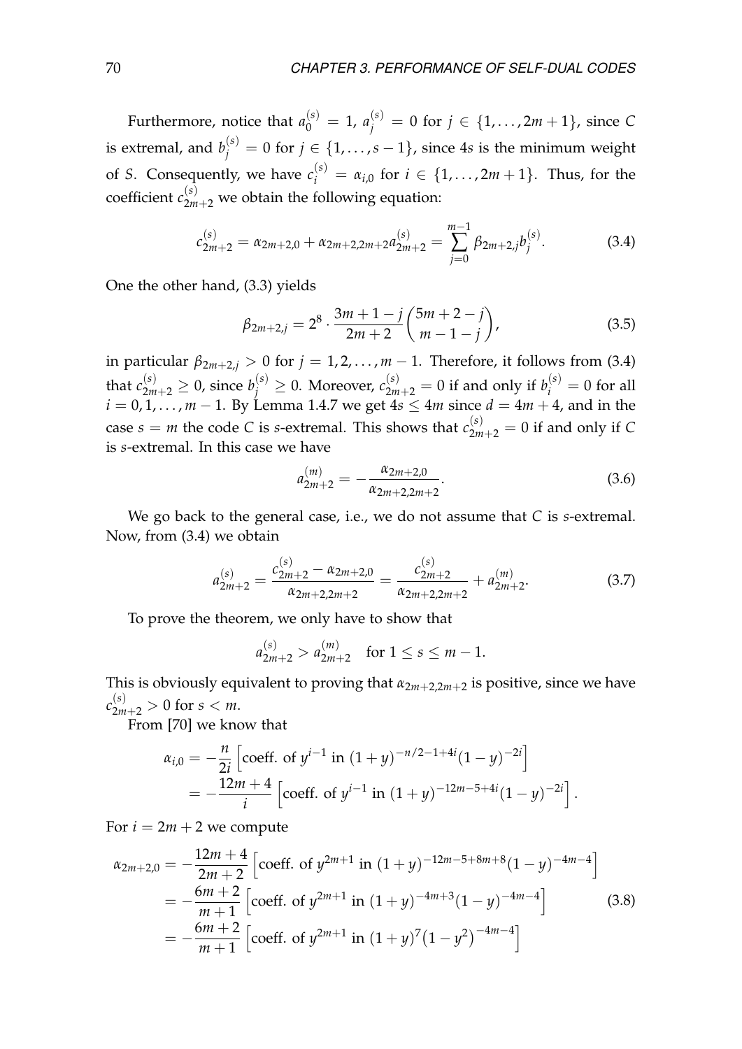Furthermore, notice that $a_0^{(s)} = 1$, $a_j^{(s)} = 0$ for $j \in \{1, \ldots, 2m+1\}$, since $C$ is extremal, and $b_j^{(s)} = 0$ for $j \in \{1, \ldots, s-1\}$, since $4s$ is the minimum weight of $S$. Consequently, we have $c_i^{(s)} = \alpha_{i,0}$ for $i \in \{1, \ldots, 2m+1\}$. Thus, for the coefficient $c_{2m+2}^{(s)}$ we obtain the following equation:

$$c_{2m+2}^{(s)} = \alpha_{2m+2,0} + \alpha_{2m+2,2m+2} a_{2m+2}^{(s)} = \sum_{j=0}^{m-1} \beta_{2m+2,j} b_j^{(s)}. \tag{3.4}$$

One the other hand, (3.3) yields

$$\beta_{2m+2,j} = 2^8 \cdot \frac{3m+1-j}{2m+2} \binom{5m+2-j}{m-1-j}, \tag{3.5}$$

in particular $\beta_{2m+2,j} > 0$ for $j = 1, 2, \ldots, m-1$. Therefore, it follows from (3.4) that $c_{2m+2}^{(s)} \geq 0$, since $b_j^{(s)} \geq 0$. Moreover, $c_{2m+2}^{(s)} = 0$ if and only if $b_i^{(s)} = 0$ for all $i = 0, 1, \ldots, m-1$. By Lemma 1.4.7 we get $4s \leq 4m$ since $d = 4m+4$, and in the case $s = m$ the code $C$ is $s$-extremal. This shows that $c_{2m+2}^{(s)} = 0$ if and only if $C$ is $s$-extremal. In this case we have

$$a_{2m+2}^{(m)} = -\frac{\alpha_{2m+2,0}}{\alpha_{2m+2,2m+2}}. \tag{3.6}$$

We go back to the general case, i.e., we do not assume that $C$ is $s$-extremal. Now, from (3.4) we obtain

$$a_{2m+2}^{(s)} = \frac{c_{2m+2}^{(s)} - \alpha_{2m+2,0}}{\alpha_{2m+2,2m+2}} = \frac{c_{2m+2}^{(s)}}{\alpha_{2m+2,2m+2}} + a_{2m+2}^{(m)}. \tag{3.7}$$

To prove the theorem, we only have to show that

$$a_{2m+2}^{(s)} > a_{2m+2}^{(m)} \quad \text{for } 1 \leq s \leq m-1.$$

This is obviously equivalent to proving that $\alpha_{2m+2,2m+2}$ is positive, since we have $c_{2m+2}^{(s)} > 0$ for $s < m$.

From [70] we know that

$$\begin{aligned}
\alpha_{i,0} &= -\frac{n}{2i}\left[\text{coeff. of } y^{i-1} \text{ in } (1+y)^{-n/2-1+4i}(1-y)^{-2i}\right] \\
&= -\frac{12m+4}{i}\left[\text{coeff. of } y^{i-1} \text{ in } (1+y)^{-12m-5+4i}(1-y)^{-2i}\right].
\end{aligned}$$

For $i = 2m+2$ we compute

$$\begin{aligned}
\alpha_{2m+2,0} &= -\frac{12m+4}{2m+2}\left[\text{coeff. of } y^{2m+1} \text{ in } (1+y)^{-12m-5+8m+8}(1-y)^{-4m-4}\right] \\
&= -\frac{6m+2}{m+1}\left[\text{coeff. of } y^{2m+1} \text{ in } (1+y)^{-4m+3}(1-y)^{-4m-4}\right] \\
&= -\frac{6m+2}{m+1}\left[\text{coeff. of } y^{2m+1} \text{ in } (1+y)^{7}\left(1-y^2\right)^{-4m-4}\right]
\end{aligned} \tag{3.8}$$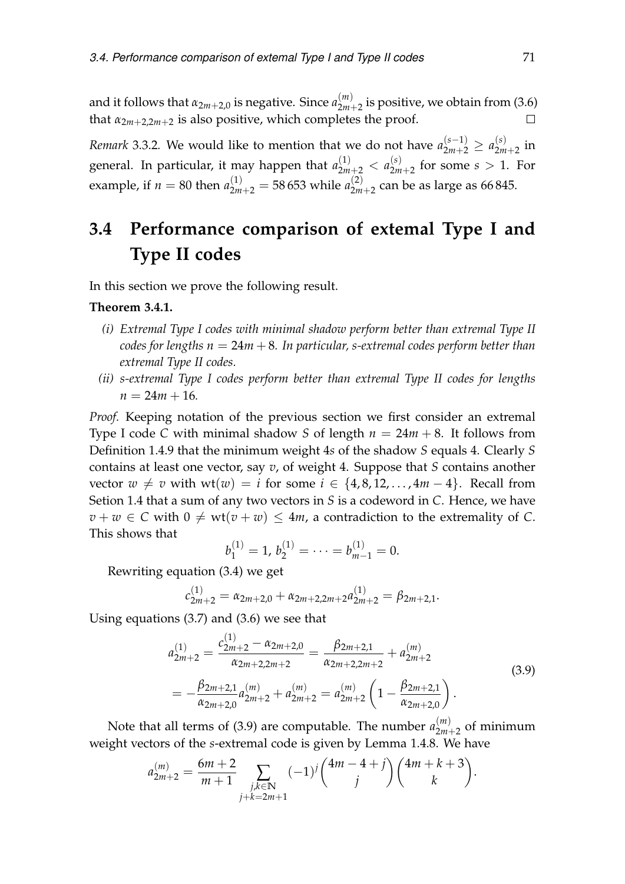and it follows that $\alpha_{2m+2,0}$ is negative. Since $a^{(m)}_{2m+2}$ is positive, we obtain from (3.6) that $\alpha_{2m+2,2m+2}$ is also positive, which completes the proof. $\square$

*Remark* 3.3.2. We would like to mention that we do not have $a^{(s-1)}_{2m+2} \geq a^{(s)}_{2m+2}$ in general. In particular, it may happen that $a^{(1)}_{2m+2} < a^{(s)}_{2m+2}$ for some $s > 1$. For example, if $n = 80$ then $a^{(1)}_{2m+2} = 58\,653$ while $a^{(2)}_{2m+2}$ can be as large as $66\,845$.

## 3.4 Performance comparison of extemal Type I and Type II codes

In this section we prove the following result.

**Theorem 3.4.1.**

*(i) Extremal Type I codes with minimal shadow perform better than extremal Type II codes for lengths $n = 24m + 8$. In particular, s-extremal codes perform better than extremal Type II codes.*

*(ii) s-extremal Type I codes perform better than extremal Type II codes for lengths $n = 24m + 16$.*

*Proof.* Keeping notation of the previous section we first consider an extremal Type I code $C$ with minimal shadow $S$ of length $n = 24m + 8$. It follows from Definition 1.4.9 that the minimum weight $4s$ of the shadow $S$ equals 4. Clearly $S$ contains at least one vector, say $v$, of weight 4. Suppose that $S$ contains another vector $w \neq v$ with $\mathrm{wt}(w) = i$ for some $i \in \{4, 8, 12, \ldots, 4m - 4\}$. Recall from Setion 1.4 that a sum of any two vectors in $S$ is a codeword in $C$. Hence, we have $v + w \in C$ with $0 \neq \mathrm{wt}(v + w) \leq 4m$, a contradiction to the extremality of $C$. This shows that

$$b^{(1)}_1 = 1,\ b^{(1)}_2 = \cdots = b^{(1)}_{m-1} = 0.$$

Rewriting equation (3.4) we get

$$c^{(1)}_{2m+2} = \alpha_{2m+2,0} + \alpha_{2m+2,2m+2}a^{(1)}_{2m+2} = \beta_{2m+2,1}.$$

Using equations (3.7) and (3.6) we see that

$$\begin{aligned} a^{(1)}_{2m+2} &= \frac{c^{(1)}_{2m+2} - \alpha_{2m+2,0}}{\alpha_{2m+2,2m+2}} = \frac{\beta_{2m+2,1}}{\alpha_{2m+2,2m+2}} + a^{(m)}_{2m+2} \\ &= -\frac{\beta_{2m+2,1}}{\alpha_{2m+2,0}}a^{(m)}_{2m+2} + a^{(m)}_{2m+2} = a^{(m)}_{2m+2}\left(1 - \frac{\beta_{2m+2,1}}{\alpha_{2m+2,0}}\right). \end{aligned} \tag{3.9}$$

Note that all terms of (3.9) are computable. The number $a^{(m)}_{2m+2}$ of minimum weight vectors of the $s$-extremal code is given by Lemma 1.4.8. We have

$$a^{(m)}_{2m+2} = \frac{6m+2}{m+1} \sum_{\substack{j,k \in \mathbb{N} \\ j+k=2m+1}} (-1)^j \binom{4m-4+j}{j}\binom{4m+k+3}{k}.$$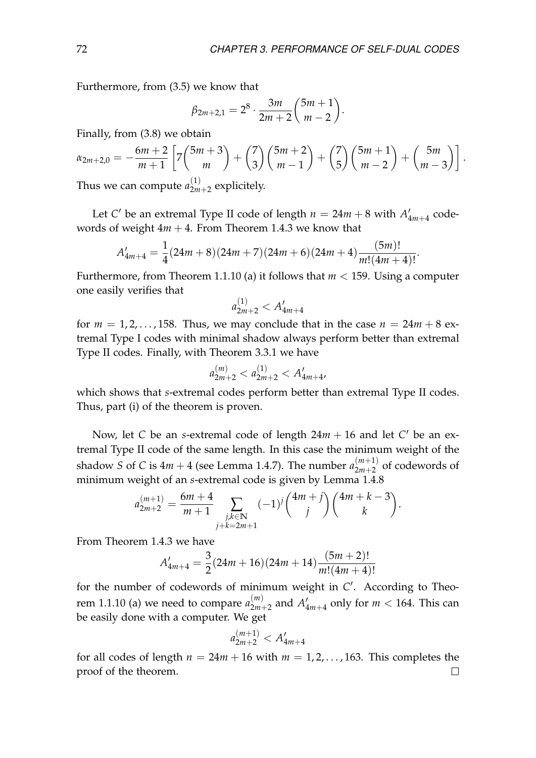Furthermore, from (3.5) we know that

$$\beta_{2m+2,1} = 2^8 \cdot \frac{3m}{2m+2}\binom{5m+1}{m-2}.$$

Finally, from (3.8) we obtain

$$\alpha_{2m+2,0} = -\frac{6m+2}{m+1}\left[7\binom{5m+3}{m} + \binom{7}{3}\binom{5m+2}{m-1} + \binom{7}{5}\binom{5m+1}{m-2} + \binom{5m}{m-3}\right].$$

Thus we can compute $a_{2m+2}^{(1)}$ explicitely.

Let $C'$ be an extremal Type II code of length $n = 24m+8$ with $A'_{4m+4}$ codewords of weight $4m+4$. From Theorem 1.4.3 we know that

$$A'_{4m+4} = \frac{1}{4}(24m+8)(24m+7)(24m+6)(24m+4)\frac{(5m)!}{m!(4m+4)!}.$$

Furthermore, from Theorem 1.1.10 (a) it follows that $m < 159$. Using a computer one easily verifies that

$$a_{2m+2}^{(1)} < A'_{4m+4}$$

for $m = 1, 2, \ldots, 158$. Thus, we may conclude that in the case $n = 24m+8$ extremal Type I codes with minimal shadow always perform better than extremal Type II codes. Finally, with Theorem 3.3.1 we have

$$a_{2m+2}^{(m)} < a_{2m+2}^{(1)} < A'_{4m+4},$$

which shows that $s$-extremal codes perform better than extremal Type II codes. Thus, part (i) of the theorem is proven.

Now, let $C$ be an $s$-extremal code of length $24m+16$ and let $C'$ be an extremal Type II code of the same length. In this case the minimum weight of the shadow $S$ of $C$ is $4m+4$ (see Lemma 1.4.7). The number $a_{2m+2}^{(m+1)}$ of codewords of minimum weight of an $s$-extremal code is given by Lemma 1.4.8

$$a_{2m+2}^{(m+1)} = \frac{6m+4}{m+1}\sum_{\substack{j,k\in\mathbb{N}\\ j+k=2m+1}} (-1)^j\binom{4m+j}{j}\binom{4m+k-3}{k}.$$

From Theorem 1.4.3 we have

$$A'_{4m+4} = \frac{3}{2}(24m+16)(24m+14)\frac{(5m+2)!}{m!(4m+4)!}$$

for the number of codewords of minimum weight in $C'$. According to Theorem 1.1.10 (a) we need to compare $a_{2m+2}^{(m)}$ and $A'_{4m+4}$ only for $m < 164$. This can be easily done with a computer. We get

$$a_{2m+2}^{(m+1)} < A'_{4m+4}$$

for all codes of length $n = 24m+16$ with $m = 1, 2, \ldots, 163$. This completes the proof of the theorem. $\square$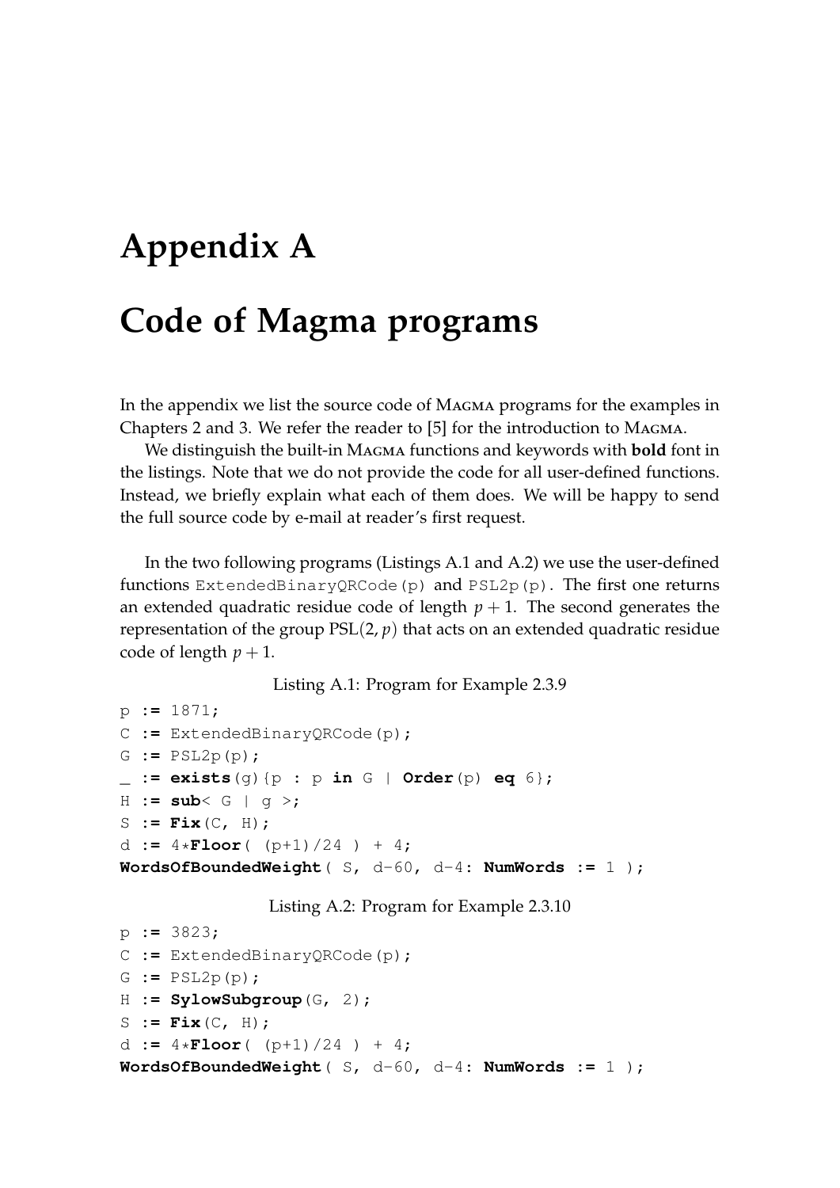# Appendix A

# Code of Magma programs

In the appendix we list the source code of MAGMA programs for the examples in Chapters 2 and 3. We refer the reader to [5] for the introduction to MAGMA.

We distinguish the built-in MAGMA functions and keywords with **bold** font in the listings. Note that we do not provide the code for all user-defined functions. Instead, we briefly explain what each of them does. We will be happy to send the full source code by e-mail at reader's first request.

In the two following programs (Listings A.1 and A.2) we use the user-defined functions `ExtendedBinaryQRCode(p)` and `PSL2p(p)`. The first one returns an extended quadratic residue code of length $p+1$. The second generates the representation of the group $\mathrm{PSL}(2, p)$ that acts on an extended quadratic residue code of length $p+1$.

Listing A.1: Program for Example 2.3.9

```
p := 1871;
C := ExtendedBinaryQRCode(p);
G := PSL2p(p);
_ := exists(g){p : p in G | Order(p) eq 6};
H := sub< G | g >;
S := Fix(C, H);
d := 4*Floor( (p+1)/24 ) + 4;
WordsOfBoundedWeight( S, d-60, d-4: NumWords := 1 );
```

Listing A.2: Program for Example 2.3.10

```
p := 3823;
C := ExtendedBinaryQRCode(p);
G := PSL2p(p);
H := SylowSubgroup(G, 2);
S := Fix(C, H);
d := 4*Floor( (p+1)/24 ) + 4;
WordsOfBoundedWeight( S, d-60, d-4: NumWords := 1 );
```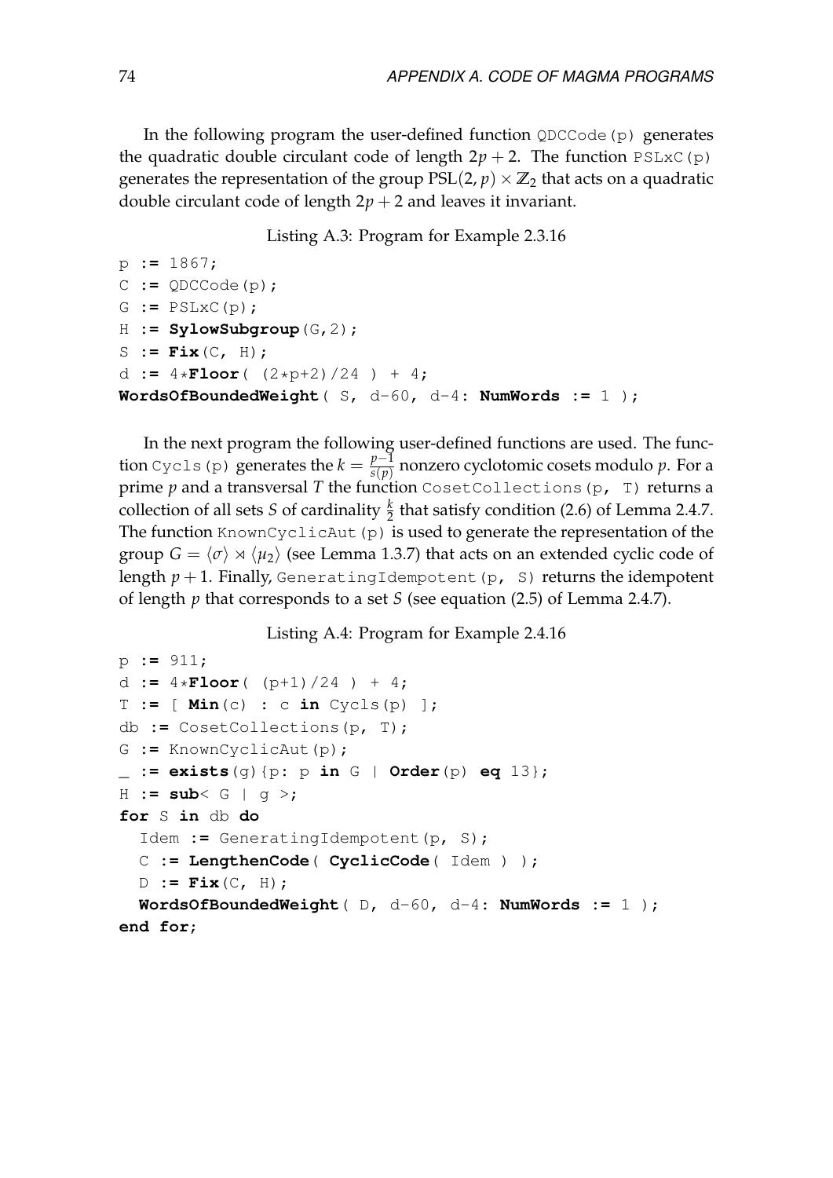In the following program the user-defined function `QDCCode(p)` generates the quadratic double circulant code of length $2p+2$. The function `PSLxC(p)` generates the representation of the group $\mathrm{PSL}(2,p) \times \mathbb{Z}_2$ that acts on a quadratic double circulant code of length $2p+2$ and leaves it invariant.

Listing A.3: Program for Example 2.3.16

```
p := 1867;
C := QDCCode(p);
G := PSLxC(p);
H := SylowSubgroup(G,2);
S := Fix(C, H);
d := 4*Floor( (2*p+2)/24 ) + 4;
WordsOfBoundedWeight( S, d-60, d-4: NumWords := 1 );
```

In the next program the following user-defined functions are used. The function `Cycls(p)` generates the $k = \frac{p-1}{s(p)}$ nonzero cyclotomic cosets modulo $p$. For a prime $p$ and a transversal $T$ the function `CosetCollections(p, T)` returns a collection of all sets $S$ of cardinality $\frac{k}{2}$ that satisfy condition (2.6) of Lemma 2.4.7. The function `KnownCyclicAut(p)` is used to generate the representation of the group $G = \langle\sigma\rangle \rtimes \langle\mu_2\rangle$ (see Lemma 1.3.7) that acts on an extended cyclic code of length $p+1$. Finally, `GeneratingIdempotent(p, S)` returns the idempotent of length $p$ that corresponds to a set $S$ (see equation (2.5) of Lemma 2.4.7).

Listing A.4: Program for Example 2.4.16

```
p := 911;
d := 4*Floor( (p+1)/24 ) + 4;
T := [ Min(c) : c in Cycls(p) ];
db := CosetCollections(p, T);
G := KnownCyclicAut(p);
_ := exists(g){p: p in G | Order(p) eq 13};
H := sub< G | g >;
for S in db do
  Idem := GeneratingIdempotent(p, S);
  C := LengthenCode( CyclicCode( Idem ) );
  D := Fix(C, H);
  WordsOfBoundedWeight( D, d-60, d-4: NumWords := 1 );
end for;
```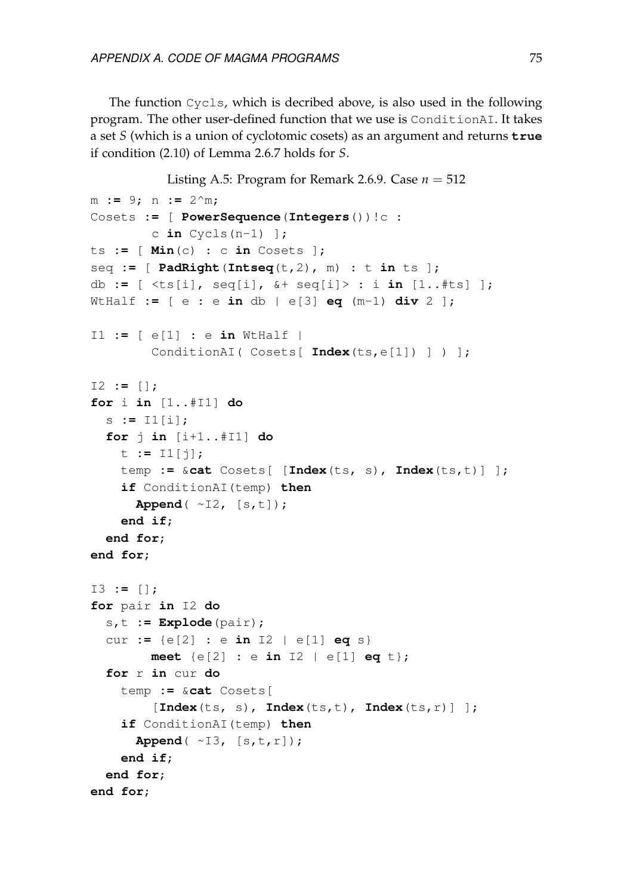The function `Cycls`, which is decribed above, is also used in the following program. The other user-defined function that we use is `ConditionAI`. It takes a set $S$ (which is a union of cyclotomic cosets) as an argument and returns **`true`** if condition (2.10) of Lemma 2.6.7 holds for $S$.

Listing A.5: Program for Remark 2.6.9. Case $n = 512$

```
m := 9; n := 2^m;
Cosets := [ PowerSequence(Integers())!c :
        c in Cycls(n-1) ];
ts := [ Min(c) : c in Cosets ];
seq := [ PadRight(Intseq(t,2), m) : t in ts ];
db := [ <ts[i], seq[i], &+ seq[i]> : i in [1..#ts] ];
WtHalf := [ e : e in db | e[3] eq (m-1) div 2 ];

I1 := [ e[1] : e in WtHalf |
        ConditionAI( Cosets[ Index(ts,e[1]) ] ) ];

I2 := [];
for i in [1..#I1] do
  s := I1[i];
  for j in [i+1..#I1] do
    t := I1[j];
    temp := &cat Cosets[ [Index(ts, s), Index(ts,t)] ];
    if ConditionAI(temp) then
      Append( ~I2, [s,t]);
    end if;
  end for;
end for;

I3 := [];
for pair in I2 do
  s,t := Explode(pair);
  cur := {e[2] : e in I2 | e[1] eq s}
        meet {e[2] : e in I2 | e[1] eq t};
  for r in cur do
    temp := &cat Cosets[
        [Index(ts, s), Index(ts,t), Index(ts,r)] ];
    if ConditionAI(temp) then
      Append( ~I3, [s,t,r]);
    end if;
  end for;
end for;
```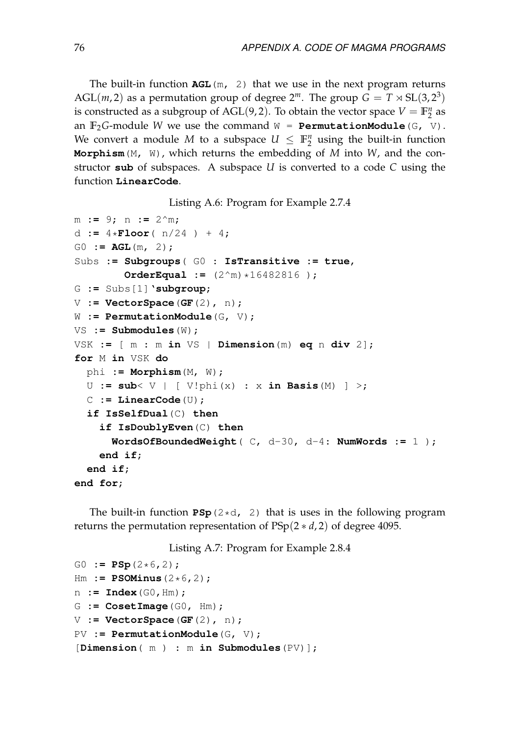The built-in function **AGL**(m, 2) that we use in the next program returns $\mathrm{AGL}(m, 2)$ as a permutation group of degree $2^m$. The group $G = T \rtimes \mathrm{SL}(3, 2^3)$ is constructed as a subgroup of $\mathrm{AGL}(9, 2)$. To obtain the vector space $V = \mathbb{F}_2^n$ as an $\mathbb{F}_2G$-module $W$ we use the command W = **PermutationModule**(G, V). We convert a module $M$ to a subspace $U \leq \mathbb{F}_2^n$ using the built-in function **Morphism**(M, W), which returns the embedding of $M$ into $W$, and the constructor **sub** of subspaces. A subspace $U$ is converted to a code $C$ using the function **LinearCode**.

Listing A.6: Program for Example 2.7.4

```
m := 9; n := 2^m;
d := 4*Floor( n/24 ) + 4;
G0 := AGL(m, 2);
Subs := Subgroups( G0 : IsTransitive := true,
        OrderEqual := (2^m)*16482816 );
G := Subs[1]`subgroup;
V := VectorSpace(GF(2), n);
W := PermutationModule(G, V);
VS := Submodules(W);
VSK := [ m : m in VS | Dimension(m) eq n div 2];
for M in VSK do
  phi := Morphism(M, W);
  U := sub< V | [ V!phi(x) : x in Basis(M) ] >;
  C := LinearCode(U);
  if IsSelfDual(C) then
    if IsDoublyEven(C) then
      WordsOfBoundedWeight( C, d-30, d-4: NumWords := 1 );
    end if;
  end if;
end for;
```

The built-in function **PSp**(2*d, 2) that is uses in the following program returns the permutation representation of $\mathrm{PSp}(2*d, 2)$ of degree 4095.

Listing A.7: Program for Example 2.8.4

```
G0 := PSp(2*6,2);
Hm := PSOMinus(2*6,2);
n := Index(G0,Hm);
G := CosetImage(G0, Hm);
V := VectorSpace(GF(2), n);
PV := PermutationModule(G, V);
[Dimension( m ) : m in Submodules(PV)];
```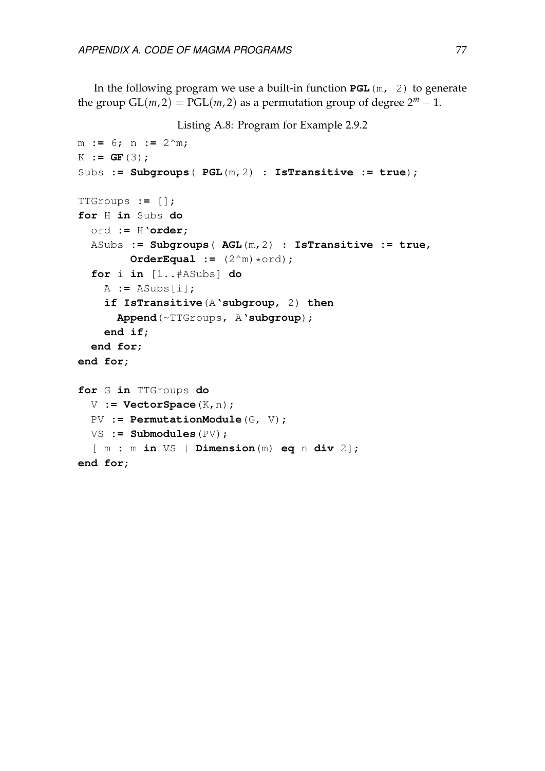In the following program we use a built-in function `PGL(m, 2)` to generate the group $\mathrm{GL}(m,2) = \mathrm{PGL}(m,2)$ as a permutation group of degree $2^m - 1$.

Listing A.8: Program for Example 2.9.2

```
m := 6; n := 2^m;
K := GF(3);
Subs := Subgroups( PGL(m,2) : IsTransitive := true);

TTGroups := [];
for H in Subs do
  ord := H`order;
  ASubs := Subgroups( AGL(m,2) : IsTransitive := true,
        OrderEqual := (2^m)*ord);
  for i in [1..#ASubs] do
    A := ASubs[i];
    if IsTransitive(A`subgroup, 2) then
      Append(~TTGroups, A`subgroup);
    end if;
  end for;
end for;

for G in TTGroups do
  V := VectorSpace(K,n);
  PV := PermutationModule(G, V);
  VS := Submodules(PV);
  [ m : m in VS | Dimension(m) eq n div 2];
end for;
```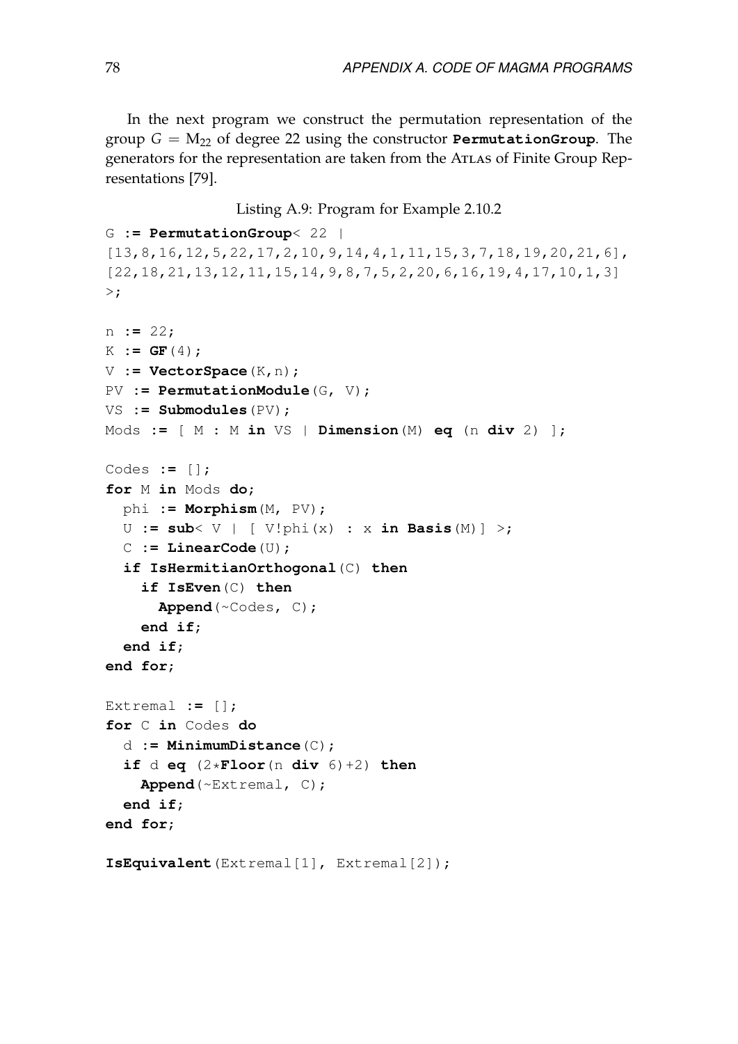In the next program we construct the permutation representation of the group $G = \mathrm{M}_{22}$ of degree 22 using the constructor **PermutationGroup**. The generators for the representation are taken from the ATLAS of Finite Group Representations [79].

Listing A.9: Program for Example 2.10.2

```
G := PermutationGroup< 22 |
[13,8,16,12,5,22,17,2,10,9,14,4,1,11,15,3,7,18,19,20,21,6],
[22,18,21,13,12,11,15,14,9,8,7,5,2,20,6,16,19,4,17,10,1,3]
>;

n := 22;
K := GF(4);
V := VectorSpace(K,n);
PV := PermutationModule(G, V);
VS := Submodules(PV);
Mods := [ M : M in VS | Dimension(M) eq (n div 2) ];

Codes := [];
for M in Mods do;
  phi := Morphism(M, PV);
  U := sub< V | [ V!phi(x) : x in Basis(M)] >;
  C := LinearCode(U);
  if IsHermitianOrthogonal(C) then
    if IsEven(C) then
      Append(~Codes, C);
    end if;
  end if;
end for;

Extremal := [];
for C in Codes do
  d := MinimumDistance(C);
  if d eq (2*Floor(n div 6)+2) then
    Append(~Extremal, C);
  end if;
end for;

IsEquivalent(Extremal[1], Extremal[2]);
```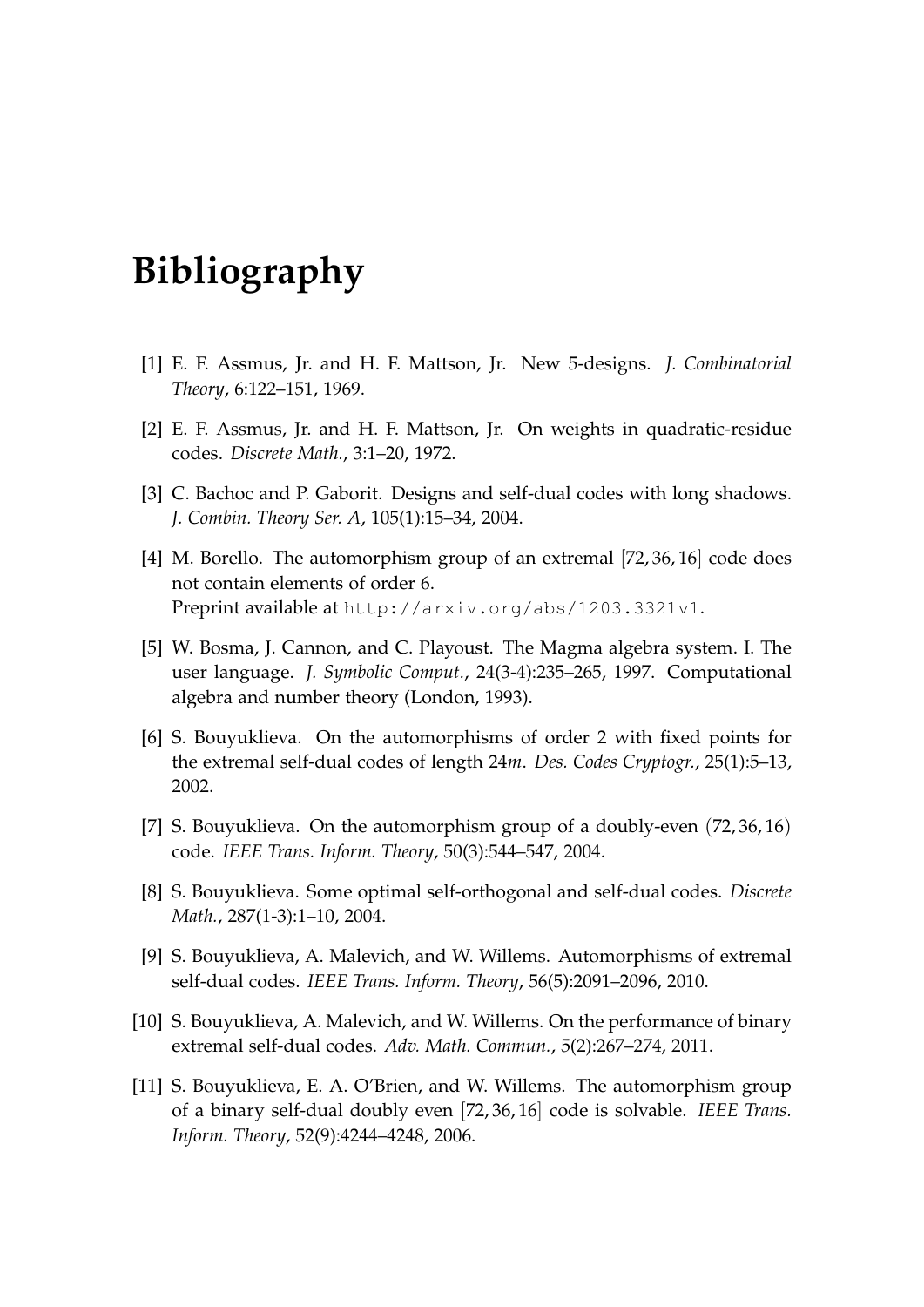// Bibliography

[1] E. F. Assmus, Jr. and H. F. Mattson, Jr. New 5-designs. *J. Combinatorial Theory*, 6:122–151, 1969.

[2] E. F. Assmus, Jr. and H. F. Mattson, Jr. On weights in quadratic-residue codes. *Discrete Math.*, 3:1–20, 1972.

[3] C. Bachoc and P. Gaborit. Designs and self-dual codes with long shadows. *J. Combin. Theory Ser. A*, 105(1):15–34, 2004.

[4] M. Borello. The automorphism group of an extremal $[72, 36, 16]$ code does not contain elements of order 6.
Preprint available at `http://arxiv.org/abs/1203.3321v1`.

[5] W. Bosma, J. Cannon, and C. Playoust. The Magma algebra system. I. The user language. *J. Symbolic Comput.*, 24(3-4):235–265, 1997. Computational algebra and number theory (London, 1993).

[6] S. Bouyuklieva. On the automorphisms of order 2 with fixed points for the extremal self-dual codes of length $24m$. *Des. Codes Cryptogr.*, 25(1):5–13, 2002.

[7] S. Bouyuklieva. On the automorphism group of a doubly-even $(72, 36, 16)$ code. *IEEE Trans. Inform. Theory*, 50(3):544–547, 2004.

[8] S. Bouyuklieva. Some optimal self-orthogonal and self-dual codes. *Discrete Math.*, 287(1-3):1–10, 2004.

[9] S. Bouyuklieva, A. Malevich, and W. Willems. Automorphisms of extremal self-dual codes. *IEEE Trans. Inform. Theory*, 56(5):2091–2096, 2010.

[10] S. Bouyuklieva, A. Malevich, and W. Willems. On the performance of binary extremal self-dual codes. *Adv. Math. Commun.*, 5(2):267–274, 2011.

[11] S. Bouyuklieva, E. A. O'Brien, and W. Willems. The automorphism group of a binary self-dual doubly even $[72, 36, 16]$ code is solvable. *IEEE Trans. Inform. Theory*, 52(9):4244–4248, 2006.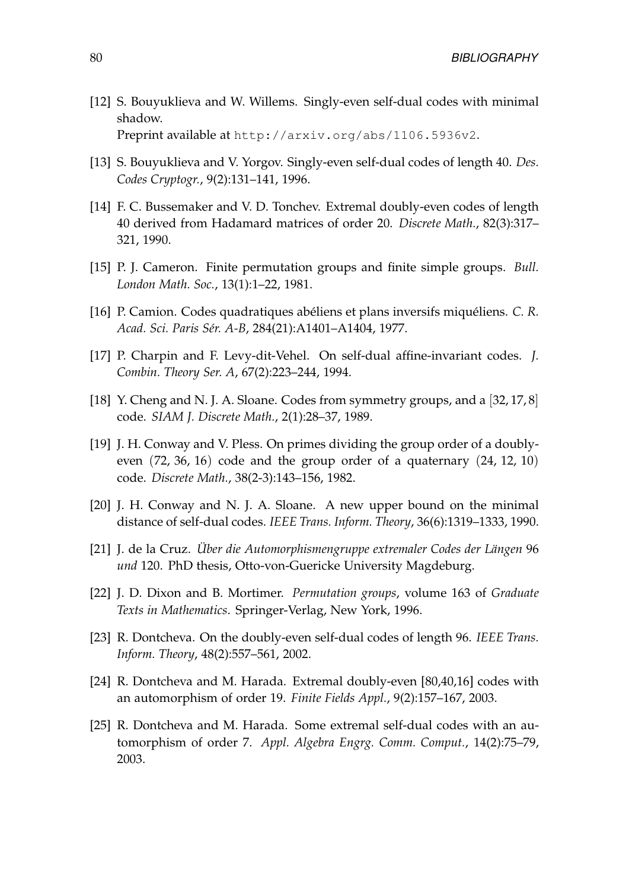[12] S. Bouyuklieva and W. Willems. Singly-even self-dual codes with minimal shadow.
Preprint available at http://arxiv.org/abs/1106.5936v2.

[13] S. Bouyuklieva and V. Yorgov. Singly-even self-dual codes of length 40. *Des. Codes Cryptogr.*, 9(2):131–141, 1996.

[14] F. C. Bussemaker and V. D. Tonchev. Extremal doubly-even codes of length 40 derived from Hadamard matrices of order 20. *Discrete Math.*, 82(3):317–321, 1990.

[15] P. J. Cameron. Finite permutation groups and finite simple groups. *Bull. London Math. Soc.*, 13(1):1–22, 1981.

[16] P. Camion. Codes quadratiques abéliens et plans inversifs miquéliens. *C. R. Acad. Sci. Paris Sér. A-B*, 284(21):A1401–A1404, 1977.

[17] P. Charpin and F. Levy-dit-Vehel. On self-dual affine-invariant codes. *J. Combin. Theory Ser. A*, 67(2):223–244, 1994.

[18] Y. Cheng and N. J. A. Sloane. Codes from symmetry groups, and a $[32, 17, 8]$ code. *SIAM J. Discrete Math.*, 2(1):28–37, 1989.

[19] J. H. Conway and V. Pless. On primes dividing the group order of a doubly-even $(72, 36, 16)$ code and the group order of a quaternary $(24, 12, 10)$ code. *Discrete Math.*, 38(2-3):143–156, 1982.

[20] J. H. Conway and N. J. A. Sloane. A new upper bound on the minimal distance of self-dual codes. *IEEE Trans. Inform. Theory*, 36(6):1319–1333, 1990.

[21] J. de la Cruz. *Über die Automorphismengruppe extremaler Codes der Längen* 96 *und* 120. PhD thesis, Otto-von-Guericke University Magdeburg.

[22] J. D. Dixon and B. Mortimer. *Permutation groups*, volume 163 of *Graduate Texts in Mathematics*. Springer-Verlag, New York, 1996.

[23] R. Dontcheva. On the doubly-even self-dual codes of length 96. *IEEE Trans. Inform. Theory*, 48(2):557–561, 2002.

[24] R. Dontcheva and M. Harada. Extremal doubly-even [80,40,16] codes with an automorphism of order 19. *Finite Fields Appl.*, 9(2):157–167, 2003.

[25] R. Dontcheva and M. Harada. Some extremal self-dual codes with an automorphism of order 7. *Appl. Algebra Engrg. Comm. Comput.*, 14(2):75–79, 2003.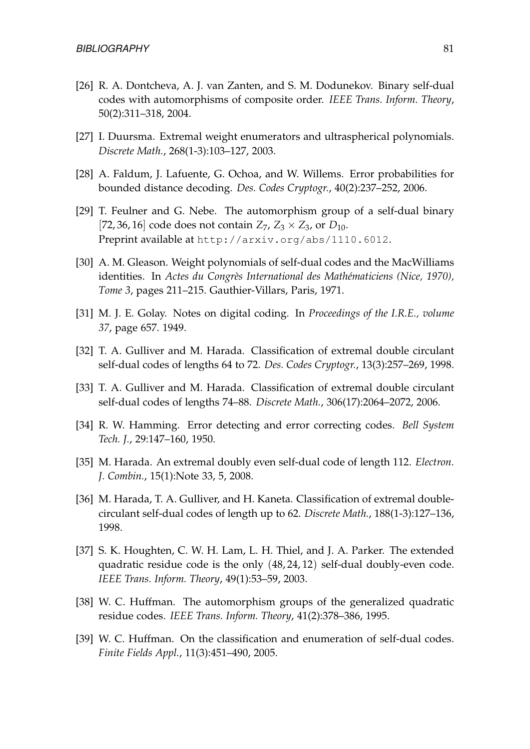[26] R. A. Dontcheva, A. J. van Zanten, and S. M. Dodunekov. Binary self-dual codes with automorphisms of composite order. *IEEE Trans. Inform. Theory*, 50(2):311–318, 2004.

[27] I. Duursma. Extremal weight enumerators and ultraspherical polynomials. *Discrete Math.*, 268(1-3):103–127, 2003.

[28] A. Faldum, J. Lafuente, G. Ochoa, and W. Willems. Error probabilities for bounded distance decoding. *Des. Codes Cryptogr.*, 40(2):237–252, 2006.

[29] T. Feulner and G. Nebe. The automorphism group of a self-dual binary $[72, 36, 16]$ code does not contain $Z_7$, $Z_3 \times Z_3$, or $D_{10}$. Preprint available at `http://arxiv.org/abs/1110.6012`.

[30] A. M. Gleason. Weight polynomials of self-dual codes and the MacWilliams identities. In *Actes du Congrès International des Mathématiciens (Nice, 1970), Tome 3*, pages 211–215. Gauthier-Villars, Paris, 1971.

[31] M. J. E. Golay. Notes on digital coding. In *Proceedings of the I.R.E., volume 37*, page 657. 1949.

[32] T. A. Gulliver and M. Harada. Classification of extremal double circulant self-dual codes of lengths 64 to 72. *Des. Codes Cryptogr.*, 13(3):257–269, 1998.

[33] T. A. Gulliver and M. Harada. Classification of extremal double circulant self-dual codes of lengths 74–88. *Discrete Math.*, 306(17):2064–2072, 2006.

[34] R. W. Hamming. Error detecting and error correcting codes. *Bell System Tech. J.*, 29:147–160, 1950.

[35] M. Harada. An extremal doubly even self-dual code of length 112. *Electron. J. Combin.*, 15(1):Note 33, 5, 2008.

[36] M. Harada, T. A. Gulliver, and H. Kaneta. Classification of extremal double-circulant self-dual codes of length up to 62. *Discrete Math.*, 188(1-3):127–136, 1998.

[37] S. K. Houghten, C. W. H. Lam, L. H. Thiel, and J. A. Parker. The extended quadratic residue code is the only $(48, 24, 12)$ self-dual doubly-even code. *IEEE Trans. Inform. Theory*, 49(1):53–59, 2003.

[38] W. C. Huffman. The automorphism groups of the generalized quadratic residue codes. *IEEE Trans. Inform. Theory*, 41(2):378–386, 1995.

[39] W. C. Huffman. On the classification and enumeration of self-dual codes. *Finite Fields Appl.*, 11(3):451–490, 2005.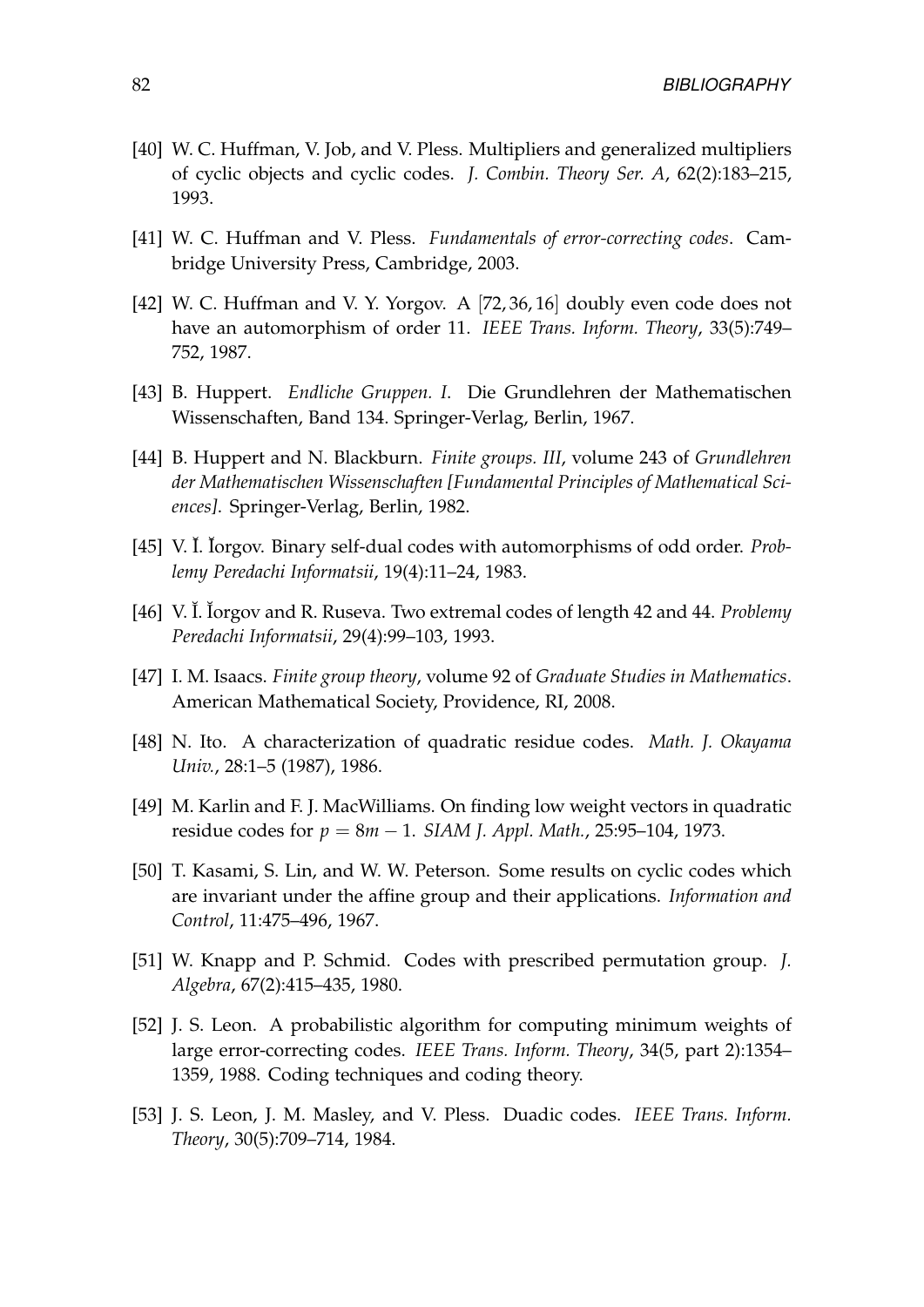[40] W. C. Huffman, V. Job, and V. Pless. Multipliers and generalized multipliers of cyclic objects and cyclic codes. *J. Combin. Theory Ser. A*, 62(2):183–215, 1993.

[41] W. C. Huffman and V. Pless. *Fundamentals of error-correcting codes*. Cambridge University Press, Cambridge, 2003.

[42] W. C. Huffman and V. Y. Yorgov. A $[72, 36, 16]$ doubly even code does not have an automorphism of order 11. *IEEE Trans. Inform. Theory*, 33(5):749–752, 1987.

[43] B. Huppert. *Endliche Gruppen. I.* Die Grundlehren der Mathematischen Wissenschaften, Band 134. Springer-Verlag, Berlin, 1967.

[44] B. Huppert and N. Blackburn. *Finite groups. III*, volume 243 of *Grundlehren der Mathematischen Wissenschaften [Fundamental Principles of Mathematical Sciences]*. Springer-Verlag, Berlin, 1982.

[45] V. Ĭ. Ĭorgov. Binary self-dual codes with automorphisms of odd order. *Problemy Peredachi Informatsii*, 19(4):11–24, 1983.

[46] V. Ĭ. Ĭorgov and R. Ruseva. Two extremal codes of length 42 and 44. *Problemy Peredachi Informatsii*, 29(4):99–103, 1993.

[47] I. M. Isaacs. *Finite group theory*, volume 92 of *Graduate Studies in Mathematics*. American Mathematical Society, Providence, RI, 2008.

[48] N. Ito. A characterization of quadratic residue codes. *Math. J. Okayama Univ.*, 28:1–5 (1987), 1986.

[49] M. Karlin and F. J. MacWilliams. On finding low weight vectors in quadratic residue codes for $p = 8m - 1$. *SIAM J. Appl. Math.*, 25:95–104, 1973.

[50] T. Kasami, S. Lin, and W. W. Peterson. Some results on cyclic codes which are invariant under the affine group and their applications. *Information and Control*, 11:475–496, 1967.

[51] W. Knapp and P. Schmid. Codes with prescribed permutation group. *J. Algebra*, 67(2):415–435, 1980.

[52] J. S. Leon. A probabilistic algorithm for computing minimum weights of large error-correcting codes. *IEEE Trans. Inform. Theory*, 34(5, part 2):1354–1359, 1988. Coding techniques and coding theory.

[53] J. S. Leon, J. M. Masley, and V. Pless. Duadic codes. *IEEE Trans. Inform. Theory*, 30(5):709–714, 1984.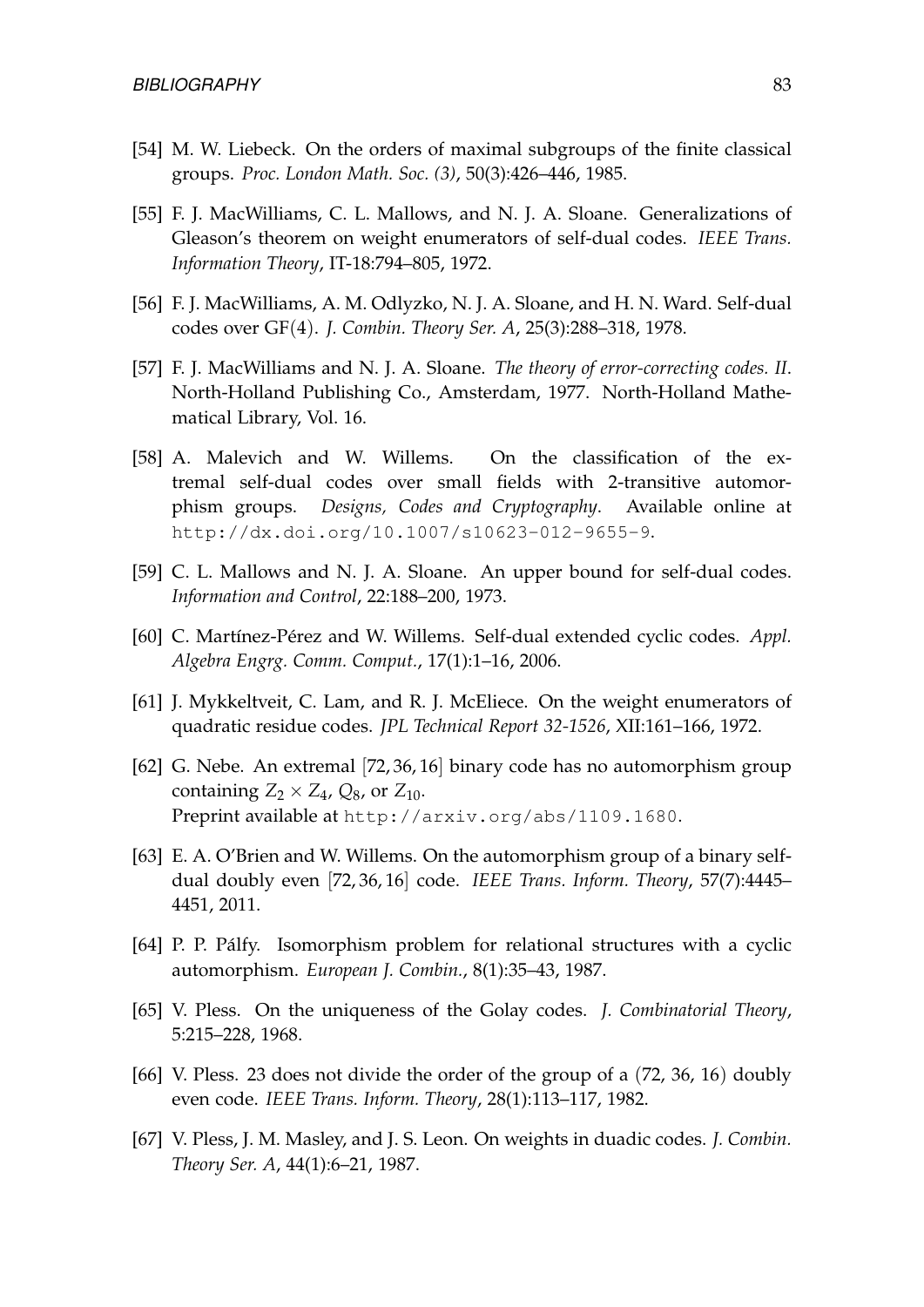[54] M. W. Liebeck. On the orders of maximal subgroups of the finite classical groups. *Proc. London Math. Soc. (3)*, 50(3):426–446, 1985.

[55] F. J. MacWilliams, C. L. Mallows, and N. J. A. Sloane. Generalizations of Gleason's theorem on weight enumerators of self-dual codes. *IEEE Trans. Information Theory*, IT-18:794–805, 1972.

[56] F. J. MacWilliams, A. M. Odlyzko, N. J. A. Sloane, and H. N. Ward. Self-dual codes over GF$(4)$. *J. Combin. Theory Ser. A*, 25(3):288–318, 1978.

[57] F. J. MacWilliams and N. J. A. Sloane. *The theory of error-correcting codes. II.* North-Holland Publishing Co., Amsterdam, 1977. North-Holland Mathematical Library, Vol. 16.

[58] A. Malevich and W. Willems. On the classification of the extremal self-dual codes over small fields with 2-transitive automorphism groups. *Designs, Codes and Cryptography*. Available online at http://dx.doi.org/10.1007/s10623-012-9655-9.

[59] C. L. Mallows and N. J. A. Sloane. An upper bound for self-dual codes. *Information and Control*, 22:188–200, 1973.

[60] C. Martínez-Pérez and W. Willems. Self-dual extended cyclic codes. *Appl. Algebra Engrg. Comm. Comput.*, 17(1):1–16, 2006.

[61] J. Mykkeltveit, C. Lam, and R. J. McEliece. On the weight enumerators of quadratic residue codes. *JPL Technical Report 32-1526*, XII:161–166, 1972.

[62] G. Nebe. An extremal $[72, 36, 16]$ binary code has no automorphism group containing $Z_2 \times Z_4$, $Q_8$, or $Z_{10}$. Preprint available at http://arxiv.org/abs/1109.1680.

[63] E. A. O'Brien and W. Willems. On the automorphism group of a binary self-dual doubly even $[72, 36, 16]$ code. *IEEE Trans. Inform. Theory*, 57(7):4445–4451, 2011.

[64] P. P. Pálfy. Isomorphism problem for relational structures with a cyclic automorphism. *European J. Combin.*, 8(1):35–43, 1987.

[65] V. Pless. On the uniqueness of the Golay codes. *J. Combinatorial Theory*, 5:215–228, 1968.

[66] V. Pless. 23 does not divide the order of the group of a $(72, 36, 16)$ doubly even code. *IEEE Trans. Inform. Theory*, 28(1):113–117, 1982.

[67] V. Pless, J. M. Masley, and J. S. Leon. On weights in duadic codes. *J. Combin. Theory Ser. A*, 44(1):6–21, 1987.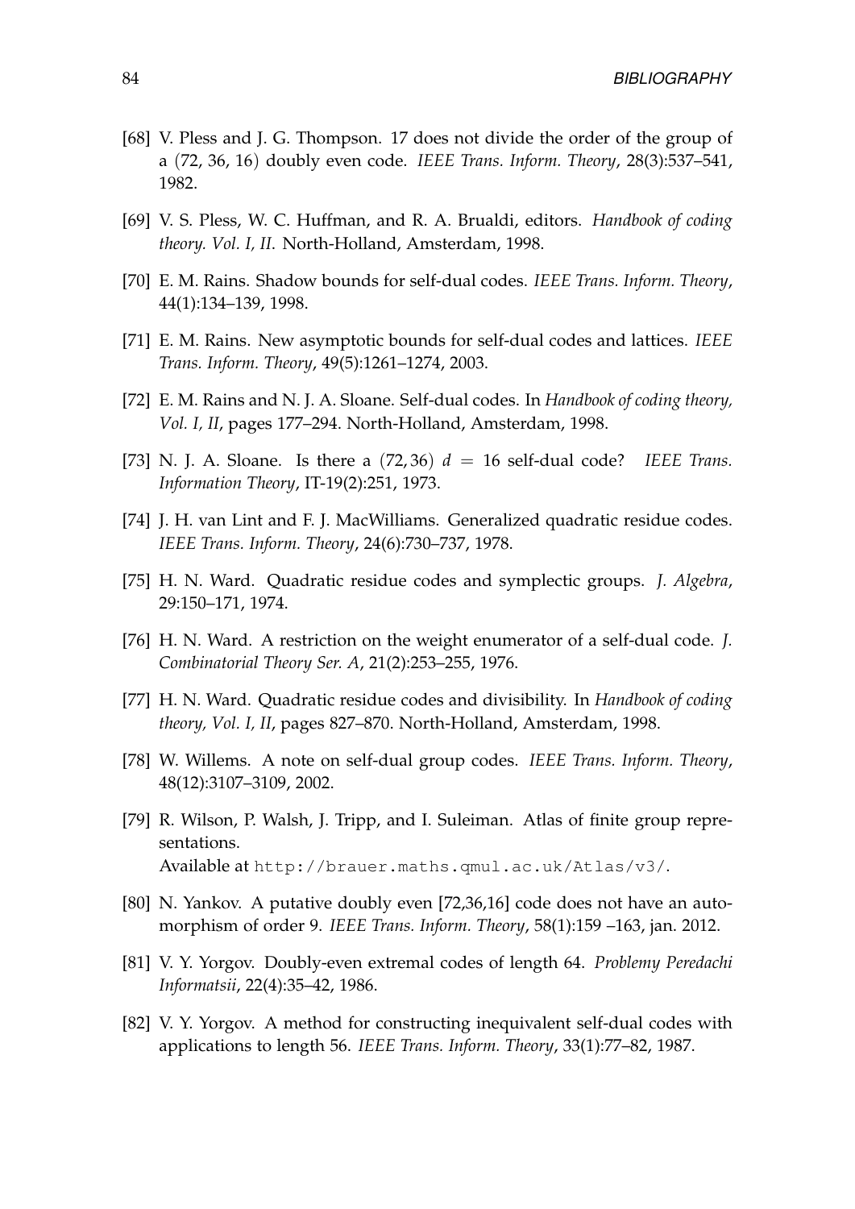[68] V. Pless and J. G. Thompson. 17 does not divide the order of the group of a $(72, 36, 16)$ doubly even code. *IEEE Trans. Inform. Theory*, 28(3):537–541, 1982.

[69] V. S. Pless, W. C. Huffman, and R. A. Brualdi, editors. *Handbook of coding theory. Vol. I, II*. North-Holland, Amsterdam, 1998.

[70] E. M. Rains. Shadow bounds for self-dual codes. *IEEE Trans. Inform. Theory*, 44(1):134–139, 1998.

[71] E. M. Rains. New asymptotic bounds for self-dual codes and lattices. *IEEE Trans. Inform. Theory*, 49(5):1261–1274, 2003.

[72] E. M. Rains and N. J. A. Sloane. Self-dual codes. In *Handbook of coding theory, Vol. I, II*, pages 177–294. North-Holland, Amsterdam, 1998.

[73] N. J. A. Sloane. Is there a $(72, 36)$ $d = 16$ self-dual code? *IEEE Trans. Information Theory*, IT-19(2):251, 1973.

[74] J. H. van Lint and F. J. MacWilliams. Generalized quadratic residue codes. *IEEE Trans. Inform. Theory*, 24(6):730–737, 1978.

[75] H. N. Ward. Quadratic residue codes and symplectic groups. *J. Algebra*, 29:150–171, 1974.

[76] H. N. Ward. A restriction on the weight enumerator of a self-dual code. *J. Combinatorial Theory Ser. A*, 21(2):253–255, 1976.

[77] H. N. Ward. Quadratic residue codes and divisibility. In *Handbook of coding theory, Vol. I, II*, pages 827–870. North-Holland, Amsterdam, 1998.

[78] W. Willems. A note on self-dual group codes. *IEEE Trans. Inform. Theory*, 48(12):3107–3109, 2002.

[79] R. Wilson, P. Walsh, J. Tripp, and I. Suleiman. Atlas of finite group representations.
Available at `http://brauer.maths.qmul.ac.uk/Atlas/v3/`.

[80] N. Yankov. A putative doubly even [72,36,16] code does not have an automorphism of order 9. *IEEE Trans. Inform. Theory*, 58(1):159 –163, jan. 2012.

[81] V. Y. Yorgov. Doubly-even extremal codes of length 64. *Problemy Peredachi Informatsii*, 22(4):35–42, 1986.

[82] V. Y. Yorgov. A method for constructing inequivalent self-dual codes with applications to length 56. *IEEE Trans. Inform. Theory*, 33(1):77–82, 1987.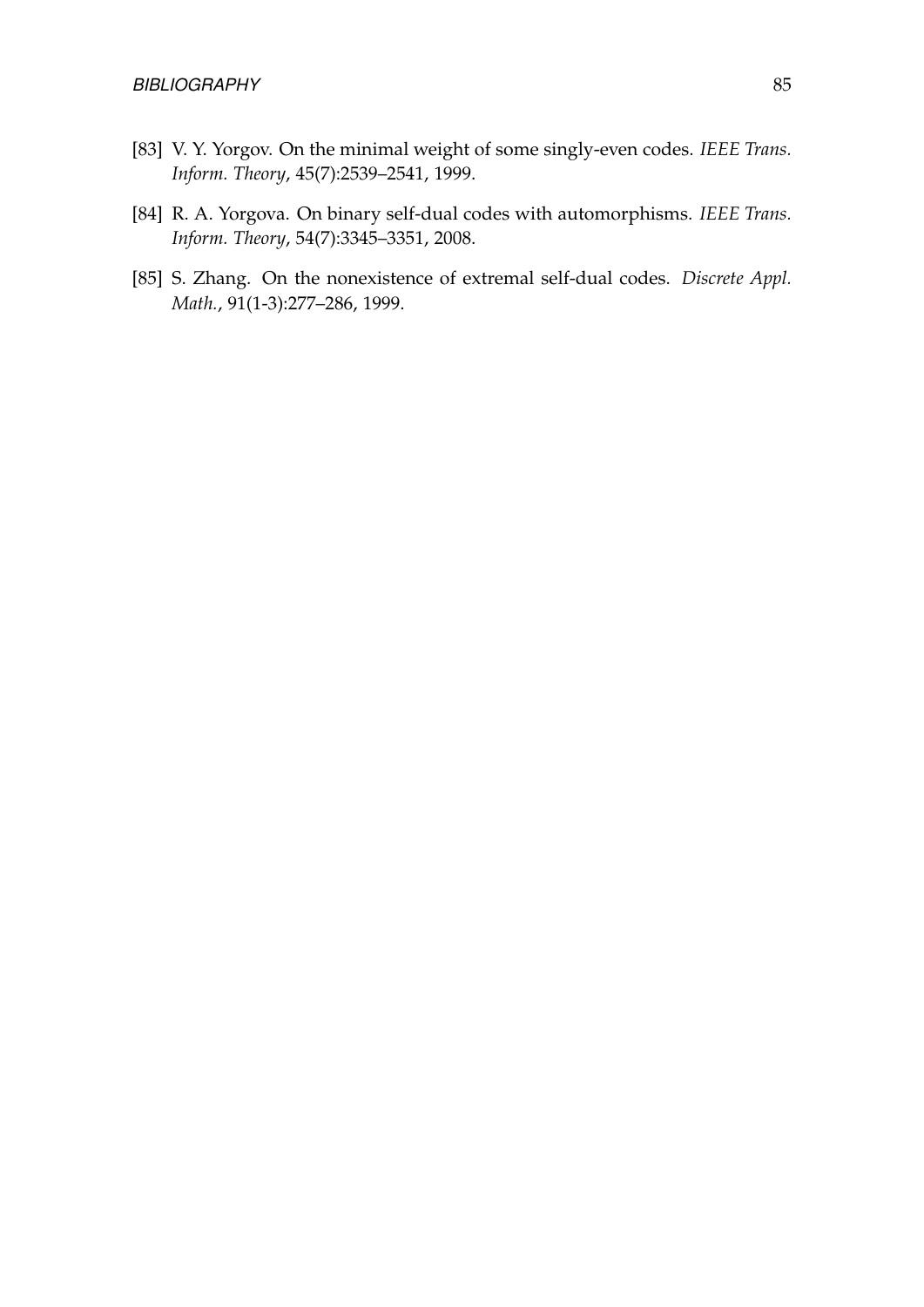[83] V. Y. Yorgov. On the minimal weight of some singly-even codes. *IEEE Trans. Inform. Theory*, 45(7):2539–2541, 1999.

[84] R. A. Yorgova. On binary self-dual codes with automorphisms. *IEEE Trans. Inform. Theory*, 54(7):3345–3351, 2008.

[85] S. Zhang. On the nonexistence of extremal self-dual codes. *Discrete Appl. Math.*, 91(1-3):277–286, 1999.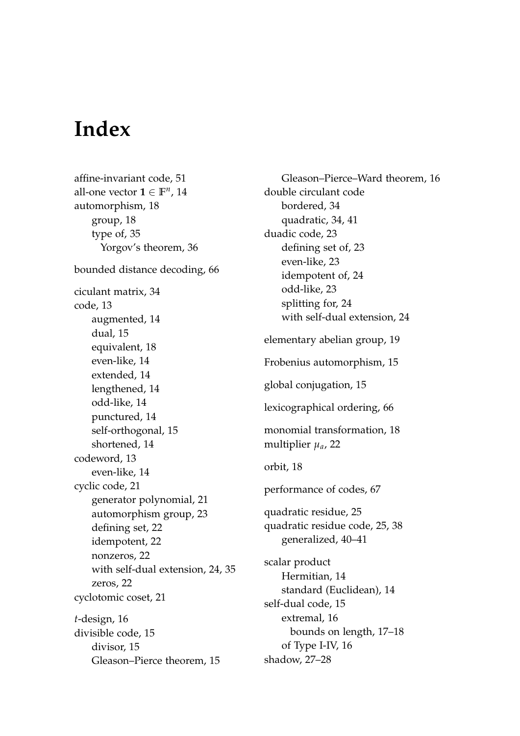# Index

affine-invariant code, 51
all-one vector $\mathbf{1} \in \mathbb{F}^n$, 14
automorphism, 18
  group, 18
  type of, 35
    Yorgov's theorem, 36

bounded distance decoding, 66

ciculant matrix, 34
code, 13
  augmented, 14
  dual, 15
  equivalent, 18
  even-like, 14
  extended, 14
  lengthened, 14
  odd-like, 14
  punctured, 14
  self-orthogonal, 15
  shortened, 14
codeword, 13
  even-like, 14
cyclic code, 21
  generator polynomial, 21
  automorphism group, 23
  defining set, 22
  idempotent, 22
  nonzeros, 22
  with self-dual extension, 24, 35
  zeros, 22
cyclotomic coset, 21

*t*-design, 16
divisible code, 15
  divisor, 15
  Gleason–Pierce theorem, 15
  Gleason–Pierce–Ward theorem, 16
double circulant code
  bordered, 34
  quadratic, 34, 41
duadic code, 23
  defining set of, 23
  even-like, 23
  idempotent of, 24
  odd-like, 23
  splitting for, 24
  with self-dual extension, 24

elementary abelian group, 19

Frobenius automorphism, 15

global conjugation, 15

lexicographical ordering, 66

monomial transformation, 18
multiplier $\mu_a$, 22

orbit, 18

performance of codes, 67

quadratic residue, 25
quadratic residue code, 25, 38
  generalized, 40–41

scalar product
  Hermitian, 14
  standard (Euclidean), 14
self-dual code, 15
  extremal, 16
    bounds on length, 17–18
  of Type I-IV, 16
shadow, 27–28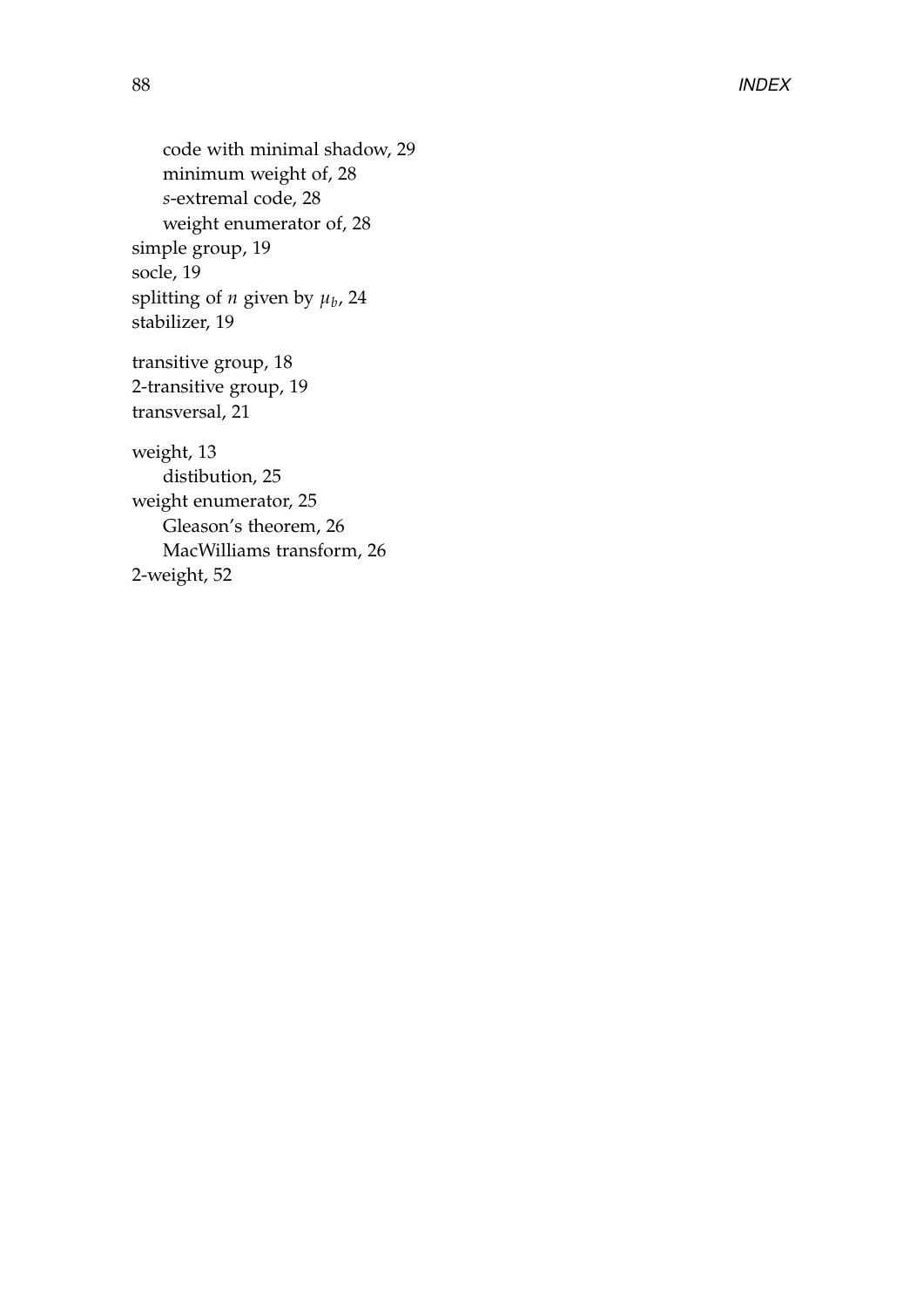code with minimal shadow, 29
minimum weight of, 28
*s*-extremal code, 28
weight enumerator of, 28
simple group, 19
socle, 19
splitting of *n* given by $\mu_b$, 24
stabilizer, 19

transitive group, 18
2-transitive group, 19
transversal, 21

weight, 13
distibution, 25
weight enumerator, 25
Gleason's theorem, 26
MacWilliams transform, 26
2-weight, 52